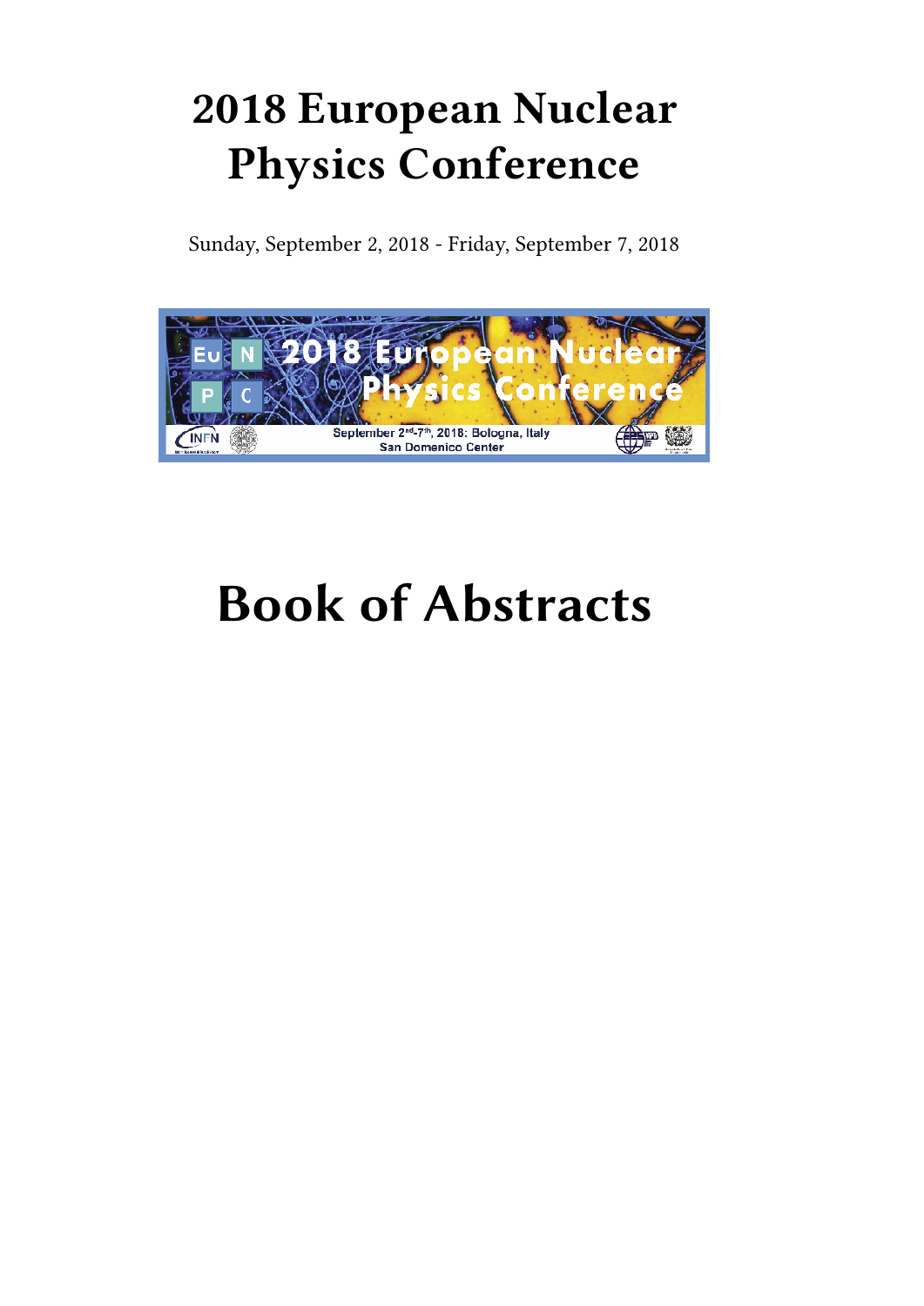# 2018 European Nuclear Physics Conference

Sunday, September 2, 2018 - Friday, September 7, 2018

# Book of Abstracts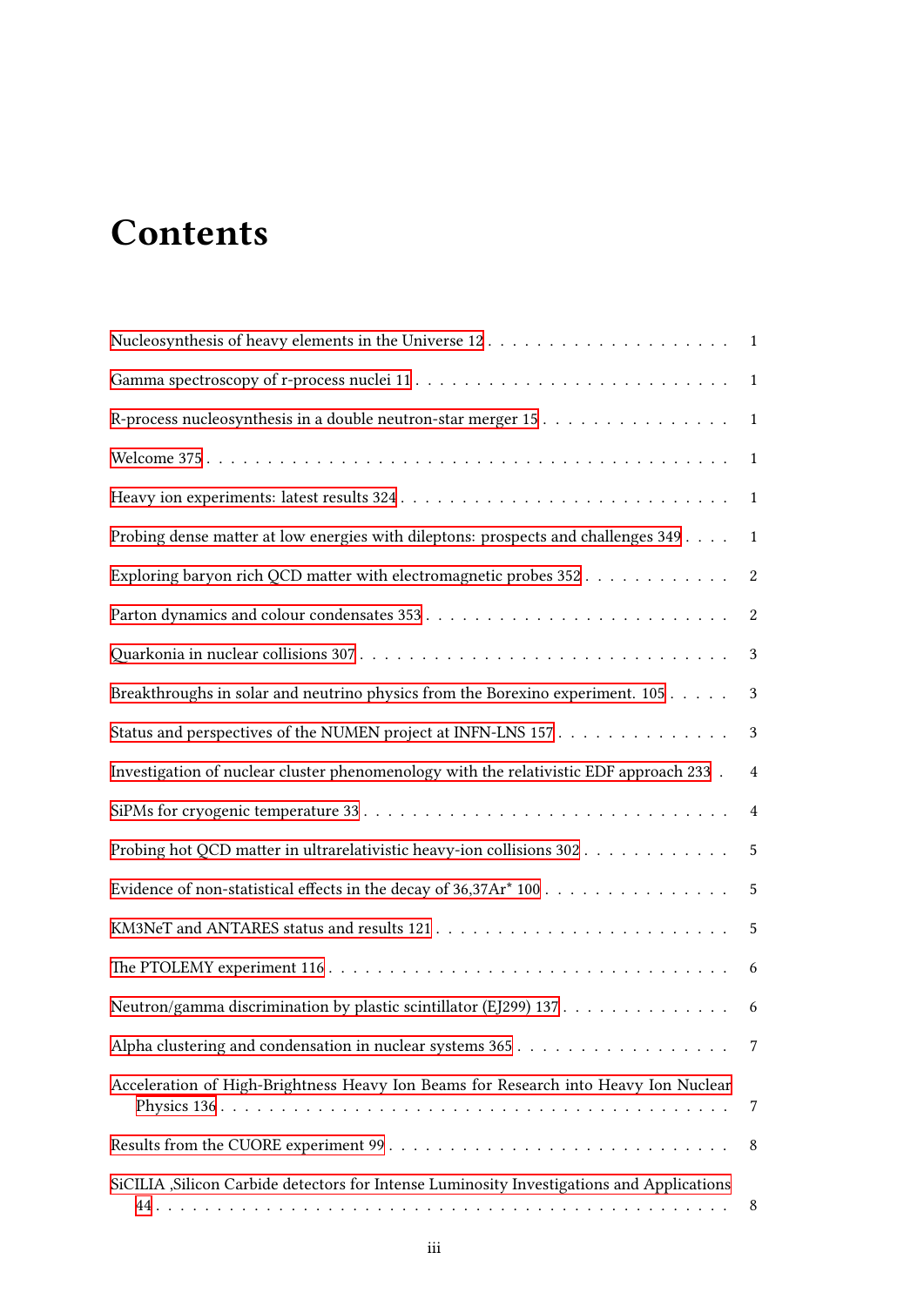# Contents

Nucleosynthesis of heavy elements in the Universe 12 . . . . . . . . . . . . . . . . . . . . 1

Gamma spectroscopy of r-process nuclei 11 . . . . . . . . . . . . . . . . . . . . . . . . . 1

R-process nucleosynthesis in a double neutron-star merger 15 . . . . . . . . . . . . . . . 1

Welcome 375 . . . . . . . . . . . . . . . . . . . . . . . . . . . . . . . . . . . . . . . . . 1

Heavy ion experiments: latest results 324 . . . . . . . . . . . . . . . . . . . . . . . . . 1

Probing dense matter at low energies with dileptons: prospects and challenges 349 . . . . 1

Exploring baryon rich QCD matter with electromagnetic probes 352 . . . . . . . . . . . . 2

Parton dynamics and colour condensates 353 . . . . . . . . . . . . . . . . . . . . . . . . 2

Quarkonia in nuclear collisions 307 . . . . . . . . . . . . . . . . . . . . . . . . . . . . 3

Breakthroughs in solar and neutrino physics from the Borexino experiment. 105 . . . . . 3

Status and perspectives of the NUMEN project at INFN-LNS 157 . . . . . . . . . . . . . . 3

Investigation of nuclear cluster phenomenology with the relativistic EDF approach 233 . 4

SiPMs for cryogenic temperature 33 . . . . . . . . . . . . . . . . . . . . . . . . . . . . 4

Probing hot QCD matter in ultrarelativistic heavy-ion collisions 302 . . . . . . . . . . . . 5

Evidence of non-statistical effects in the decay of 36,37Ar* 100 . . . . . . . . . . . . . . . 5

KM3NeT and ANTARES status and results 121 . . . . . . . . . . . . . . . . . . . . . . . 5

The PTOLEMY experiment 116 . . . . . . . . . . . . . . . . . . . . . . . . . . . . . . . 6

Neutron/gamma discrimination by plastic scintillator (EJ299) 137 . . . . . . . . . . . . . . 6

Alpha clustering and condensation in nuclear systems 365 . . . . . . . . . . . . . . . . . 7

Acceleration of High-Brightness Heavy Ion Beams for Research into Heavy Ion Nuclear Physics 136 . . . . . . . . . . . . . . . . . . . . . . . . . . . . . . . . . . . . . . . . 7

Results from the CUORE experiment 99 . . . . . . . . . . . . . . . . . . . . . . . . . . . 8

SiCILIA ,Silicon Carbide detectors for Intense Luminosity Investigations and Applications 44 . . . . . . . . . . . . . . . . . . . . . . . . . . . . . . . . . . . . . . . . . . . 8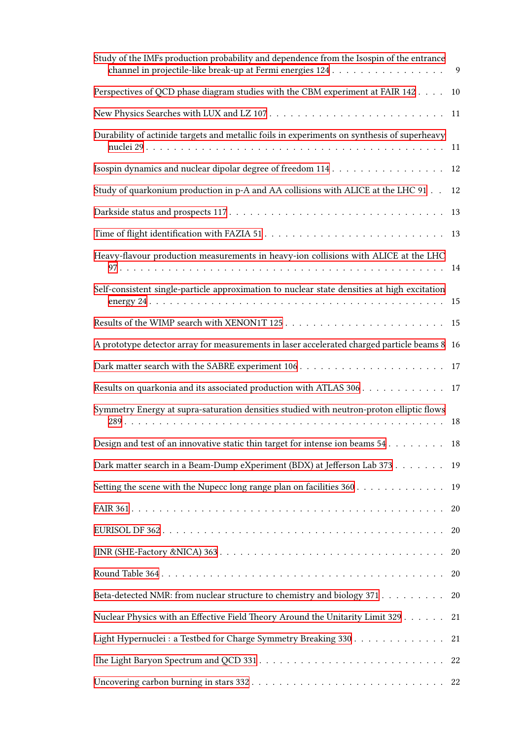Study of the IMFs production probability and dependence from the Isospin of the entrance channel in projectile-like break-up at Fermi energies 124 . . . . . . . . . . . . . . . . 9

Perspectives of QCD phase diagram studies with the CBM experiment at FAIR 142 . . . . 10

New Physics Searches with LUX and LZ 107 . . . . . . . . . . . . . . . . . . . . . . . . 11

Durability of actinide targets and metallic foils in experiments on synthesis of superheavy nuclei 29 . . . . . . . . . . . . . . . . . . . . . . . . . . . . . . . . . . . . . . . . . 11

Isospin dynamics and nuclear dipolar degree of freedom 114 . . . . . . . . . . . . . . . . 12

Study of quarkonium production in p-A and AA collisions with ALICE at the LHC 91 . . 12

Darkside status and prospects 117 . . . . . . . . . . . . . . . . . . . . . . . . . . . . . 13

Time of flight identification with FAZIA 51 . . . . . . . . . . . . . . . . . . . . . . . . 13

Heavy-flavour production measurements in heavy-ion collisions with ALICE at the LHC 97 . . . . . . . . . . . . . . . . . . . . . . . . . . . . . . . . . . . . . . . . . . . . 14

Self-consistent single-particle approximation to nuclear state densities at high excitation energy 24 . . . . . . . . . . . . . . . . . . . . . . . . . . . . . . . . . . . . . . . . 15

Results of the WIMP search with XENON1T 125 . . . . . . . . . . . . . . . . . . . . . . 15

A prototype detector array for measurements in laser accelerated charged particle beams 8 16

Dark matter search with the SABRE experiment 106 . . . . . . . . . . . . . . . . . . . . 17

Results on quarkonia and its associated production with ATLAS 306 . . . . . . . . . . . . 17

Symmetry Energy at supra-saturation densities studied with neutron-proton elliptic flows 289 . . . . . . . . . . . . . . . . . . . . . . . . . . . . . . . . . . . . . . . . . . . . 18

Design and test of an innovative static thin target for intense ion beams 54 . . . . . . . . 18

Dark matter search in a Beam-Dump eXperiment (BDX) at Jefferson Lab 373 . . . . . . . 19

Setting the scene with the Nupecc long range plan on facilities 360 . . . . . . . . . . . . . 19

FAIR 361 . . . . . . . . . . . . . . . . . . . . . . . . . . . . . . . . . . . . . . . . . . . 20

EURISOL DF 362 . . . . . . . . . . . . . . . . . . . . . . . . . . . . . . . . . . . . . . 20

JINR (SHE-Factory &NICA) 363 . . . . . . . . . . . . . . . . . . . . . . . . . . . . . . 20

Round Table 364 . . . . . . . . . . . . . . . . . . . . . . . . . . . . . . . . . . . . . . 20

Beta-detected NMR: from nuclear structure to chemistry and biology 371 . . . . . . . . . 20

Nuclear Physics with an Effective Field Theory Around the Unitarity Limit 329 . . . . . . 21

Light Hypernuclei : a Testbed for Charge Symmetry Breaking 330 . . . . . . . . . . . . . 21

The Light Baryon Spectrum and QCD 331 . . . . . . . . . . . . . . . . . . . . . . . . . 22

Uncovering carbon burning in stars 332 . . . . . . . . . . . . . . . . . . . . . . . . . . 22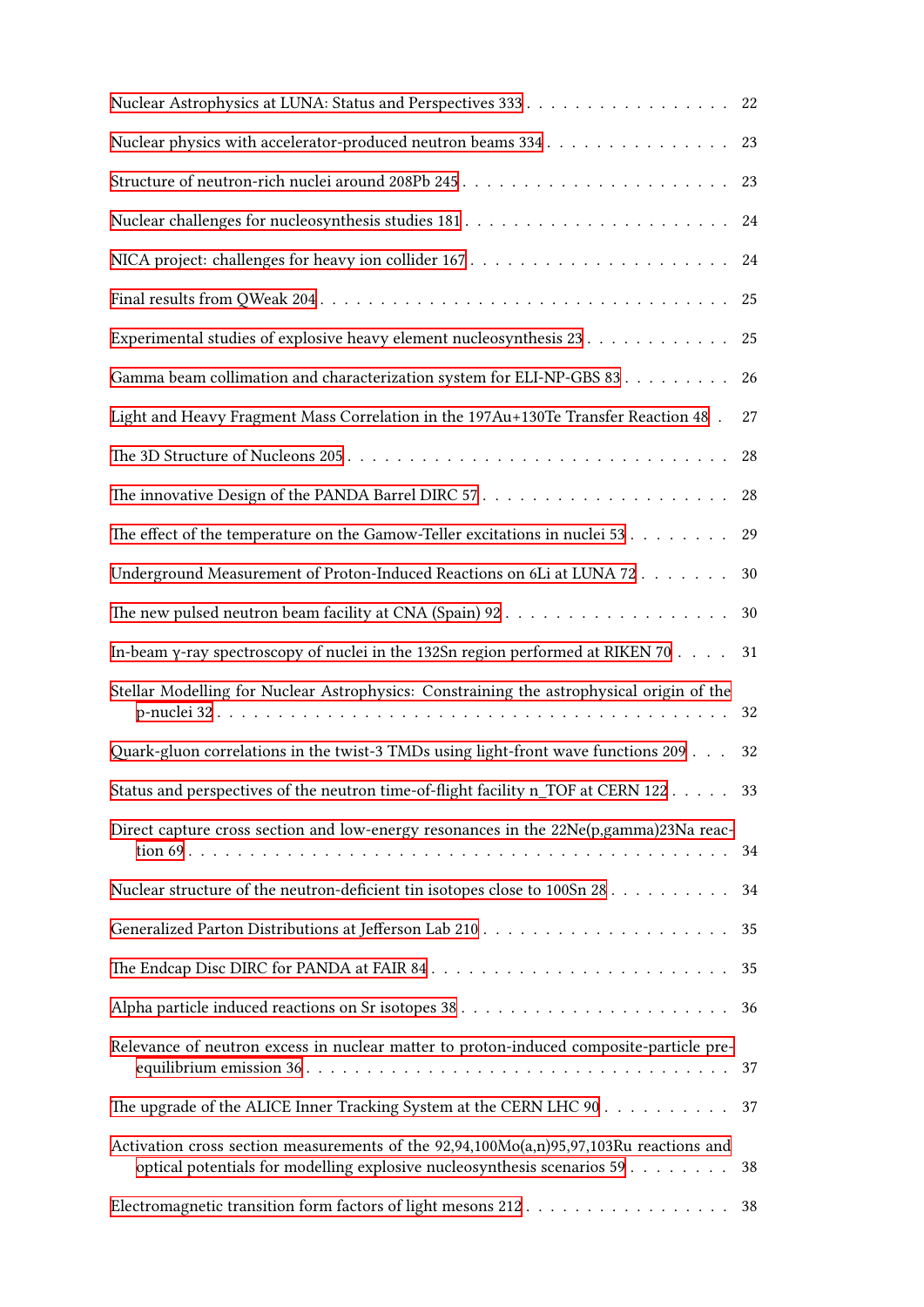Nuclear Astrophysics at LUNA: Status and Perspectives 333 . . . . . . . . . . . . . . . . . 22

Nuclear physics with accelerator-produced neutron beams 334 . . . . . . . . . . . . . . . 23

Structure of neutron-rich nuclei around 208Pb 245 . . . . . . . . . . . . . . . . . . . . . 23

Nuclear challenges for nucleosynthesis studies 181 . . . . . . . . . . . . . . . . . . . . . 24

NICA project: challenges for heavy ion collider 167 . . . . . . . . . . . . . . . . . . . . 24

Final results from QWeak 204 . . . . . . . . . . . . . . . . . . . . . . . . . . . . . . . . 25

Experimental studies of explosive heavy element nucleosynthesis 23 . . . . . . . . . . . . 25

Gamma beam collimation and characterization system for ELI-NP-GBS 83 . . . . . . . . . 26

Light and Heavy Fragment Mass Correlation in the 197Au+130Te Transfer Reaction 48 . 27

The 3D Structure of Nucleons 205 . . . . . . . . . . . . . . . . . . . . . . . . . . . . . . 28

The innovative Design of the PANDA Barrel DIRC 57 . . . . . . . . . . . . . . . . . . . . 28

The effect of the temperature on the Gamow-Teller excitations in nuclei 53 . . . . . . . . 29

Underground Measurement of Proton-Induced Reactions on 6Li at LUNA 72 . . . . . . . 30

The new pulsed neutron beam facility at CNA (Spain) 92 . . . . . . . . . . . . . . . . . . 30

In-beam γ-ray spectroscopy of nuclei in the 132Sn region performed at RIKEN 70 . . . . 31

Stellar Modelling for Nuclear Astrophysics: Constraining the astrophysical origin of the p-nuclei 32 . . . . . . . . . . . . . . . . . . . . . . . . . . . . . . . . . . . . . . . . . 32

Quark-gluon correlations in the twist-3 TMDs using light-front wave functions 209 . . . 32

Status and perspectives of the neutron time-of-flight facility n_TOF at CERN 122 . . . . . 33

Direct capture cross section and low-energy resonances in the 22Ne(p,gamma)23Na reaction 69 . . . . . . . . . . . . . . . . . . . . . . . . . . . . . . . . . . . . . . . . . . 34

Nuclear structure of the neutron-deficient tin isotopes close to 100Sn 28 . . . . . . . . . . 34

Generalized Parton Distributions at Jefferson Lab 210 . . . . . . . . . . . . . . . . . . . 35

The Endcap Disc DIRC for PANDA at FAIR 84 . . . . . . . . . . . . . . . . . . . . . . . 35

Alpha particle induced reactions on Sr isotopes 38 . . . . . . . . . . . . . . . . . . . . . 36

Relevance of neutron excess in nuclear matter to proton-induced composite-particle pre-equilibrium emission 36 . . . . . . . . . . . . . . . . . . . . . . . . . . . . . . . . . . 37

The upgrade of the ALICE Inner Tracking System at the CERN LHC 90 . . . . . . . . . . 37

Activation cross section measurements of the 92,94,100Mo(a,n)95,97,103Ru reactions and optical potentials for modelling explosive nucleosynthesis scenarios 59 . . . . . . . . 38

Electromagnetic transition form factors of light mesons 212 . . . . . . . . . . . . . . . . . 38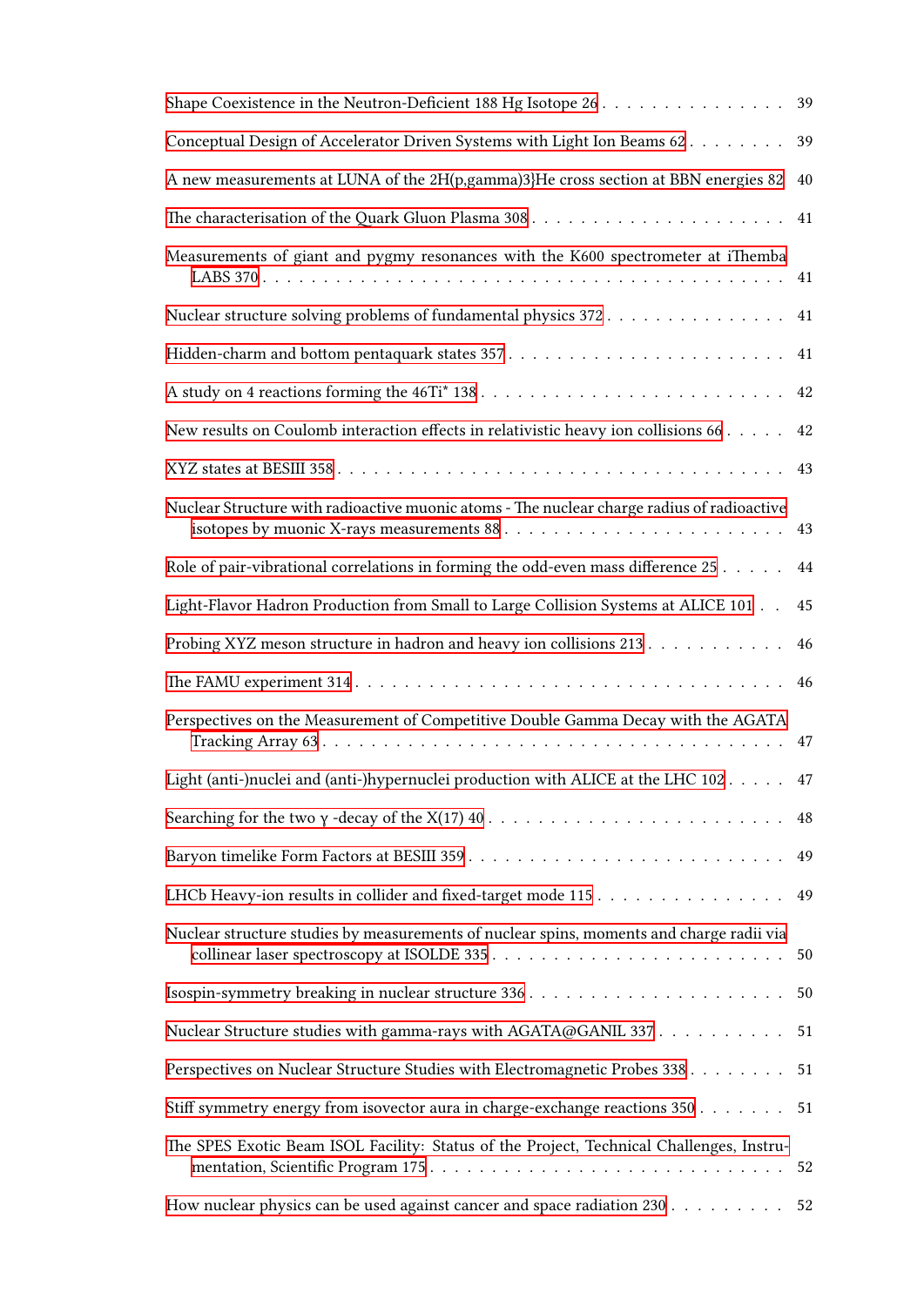Shape Coexistence in the Neutron-Deficient 188 Hg Isotope 26 . . . . . . . . . . . . . . . . 39

Conceptual Design of Accelerator Driven Systems with Light Ion Beams 62 . . . . . . . . 39

A new measurements at LUNA of the 2H(p,gamma)3}He cross section at BBN energies 82 40

The characterisation of the Quark Gluon Plasma 308 . . . . . . . . . . . . . . . . . . . . 41

Measurements of giant and pygmy resonances with the K600 spectrometer at iThemba LABS 370 . . . . . . . . . . . . . . . . . . . . . . . . . . . . . . . . . . . . . . . . . 41

Nuclear structure solving problems of fundamental physics 372 . . . . . . . . . . . . . . . 41

Hidden-charm and bottom pentaquark states 357 . . . . . . . . . . . . . . . . . . . . . . 41

A study on 4 reactions forming the 46Ti* 138 . . . . . . . . . . . . . . . . . . . . . . . . 42

New results on Coulomb interaction effects in relativistic heavy ion collisions 66 . . . . . 42

XYZ states at BESIII 358 . . . . . . . . . . . . . . . . . . . . . . . . . . . . . . . . . . . 43

Nuclear Structure with radioactive muonic atoms - The nuclear charge radius of radioactive isotopes by muonic X-rays measurements 88 . . . . . . . . . . . . . . . . . . . . . . 43

Role of pair-vibrational correlations in forming the odd-even mass difference 25 . . . . . 44

Light-Flavor Hadron Production from Small to Large Collision Systems at ALICE 101 . . 45

Probing XYZ meson structure in hadron and heavy ion collisions 213 . . . . . . . . . . . 46

The FAMU experiment 314 . . . . . . . . . . . . . . . . . . . . . . . . . . . . . . . . . . 46

Perspectives on the Measurement of Competitive Double Gamma Decay with the AGATA Tracking Array 63 . . . . . . . . . . . . . . . . . . . . . . . . . . . . . . . . . . . . 47

Light (anti-)nuclei and (anti-)hypernuclei production with ALICE at the LHC 102 . . . . . 47

Searching for the two γ -decay of the X(17) 40 . . . . . . . . . . . . . . . . . . . . . . . . 48

Baryon timelike Form Factors at BESIII 359 . . . . . . . . . . . . . . . . . . . . . . . . . 49

LHCb Heavy-ion results in collider and fixed-target mode 115 . . . . . . . . . . . . . . . 49

Nuclear structure studies by measurements of nuclear spins, moments and charge radii via collinear laser spectroscopy at ISOLDE 335 . . . . . . . . . . . . . . . . . . . . . . . . 50

Isospin-symmetry breaking in nuclear structure 336 . . . . . . . . . . . . . . . . . . . . . 50

Nuclear Structure studies with gamma-rays with AGATA@GANIL 337 . . . . . . . . . . 51

Perspectives on Nuclear Structure Studies with Electromagnetic Probes 338 . . . . . . . . 51

Stiff symmetry energy from isovector aura in charge-exchange reactions 350 . . . . . . . 51

The SPES Exotic Beam ISOL Facility: Status of the Project, Technical Challenges, Instrumentation, Scientific Program 175 . . . . . . . . . . . . . . . . . . . . . . . . . . . . 52

How nuclear physics can be used against cancer and space radiation 230 . . . . . . . . . 52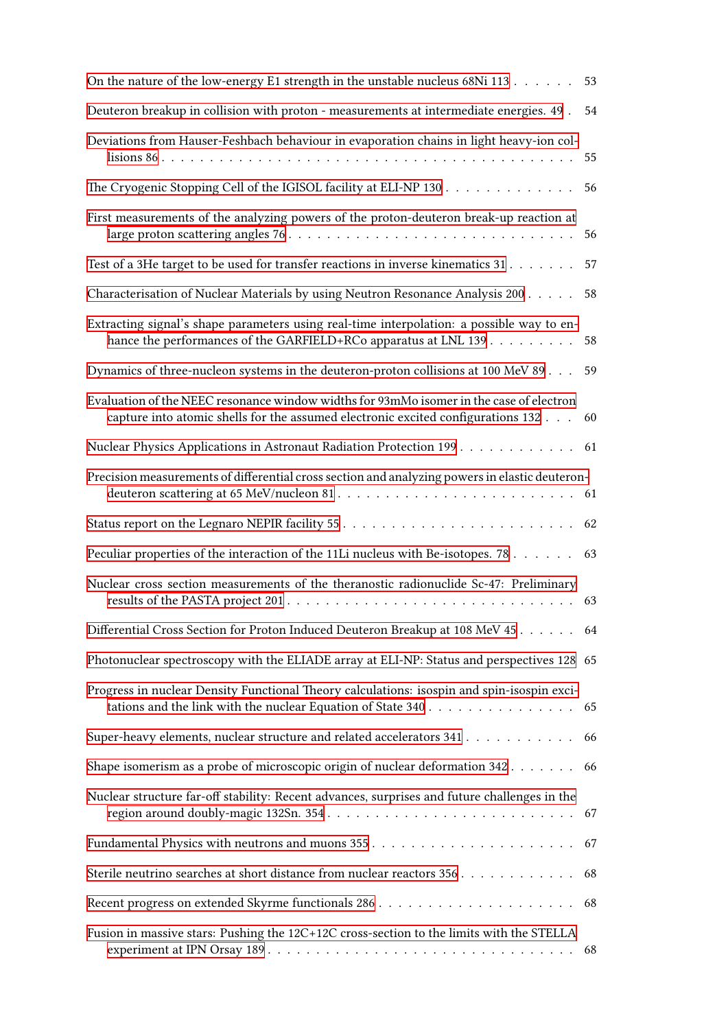On the nature of the low-energy E1 strength in the unstable nucleus 68Ni 113 . . . . . . 53

Deuteron breakup in collision with proton - measurements at intermediate energies. 49 . 54

Deviations from Hauser-Feshbach behaviour in evaporation chains in light heavy-ion collisions 86 . . . . . . . . . . . . . . . . . . . . . . . . . . . . . . . . . . . . . . 55

The Cryogenic Stopping Cell of the IGISOL facility at ELI-NP 130 . . . . . . . . . . . . . 56

First measurements of the analyzing powers of the proton-deuteron break-up reaction at large proton scattering angles 76 . . . . . . . . . . . . . . . . . . . . . . . . . . . . 56

Test of a 3He target to be used for transfer reactions in inverse kinematics 31 . . . . . . . 57

Characterisation of Nuclear Materials by using Neutron Resonance Analysis 200 . . . . . 58

Extracting signal's shape parameters using real-time interpolation: a possible way to enhance the performances of the GARFIELD+RCo apparatus at LNL 139 . . . . . . . . . 58

Dynamics of three-nucleon systems in the deuteron-proton collisions at 100 MeV 89 . . . 59

Evaluation of the NEEC resonance window widths for 93mMo isomer in the case of electron capture into atomic shells for the assumed electronic excited configurations 132 . . . 60

Nuclear Physics Applications in Astronaut Radiation Protection 199 . . . . . . . . . . . . 61

Precision measurements of differential cross section and analyzing powers in elastic deuteron-deuteron scattering at 65 MeV/nucleon 81 . . . . . . . . . . . . . . . . . . . . . . . 61

Status report on the Legnaro NEPIR facility 55 . . . . . . . . . . . . . . . . . . . . . . . 62

Peculiar properties of the interaction of the 11Li nucleus with Be-isotopes. 78 . . . . . . . 63

Nuclear cross section measurements of the theranostic radionuclide Sc-47: Preliminary results of the PASTA project 201 . . . . . . . . . . . . . . . . . . . . . . . . . . . . . 63

Differential Cross Section for Proton Induced Deuteron Breakup at 108 MeV 45 . . . . . . 64

Photonuclear spectroscopy with the ELIADE array at ELI-NP: Status and perspectives 128 65

Progress in nuclear Density Functional Theory calculations: isospin and spin-isospin excitations and the link with the nuclear Equation of State 340 . . . . . . . . . . . . . . . 65

Super-heavy elements, nuclear structure and related accelerators 341 . . . . . . . . . . . 66

Shape isomerism as a probe of microscopic origin of nuclear deformation 342 . . . . . . . 66

Nuclear structure far-off stability: Recent advances, surprises and future challenges in the region around doubly-magic 132Sn. 354 . . . . . . . . . . . . . . . . . . . . . . . . . 67

Fundamental Physics with neutrons and muons 355 . . . . . . . . . . . . . . . . . . . . . 67

Sterile neutrino searches at short distance from nuclear reactors 356 . . . . . . . . . . . . 68

Recent progress on extended Skyrme functionals 286 . . . . . . . . . . . . . . . . . . . . 68

Fusion in massive stars: Pushing the 12C+12C cross-section to the limits with the STELLA experiment at IPN Orsay 189 . . . . . . . . . . . . . . . . . . . . . . . . . . . . . . 68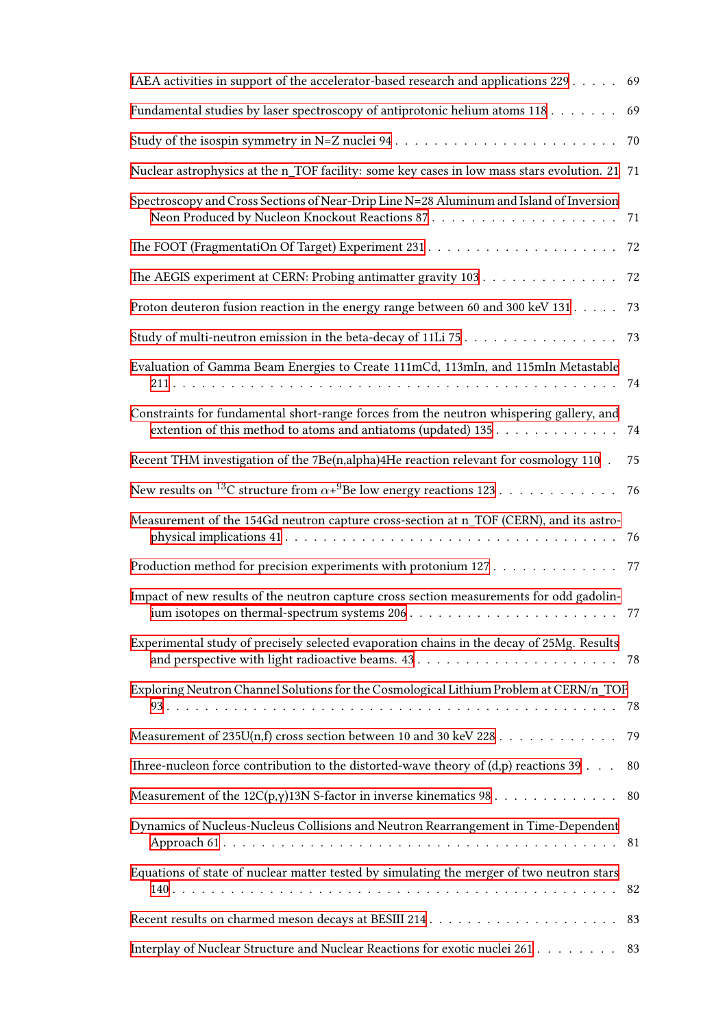IAEA activities in support of the accelerator-based research and applications 229 . . . . . 69

Fundamental studies by laser spectroscopy of antiprotonic helium atoms 118 . . . . . . . 69

Study of the isospin symmetry in N=Z nuclei 94 . . . . . . . . . . . . . . . . . . . . . . 70

Nuclear astrophysics at the n_TOF facility: some key cases in low mass stars evolution. 21 71

Spectroscopy and Cross Sections of Near-Drip Line N=28 Aluminum and Island of Inversion Neon Produced by Nucleon Knockout Reactions 87 . . . . . . . . . . . . . . . . . . . . 71

The FOOT (FragmentatiOn Of Target) Experiment 231 . . . . . . . . . . . . . . . . . . . 72

The AEGIS experiment at CERN: Probing antimatter gravity 103 . . . . . . . . . . . . . . 72

Proton deuteron fusion reaction in the energy range between 60 and 300 keV 131 . . . . . 73

Study of multi-neutron emission in the beta-decay of 11Li 75 . . . . . . . . . . . . . . . . 73

Evaluation of Gamma Beam Energies to Create 111mCd, 113mIn, and 115mIn Metastable 211 . . . . . . . . . . . . . . . . . . . . . . . . . . . . . . . . . . . . . . . . . . . 74

Constraints for fundamental short-range forces from the neutron whispering gallery, and extention of this method to atoms and antiatoms (updated) 135 . . . . . . . . . . . . . 74

Recent THM investigation of the 7Be(n,alpha)4He reaction relevant for cosmology 110 . 75

New results on $^{13}$C structure from $\alpha$+$^{9}$Be low energy reactions 123 . . . . . . . . . . . . 76

Measurement of the 154Gd neutron capture cross-section at n_TOF (CERN), and its astrophysical implications 41 . . . . . . . . . . . . . . . . . . . . . . . . . . . . . . . . . 76

Production method for precision experiments with protonium 127 . . . . . . . . . . . . . 77

Impact of new results of the neutron capture cross section measurements for odd gadolinium isotopes on thermal-spectrum systems 206 . . . . . . . . . . . . . . . . . . . . . . 77

Experimental study of precisely selected evaporation chains in the decay of 25Mg. Results and perspective with light radioactive beams. 43 . . . . . . . . . . . . . . . . . . . . 78

Exploring Neutron Channel Solutions for the Cosmological Lithium Problem at CERN/n_TOF 93 . . . . . . . . . . . . . . . . . . . . . . . . . . . . . . . . . . . . . . . . . . . . 78

Measurement of 235U(n,f) cross section between 10 and 30 keV 228 . . . . . . . . . . . . 79

Three-nucleon force contribution to the distorted-wave theory of (d,p) reactions 39 . . . 80

Measurement of the 12C(p,γ)13N S-factor in inverse kinematics 98 . . . . . . . . . . . . . 80

Dynamics of Nucleus-Nucleus Collisions and Neutron Rearrangement in Time-Dependent Approach 61 . . . . . . . . . . . . . . . . . . . . . . . . . . . . . . . . . . . . . . . 81

Equations of state of nuclear matter tested by simulating the merger of two neutron stars 140 . . . . . . . . . . . . . . . . . . . . . . . . . . . . . . . . . . . . . . . . . . . 82

Recent results on charmed meson decays at BESIII 214 . . . . . . . . . . . . . . . . . . . 83

Interplay of Nuclear Structure and Nuclear Reactions for exotic nuclei 261 . . . . . . . . 83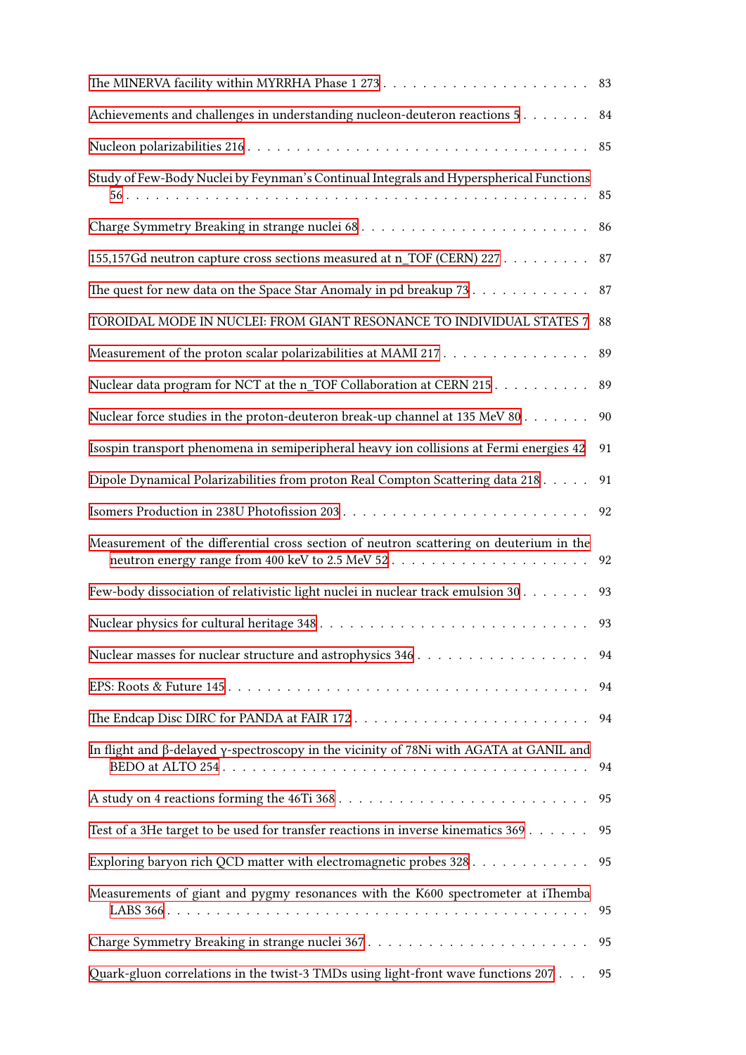The MINERVA facility within MYRRHA Phase 1 273 . . . . . . . . . . . . . . . . . . . . . 83

Achievements and challenges in understanding nucleon-deuteron reactions 5 . . . . . . . 84

Nucleon polarizabilities 216 . . . . . . . . . . . . . . . . . . . . . . . . . . . . . . . . . 85

Study of Few-Body Nuclei by Feynman's Continual Integrals and Hyperspherical Functions 56 . . . . . . . . . . . . . . . . . . . . . . . . . . . . . . . . . . . . . . . . . . . . . 85

Charge Symmetry Breaking in strange nuclei 68 . . . . . . . . . . . . . . . . . . . . . . 86

155,157Gd neutron capture cross sections measured at n_TOF (CERN) 227 . . . . . . . . . 87

The quest for new data on the Space Star Anomaly in pd breakup 73 . . . . . . . . . . . . 87

TOROIDAL MODE IN NUCLEI: FROM GIANT RESONANCE TO INDIVIDUAL STATES 7 88

Measurement of the proton scalar polarizabilities at MAMI 217 . . . . . . . . . . . . . . . 89

Nuclear data program for NCT at the n_TOF Collaboration at CERN 215 . . . . . . . . . . 89

Nuclear force studies in the proton-deuteron break-up channel at 135 MeV 80 . . . . . . . 90

Isospin transport phenomena in semiperipheral heavy ion collisions at Fermi energies 42 91

Dipole Dynamical Polarizabilities from proton Real Compton Scattering data 218 . . . . . 91

Isomers Production in 238U Photofission 203 . . . . . . . . . . . . . . . . . . . . . . . . 92

Measurement of the differential cross section of neutron scattering on deuterium in the neutron energy range from 400 keV to 2.5 MeV 52 . . . . . . . . . . . . . . . . . . . . . 92

Few-body dissociation of relativistic light nuclei in nuclear track emulsion 30 . . . . . . . 93

Nuclear physics for cultural heritage 348 . . . . . . . . . . . . . . . . . . . . . . . . . . 93

Nuclear masses for nuclear structure and astrophysics 346 . . . . . . . . . . . . . . . . . 94

EPS: Roots & Future 145 . . . . . . . . . . . . . . . . . . . . . . . . . . . . . . . . . . 94

The Endcap Disc DIRC for PANDA at FAIR 172 . . . . . . . . . . . . . . . . . . . . . . 94

In flight and β-delayed γ-spectroscopy in the vicinity of 78Ni with AGATA at GANIL and BEDO at ALTO 254 . . . . . . . . . . . . . . . . . . . . . . . . . . . . . . . . . . . . 94

A study on 4 reactions forming the 46Ti 368 . . . . . . . . . . . . . . . . . . . . . . . . 95

Test of a 3He target to be used for transfer reactions in inverse kinematics 369 . . . . . . 95

Exploring baryon rich QCD matter with electromagnetic probes 328 . . . . . . . . . . . . 95

Measurements of giant and pygmy resonances with the K600 spectrometer at iThemba LABS 366 . . . . . . . . . . . . . . . . . . . . . . . . . . . . . . . . . . . . . . . . . 95

Charge Symmetry Breaking in strange nuclei 367 . . . . . . . . . . . . . . . . . . . . . . 95

Quark-gluon correlations in the twist-3 TMDs using light-front wave functions 207 . . . 95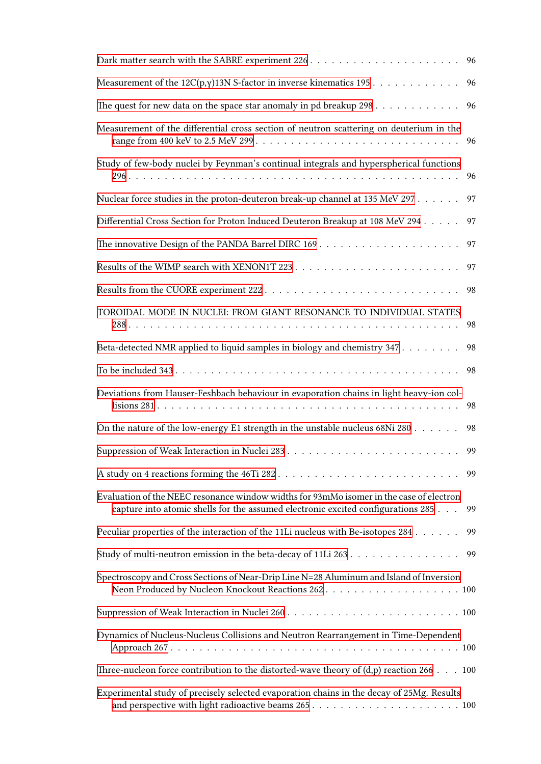Dark matter search with the SABRE experiment 226 . . . . . . . . . . . . . . . . . . . . . 96

Measurement of the 12C(p,γ)13N S-factor in inverse kinematics 195 . . . . . . . . . . . . 96

The quest for new data on the space star anomaly in pd breakup 298 . . . . . . . . . . . . 96

Measurement of the differential cross section of neutron scattering on deuterium in the range from 400 keV to 2.5 MeV 299 . . . . . . . . . . . . . . . . . . . . . . . . . . . . 96

Study of few-body nuclei by Feynman's continual integrals and hyperspherical functions 296 . . . . . . . . . . . . . . . . . . . . . . . . . . . . . . . . . . . . . . . . . . . 96

Nuclear force studies in the proton-deuteron break-up channel at 135 MeV 297 . . . . . . 97

Differential Cross Section for Proton Induced Deuteron Breakup at 108 MeV 294 . . . . . 97

The innovative Design of the PANDA Barrel DIRC 169 . . . . . . . . . . . . . . . . . . . 97

Results of the WIMP search with XENON1T 223 . . . . . . . . . . . . . . . . . . . . . . 97

Results from the CUORE experiment 222 . . . . . . . . . . . . . . . . . . . . . . . . . 98

TOROIDAL MODE IN NUCLEI: FROM GIANT RESONANCE TO INDIVIDUAL STATES 288 . . . . . . . . . . . . . . . . . . . . . . . . . . . . . . . . . . . . . . . . . . . 98

Beta-detected NMR applied to liquid samples in biology and chemistry 347 . . . . . . . . 98

To be included 343 . . . . . . . . . . . . . . . . . . . . . . . . . . . . . . . . . . . . . 98

Deviations from Hauser-Feshbach behaviour in evaporation chains in light heavy-ion collisions 281 . . . . . . . . . . . . . . . . . . . . . . . . . . . . . . . . . . . . . . . 98

On the nature of the low-energy E1 strength in the unstable nucleus 68Ni 280 . . . . . . 98

Suppression of Weak Interaction in Nuclei 283 . . . . . . . . . . . . . . . . . . . . . . . 99

A study on 4 reactions forming the 46Ti 282 . . . . . . . . . . . . . . . . . . . . . . . . 99

Evaluation of the NEEC resonance window widths for 93mMo isomer in the case of electron capture into atomic shells for the assumed electronic excited configurations 285 . . . 99

Peculiar properties of the interaction of the 11Li nucleus with Be-isotopes 284 . . . . . . 99

Study of multi-neutron emission in the beta-decay of 11Li 263 . . . . . . . . . . . . . . . 99

Spectroscopy and Cross Sections of Near-Drip Line N=28 Aluminum and Island of Inversion Neon Produced by Nucleon Knockout Reactions 262 . . . . . . . . . . . . . . . . . . . 100

Suppression of Weak Interaction in Nuclei 260 . . . . . . . . . . . . . . . . . . . . . . . 100

Dynamics of Nucleus-Nucleus Collisions and Neutron Rearrangement in Time-Dependent Approach 267 . . . . . . . . . . . . . . . . . . . . . . . . . . . . . . . . . . . . . . . 100

Three-nucleon force contribution to the distorted-wave theory of (d,p) reaction 266 . . . 100

Experimental study of precisely selected evaporation chains in the decay of 25Mg. Results and perspective with light radioactive beams 265 . . . . . . . . . . . . . . . . . . . . 100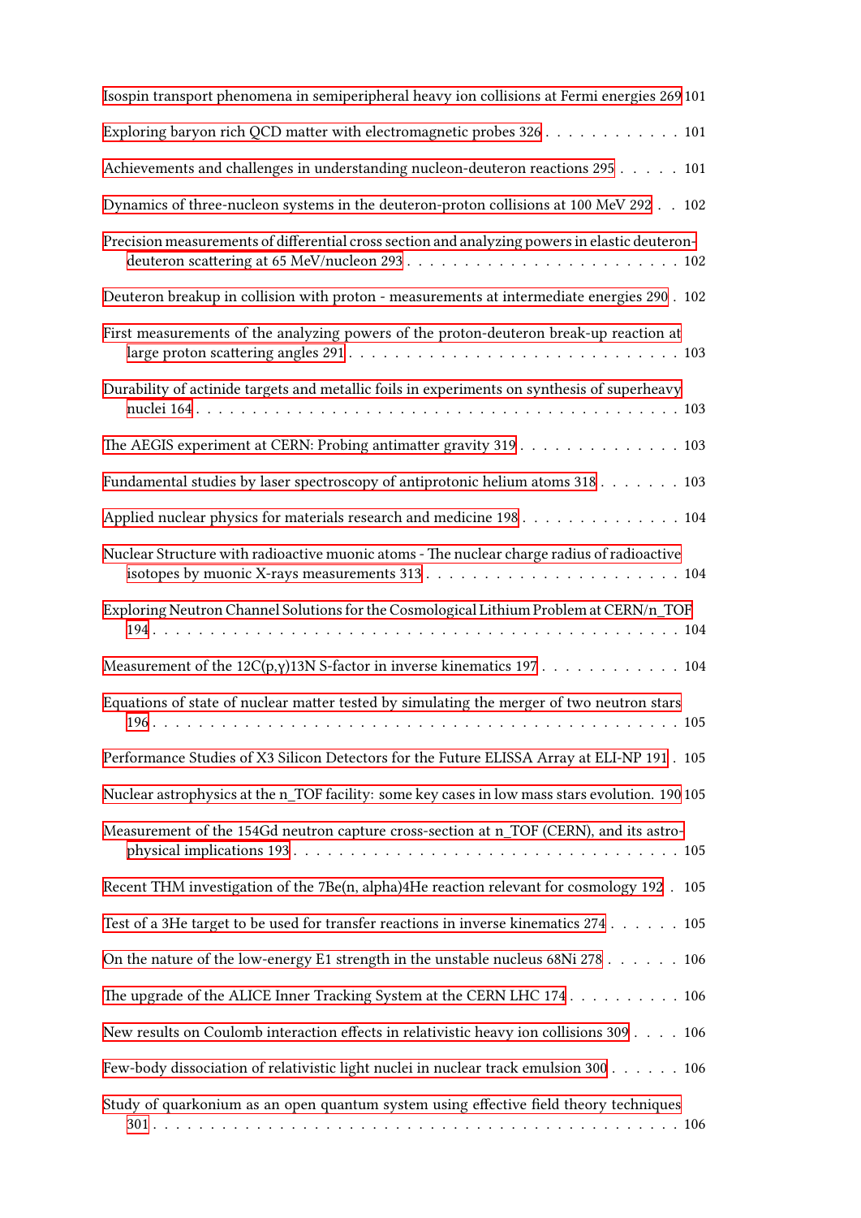Isospin transport phenomena in semiperipheral heavy ion collisions at Fermi energies 269 101

Exploring baryon rich QCD matter with electromagnetic probes 326 . . . . . . . . . . . . 101

Achievements and challenges in understanding nucleon-deuteron reactions 295 . . . . . 101

Dynamics of three-nucleon systems in the deuteron-proton collisions at 100 MeV 292 . . 102

Precision measurements of differential cross section and analyzing powers in elastic deuteron-deuteron scattering at 65 MeV/nucleon 293 . . . . . . . . . . . . . . . . . . . . . . . 102

Deuteron breakup in collision with proton - measurements at intermediate energies 290 . 102

First measurements of the analyzing powers of the proton-deuteron break-up reaction at large proton scattering angles 291 . . . . . . . . . . . . . . . . . . . . . . . . . . . 103

Durability of actinide targets and metallic foils in experiments on synthesis of superheavy nuclei 164 . . . . . . . . . . . . . . . . . . . . . . . . . . . . . . . . . . . . . . . . . 103

The AEGIS experiment at CERN: Probing antimatter gravity 319 . . . . . . . . . . . . . . 103

Fundamental studies by laser spectroscopy of antiprotonic helium atoms 318 . . . . . . . 103

Applied nuclear physics for materials research and medicine 198 . . . . . . . . . . . . . . 104

Nuclear Structure with radioactive muonic atoms - The nuclear charge radius of radioactive isotopes by muonic X-rays measurements 313 . . . . . . . . . . . . . . . . . . . . . . 104

Exploring Neutron Channel Solutions for the Cosmological Lithium Problem at CERN/n_TOF 194 . . . . . . . . . . . . . . . . . . . . . . . . . . . . . . . . . . . . . . . . . . . . 104

Measurement of the 12C(p,γ)13N S-factor in inverse kinematics 197 . . . . . . . . . . . . 104

Equations of state of nuclear matter tested by simulating the merger of two neutron stars 196 . . . . . . . . . . . . . . . . . . . . . . . . . . . . . . . . . . . . . . . . . . . . 105

Performance Studies of X3 Silicon Detectors for the Future ELISSA Array at ELI-NP 191 . 105

Nuclear astrophysics at the n_TOF facility: some key cases in low mass stars evolution. 190 105

Measurement of the 154Gd neutron capture cross-section at n_TOF (CERN), and its astrophysical implications 193 . . . . . . . . . . . . . . . . . . . . . . . . . . . . . . . . . 105

Recent THM investigation of the 7Be(n, alpha)4He reaction relevant for cosmology 192 . 105

Test of a 3He target to be used for transfer reactions in inverse kinematics 274 . . . . . . 105

On the nature of the low-energy E1 strength in the unstable nucleus 68Ni 278 . . . . . . 106

The upgrade of the ALICE Inner Tracking System at the CERN LHC 174 . . . . . . . . . . 106

New results on Coulomb interaction effects in relativistic heavy ion collisions 309 . . . . 106

Few-body dissociation of relativistic light nuclei in nuclear track emulsion 300 . . . . . . 106

Study of quarkonium as an open quantum system using effective field theory techniques 301 . . . . . . . . . . . . . . . . . . . . . . . . . . . . . . . . . . . . . . . . . . . . . 106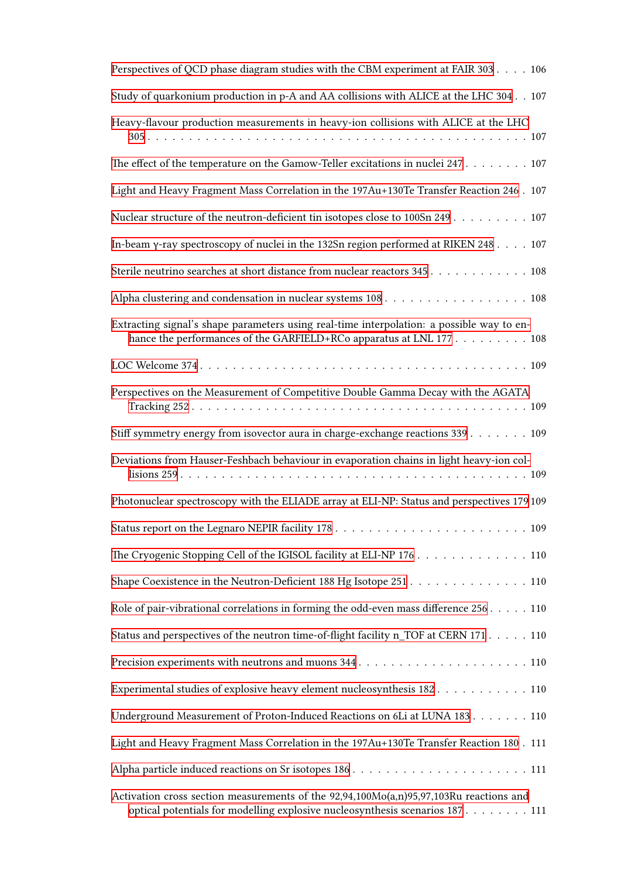Perspectives of QCD phase diagram studies with the CBM experiment at FAIR 303 . . . . 106

Study of quarkonium production in p-A and AA collisions with ALICE at the LHC 304 . . 107

Heavy-flavour production measurements in heavy-ion collisions with ALICE at the LHC 305 . . . . . . . . . . . . . . . . . . . . . . . . . . . . . . . . . . . . . . . . . . 107

The effect of the temperature on the Gamow-Teller excitations in nuclei 247 . . . . . . . . 107

Light and Heavy Fragment Mass Correlation in the 197Au+130Te Transfer Reaction 246 . 107

Nuclear structure of the neutron-deficient tin isotopes close to 100Sn 249 . . . . . . . . . 107

In-beam γ-ray spectroscopy of nuclei in the 132Sn region performed at RIKEN 248 . . . . 107

Sterile neutrino searches at short distance from nuclear reactors 345 . . . . . . . . . . . . 108

Alpha clustering and condensation in nuclear systems 108 . . . . . . . . . . . . . . . . . 108

Extracting signal's shape parameters using real-time interpolation: a possible way to enhance the performances of the GARFIELD+RCo apparatus at LNL 177 . . . . . . . . . 108

LOC Welcome 374 . . . . . . . . . . . . . . . . . . . . . . . . . . . . . . . . . . . . . . 109

Perspectives on the Measurement of Competitive Double Gamma Decay with the AGATA Tracking 252 . . . . . . . . . . . . . . . . . . . . . . . . . . . . . . . . . . . . . . 109

Stiff symmetry energy from isovector aura in charge-exchange reactions 339 . . . . . . . 109

Deviations from Hauser-Feshbach behaviour in evaporation chains in light heavy-ion collisions 259 . . . . . . . . . . . . . . . . . . . . . . . . . . . . . . . . . . . . . . . 109

Photonuclear spectroscopy with the ELIADE array at ELI-NP: Status and perspectives 179 109

Status report on the Legnaro NEPIR facility 178 . . . . . . . . . . . . . . . . . . . . . . 109

The Cryogenic Stopping Cell of the IGISOL facility at ELI-NP 176 . . . . . . . . . . . . . 110

Shape Coexistence in the Neutron-Deficient 188 Hg Isotope 251 . . . . . . . . . . . . . . 110

Role of pair-vibrational correlations in forming the odd-even mass difference 256 . . . . . 110

Status and perspectives of the neutron time-of-flight facility n_TOF at CERN 171 . . . . . 110

Precision experiments with neutrons and muons 344 . . . . . . . . . . . . . . . . . . . . 110

Experimental studies of explosive heavy element nucleosynthesis 182 . . . . . . . . . . . 110

Underground Measurement of Proton-Induced Reactions on 6Li at LUNA 183 . . . . . . . 110

Light and Heavy Fragment Mass Correlation in the 197Au+130Te Transfer Reaction 180 . 111

Alpha particle induced reactions on Sr isotopes 186 . . . . . . . . . . . . . . . . . . . . 111

Activation cross section measurements of the 92,94,100Mo(a,n)95,97,103Ru reactions and optical potentials for modelling explosive nucleosynthesis scenarios 187 . . . . . . . . 111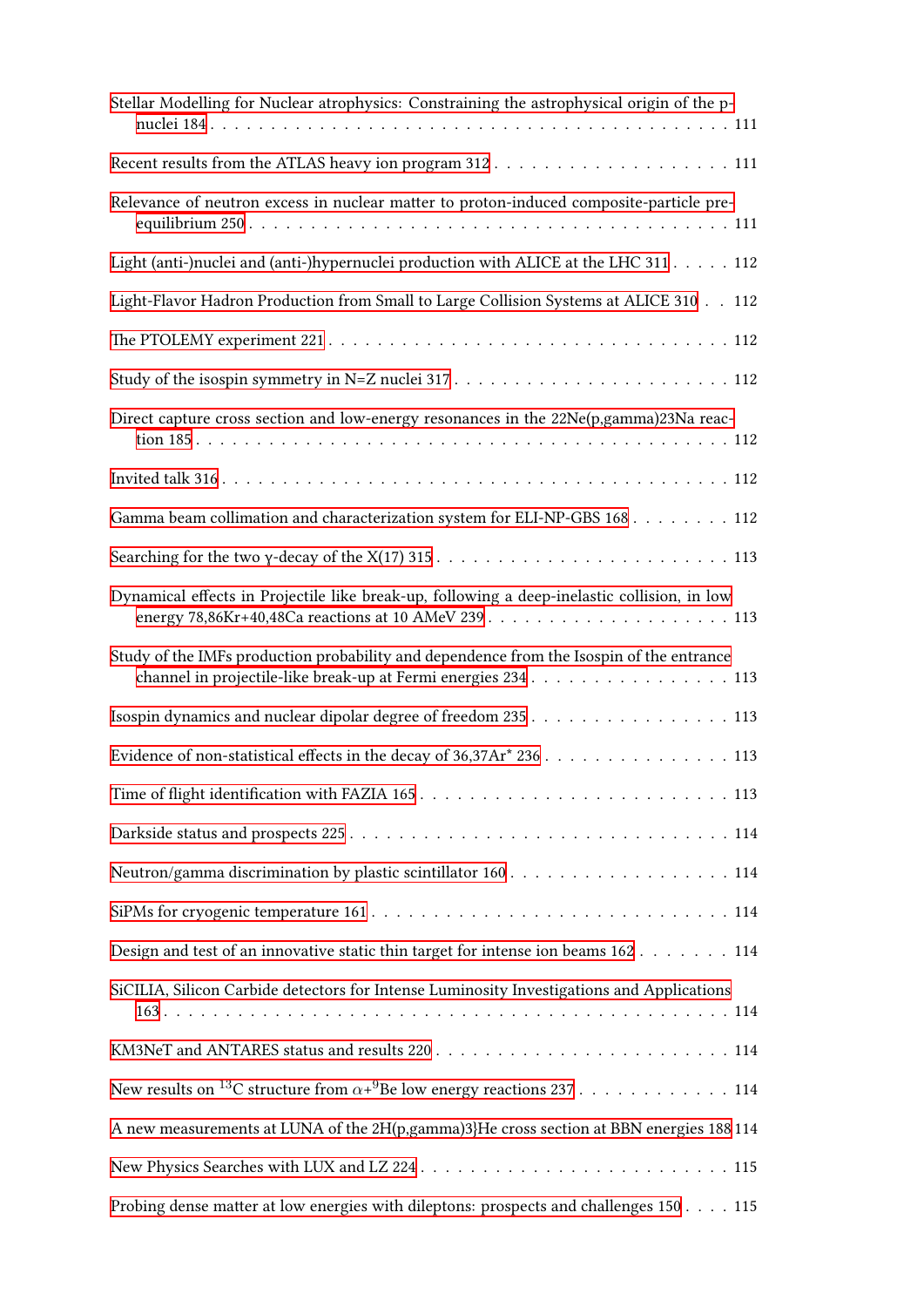Stellar Modelling for Nuclear atrophysics: Constraining the astrophysical origin of the p-nuclei 184 . . . . . . . . . . . . . . . . . . . . . . . . . . . . . . . . . . . . . 111

Recent results from the ATLAS heavy ion program 312 . . . . . . . . . . . . . . . . . . 111

Relevance of neutron excess in nuclear matter to proton-induced composite-particle pre-equilibrium 250 . . . . . . . . . . . . . . . . . . . . . . . . . . . . . . . . . . . 111

Light (anti-)nuclei and (anti-)hypernuclei production with ALICE at the LHC 311 . . . . . 112

Light-Flavor Hadron Production from Small to Large Collision Systems at ALICE 310 . . 112

The PTOLEMY experiment 221 . . . . . . . . . . . . . . . . . . . . . . . . . . . . . 112

Study of the isospin symmetry in N=Z nuclei 317 . . . . . . . . . . . . . . . . . . . . . 112

Direct capture cross section and low-energy resonances in the 22Ne(p,gamma)23Na reaction 185 . . . . . . . . . . . . . . . . . . . . . . . . . . . . . . . . . . . . . . . 112

Invited talk 316 . . . . . . . . . . . . . . . . . . . . . . . . . . . . . . . . . . . . . 112

Gamma beam collimation and characterization system for ELI-NP-GBS 168 . . . . . . . . 112

Searching for the two γ-decay of the X(17) 315 . . . . . . . . . . . . . . . . . . . . . . 113

Dynamical effects in Projectile like break-up, following a deep-inelastic collision, in low energy 78,86Kr+40,48Ca reactions at 10 AMeV 239 . . . . . . . . . . . . . . . . . . . 113

Study of the IMFs production probability and dependence from the Isospin of the entrance channel in projectile-like break-up at Fermi energies 234 . . . . . . . . . . . . . . . . 113

Isospin dynamics and nuclear dipolar degree of freedom 235 . . . . . . . . . . . . . . . . 113

Evidence of non-statistical effects in the decay of 36,37Ar* 236 . . . . . . . . . . . . . . . 113

Time of flight identification with FAZIA 165 . . . . . . . . . . . . . . . . . . . . . . . 113

Darkside status and prospects 225 . . . . . . . . . . . . . . . . . . . . . . . . . . . . . 114

Neutron/gamma discrimination by plastic scintillator 160 . . . . . . . . . . . . . . . . . . 114

SiPMs for cryogenic temperature 161 . . . . . . . . . . . . . . . . . . . . . . . . . . . 114

Design and test of an innovative static thin target for intense ion beams 162 . . . . . . . . 114

SiCILIA, Silicon Carbide detectors for Intense Luminosity Investigations and Applications 163 . . . . . . . . . . . . . . . . . . . . . . . . . . . . . . . . . . . . . . . . . . 114

KM3NeT and ANTARES status and results 220 . . . . . . . . . . . . . . . . . . . . . . 114

New results on $^{13}$C structure from $\alpha$+$^{9}$Be low energy reactions 237 . . . . . . . . . . . . 114

A new measurements at LUNA of the 2H(p,gamma)3}He cross section at BBN energies 188 114

New Physics Searches with LUX and LZ 224 . . . . . . . . . . . . . . . . . . . . . . . 115

Probing dense matter at low energies with dileptons: prospects and challenges 150 . . . . 115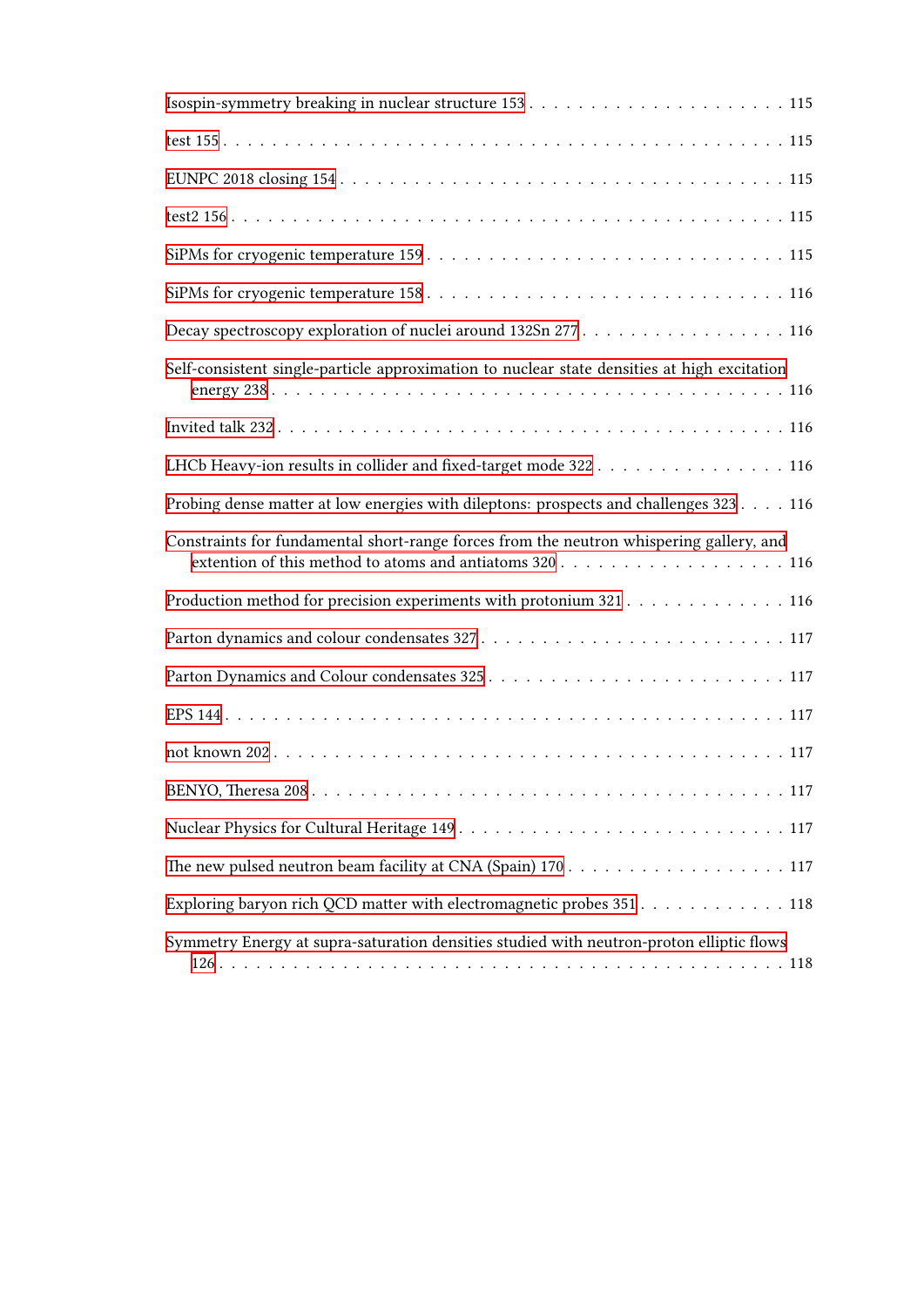Isospin-symmetry breaking in nuclear structure 153 . . . . . . . . . . . . . . . . . . . . . 115

test 155 . . . . . . . . . . . . . . . . . . . . . . . . . . . . . . . . . . . . . . . . . . . . . 115

EUNPC 2018 closing 154 . . . . . . . . . . . . . . . . . . . . . . . . . . . . . . . . . . . 115

test2 156 . . . . . . . . . . . . . . . . . . . . . . . . . . . . . . . . . . . . . . . . . . . . 115

SiPMs for cryogenic temperature 159 . . . . . . . . . . . . . . . . . . . . . . . . . . . . 115

SiPMs for cryogenic temperature 158 . . . . . . . . . . . . . . . . . . . . . . . . . . . . 116

Decay spectroscopy exploration of nuclei around 132Sn 277 . . . . . . . . . . . . . . . . . 116

Self-consistent single-particle approximation to nuclear state densities at high excitation energy 238 . . . . . . . . . . . . . . . . . . . . . . . . . . . . . . . . . . . . . . . . . 116

Invited talk 232 . . . . . . . . . . . . . . . . . . . . . . . . . . . . . . . . . . . . . . . . 116

LHCb Heavy-ion results in collider and fixed-target mode 322 . . . . . . . . . . . . . . . 116

Probing dense matter at low energies with dileptons: prospects and challenges 323 . . . . 116

Constraints for fundamental short-range forces from the neutron whispering gallery, and extention of this method to atoms and antiatoms 320 . . . . . . . . . . . . . . . . . . 116

Production method for precision experiments with protonium 321 . . . . . . . . . . . . . 116

Parton dynamics and colour condensates 327 . . . . . . . . . . . . . . . . . . . . . . . . 117

Parton Dynamics and Colour condensates 325 . . . . . . . . . . . . . . . . . . . . . . . 117

EPS 144 . . . . . . . . . . . . . . . . . . . . . . . . . . . . . . . . . . . . . . . . . . . . 117

not known 202 . . . . . . . . . . . . . . . . . . . . . . . . . . . . . . . . . . . . . . . . 117

BENYO, Theresa 208 . . . . . . . . . . . . . . . . . . . . . . . . . . . . . . . . . . . . . 117

Nuclear Physics for Cultural Heritage 149 . . . . . . . . . . . . . . . . . . . . . . . . . 117

The new pulsed neutron beam facility at CNA (Spain) 170 . . . . . . . . . . . . . . . . . 117

Exploring baryon rich QCD matter with electromagnetic probes 351 . . . . . . . . . . . . 118

Symmetry Energy at supra-saturation densities studied with neutron-proton elliptic flows 126 . . . . . . . . . . . . . . . . . . . . . . . . . . . . . . . . . . . . . . . . . . . . . 118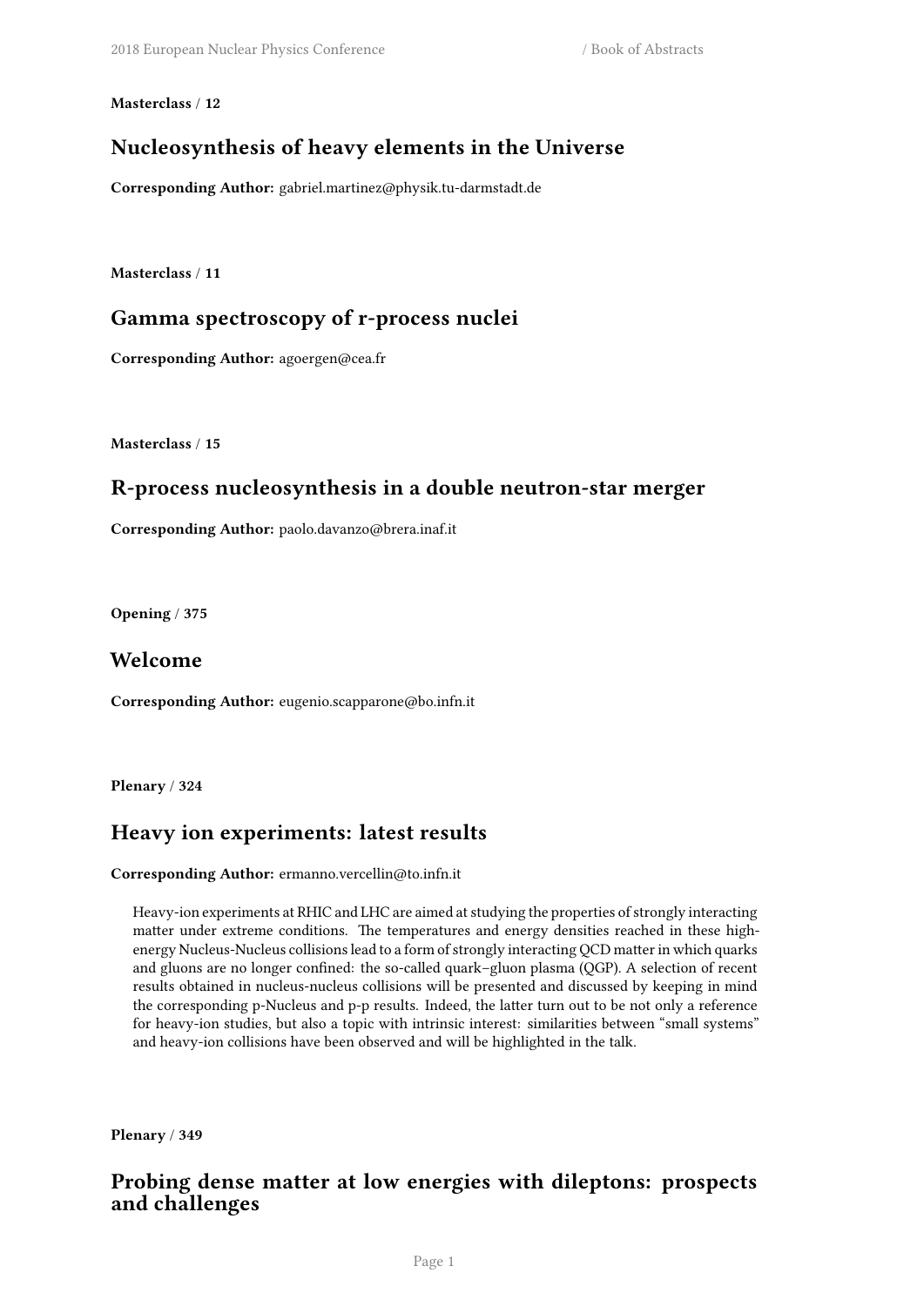**Masterclass** / **12**

## Nucleosynthesis of heavy elements in the Universe

**Corresponding Author:** gabriel.martinez@physik.tu-darmstadt.de

**Masterclass** / **11**

## Gamma spectroscopy of r-process nuclei

**Corresponding Author:** agoergen@cea.fr

**Masterclass** / **15**

## R-process nucleosynthesis in a double neutron-star merger

**Corresponding Author:** paolo.davanzo@brera.inaf.it

**Opening** / **375**

## Welcome

**Corresponding Author:** eugenio.scapparone@bo.infn.it

**Plenary** / **324**

## Heavy ion experiments: latest results

**Corresponding Author:** ermanno.vercellin@to.infn.it

Heavy-ion experiments at RHIC and LHC are aimed at studying the properties of strongly interacting matter under extreme conditions. The temperatures and energy densities reached in these high-energy Nucleus-Nucleus collisions lead to a form of strongly interacting QCD matter in which quarks and gluons are no longer confined: the so-called quark–gluon plasma (QGP). A selection of recent results obtained in nucleus-nucleus collisions will be presented and discussed by keeping in mind the corresponding p-Nucleus and p-p results. Indeed, the latter turn out to be not only a reference for heavy-ion studies, but also a topic with intrinsic interest: similarities between "small systems" and heavy-ion collisions have been observed and will be highlighted in the talk.

**Plenary** / **349**

## Probing dense matter at low energies with dileptons: prospects and challenges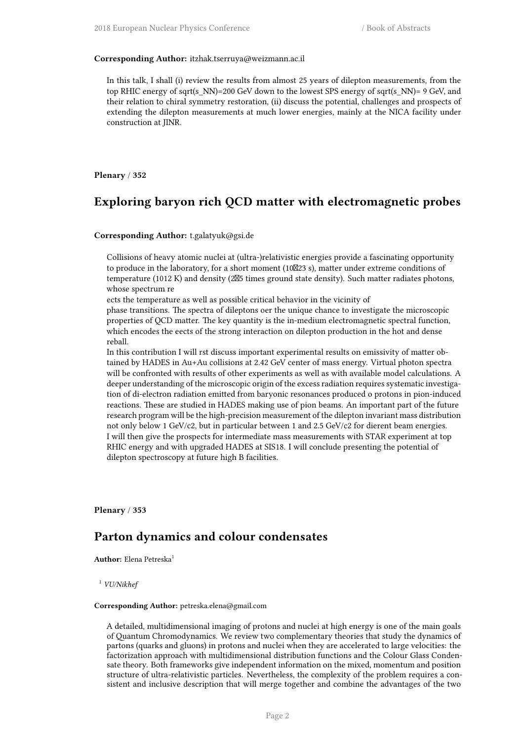**Corresponding Author:** itzhak.tserruya@weizmann.ac.il

In this talk, I shall (i) review the results from almost 25 years of dilepton measurements, from the top RHIC energy of sqrt(s_NN)=200 GeV down to the lowest SPS energy of sqrt(s_NN)= 9 GeV, and their relation to chiral symmetry restoration, (ii) discuss the potential, challenges and prospects of extending the dilepton measurements at much lower energies, mainly at the NICA facility under construction at JINR.

**Plenary** / **352**

## Exploring baryon rich QCD matter with electromagnetic probes

**Corresponding Author:** t.galatyuk@gsi.de

Collisions of heavy atomic nuclei at (ultra-)relativistic energies provide a fascinating opportunity to produce in the laboratory, for a short moment (10�23 s), matter under extreme conditions of temperature (1012 K) and density (2�5 times ground state density). Such matter radiates photons, whose spectrum re
ects the temperature as well as possible critical behavior in the vicinity of
phase transitions. The spectra of dileptons oer the unique chance to investigate the microscopic properties of QCD matter. The key quantity is the in-medium electromagnetic spectral function, which encodes the eects of the strong interaction on dilepton production in the hot and dense reball.
In this contribution I will rst discuss important experimental results on emissivity of matter obtained by HADES in Au+Au collisions at 2.42 GeV center of mass energy. Virtual photon spectra will be confronted with results of other experiments as well as with available model calculations. A deeper understanding of the microscopic origin of the excess radiation requires systematic investigation of di-electron radiation emitted from baryonic resonances produced o protons in pion-induced reactions. These are studied in HADES making use of pion beams. An important part of the future research program will be the high-precision measurement of the dilepton invariant mass distribution not only below 1 GeV/c2, but in particular between 1 and 2.5 GeV/c2 for dierent beam energies.
I will then give the prospects for intermediate mass measurements with STAR experiment at top RHIC energy and with upgraded HADES at SIS18. I will conclude presenting the potential of dilepton spectroscopy at future high B facilities.

**Plenary** / **353**

## Parton dynamics and colour condensates

**Author:** Elena Petreska[1]

[1] *VU/Nikhef*

**Corresponding Author:** petreska.elena@gmail.com

A detailed, multidimensional imaging of protons and nuclei at high energy is one of the main goals of Quantum Chromodynamics. We review two complementary theories that study the dynamics of partons (quarks and gluons) in protons and nuclei when they are accelerated to large velocities: the factorization approach with multidimensional distribution functions and the Colour Glass Condensate theory. Both frameworks give independent information on the mixed, momentum and position structure of ultra-relativistic particles. Nevertheless, the complexity of the problem requires a consistent and inclusive description that will merge together and combine the advantages of the two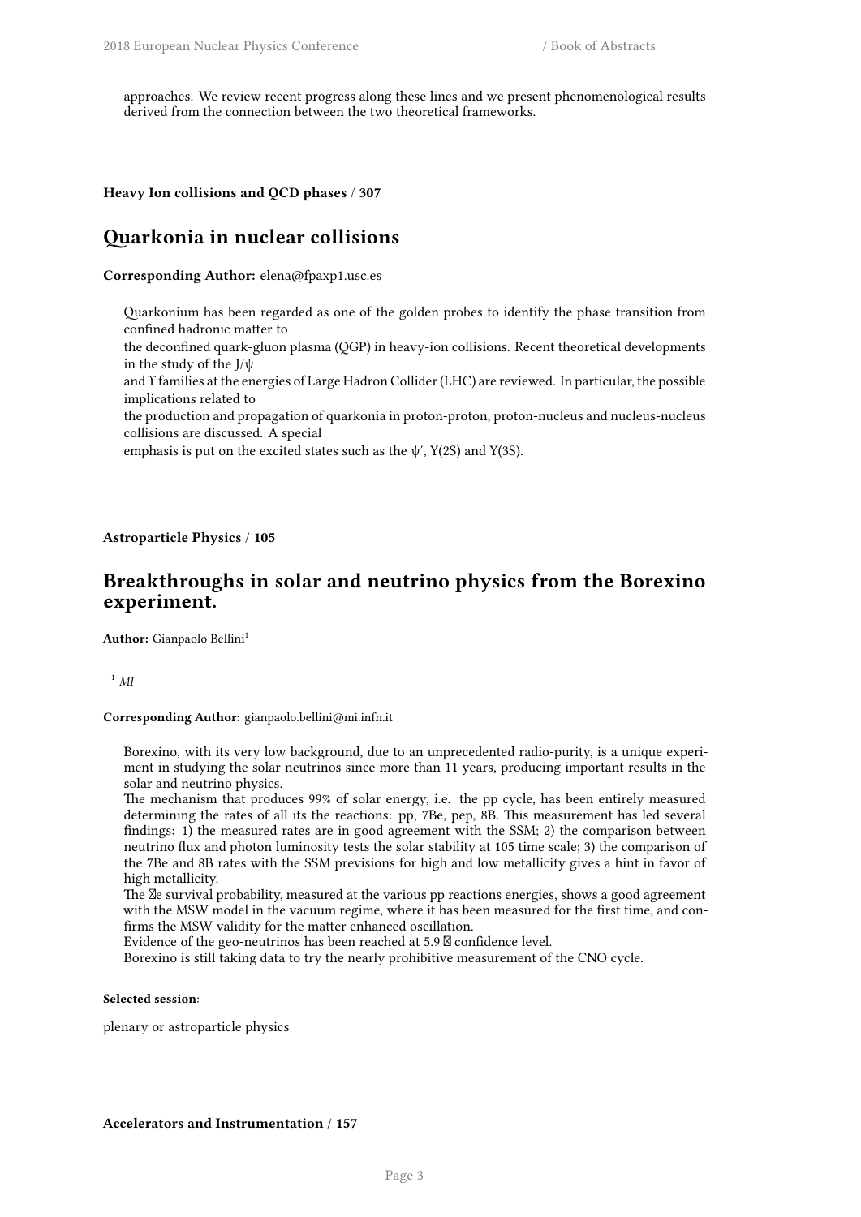approaches. We review recent progress along these lines and we present phenomenological results derived from the connection between the two theoretical frameworks.

**Heavy Ion collisions and QCD phases / 307**

## Quarkonia in nuclear collisions

**Corresponding Author:** elena@fpaxp1.usc.es

Quarkonium has been regarded as one of the golden probes to identify the phase transition from confined hadronic matter to

the deconfined quark-gluon plasma (QGP) in heavy-ion collisions. Recent theoretical developments in the study of the J/ψ

and ϒ families at the energies of Large Hadron Collider (LHC) are reviewed. In particular, the possible implications related to

the production and propagation of quarkonia in proton-proton, proton-nucleus and nucleus-nucleus collisions are discussed. A special

emphasis is put on the excited states such as the ψ′, Y(2S) and Y(3S).

**Astroparticle Physics / 105**

## Breakthroughs in solar and neutrino physics from the Borexino experiment.

**Author:** Gianpaolo Bellini[1]

[1] *MI*

**Corresponding Author:** gianpaolo.bellini@mi.infn.it

Borexino, with its very low background, due to an unprecedented radio-purity, is a unique experiment in studying the solar neutrinos since more than 11 years, producing important results in the solar and neutrino physics.

The mechanism that produces 99% of solar energy, i.e. the pp cycle, has been entirely measured determining the rates of all its the reactions: pp, 7Be, pep, 8B. This measurement has led several findings: 1) the measured rates are in good agreement with the SSM; 2) the comparison between neutrino flux and photon luminosity tests the solar stability at 105 time scale; 3) the comparison of the 7Be and 8B rates with the SSM previsions for high and low metallicity gives a hint in favor of high metallicity.

The �e survival probability, measured at the various pp reactions energies, shows a good agreement with the MSW model in the vacuum regime, where it has been measured for the first time, and confirms the MSW validity for the matter enhanced oscillation.

Evidence of the geo-neutrinos has been reached at 5.9 � confidence level.

Borexino is still taking data to try the nearly prohibitive measurement of the CNO cycle.

**Selected session**:

plenary or astroparticle physics

**Accelerators and Instrumentation / 157**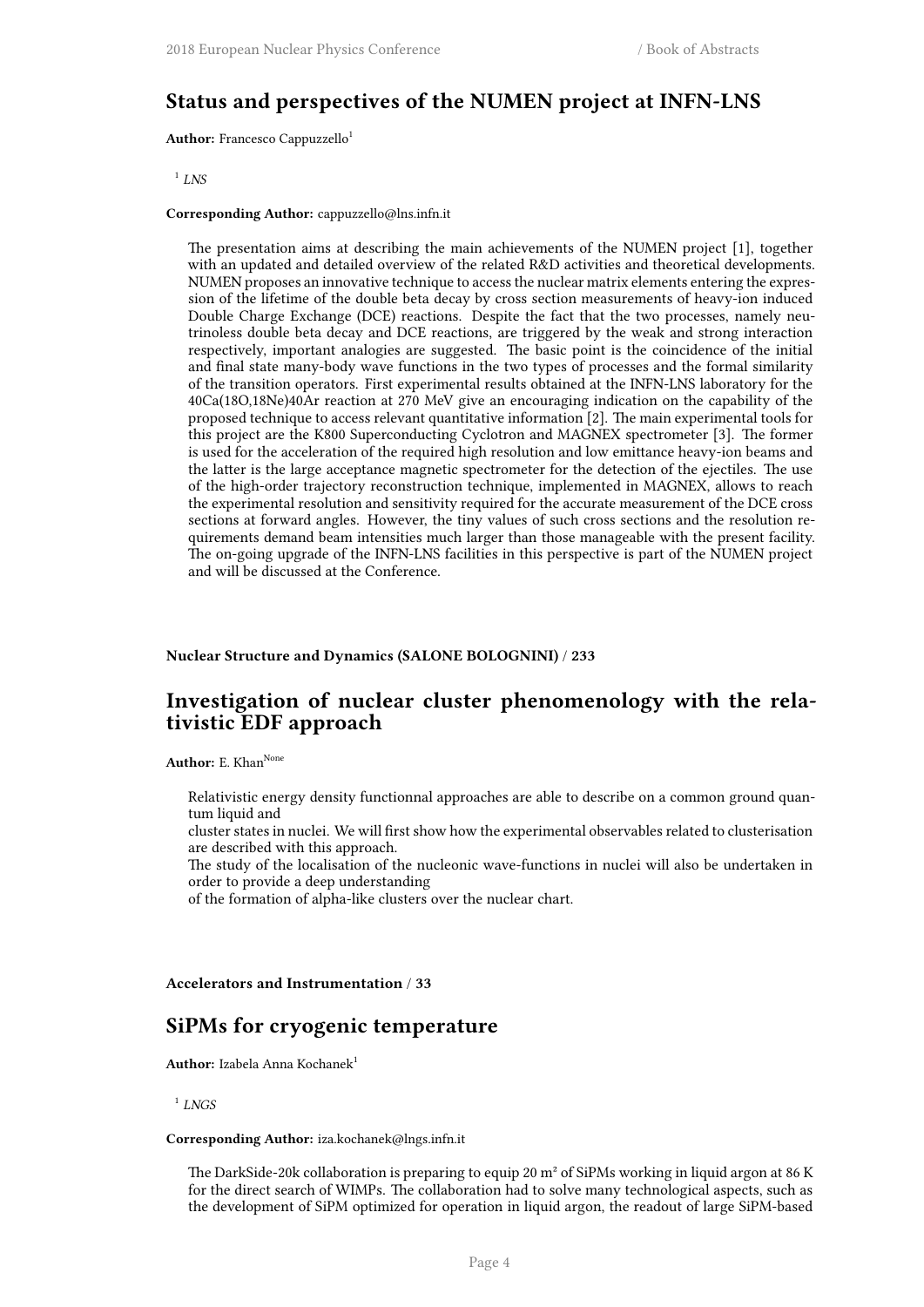## Status and perspectives of the NUMEN project at INFN-LNS

**Author:** Francesco Cappuzzello[1]

[1] *LNS*

**Corresponding Author:** cappuzzello@lns.infn.it

The presentation aims at describing the main achievements of the NUMEN project [1], together with an updated and detailed overview of the related R&D activities and theoretical developments. NUMEN proposes an innovative technique to access the nuclear matrix elements entering the expression of the lifetime of the double beta decay by cross section measurements of heavy-ion induced Double Charge Exchange (DCE) reactions. Despite the fact that the two processes, namely neutrinoless double beta decay and DCE reactions, are triggered by the weak and strong interaction respectively, important analogies are suggested. The basic point is the coincidence of the initial and final state many-body wave functions in the two types of processes and the formal similarity of the transition operators. First experimental results obtained at the INFN-LNS laboratory for the 40Ca(18O,18Ne)40Ar reaction at 270 MeV give an encouraging indication on the capability of the proposed technique to access relevant quantitative information [2]. The main experimental tools for this project are the K800 Superconducting Cyclotron and MAGNEX spectrometer [3]. The former is used for the acceleration of the required high resolution and low emittance heavy-ion beams and the latter is the large acceptance magnetic spectrometer for the detection of the ejectiles. The use of the high-order trajectory reconstruction technique, implemented in MAGNEX, allows to reach the experimental resolution and sensitivity required for the accurate measurement of the DCE cross sections at forward angles. However, the tiny values of such cross sections and the resolution requirements demand beam intensities much larger than those manageable with the present facility. The on-going upgrade of the INFN-LNS facilities in this perspective is part of the NUMEN project and will be discussed at the Conference.

**Nuclear Structure and Dynamics (SALONE BOLOGNINI) / 233**

## Investigation of nuclear cluster phenomenology with the relativistic EDF approach

**Author:** E. Khan[None]

Relativistic energy density functionnal approaches are able to describe on a common ground quantum liquid and
cluster states in nuclei. We will first show how the experimental observables related to clusterisation are described with this approach.
The study of the localisation of the nucleonic wave-functions in nuclei will also be undertaken in order to provide a deep understanding
of the formation of alpha-like clusters over the nuclear chart.

**Accelerators and Instrumentation / 33**

## SiPMs for cryogenic temperature

**Author:** Izabela Anna Kochanek[1]

[1] *LNGS*

**Corresponding Author:** iza.kochanek@lngs.infn.it

The DarkSide-20k collaboration is preparing to equip 20 m² of SiPMs working in liquid argon at 86 K for the direct search of WIMPs. The collaboration had to solve many technological aspects, such as the development of SiPM optimized for operation in liquid argon, the readout of large SiPM-based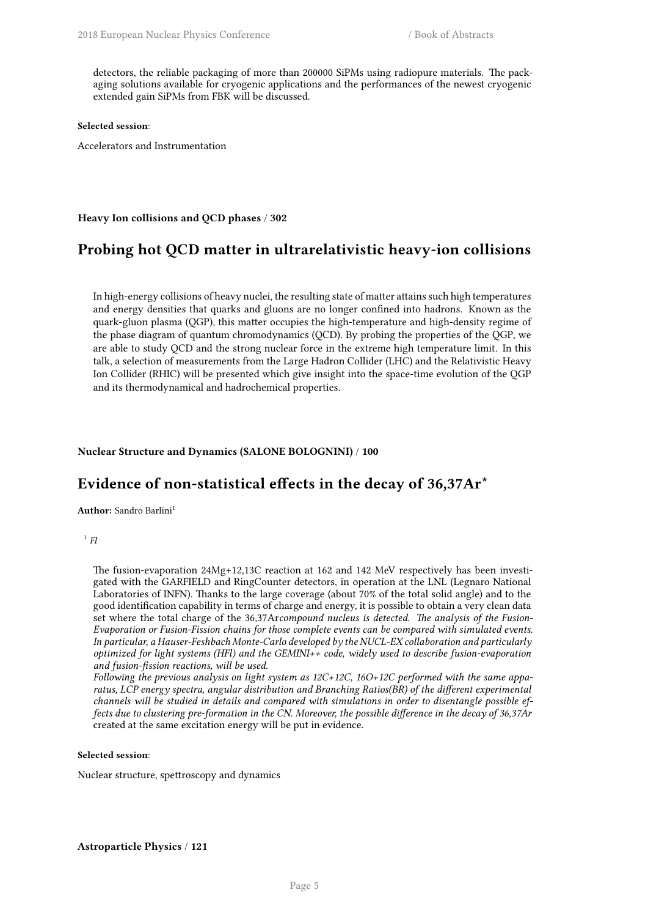detectors, the reliable packaging of more than 200000 SiPMs using radiopure materials. The packaging solutions available for cryogenic applications and the performances of the newest cryogenic extended gain SiPMs from FBK will be discussed.

**Selected session**:

Accelerators and Instrumentation

**Heavy Ion collisions and QCD phases / 302**

## Probing hot QCD matter in ultrarelativistic heavy-ion collisions

In high-energy collisions of heavy nuclei, the resulting state of matter attains such high temperatures and energy densities that quarks and gluons are no longer confined into hadrons. Known as the quark-gluon plasma (QGP), this matter occupies the high-temperature and high-density regime of the phase diagram of quantum chromodynamics (QCD). By probing the properties of the QGP, we are able to study QCD and the strong nuclear force in the extreme high temperature limit. In this talk, a selection of measurements from the Large Hadron Collider (LHC) and the Relativistic Heavy Ion Collider (RHIC) will be presented which give insight into the space-time evolution of the QGP and its thermodynamical and hadrochemical properties.

**Nuclear Structure and Dynamics (SALONE BOLOGNINI) / 100**

## Evidence of non-statistical effects in the decay of 36,37Ar*

**Author:** Sandro Barlini[1]

[1] *FI*

The fusion-evaporation 24Mg+12,13C reaction at 162 and 142 MeV respectively has been investigated with the GARFIELD and RingCounter detectors, in operation at the LNL (Legnaro National Laboratories of INFN). Thanks to the large coverage (about 70% of the total solid angle) and to the good identification capability in terms of charge and energy, it is possible to obtain a very clean data set where the total charge of the 36,37Ar*compound nucleus is detected. The analysis of the Fusion-Evaporation or Fusion-Fission chains for those complete events can be compared with simulated events. In particular, a Hauser-Feshbach Monte-Carlo developed by the NUCL-EX collaboration and particularly optimized for light systems (HFl) and the GEMINI++ code, widely used to describe fusion-evaporation and fusion-fission reactions, will be used.*
*Following the previous analysis on light system as 12C+12C, 16O+12C performed with the same apparatus, LCP energy spectra, angular distribution and Branching Ratios(BR) of the different experimental channels will be studied in details and compared with simulations in order to disentangle possible effects due to clustering pre-formation in the CN. Moreover, the possible difference in the decay of 36,37Ar* created at the same excitation energy will be put in evidence.

**Selected session**:

Nuclear structure, spettroscopy and dynamics

**Astroparticle Physics / 121**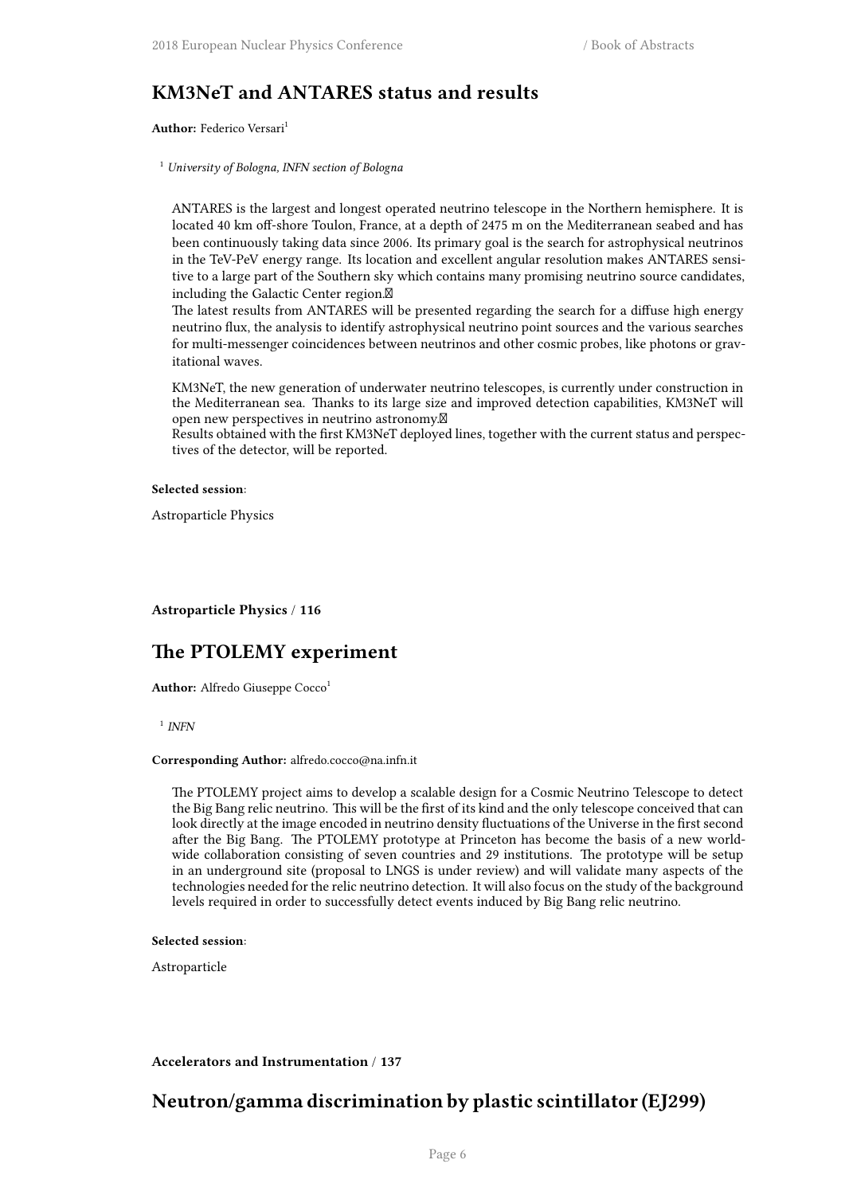## KM3NeT and ANTARES status and results

**Author:** Federico Versari[1]

[1] *University of Bologna, INFN section of Bologna*

ANTARES is the largest and longest operated neutrino telescope in the Northern hemisphere. It is located 40 km off-shore Toulon, France, at a depth of 2475 m on the Mediterranean seabed and has been continuously taking data since 2006. Its primary goal is the search for astrophysical neutrinos in the TeV-PeV energy range. Its location and excellent angular resolution makes ANTARES sensitive to a large part of the Southern sky which contains many promising neutrino source candidates, including the Galactic Center region.
The latest results from ANTARES will be presented regarding the search for a diffuse high energy neutrino flux, the analysis to identify astrophysical neutrino point sources and the various searches for multi-messenger coincidences between neutrinos and other cosmic probes, like photons or gravitational waves.

KM3NeT, the new generation of underwater neutrino telescopes, is currently under construction in the Mediterranean sea. Thanks to its large size and improved detection capabilities, KM3NeT will open new perspectives in neutrino astronomy.
Results obtained with the first KM3NeT deployed lines, together with the current status and perspectives of the detector, will be reported.

**Selected session**:

Astroparticle Physics

**Astroparticle Physics / 116**

## The PTOLEMY experiment

**Author:** Alfredo Giuseppe Cocco[1]

[1] *INFN*

**Corresponding Author:** alfredo.cocco@na.infn.it

The PTOLEMY project aims to develop a scalable design for a Cosmic Neutrino Telescope to detect the Big Bang relic neutrino. This will be the first of its kind and the only telescope conceived that can look directly at the image encoded in neutrino density fluctuations of the Universe in the first second after the Big Bang. The PTOLEMY prototype at Princeton has become the basis of a new worldwide collaboration consisting of seven countries and 29 institutions. The prototype will be setup in an underground site (proposal to LNGS is under review) and will validate many aspects of the technologies needed for the relic neutrino detection. It will also focus on the study of the background levels required in order to successfully detect events induced by Big Bang relic neutrino.

**Selected session**:

Astroparticle

**Accelerators and Instrumentation / 137**

## Neutron/gamma discrimination by plastic scintillator (EJ299)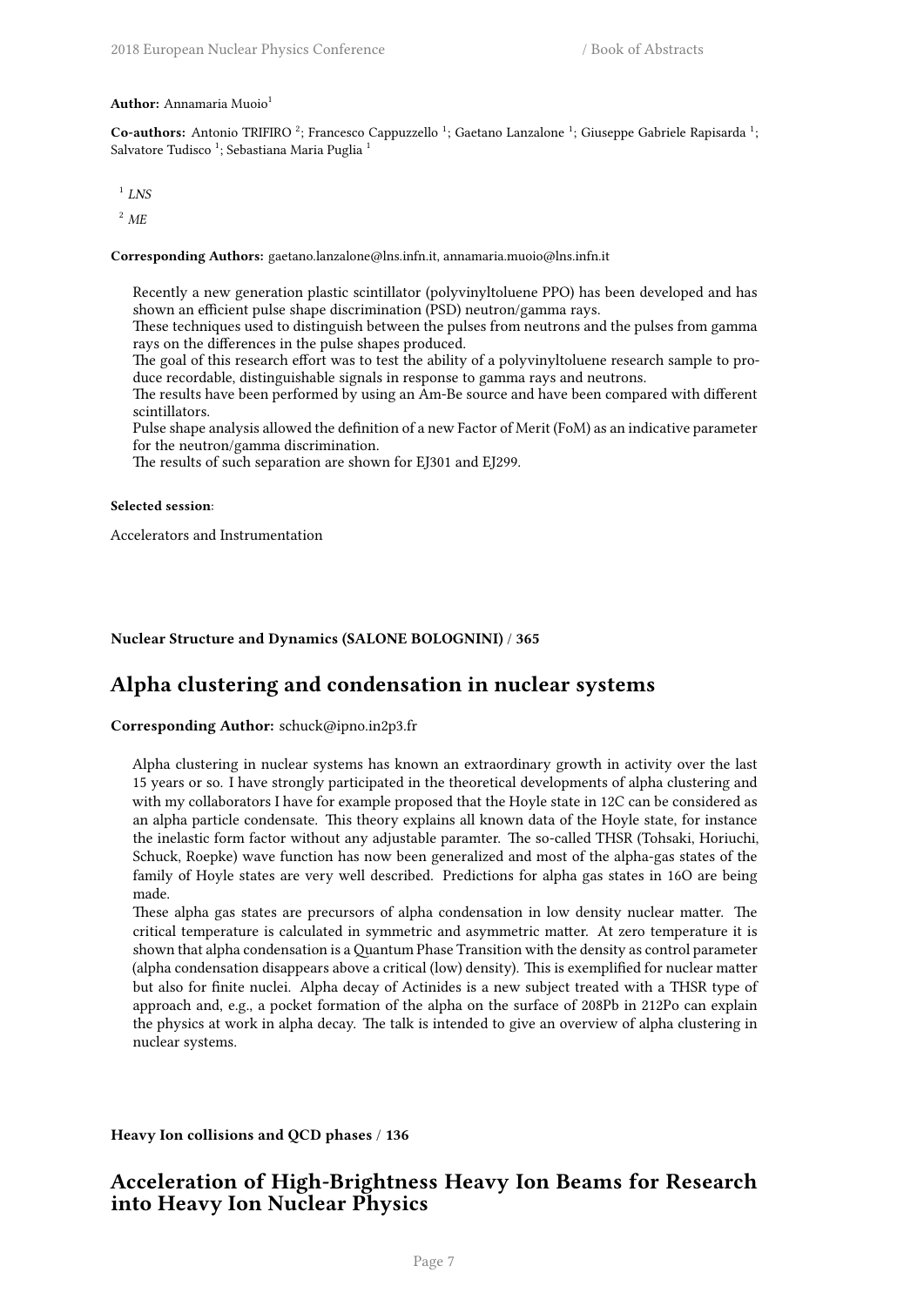**Author:** Annamaria Muoio[1]

**Co-authors:** Antonio TRIFIRO [2]; Francesco Cappuzzello [1]; Gaetano Lanzalone [1]; Giuseppe Gabriele Rapisarda [1]; Salvatore Tudisco [1]; Sebastiana Maria Puglia [1]

[1] *LNS*

[2] *ME*

**Corresponding Authors:** gaetano.lanzalone@lns.infn.it, annamaria.muoio@lns.infn.it

Recently a new generation plastic scintillator (polyvinyltoluene PPO) has been developed and has shown an efficient pulse shape discrimination (PSD) neutron/gamma rays.
These techniques used to distinguish between the pulses from neutrons and the pulses from gamma rays on the differences in the pulse shapes produced.
The goal of this research effort was to test the ability of a polyvinyltoluene research sample to produce recordable, distinguishable signals in response to gamma rays and neutrons.
The results have been performed by using an Am-Be source and have been compared with different scintillators.
Pulse shape analysis allowed the definition of a new Factor of Merit (FoM) as an indicative parameter for the neutron/gamma discrimination.
The results of such separation are shown for EJ301 and EJ299.

**Selected session**:

Accelerators and Instrumentation

**Nuclear Structure and Dynamics (SALONE BOLOGNINI) / 365**

## Alpha clustering and condensation in nuclear systems

**Corresponding Author:** schuck@ipno.in2p3.fr

Alpha clustering in nuclear systems has known an extraordinary growth in activity over the last 15 years or so. I have strongly participated in the theoretical developments of alpha clustering and with my collaborators I have for example proposed that the Hoyle state in 12C can be considered as an alpha particle condensate. This theory explains all known data of the Hoyle state, for instance the inelastic form factor without any adjustable paramter. The so-called THSR (Tohsaki, Horiuchi, Schuck, Roepke) wave function has now been generalized and most of the alpha-gas states of the family of Hoyle states are very well described. Predictions for alpha gas states in 16O are being made.
These alpha gas states are precursors of alpha condensation in low density nuclear matter. The critical temperature is calculated in symmetric and asymmetric matter. At zero temperature it is shown that alpha condensation is a Quantum Phase Transition with the density as control parameter (alpha condensation disappears above a critical (low) density). This is exemplified for nuclear matter but also for finite nuclei. Alpha decay of Actinides is a new subject treated with a THSR type of approach and, e.g., a pocket formation of the alpha on the surface of 208Pb in 212Po can explain the physics at work in alpha decay. The talk is intended to give an overview of alpha clustering in nuclear systems.

**Heavy Ion collisions and QCD phases / 136**

## Acceleration of High-Brightness Heavy Ion Beams for Research into Heavy Ion Nuclear Physics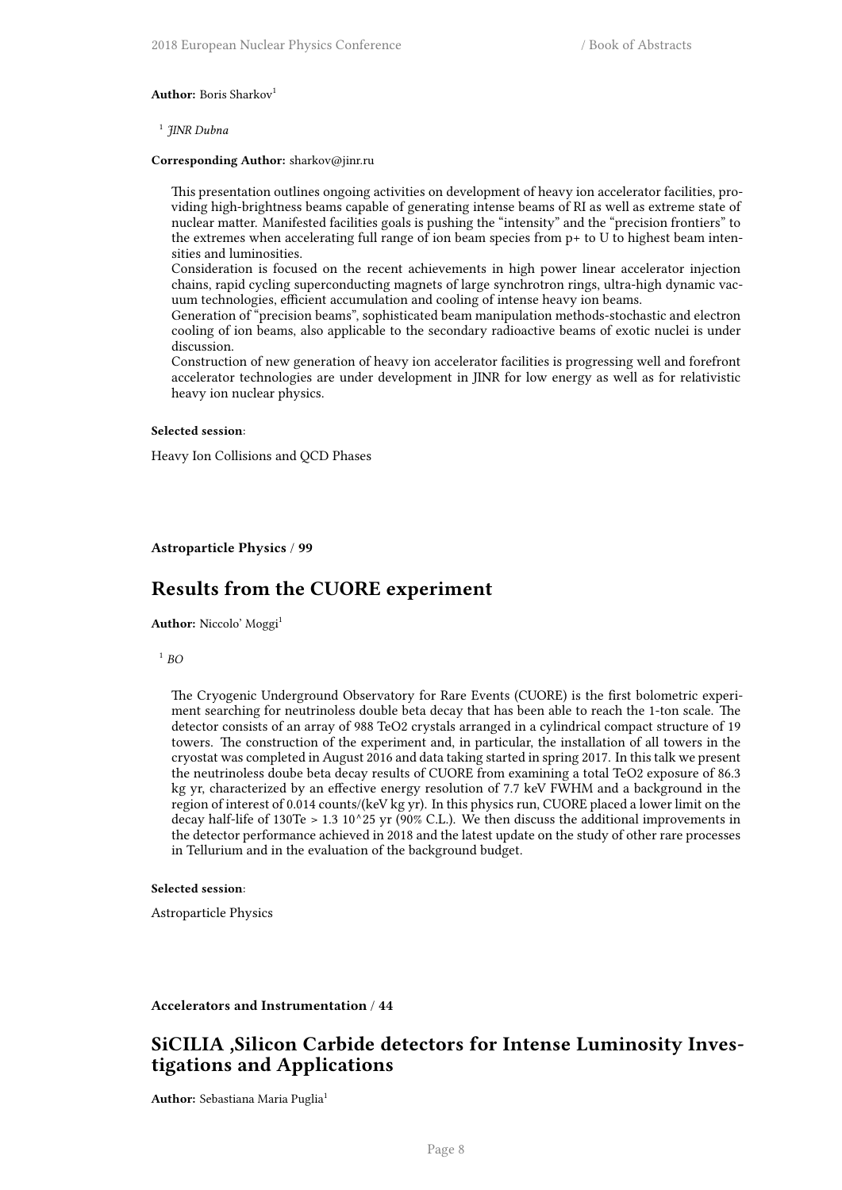**Author:** Boris Sharkov[1]

[1] *JINR Dubna*

**Corresponding Author:** sharkov@jinr.ru

This presentation outlines ongoing activities on development of heavy ion accelerator facilities, providing high-brightness beams capable of generating intense beams of RI as well as extreme state of nuclear matter. Manifested facilities goals is pushing the "intensity" and the "precision frontiers" to the extremes when accelerating full range of ion beam species from p+ to U to highest beam intensities and luminosities.
Consideration is focused on the recent achievements in high power linear accelerator injection chains, rapid cycling superconducting magnets of large synchrotron rings, ultra-high dynamic vacuum technologies, efficient accumulation and cooling of intense heavy ion beams.
Generation of "precision beams", sophisticated beam manipulation methods-stochastic and electron cooling of ion beams, also applicable to the secondary radioactive beams of exotic nuclei is under discussion.
Construction of new generation of heavy ion accelerator facilities is progressing well and forefront accelerator technologies are under development in JINR for low energy as well as for relativistic heavy ion nuclear physics.

**Selected session**:

Heavy Ion Collisions and QCD Phases

**Astroparticle Physics / 99**

## Results from the CUORE experiment

**Author:** Niccolo' Moggi[1]

[1] *BO*

The Cryogenic Underground Observatory for Rare Events (CUORE) is the first bolometric experiment searching for neutrinoless double beta decay that has been able to reach the 1-ton scale. The detector consists of an array of 988 TeO2 crystals arranged in a cylindrical compact structure of 19 towers. The construction of the experiment and, in particular, the installation of all towers in the cryostat was completed in August 2016 and data taking started in spring 2017. In this talk we present the neutrinoless doube beta decay results of CUORE from examining a total TeO2 exposure of 86.3 kg yr, characterized by an effective energy resolution of 7.7 keV FWHM and a background in the region of interest of 0.014 counts/(keV kg yr). In this physics run, CUORE placed a lower limit on the decay half-life of 130Te > 1.3 10^25 yr (90% C.L.). We then discuss the additional improvements in the detector performance achieved in 2018 and the latest update on the study of other rare processes in Tellurium and in the evaluation of the background budget.

**Selected session**:

Astroparticle Physics

**Accelerators and Instrumentation / 44**

## SiCILIA ,Silicon Carbide detectors for Intense Luminosity Investigations and Applications

**Author:** Sebastiana Maria Puglia[1]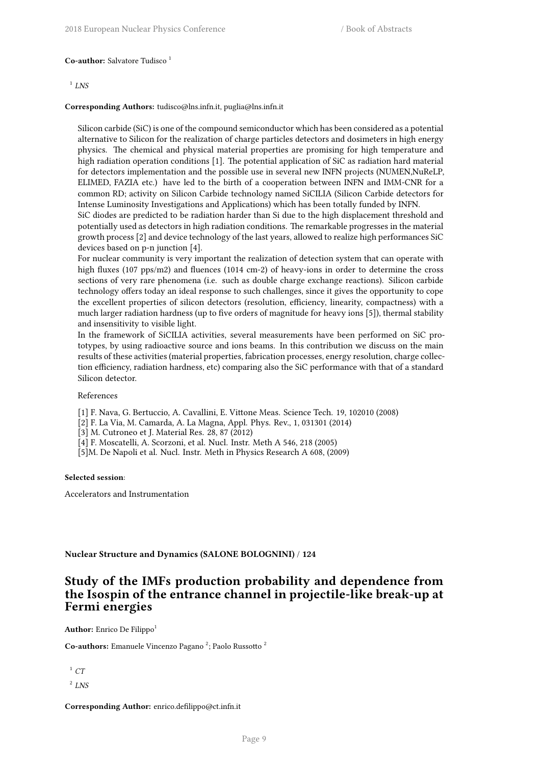**Co-author:** Salvatore Tudisco [1]

[1] *LNS*

**Corresponding Authors:** tudisco@lns.infn.it, puglia@lns.infn.it

Silicon carbide (SiC) is one of the compound semiconductor which has been considered as a potential alternative to Silicon for the realization of charge particles detectors and dosimeters in high energy physics. The chemical and physical material properties are promising for high temperature and high radiation operation conditions [1]. The potential application of SiC as radiation hard material for detectors implementation and the possible use in several new INFN projects (NUMEN,NuReLP, ELIMED, FAZIA etc.) have led to the birth of a cooperation between INFN and IMM-CNR for a common RD; activity on Silicon Carbide technology named SiCILIA (Silicon Carbide detectors for Intense Luminosity Investigations and Applications) which has been totally funded by INFN.
SiC diodes are predicted to be radiation harder than Si due to the high displacement threshold and potentially used as detectors in high radiation conditions. The remarkable progresses in the material growth process [2] and device technology of the last years, allowed to realize high performances SiC devices based on p-n junction [4].
For nuclear community is very important the realization of detection system that can operate with high fluxes (107 pps/m2) and fluences (1014 cm-2) of heavy-ions in order to determine the cross sections of very rare phenomena (i.e. such as double charge exchange reactions). Silicon carbide technology offers today an ideal response to such challenges, since it gives the opportunity to cope the excellent properties of silicon detectors (resolution, efficiency, linearity, compactness) with a much larger radiation hardness (up to five orders of magnitude for heavy ions [5]), thermal stability and insensitivity to visible light.
In the framework of SiCILIA activities, several measurements have been performed on SiC prototypes, by using radioactive source and ions beams. In this contribution we discuss on the main results of these activities (material properties, fabrication processes, energy resolution, charge collection efficiency, radiation hardness, etc) comparing also the SiC performance with that of a standard Silicon detector.

References

[1] F. Nava, G. Bertuccio, A. Cavallini, E. Vittone Meas. Science Tech. 19, 102010 (2008)
[2] F. La Via, M. Camarda, A. La Magna, Appl. Phys. Rev., 1, 031301 (2014)
[3] M. Cutroneo et J. Material Res. 28, 87 (2012)
[4] F. Moscatelli, A. Scorzoni, et al. Nucl. Instr. Meth A 546, 218 (2005)
[5]M. De Napoli et al. Nucl. Instr. Meth in Physics Research A 608, (2009)

**Selected session**:

Accelerators and Instrumentation

**Nuclear Structure and Dynamics (SALONE BOLOGNINI) / 124**

## Study of the IMFs production probability and dependence from the Isospin of the entrance channel in projectile-like break-up at Fermi energies

**Author:** Enrico De Filippo[1]

**Co-authors:** Emanuele Vincenzo Pagano [2]; Paolo Russotto [2]

[1] *CT*

[2] *LNS*

**Corresponding Author:** enrico.defilippo@ct.infn.it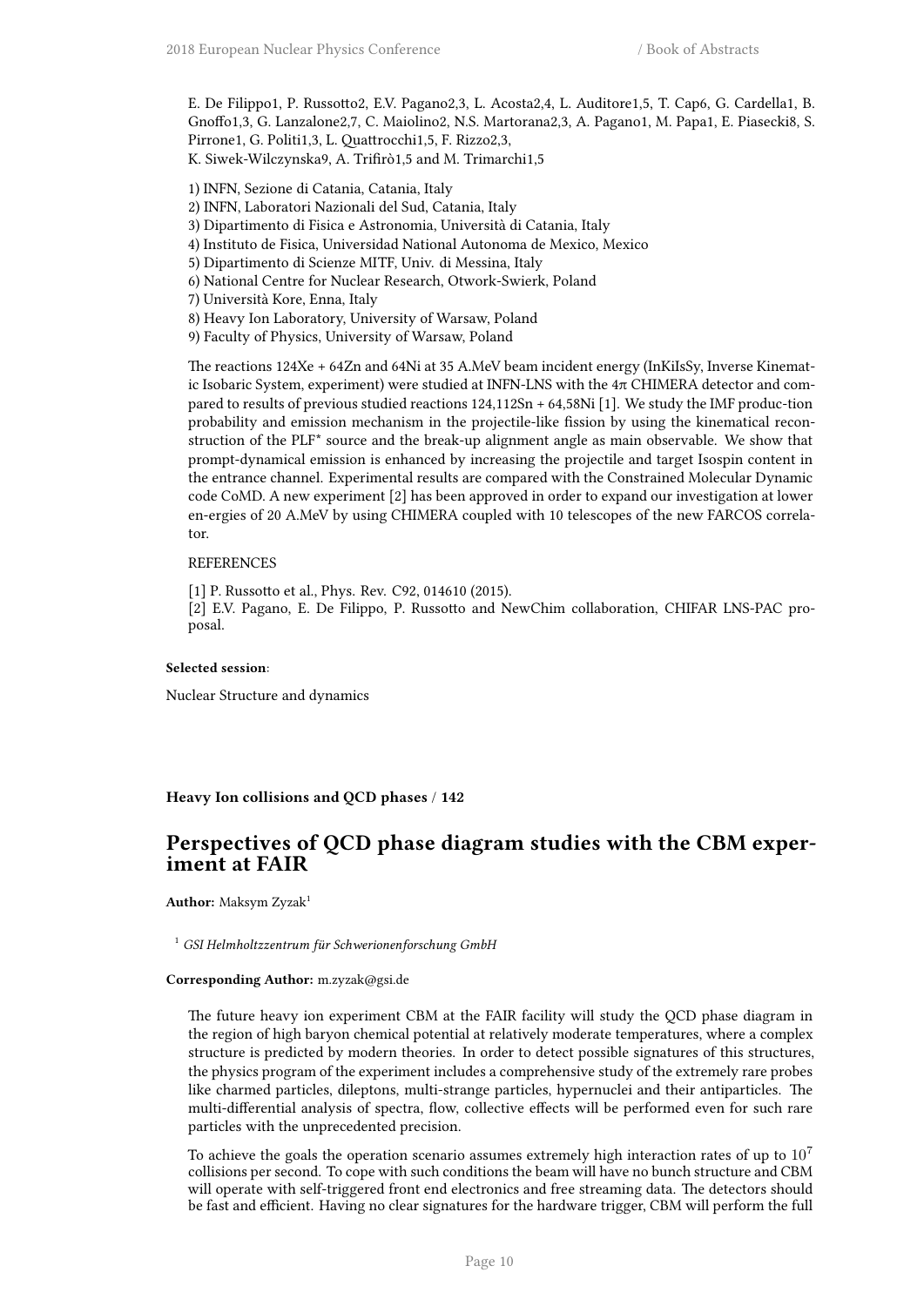E. De Filippo1, P. Russotto2, E.V. Pagano2,3, L. Acosta2,4, L. Auditore1,5, T. Cap6, G. Cardella1, B. Gnoffo1,3, G. Lanzalone2,7, C. Maiolino2, N.S. Martorana2,3, A. Pagano1, M. Papa1, E. Piasecki8, S. Pirrone1, G. Politi1,3, L. Quattrocchi1,5, F. Rizzo2,3,
K. Siwek-Wilczynska9, A. Trifirò1,5 and M. Trimarchi1,5

1) INFN, Sezione di Catania, Catania, Italy
2) INFN, Laboratori Nazionali del Sud, Catania, Italy
3) Dipartimento di Fisica e Astronomia, Università di Catania, Italy
4) Instituto de Fisica, Universidad National Autonoma de Mexico, Mexico
5) Dipartimento di Scienze MITF, Univ. di Messina, Italy
6) National Centre for Nuclear Research, Otwork-Swierk, Poland
7) Università Kore, Enna, Italy
8) Heavy Ion Laboratory, University of Warsaw, Poland
9) Faculty of Physics, University of Warsaw, Poland

The reactions 124Xe + 64Zn and 64Ni at 35 A.MeV beam incident energy (InKiIsSy, Inverse Kinematic Isobaric System, experiment) were studied at INFN-LNS with the 4π CHIMERA detector and compared to results of previous studied reactions 124,112Sn + 64,58Ni [1]. We study the IMF produc-tion probability and emission mechanism in the projectile-like fission by using the kinematical reconstruction of the PLF* source and the break-up alignment angle as main observable. We show that prompt-dynamical emission is enhanced by increasing the projectile and target Isospin content in the entrance channel. Experimental results are compared with the Constrained Molecular Dynamic code CoMD. A new experiment [2] has been approved in order to expand our investigation at lower en-ergies of 20 A.MeV by using CHIMERA coupled with 10 telescopes of the new FARCOS correlator.

REFERENCES

[1] P. Russotto et al., Phys. Rev. C92, 014610 (2015).
[2] E.V. Pagano, E. De Filippo, P. Russotto and NewChim collaboration, CHIFAR LNS-PAC proposal.

**Selected session**:

Nuclear Structure and dynamics

**Heavy Ion collisions and QCD phases / 142**

## Perspectives of QCD phase diagram studies with the CBM experiment at FAIR

**Author:** Maksym Zyzak[1]

[1] *GSI Helmholtzzentrum für Schwerionenforschung GmbH*

**Corresponding Author:** m.zyzak@gsi.de

The future heavy ion experiment CBM at the FAIR facility will study the QCD phase diagram in the region of high baryon chemical potential at relatively moderate temperatures, where a complex structure is predicted by modern theories. In order to detect possible signatures of this structures, the physics program of the experiment includes a comprehensive study of the extremely rare probes like charmed particles, dileptons, multi-strange particles, hypernuclei and their antiparticles. The multi-differential analysis of spectra, flow, collective effects will be performed even for such rare particles with the unprecedented precision.

To achieve the goals the operation scenario assumes extremely high interaction rates of up to $10^7$ collisions per second. To cope with such conditions the beam will have no bunch structure and CBM will operate with self-triggered front end electronics and free streaming data. The detectors should be fast and efficient. Having no clear signatures for the hardware trigger, CBM will perform the full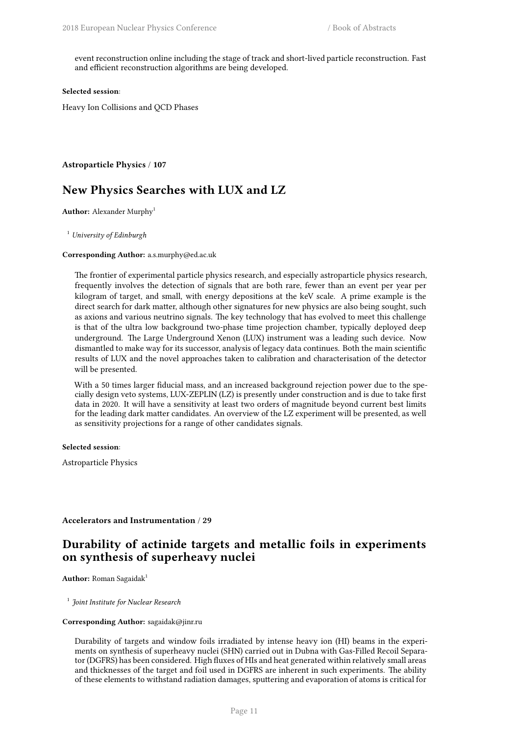event reconstruction online including the stage of track and short-lived particle reconstruction. Fast and efficient reconstruction algorithms are being developed.

**Selected session**:

Heavy Ion Collisions and QCD Phases

**Astroparticle Physics / 107**

## New Physics Searches with LUX and LZ

**Author:** Alexander Murphy[1]

[1] *University of Edinburgh*

**Corresponding Author:** a.s.murphy@ed.ac.uk

The frontier of experimental particle physics research, and especially astroparticle physics research, frequently involves the detection of signals that are both rare, fewer than an event per year per kilogram of target, and small, with energy depositions at the keV scale. A prime example is the direct search for dark matter, although other signatures for new physics are also being sought, such as axions and various neutrino signals. The key technology that has evolved to meet this challenge is that of the ultra low background two-phase time projection chamber, typically deployed deep underground. The Large Underground Xenon (LUX) instrument was a leading such device. Now dismantled to make way for its successor, analysis of legacy data continues. Both the main scientific results of LUX and the novel approaches taken to calibration and characterisation of the detector will be presented.

With a 50 times larger fiducial mass, and an increased background rejection power due to the specially design veto systems, LUX-ZEPLIN (LZ) is presently under construction and is due to take first data in 2020. It will have a sensitivity at least two orders of magnitude beyond current best limits for the leading dark matter candidates. An overview of the LZ experiment will be presented, as well as sensitivity projections for a range of other candidates signals.

**Selected session**:

Astroparticle Physics

**Accelerators and Instrumentation / 29**

## Durability of actinide targets and metallic foils in experiments on synthesis of superheavy nuclei

**Author:** Roman Sagaidak[1]

[1] *Joint Institute for Nuclear Research*

**Corresponding Author:** sagaidak@jinr.ru

Durability of targets and window foils irradiated by intense heavy ion (HI) beams in the experiments on synthesis of superheavy nuclei (SHN) carried out in Dubna with Gas-Filled Recoil Separator (DGFRS) has been considered. High fluxes of HIs and heat generated within relatively small areas and thicknesses of the target and foil used in DGFRS are inherent in such experiments. The ability of these elements to withstand radiation damages, sputtering and evaporation of atoms is critical for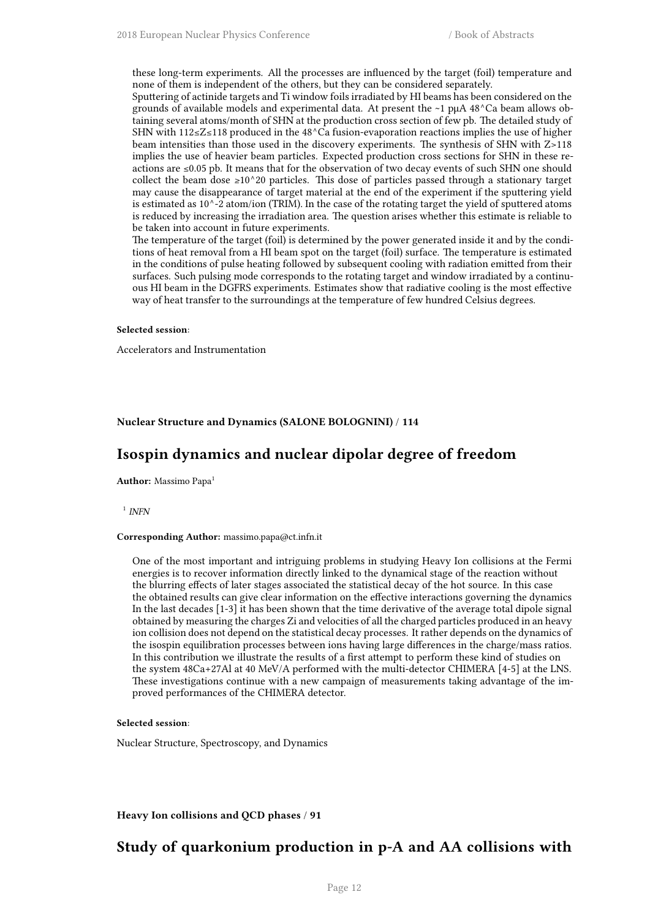these long-term experiments. All the processes are influenced by the target (foil) temperature and none of them is independent of the others, but they can be considered separately.

Sputtering of actinide targets and Ti window foils irradiated by HI beams has been considered on the grounds of available models and experimental data. At present the ~1 pμA $^{48}$Ca beam allows obtaining several atoms/month of SHN at the production cross section of few pb. The detailed study of SHN with $112 \leq Z \leq 118$ produced in the $^{48}$Ca fusion-evaporation reactions implies the use of higher beam intensities than those used in the discovery experiments. The synthesis of SHN with $Z>118$ implies the use of heavier beam particles. Expected production cross sections for SHN in these reactions are ≤0.05 pb. It means that for the observation of two decay events of such SHN one should collect the beam dose $\geq 10^{20}$ particles. This dose of particles passed through a stationary target may cause the disappearance of target material at the end of the experiment if the sputtering yield is estimated as $10^{-2}$ atom/ion (TRIM). In the case of the rotating target the yield of sputtered atoms is reduced by increasing the irradiation area. The question arises whether this estimate is reliable to be taken into account in future experiments.

The temperature of the target (foil) is determined by the power generated inside it and by the conditions of heat removal from a HI beam spot on the target (foil) surface. The temperature is estimated in the conditions of pulse heating followed by subsequent cooling with radiation emitted from their surfaces. Such pulsing mode corresponds to the rotating target and window irradiated by a continuous HI beam in the DGFRS experiments. Estimates show that radiative cooling is the most effective way of heat transfer to the surroundings at the temperature of few hundred Celsius degrees.

**Selected session**:

Accelerators and Instrumentation

**Nuclear Structure and Dynamics (SALONE BOLOGNINI) / 114**

## Isospin dynamics and nuclear dipolar degree of freedom

**Author:** Massimo Papa[1]

[1] *INFN*

**Corresponding Author:** massimo.papa@ct.infn.it

One of the most important and intriguing problems in studying Heavy Ion collisions at the Fermi energies is to recover information directly linked to the dynamical stage of the reaction without the blurring effects of later stages associated the statistical decay of the hot source. In this case the obtained results can give clear information on the effective interactions governing the dynamics In the last decades [1-3] it has been shown that the time derivative of the average total dipole signal obtained by measuring the charges Zi and velocities of all the charged particles produced in an heavy ion collision does not depend on the statistical decay processes. It rather depends on the dynamics of the isospin equilibration processes between ions having large differences in the charge/mass ratios. In this contribution we illustrate the results of a first attempt to perform these kind of studies on the system 48Ca+27Al at 40 MeV/A performed with the multi-detector CHIMERA [4-5] at the LNS. These investigations continue with a new campaign of measurements taking advantage of the improved performances of the CHIMERA detector.

**Selected session**:

Nuclear Structure, Spectroscopy, and Dynamics

**Heavy Ion collisions and QCD phases / 91**

## Study of quarkonium production in p-A and AA collisions with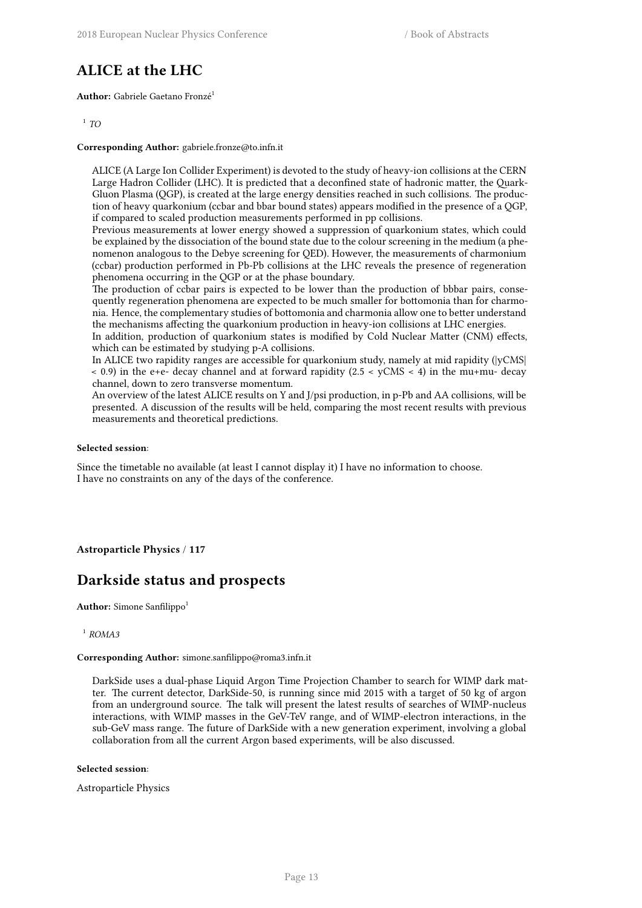## ALICE at the LHC

**Author:** Gabriele Gaetano Fronzé[1]

[1] *TO*

**Corresponding Author:** gabriele.fronze@to.infn.it

ALICE (A Large Ion Collider Experiment) is devoted to the study of heavy-ion collisions at the CERN Large Hadron Collider (LHC). It is predicted that a deconfined state of hadronic matter, the Quark-Gluon Plasma (QGP), is created at the large energy densities reached in such collisions. The production of heavy quarkonium (ccbar and bbar bound states) appears modified in the presence of a QGP, if compared to scaled production measurements performed in pp collisions.
Previous measurements at lower energy showed a suppression of quarkonium states, which could be explained by the dissociation of the bound state due to the colour screening in the medium (a phenomenon analogous to the Debye screening for QED). However, the measurements of charmonium (ccbar) production performed in Pb-Pb collisions at the LHC reveals the presence of regeneration phenomena occurring in the QGP or at the phase boundary.
The production of ccbar pairs is expected to be lower than the production of bbbar pairs, consequently regeneration phenomena are expected to be much smaller for bottomonia than for charmonia. Hence, the complementary studies of bottomonia and charmonia allow one to better understand the mechanisms affecting the quarkonium production in heavy-ion collisions at LHC energies.
In addition, production of quarkonium states is modified by Cold Nuclear Matter (CNM) effects, which can be estimated by studying p-A collisions.
In ALICE two rapidity ranges are accessible for quarkonium study, namely at mid rapidity (|yCMS| < 0.9) in the e+e- decay channel and at forward rapidity (2.5 < yCMS < 4) in the mu+mu- decay channel, down to zero transverse momentum.
An overview of the latest ALICE results on Y and J/psi production, in p-Pb and AA collisions, will be presented. A discussion of the results will be held, comparing the most recent results with previous measurements and theoretical predictions.

**Selected session**:

Since the timetable no available (at least I cannot display it) I have no information to choose.
I have no constraints on any of the days of the conference.

**Astroparticle Physics** / **117**

## Darkside status and prospects

**Author:** Simone Sanfilippo[1]

[1] *ROMA3*

**Corresponding Author:** simone.sanfilippo@roma3.infn.it

DarkSide uses a dual-phase Liquid Argon Time Projection Chamber to search for WIMP dark matter. The current detector, DarkSide-50, is running since mid 2015 with a target of 50 kg of argon from an underground source. The talk will present the latest results of searches of WIMP-nucleus interactions, with WIMP masses in the GeV-TeV range, and of WIMP-electron interactions, in the sub-GeV mass range. The future of DarkSide with a new generation experiment, involving a global collaboration from all the current Argon based experiments, will be also discussed.

**Selected session**:

Astroparticle Physics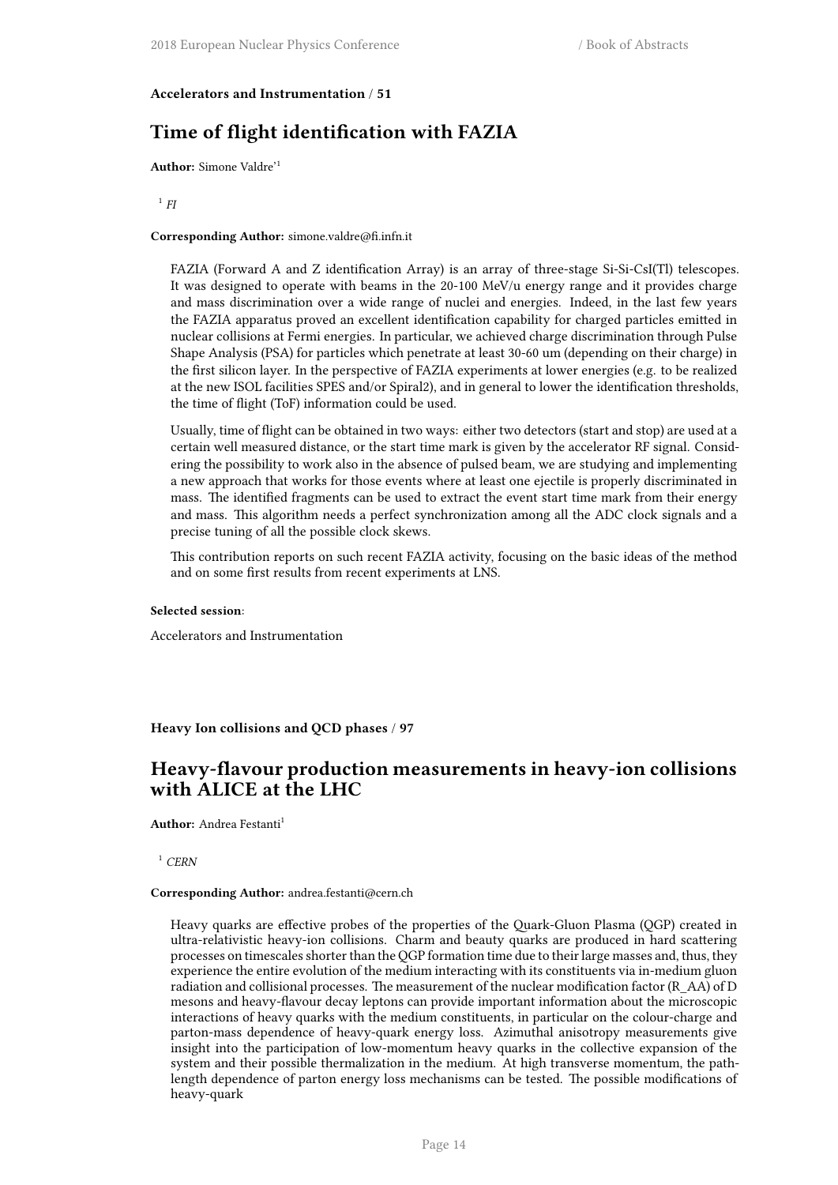**Accelerators and Instrumentation / 51**

## Time of flight identification with FAZIA

**Author:** Simone Valdre'[1]

[1] *FI*

**Corresponding Author:** simone.valdre@fi.infn.it

FAZIA (Forward A and Z identification Array) is an array of three-stage Si-Si-CsI(Tl) telescopes. It was designed to operate with beams in the 20-100 MeV/u energy range and it provides charge and mass discrimination over a wide range of nuclei and energies. Indeed, in the last few years the FAZIA apparatus proved an excellent identification capability for charged particles emitted in nuclear collisions at Fermi energies. In particular, we achieved charge discrimination through Pulse Shape Analysis (PSA) for particles which penetrate at least 30-60 um (depending on their charge) in the first silicon layer. In the perspective of FAZIA experiments at lower energies (e.g. to be realized at the new ISOL facilities SPES and/or Spiral2), and in general to lower the identification thresholds, the time of flight (ToF) information could be used.

Usually, time of flight can be obtained in two ways: either two detectors (start and stop) are used at a certain well measured distance, or the start time mark is given by the accelerator RF signal. Considering the possibility to work also in the absence of pulsed beam, we are studying and implementing a new approach that works for those events where at least one ejectile is properly discriminated in mass. The identified fragments can be used to extract the event start time mark from their energy and mass. This algorithm needs a perfect synchronization among all the ADC clock signals and a precise tuning of all the possible clock skews.

This contribution reports on such recent FAZIA activity, focusing on the basic ideas of the method and on some first results from recent experiments at LNS.

**Selected session**:

Accelerators and Instrumentation

**Heavy Ion collisions and QCD phases / 97**

## Heavy-flavour production measurements in heavy-ion collisions with ALICE at the LHC

**Author:** Andrea Festanti[1]

[1] *CERN*

**Corresponding Author:** andrea.festanti@cern.ch

Heavy quarks are effective probes of the properties of the Quark-Gluon Plasma (QGP) created in ultra-relativistic heavy-ion collisions. Charm and beauty quarks are produced in hard scattering processes on timescales shorter than the QGP formation time due to their large masses and, thus, they experience the entire evolution of the medium interacting with its constituents via in-medium gluon radiation and collisional processes. The measurement of the nuclear modification factor (R_AA) of D mesons and heavy-flavour decay leptons can provide important information about the microscopic interactions of heavy quarks with the medium constituents, in particular on the colour-charge and parton-mass dependence of heavy-quark energy loss. Azimuthal anisotropy measurements give insight into the participation of low-momentum heavy quarks in the collective expansion of the system and their possible thermalization in the medium. At high transverse momentum, the path-length dependence of parton energy loss mechanisms can be tested. The possible modifications of heavy-quark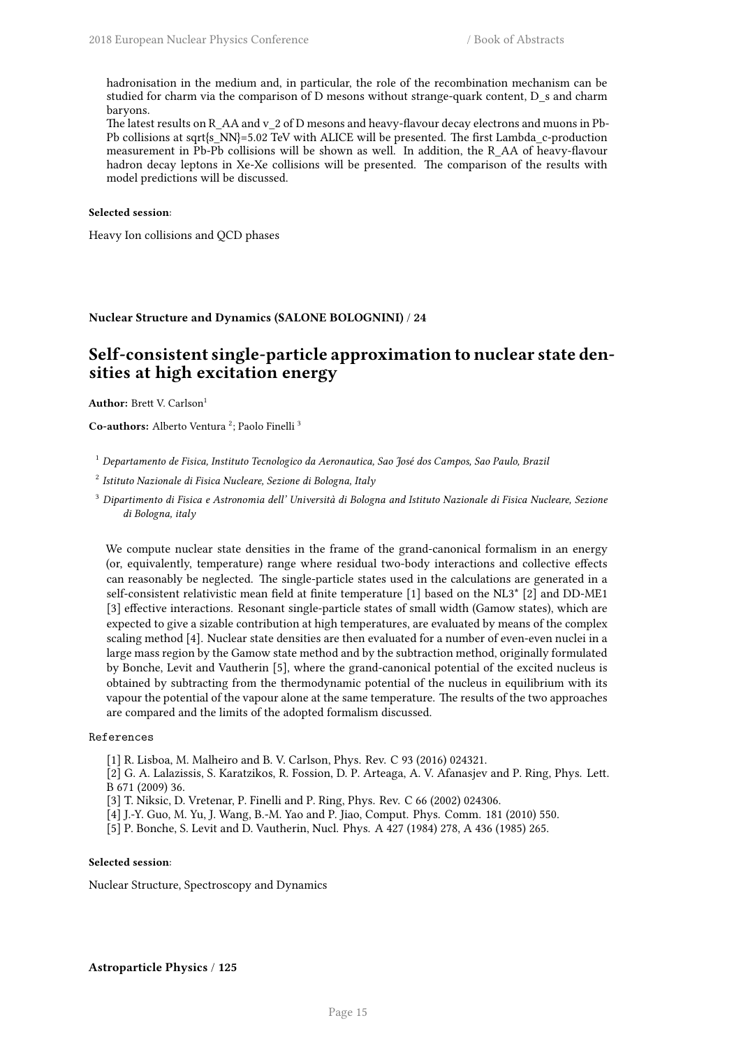hadronisation in the medium and, in particular, the role of the recombination mechanism can be studied for charm via the comparison of D mesons without strange-quark content, D_s and charm baryons.

The latest results on R_AA and v_2 of D mesons and heavy-flavour decay electrons and muons in Pb-Pb collisions at sqrt{s_NN}=5.02 TeV with ALICE will be presented. The first Lambda_c-production measurement in Pb-Pb collisions will be shown as well. In addition, the R_AA of heavy-flavour hadron decay leptons in Xe-Xe collisions will be presented. The comparison of the results with model predictions will be discussed.

**Selected session**:

Heavy Ion collisions and QCD phases

**Nuclear Structure and Dynamics (SALONE BOLOGNINI) / 24**

## Self-consistent single-particle approximation to nuclear state densities at high excitation energy

**Author:** Brett V. Carlson[1]

**Co-authors:** Alberto Ventura [2]; Paolo Finelli [3]

[1] *Departamento de Fisica, Instituto Tecnologico da Aeronautica, Sao José dos Campos, Sao Paulo, Brazil*

[2] *Istituto Nazionale di Fisica Nucleare, Sezione di Bologna, Italy*

[3] *Dipartimento di Fisica e Astronomia dell' Università di Bologna and Istituto Nazionale di Fisica Nucleare, Sezione di Bologna, italy*

We compute nuclear state densities in the frame of the grand-canonical formalism in an energy (or, equivalently, temperature) range where residual two-body interactions and collective effects can reasonably be neglected. The single-particle states used in the calculations are generated in a self-consistent relativistic mean field at finite temperature [1] based on the NL3* [2] and DD-ME1 [3] effective interactions. Resonant single-particle states of small width (Gamow states), which are expected to give a sizable contribution at high temperatures, are evaluated by means of the complex scaling method [4]. Nuclear state densities are then evaluated for a number of even-even nuclei in a large mass region by the Gamow state method and by the subtraction method, originally formulated by Bonche, Levit and Vautherin [5], where the grand-canonical potential of the excited nucleus is obtained by subtracting from the thermodynamic potential of the nucleus in equilibrium with its vapour the potential of the vapour alone at the same temperature. The results of the two approaches are compared and the limits of the adopted formalism discussed.

References

[1] R. Lisboa, M. Malheiro and B. V. Carlson, Phys. Rev. C 93 (2016) 024321.
[2] G. A. Lalazissis, S. Karatzikos, R. Fossion, D. P. Arteaga, A. V. Afanasjev and P. Ring, Phys. Lett. B 671 (2009) 36.
[3] T. Niksic, D. Vretenar, P. Finelli and P. Ring, Phys. Rev. C 66 (2002) 024306.
[4] J.-Y. Guo, M. Yu, J. Wang, B.-M. Yao and P. Jiao, Comput. Phys. Comm. 181 (2010) 550.
[5] P. Bonche, S. Levit and D. Vautherin, Nucl. Phys. A 427 (1984) 278, A 436 (1985) 265.

**Selected session**:

Nuclear Structure, Spectroscopy and Dynamics

**Astroparticle Physics / 125**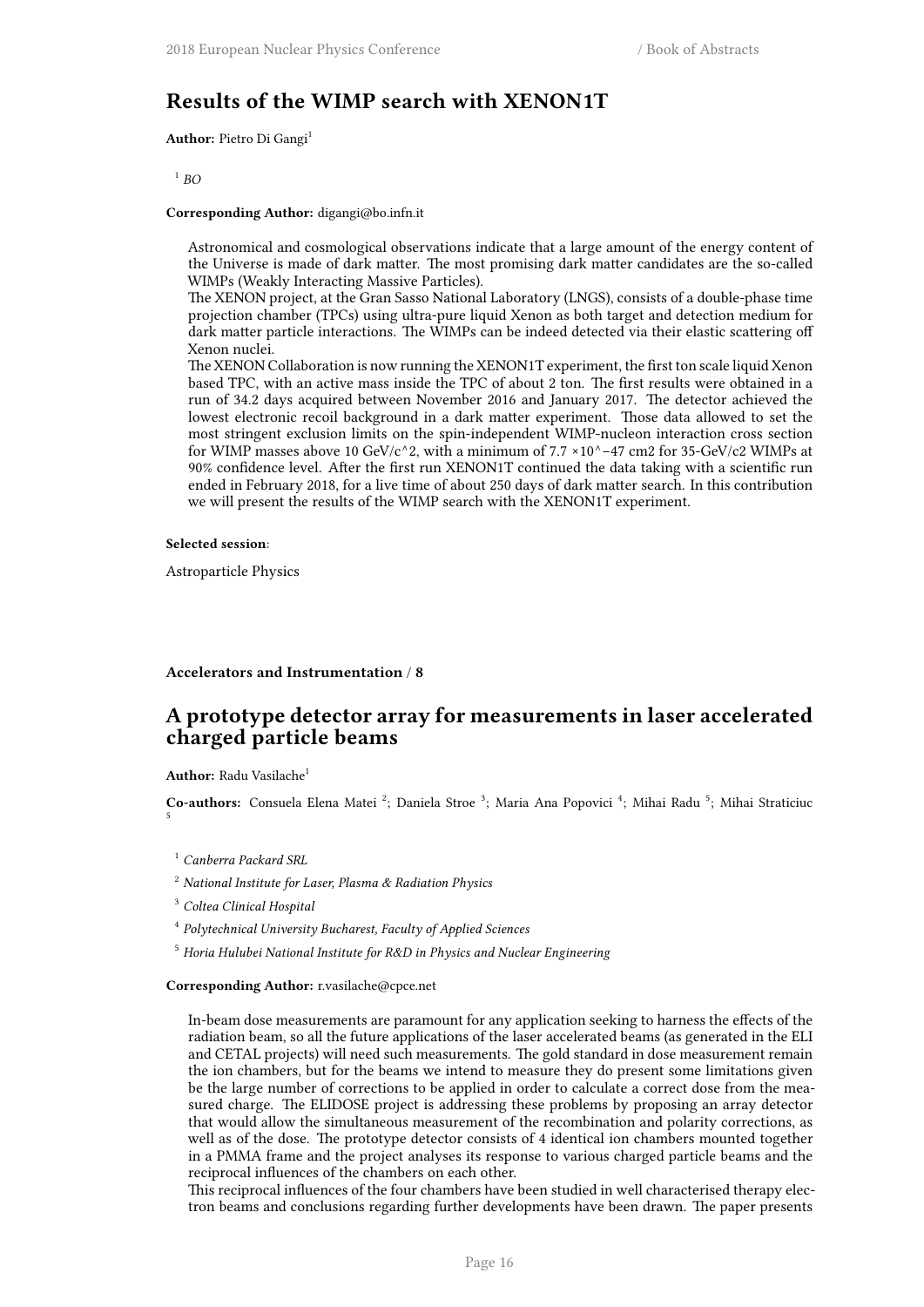## Results of the WIMP search with XENON1T

**Author:** Pietro Di Gangi[1]

[1] *BO*

**Corresponding Author:** digangi@bo.infn.it

Astronomical and cosmological observations indicate that a large amount of the energy content of the Universe is made of dark matter. The most promising dark matter candidates are the so-called WIMPs (Weakly Interacting Massive Particles).
The XENON project, at the Gran Sasso National Laboratory (LNGS), consists of a double-phase time projection chamber (TPCs) using ultra-pure liquid Xenon as both target and detection medium for dark matter particle interactions. The WIMPs can be indeed detected via their elastic scattering off Xenon nuclei.
The XENON Collaboration is now running the XENON1T experiment, the first ton scale liquid Xenon based TPC, with an active mass inside the TPC of about 2 ton. The first results were obtained in a run of 34.2 days acquired between November 2016 and January 2017. The detector achieved the lowest electronic recoil background in a dark matter experiment. Those data allowed to set the most stringent exclusion limits on the spin-independent WIMP-nucleon interaction cross section for WIMP masses above 10 GeV/c^2, with a minimum of 7.7 ×10^−47 cm2 for 35-GeV/c2 WIMPs at 90% confidence level. After the first run XENON1T continued the data taking with a scientific run ended in February 2018, for a live time of about 250 days of dark matter search. In this contribution we will present the results of the WIMP search with the XENON1T experiment.

**Selected session**:

Astroparticle Physics

**Accelerators and Instrumentation / 8**

## A prototype detector array for measurements in laser accelerated charged particle beams

**Author:** Radu Vasilache[1]

**Co-authors:** Consuela Elena Matei [2]; Daniela Stroe [3]; Maria Ana Popovici [4]; Mihai Radu [5]; Mihai Straticiuc [5]

[1] *Canberra Packard SRL*

[2] *National Institute for Laser, Plasma & Radiation Physics*

[3] *Coltea Clinical Hospital*

[4] *Polytechnical University Bucharest, Faculty of Applied Sciences*

[5] *Horia Hulubei National Institute for R&D in Physics and Nuclear Engineering*

**Corresponding Author:** r.vasilache@cpce.net

In-beam dose measurements are paramount for any application seeking to harness the effects of the radiation beam, so all the future applications of the laser accelerated beams (as generated in the ELI and CETAL projects) will need such measurements. The gold standard in dose measurement remain the ion chambers, but for the beams we intend to measure they do present some limitations given be the large number of corrections to be applied in order to calculate a correct dose from the measured charge. The ELIDOSE project is addressing these problems by proposing an array detector that would allow the simultaneous measurement of the recombination and polarity corrections, as well as of the dose. The prototype detector consists of 4 identical ion chambers mounted together in a PMMA frame and the project analyses its response to various charged particle beams and the reciprocal influences of the chambers on each other.
This reciprocal influences of the four chambers have been studied in well characterised therapy electron beams and conclusions regarding further developments have been drawn. The paper presents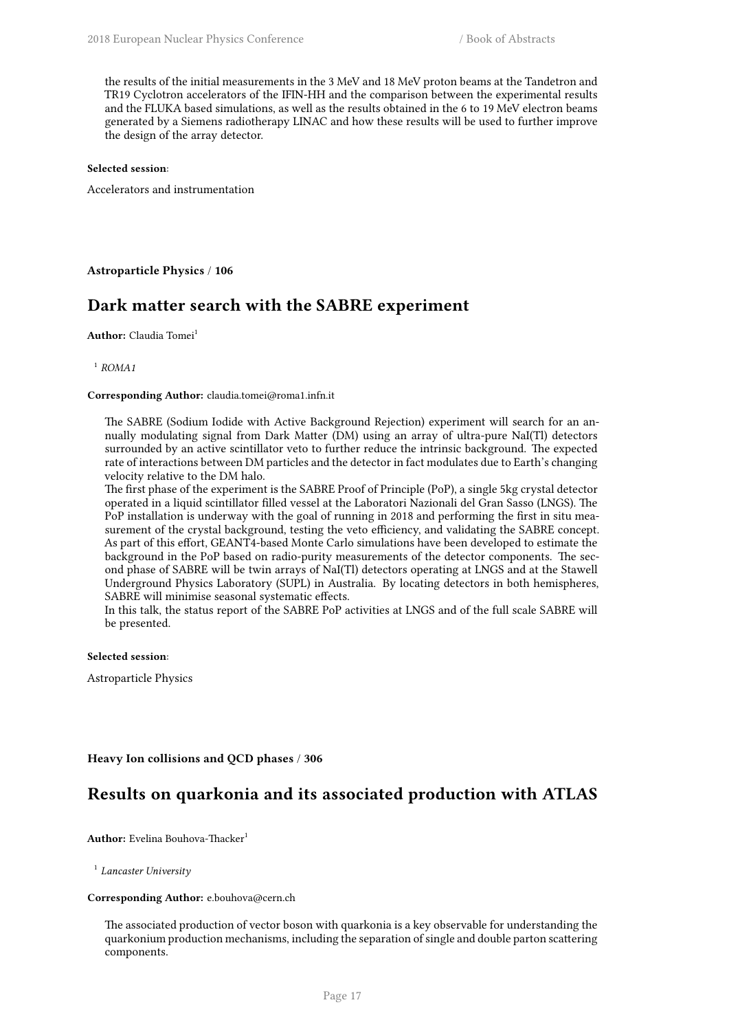the results of the initial measurements in the 3 MeV and 18 MeV proton beams at the Tandetron and TR19 Cyclotron accelerators of the IFIN-HH and the comparison between the experimental results and the FLUKA based simulations, as well as the results obtained in the 6 to 19 MeV electron beams generated by a Siemens radiotherapy LINAC and how these results will be used to further improve the design of the array detector.

**Selected session**:

Accelerators and instrumentation

**Astroparticle Physics / 106**

## Dark matter search with the SABRE experiment

**Author:** Claudia Tomei[1]

[1] *ROMA1*

**Corresponding Author:** claudia.tomei@roma1.infn.it

The SABRE (Sodium Iodide with Active Background Rejection) experiment will search for an annually modulating signal from Dark Matter (DM) using an array of ultra-pure NaI(Tl) detectors surrounded by an active scintillator veto to further reduce the intrinsic background. The expected rate of interactions between DM particles and the detector in fact modulates due to Earth's changing velocity relative to the DM halo.

The first phase of the experiment is the SABRE Proof of Principle (PoP), a single 5kg crystal detector operated in a liquid scintillator filled vessel at the Laboratori Nazionali del Gran Sasso (LNGS). The PoP installation is underway with the goal of running in 2018 and performing the first in situ measurement of the crystal background, testing the veto efficiency, and validating the SABRE concept. As part of this effort, GEANT4-based Monte Carlo simulations have been developed to estimate the background in the PoP based on radio-purity measurements of the detector components. The second phase of SABRE will be twin arrays of NaI(Tl) detectors operating at LNGS and at the Stawell Underground Physics Laboratory (SUPL) in Australia. By locating detectors in both hemispheres, SABRE will minimise seasonal systematic effects.

In this talk, the status report of the SABRE PoP activities at LNGS and of the full scale SABRE will be presented.

**Selected session**:

Astroparticle Physics

**Heavy Ion collisions and QCD phases / 306**

## Results on quarkonia and its associated production with ATLAS

**Author:** Evelina Bouhova-Thacker[1]

[1] *Lancaster University*

**Corresponding Author:** e.bouhova@cern.ch

The associated production of vector boson with quarkonia is a key observable for understanding the quarkonium production mechanisms, including the separation of single and double parton scattering components.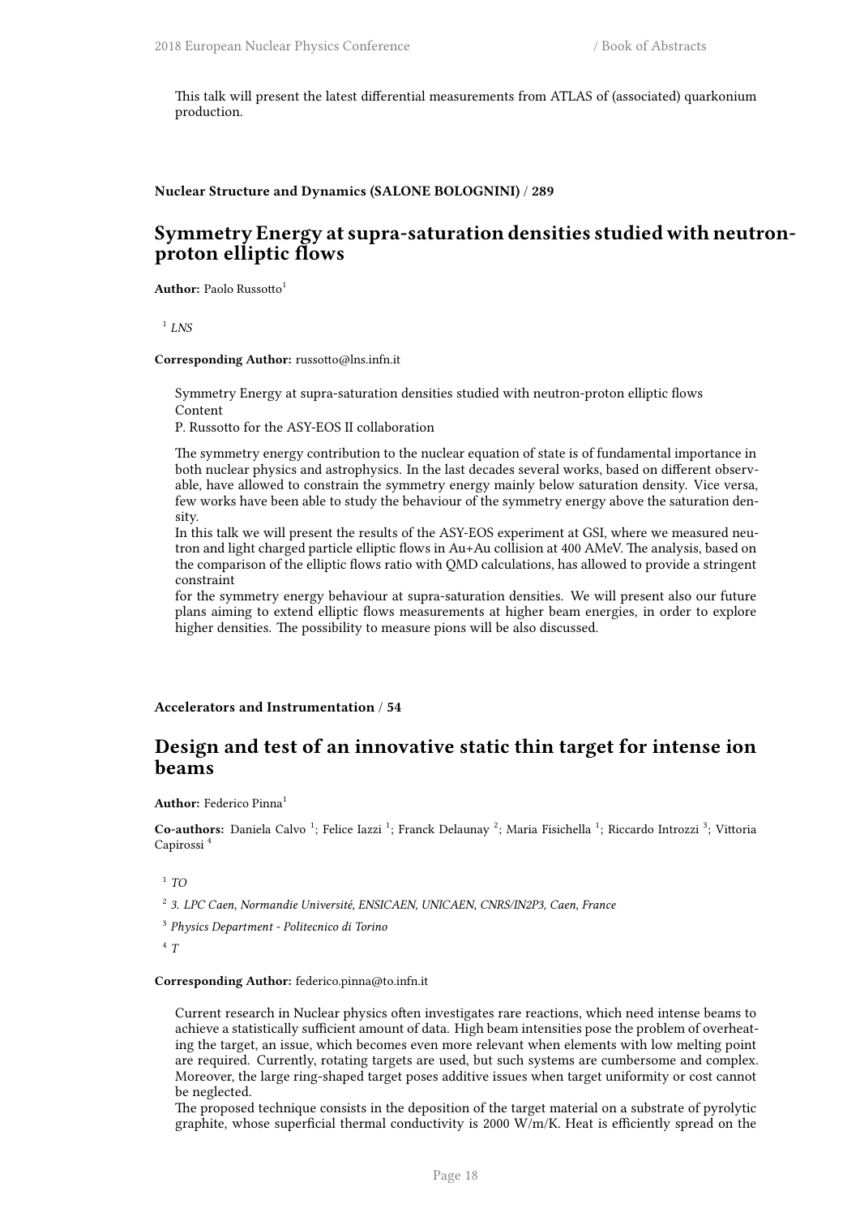This talk will present the latest differential measurements from ATLAS of (associated) quarkonium production.

**Nuclear Structure and Dynamics (SALONE BOLOGNINI) / 289**

## Symmetry Energy at supra-saturation densities studied with neutron-proton elliptic flows

**Author:** Paolo Russotto[1]

[1] *LNS*

**Corresponding Author:** russotto@lns.infn.it

Symmetry Energy at supra-saturation densities studied with neutron-proton elliptic flows
Content
P. Russotto for the ASY-EOS II collaboration

The symmetry energy contribution to the nuclear equation of state is of fundamental importance in both nuclear physics and astrophysics. In the last decades several works, based on different observable, have allowed to constrain the symmetry energy mainly below saturation density. Vice versa, few works have been able to study the behaviour of the symmetry energy above the saturation density.
In this talk we will present the results of the ASY-EOS experiment at GSI, where we measured neutron and light charged particle elliptic flows in Au+Au collision at 400 AMeV. The analysis, based on the comparison of the elliptic flows ratio with QMD calculations, has allowed to provide a stringent constraint
for the symmetry energy behaviour at supra-saturation densities. We will present also our future plans aiming to extend elliptic flows measurements at higher beam energies, in order to explore higher densities. The possibility to measure pions will be also discussed.

**Accelerators and Instrumentation / 54**

## Design and test of an innovative static thin target for intense ion beams

**Author:** Federico Pinna[1]

**Co-authors:** Daniela Calvo [1]; Felice Iazzi [1]; Franck Delaunay [2]; Maria Fisichella [1]; Riccardo Introzzi [3]; Vittoria Capirossi [4]

[1] *TO*

[2] *3. LPC Caen, Normandie Université, ENSICAEN, UNICAEN, CNRS/IN2P3, Caen, France*

[3] *Physics Department - Politecnico di Torino*

[4] *T*

**Corresponding Author:** federico.pinna@to.infn.it

Current research in Nuclear physics often investigates rare reactions, which need intense beams to achieve a statistically sufficient amount of data. High beam intensities pose the problem of overheating the target, an issue, which becomes even more relevant when elements with low melting point are required. Currently, rotating targets are used, but such systems are cumbersome and complex. Moreover, the large ring-shaped target poses additive issues when target uniformity or cost cannot be neglected.
The proposed technique consists in the deposition of the target material on a substrate of pyrolytic graphite, whose superficial thermal conductivity is 2000 W/m/K. Heat is efficiently spread on the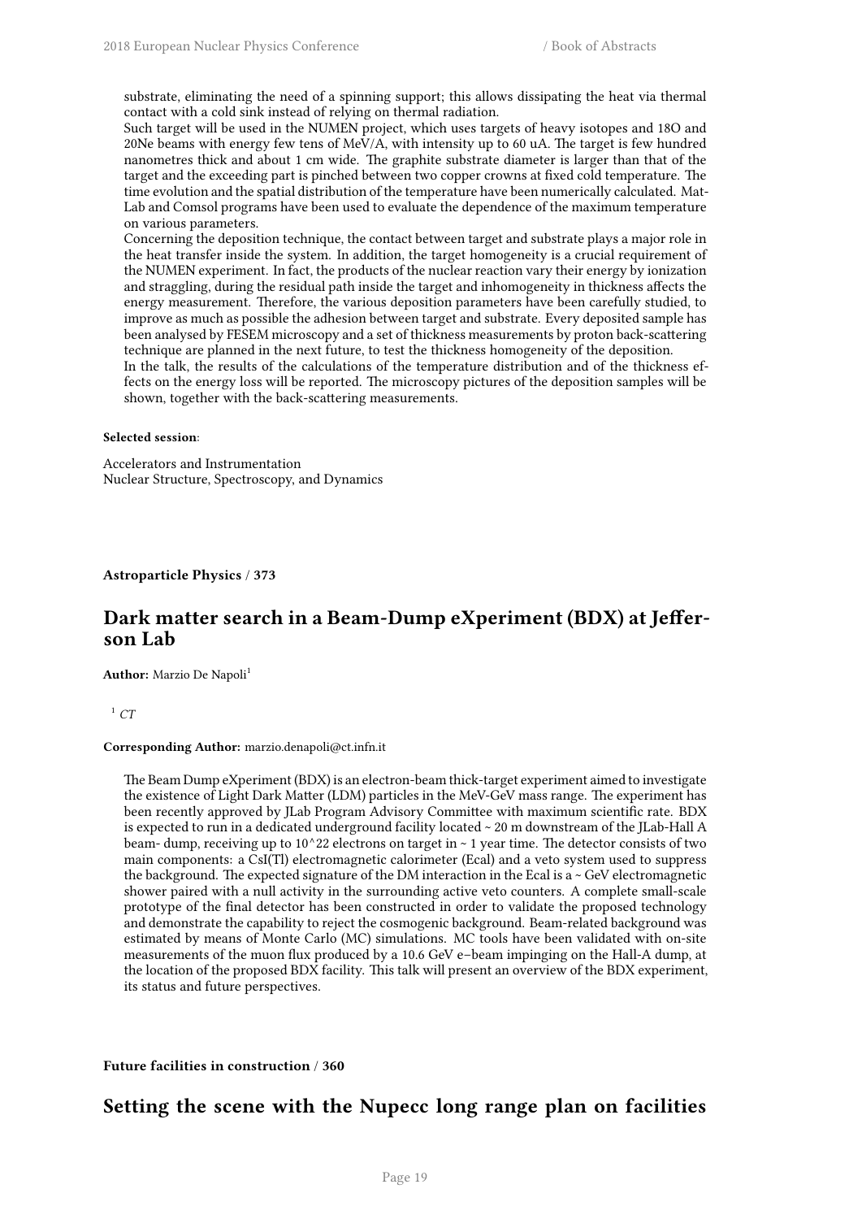substrate, eliminating the need of a spinning support; this allows dissipating the heat via thermal contact with a cold sink instead of relying on thermal radiation.
Such target will be used in the NUMEN project, which uses targets of heavy isotopes and 18O and 20Ne beams with energy few tens of MeV/A, with intensity up to 60 uA. The target is few hundred nanometres thick and about 1 cm wide. The graphite substrate diameter is larger than that of the target and the exceeding part is pinched between two copper crowns at fixed cold temperature. The time evolution and the spatial distribution of the temperature have been numerically calculated. MatLab and Comsol programs have been used to evaluate the dependence of the maximum temperature on various parameters.
Concerning the deposition technique, the contact between target and substrate plays a major role in the heat transfer inside the system. In addition, the target homogeneity is a crucial requirement of the NUMEN experiment. In fact, the products of the nuclear reaction vary their energy by ionization and straggling, during the residual path inside the target and inhomogeneity in thickness affects the energy measurement. Therefore, the various deposition parameters have been carefully studied, to improve as much as possible the adhesion between target and substrate. Every deposited sample has been analysed by FESEM microscopy and a set of thickness measurements by proton back-scattering technique are planned in the next future, to test the thickness homogeneity of the deposition.
In the talk, the results of the calculations of the temperature distribution and of the thickness effects on the energy loss will be reported. The microscopy pictures of the deposition samples will be shown, together with the back-scattering measurements.

**Selected session**:

Accelerators and Instrumentation
Nuclear Structure, Spectroscopy, and Dynamics

**Astroparticle Physics / 373**

## Dark matter search in a Beam-Dump eXperiment (BDX) at Jefferson Lab

**Author:** Marzio De Napoli[1]

[1] *CT*

**Corresponding Author:** marzio.denapoli@ct.infn.it

The Beam Dump eXperiment (BDX) is an electron-beam thick-target experiment aimed to investigate the existence of Light Dark Matter (LDM) particles in the MeV-GeV mass range. The experiment has been recently approved by JLab Program Advisory Committee with maximum scientific rate. BDX is expected to run in a dedicated underground facility located ~ 20 m downstream of the JLab-Hall A beam- dump, receiving up to 10^22 electrons on target in ~ 1 year time. The detector consists of two main components: a CsI(Tl) electromagnetic calorimeter (Ecal) and a veto system used to suppress the background. The expected signature of the DM interaction in the Ecal is a ~ GeV electromagnetic shower paired with a null activity in the surrounding active veto counters. A complete small-scale prototype of the final detector has been constructed in order to validate the proposed technology and demonstrate the capability to reject the cosmogenic background. Beam-related background was estimated by means of Monte Carlo (MC) simulations. MC tools have been validated with on-site measurements of the muon flux produced by a 10.6 GeV e−beam impinging on the Hall-A dump, at the location of the proposed BDX facility. This talk will present an overview of the BDX experiment, its status and future perspectives.

**Future facilities in construction / 360**

## Setting the scene with the Nupecc long range plan on facilities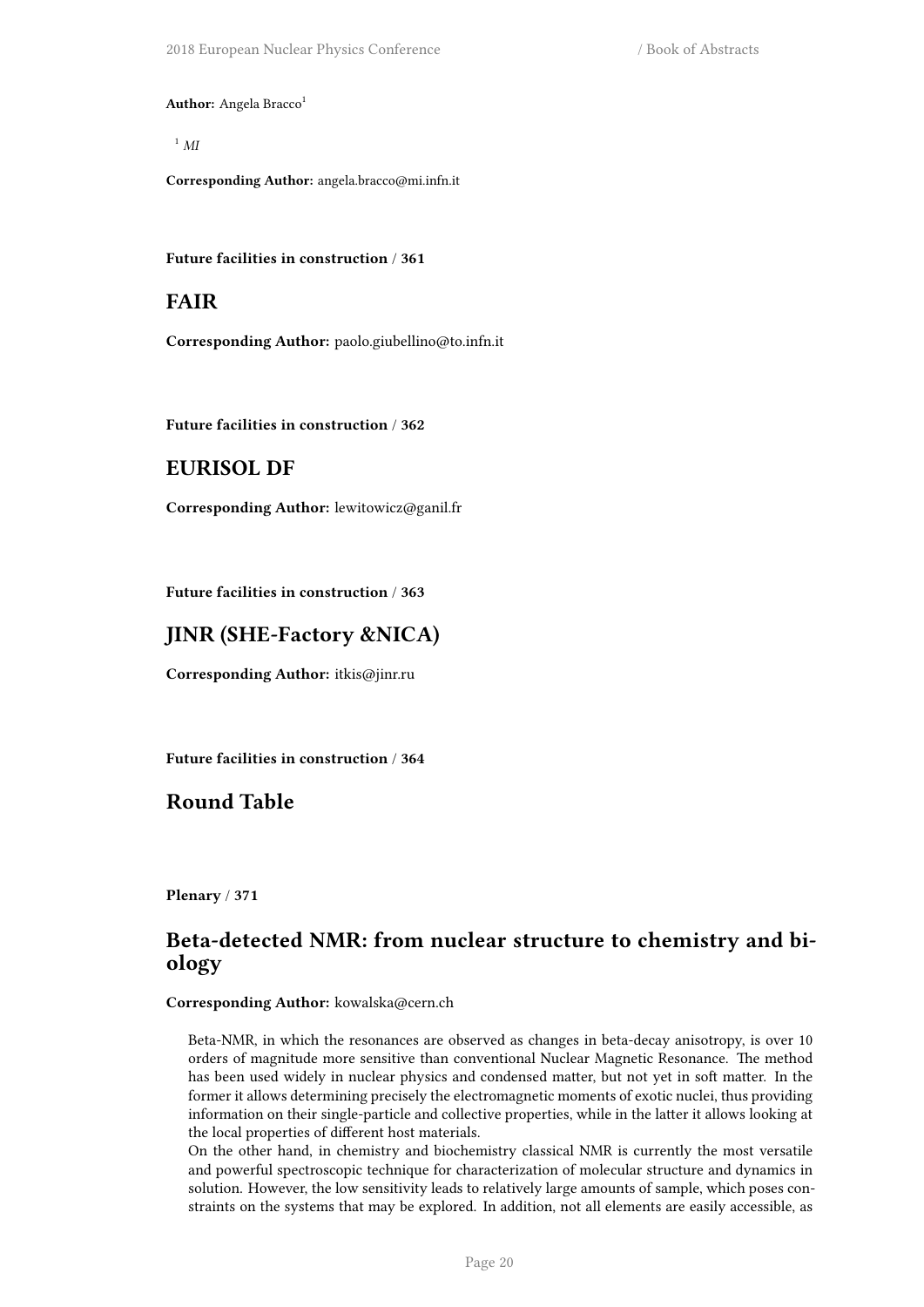**Author:** Angela Bracco[1]

[1] *MI*

**Corresponding Author:** angela.bracco@mi.infn.it

**Future facilities in construction / 361**

## FAIR

**Corresponding Author:** paolo.giubellino@to.infn.it

**Future facilities in construction / 362**

## EURISOL DF

**Corresponding Author:** lewitowicz@ganil.fr

**Future facilities in construction / 363**

## JINR (SHE-Factory &NICA)

**Corresponding Author:** itkis@jinr.ru

**Future facilities in construction / 364**

## Round Table

**Plenary / 371**

## Beta-detected NMR: from nuclear structure to chemistry and biology

**Corresponding Author:** kowalska@cern.ch

Beta-NMR, in which the resonances are observed as changes in beta-decay anisotropy, is over 10 orders of magnitude more sensitive than conventional Nuclear Magnetic Resonance. The method has been used widely in nuclear physics and condensed matter, but not yet in soft matter. In the former it allows determining precisely the electromagnetic moments of exotic nuclei, thus providing information on their single-particle and collective properties, while in the latter it allows looking at the local properties of different host materials.
On the other hand, in chemistry and biochemistry classical NMR is currently the most versatile and powerful spectroscopic technique for characterization of molecular structure and dynamics in solution. However, the low sensitivity leads to relatively large amounts of sample, which poses constraints on the systems that may be explored. In addition, not all elements are easily accessible, as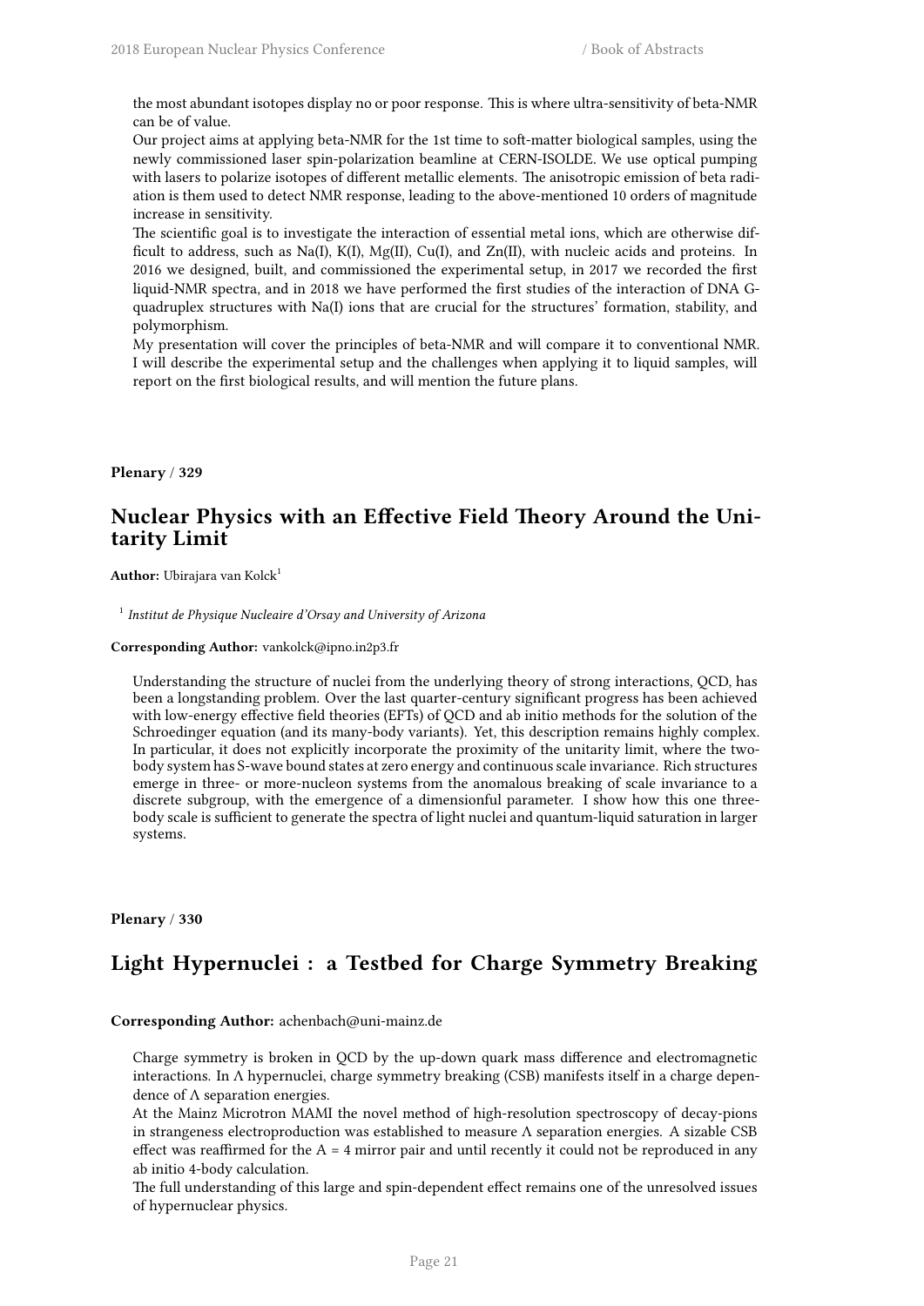the most abundant isotopes display no or poor response. This is where ultra-sensitivity of beta-NMR can be of value.

Our project aims at applying beta-NMR for the 1st time to soft-matter biological samples, using the newly commissioned laser spin-polarization beamline at CERN-ISOLDE. We use optical pumping with lasers to polarize isotopes of different metallic elements. The anisotropic emission of beta radiation is them used to detect NMR response, leading to the above-mentioned 10 orders of magnitude increase in sensitivity.

The scientific goal is to investigate the interaction of essential metal ions, which are otherwise difficult to address, such as Na(I), K(I), Mg(II), Cu(I), and Zn(II), with nucleic acids and proteins. In 2016 we designed, built, and commissioned the experimental setup, in 2017 we recorded the first liquid-NMR spectra, and in 2018 we have performed the first studies of the interaction of DNA G-quadruplex structures with Na(I) ions that are crucial for the structures' formation, stability, and polymorphism.

My presentation will cover the principles of beta-NMR and will compare it to conventional NMR. I will describe the experimental setup and the challenges when applying it to liquid samples, will report on the first biological results, and will mention the future plans.

**Plenary** / **329**

## Nuclear Physics with an Effective Field Theory Around the Unitarity Limit

**Author:** Ubirajara van Kolck[1]

[1] *Institut de Physique Nucleaire d'Orsay and University of Arizona*

**Corresponding Author:** vankolck@ipno.in2p3.fr

Understanding the structure of nuclei from the underlying theory of strong interactions, QCD, has been a longstanding problem. Over the last quarter-century significant progress has been achieved with low-energy effective field theories (EFTs) of QCD and ab initio methods for the solution of the Schroedinger equation (and its many-body variants). Yet, this description remains highly complex. In particular, it does not explicitly incorporate the proximity of the unitarity limit, where the two-body system has S-wave bound states at zero energy and continuous scale invariance. Rich structures emerge in three- or more-nucleon systems from the anomalous breaking of scale invariance to a discrete subgroup, with the emergence of a dimensionful parameter. I show how this one three-body scale is sufficient to generate the spectra of light nuclei and quantum-liquid saturation in larger systems.

**Plenary** / **330**

## Light Hypernuclei : a Testbed for Charge Symmetry Breaking

**Corresponding Author:** achenbach@uni-mainz.de

Charge symmetry is broken in QCD by the up-down quark mass difference and electromagnetic interactions. In $\Lambda$ hypernuclei, charge symmetry breaking (CSB) manifests itself in a charge dependence of $\Lambda$ separation energies.

At the Mainz Microtron MAMI the novel method of high-resolution spectroscopy of decay-pions in strangeness electroproduction was established to measure $\Lambda$ separation energies. A sizable CSB effect was reaffirmed for the $A = 4$ mirror pair and until recently it could not be reproduced in any ab initio 4-body calculation.

The full understanding of this large and spin-dependent effect remains one of the unresolved issues of hypernuclear physics.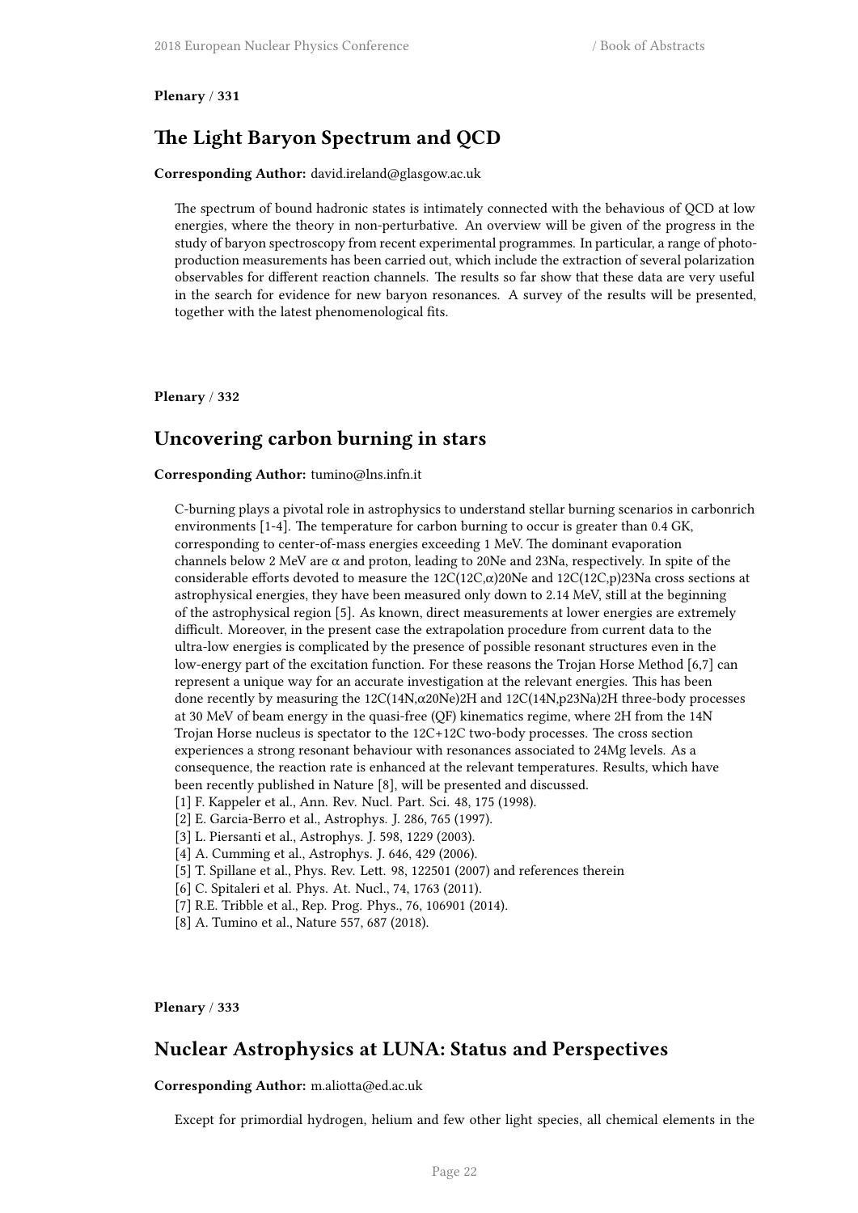**Plenary / 331**

## The Light Baryon Spectrum and QCD

**Corresponding Author:** david.ireland@glasgow.ac.uk

The spectrum of bound hadronic states is intimately connected with the behaviour of QCD at low energies, where the theory in non-perturbative. An overview will be given of the progress in the study of baryon spectroscopy from recent experimental programmes. In particular, a range of photo-production measurements has been carried out, which include the extraction of several polarization observables for different reaction channels. The results so far show that these data are very useful in the search for evidence for new baryon resonances. A survey of the results will be presented, together with the latest phenomenological fits.

**Plenary / 332**

## Uncovering carbon burning in stars

**Corresponding Author:** tumino@lns.infn.it

C-burning plays a pivotal role in astrophysics to understand stellar burning scenarios in carbonrich environments [1-4]. The temperature for carbon burning to occur is greater than 0.4 GK, corresponding to center-of-mass energies exceeding 1 MeV. The dominant evaporation channels below 2 MeV are $\alpha$ and proton, leading to 20Ne and 23Na, respectively. In spite of the considerable efforts devoted to measure the 12C(12C,$\alpha$)20Ne and 12C(12C,p)23Na cross sections at astrophysical energies, they have been measured only down to 2.14 MeV, still at the beginning of the astrophysical region [5]. As known, direct measurements at lower energies are extremely difficult. Moreover, in the present case the extrapolation procedure from current data to the ultra-low energies is complicated by the presence of possible resonant structures even in the low-energy part of the excitation function. For these reasons the Trojan Horse Method [6,7] can represent a unique way for an accurate investigation at the relevant energies. This has been done recently by measuring the 12C(14N,$\alpha$20Ne)2H and 12C(14N,p23Na)2H three-body processes at 30 MeV of beam energy in the quasi-free (QF) kinematics regime, where 2H from the 14N Trojan Horse nucleus is spectator to the 12C+12C two-body processes. The cross section experiences a strong resonant behaviour with resonances associated to 24Mg levels. As a consequence, the reaction rate is enhanced at the relevant temperatures. Results, which have been recently published in Nature [8], will be presented and discussed.

[1] F. Kappeler et al., Ann. Rev. Nucl. Part. Sci. 48, 175 (1998).
[2] E. Garcia-Berro et al., Astrophys. J. 286, 765 (1997).
[3] L. Piersanti et al., Astrophys. J. 598, 1229 (2003).
[4] A. Cumming et al., Astrophys. J. 646, 429 (2006).
[5] T. Spillane et al., Phys. Rev. Lett. 98, 122501 (2007) and references therein
[6] C. Spitaleri et al. Phys. At. Nucl., 74, 1763 (2011).
[7] R.E. Tribble et al., Rep. Prog. Phys., 76, 106901 (2014).
[8] A. Tumino et al., Nature 557, 687 (2018).

**Plenary / 333**

## Nuclear Astrophysics at LUNA: Status and Perspectives

**Corresponding Author:** m.aliotta@ed.ac.uk

Except for primordial hydrogen, helium and few other light species, all chemical elements in the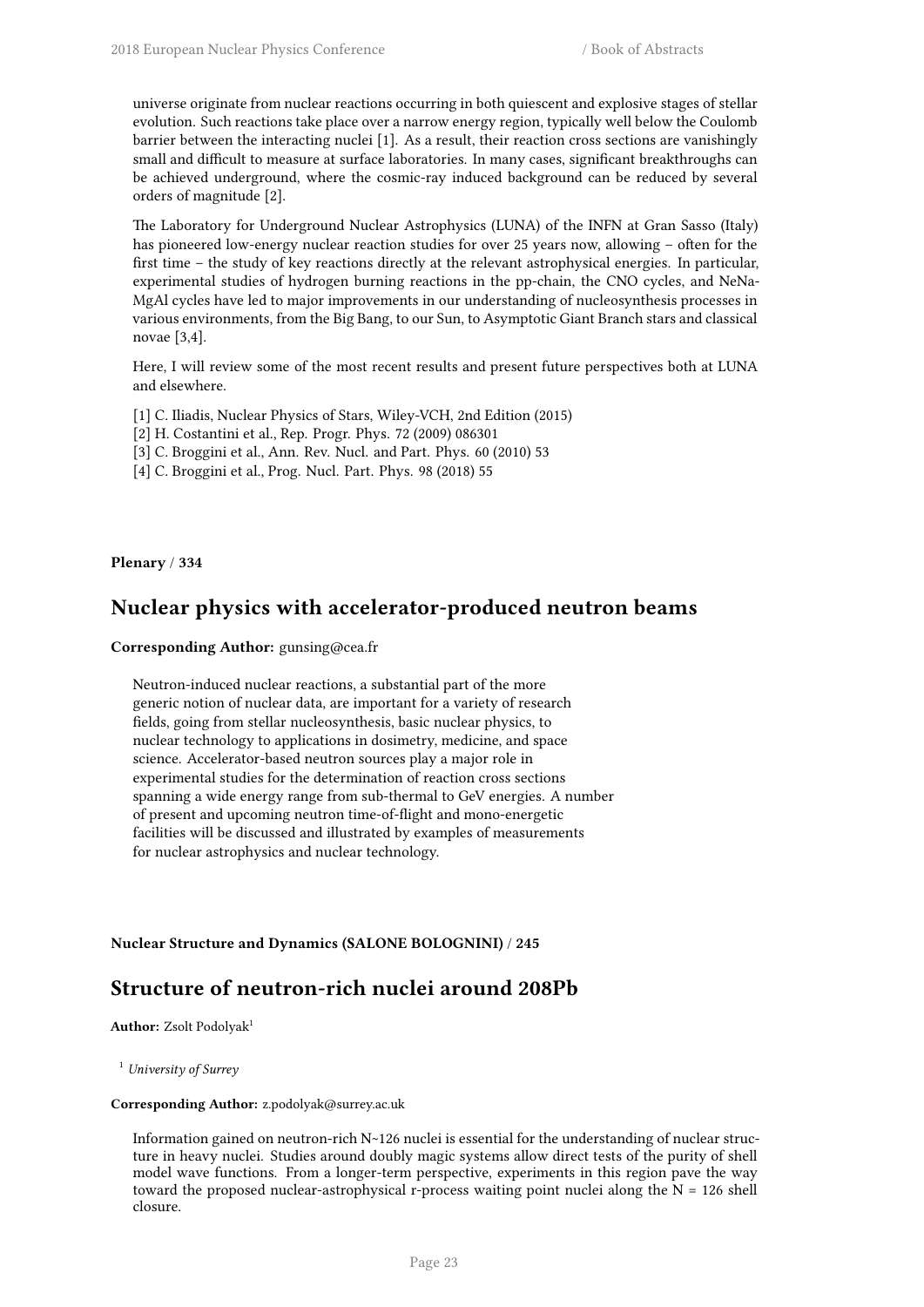universe originate from nuclear reactions occurring in both quiescent and explosive stages of stellar evolution. Such reactions take place over a narrow energy region, typically well below the Coulomb barrier between the interacting nuclei [1]. As a result, their reaction cross sections are vanishingly small and difficult to measure at surface laboratories. In many cases, significant breakthroughs can be achieved underground, where the cosmic-ray induced background can be reduced by several orders of magnitude [2].

The Laboratory for Underground Nuclear Astrophysics (LUNA) of the INFN at Gran Sasso (Italy) has pioneered low-energy nuclear reaction studies for over 25 years now, allowing – often for the first time – the study of key reactions directly at the relevant astrophysical energies. In particular, experimental studies of hydrogen burning reactions in the pp-chain, the CNO cycles, and NeNa-MgAl cycles have led to major improvements in our understanding of nucleosynthesis processes in various environments, from the Big Bang, to our Sun, to Asymptotic Giant Branch stars and classical novae [3,4].

Here, I will review some of the most recent results and present future perspectives both at LUNA and elsewhere.

[1] C. Iliadis, Nuclear Physics of Stars, Wiley-VCH, 2nd Edition (2015)
[2] H. Costantini et al., Rep. Progr. Phys. 72 (2009) 086301
[3] C. Broggini et al., Ann. Rev. Nucl. and Part. Phys. 60 (2010) 53
[4] C. Broggini et al., Prog. Nucl. Part. Phys. 98 (2018) 55

**Plenary / 334**

## Nuclear physics with accelerator-produced neutron beams

**Corresponding Author:** gunsing@cea.fr

Neutron-induced nuclear reactions, a substantial part of the more generic notion of nuclear data, are important for a variety of research fields, going from stellar nucleosynthesis, basic nuclear physics, to nuclear technology to applications in dosimetry, medicine, and space science. Accelerator-based neutron sources play a major role in experimental studies for the determination of reaction cross sections spanning a wide energy range from sub-thermal to GeV energies. A number of present and upcoming neutron time-of-flight and mono-energetic facilities will be discussed and illustrated by examples of measurements for nuclear astrophysics and nuclear technology.

**Nuclear Structure and Dynamics (SALONE BOLOGNINI) / 245**

## Structure of neutron-rich nuclei around 208Pb

**Author:** Zsolt Podolyak[1]

[1] *University of Surrey*

**Corresponding Author:** z.podolyak@surrey.ac.uk

Information gained on neutron-rich N~126 nuclei is essential for the understanding of nuclear structure in heavy nuclei. Studies around doubly magic systems allow direct tests of the purity of shell model wave functions. From a longer-term perspective, experiments in this region pave the way toward the proposed nuclear-astrophysical r-process waiting point nuclei along the N = 126 shell closure.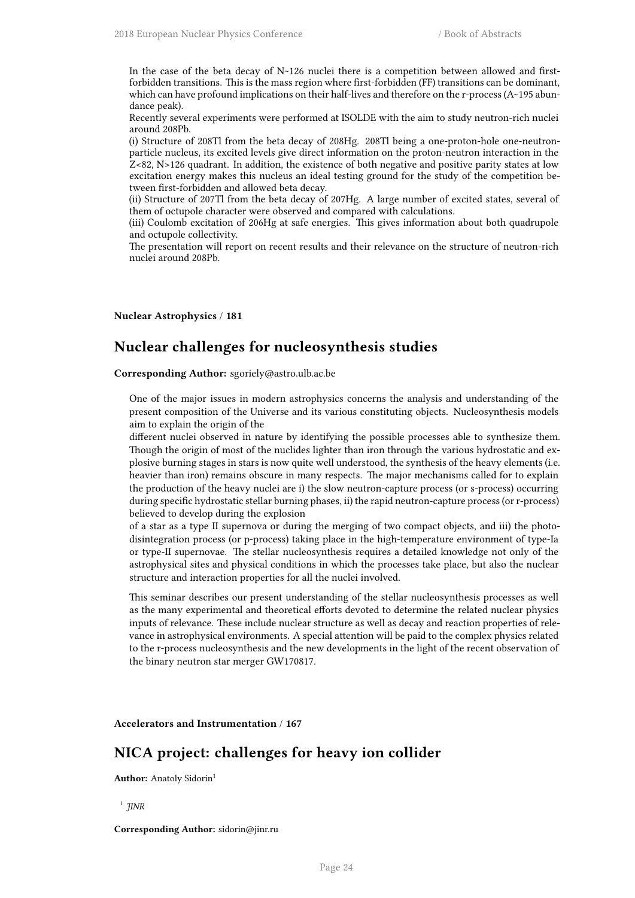In the case of the beta decay of N~126 nuclei there is a competition between allowed and first-forbidden transitions. This is the mass region where first-forbidden (FF) transitions can be dominant, which can have profound implications on their half-lives and therefore on the r-process (A~195 abundance peak).
Recently several experiments were performed at ISOLDE with the aim to study neutron-rich nuclei around 208Pb.
(i) Structure of 208Tl from the beta decay of 208Hg. 208Tl being a one-proton-hole one-neutron-particle nucleus, its excited levels give direct information on the proton-neutron interaction in the Z<82, N>126 quadrant. In addition, the existence of both negative and positive parity states at low excitation energy makes this nucleus an ideal testing ground for the study of the competition between first-forbidden and allowed beta decay.
(ii) Structure of 207Tl from the beta decay of 207Hg. A large number of excited states, several of them of octupole character were observed and compared with calculations.
(iii) Coulomb excitation of 206Hg at safe energies. This gives information about both quadrupole and octupole collectivity.
The presentation will report on recent results and their relevance on the structure of neutron-rich nuclei around 208Pb.

**Nuclear Astrophysics / 181**

## Nuclear challenges for nucleosynthesis studies

**Corresponding Author:** sgoriely@astro.ulb.ac.be

One of the major issues in modern astrophysics concerns the analysis and understanding of the present composition of the Universe and its various constituting objects. Nucleosynthesis models aim to explain the origin of the
different nuclei observed in nature by identifying the possible processes able to synthesize them. Though the origin of most of the nuclides lighter than iron through the various hydrostatic and explosive burning stages in stars is now quite well understood, the synthesis of the heavy elements (i.e. heavier than iron) remains obscure in many respects. The major mechanisms called for to explain the production of the heavy nuclei are i) the slow neutron-capture process (or s-process) occurring during specific hydrostatic stellar burning phases, ii) the rapid neutron-capture process (or r-process) believed to develop during the explosion
of a star as a type II supernova or during the merging of two compact objects, and iii) the photodisintegration process (or p-process) taking place in the high-temperature environment of type-Ia or type-II supernovae. The stellar nucleosynthesis requires a detailed knowledge not only of the astrophysical sites and physical conditions in which the processes take place, but also the nuclear structure and interaction properties for all the nuclei involved.

This seminar describes our present understanding of the stellar nucleosynthesis processes as well as the many experimental and theoretical efforts devoted to determine the related nuclear physics inputs of relevance. These include nuclear structure as well as decay and reaction properties of relevance in astrophysical environments. A special attention will be paid to the complex physics related to the r-process nucleosynthesis and the new developments in the light of the recent observation of the binary neutron star merger GW170817.

**Accelerators and Instrumentation / 167**

## NICA project: challenges for heavy ion collider

**Author:** Anatoly Sidorin[1]

[1] *JINR*

**Corresponding Author:** sidorin@jinr.ru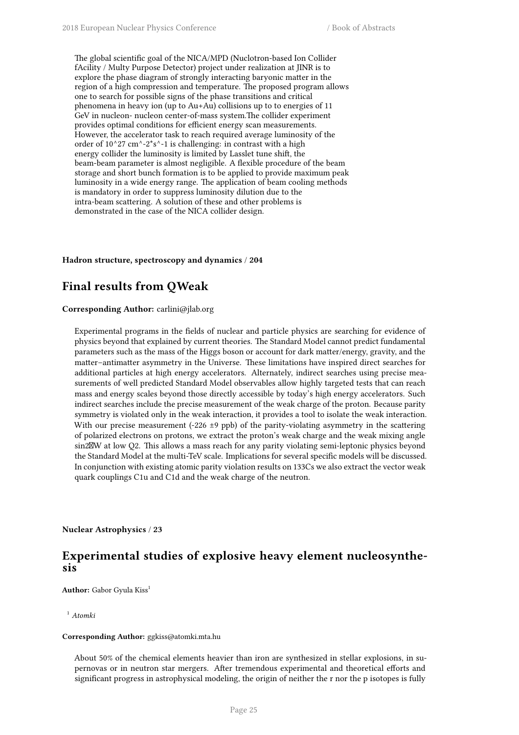The global scientific goal of the NICA/MPD (Nuclotron-based Ion Collider fAcility / Multy Purpose Detector) project under realization at JINR is to explore the phase diagram of strongly interacting baryonic matter in the region of a high compression and temperature. The proposed program allows one to search for possible signs of the phase transitions and critical phenomena in heavy ion (up to Au+Au) collisions up to to energies of 11 GeV in nucleon- nucleon center-of-mass system.The collider experiment provides optimal conditions for efficient energy scan measurements. However, the accelerator task to reach required average luminosity of the order of 10^27 cm^-2*s^-1 is challenging: in contrast with a high energy collider the luminosity is limited by Lasslet tune shift, the beam-beam parameter is almost negligible. A flexible procedure of the beam storage and short bunch formation is to be applied to provide maximum peak luminosity in a wide energy range. The application of beam cooling methods is mandatory in order to suppress luminosity dilution due to the intra-beam scattering. A solution of these and other problems is demonstrated in the case of the NICA collider design.

**Hadron structure, spectroscopy and dynamics / 204**

## Final results from QWeak

**Corresponding Author:** carlini@jlab.org

Experimental programs in the fields of nuclear and particle physics are searching for evidence of physics beyond that explained by current theories. The Standard Model cannot predict fundamental parameters such as the mass of the Higgs boson or account for dark matter/energy, gravity, and the matter–antimatter asymmetry in the Universe. These limitations have inspired direct searches for additional particles at high energy accelerators. Alternately, indirect searches using precise measurements of well predicted Standard Model observables allow highly targeted tests that can reach mass and energy scales beyond those directly accessible by today's high energy accelerators. Such indirect searches include the precise measurement of the weak charge of the proton. Because parity symmetry is violated only in the weak interaction, it provides a tool to isolate the weak interaction. With our precise measurement (-226 ±9 ppb) of the parity-violating asymmetry in the scattering of polarized electrons on protons, we extract the proton's weak charge and the weak mixing angle sin2�W at low Q2. This allows a mass reach for any parity violating semi-leptonic physics beyond the Standard Model at the multi-TeV scale. Implications for several specific models will be discussed. In conjunction with existing atomic parity violation results on 133Cs we also extract the vector weak quark couplings C1u and C1d and the weak charge of the neutron.

**Nuclear Astrophysics / 23**

## Experimental studies of explosive heavy element nucleosynthesis

**Author:** Gabor Gyula Kiss[1]

[1] *Atomki*

**Corresponding Author:** ggkiss@atomki.mta.hu

About 50% of the chemical elements heavier than iron are synthesized in stellar explosions, in supernovas or in neutron star mergers. After tremendous experimental and theoretical efforts and significant progress in astrophysical modeling, the origin of neither the r nor the p isotopes is fully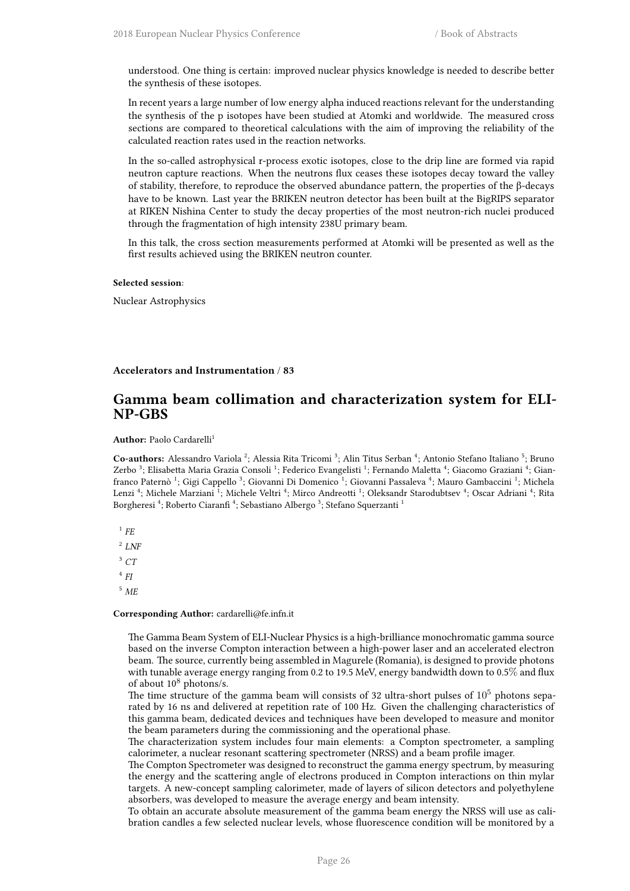understood. One thing is certain: improved nuclear physics knowledge is needed to describe better the synthesis of these isotopes.

In recent years a large number of low energy alpha induced reactions relevant for the understanding the synthesis of the p isotopes have been studied at Atomki and worldwide. The measured cross sections are compared to theoretical calculations with the aim of improving the reliability of the calculated reaction rates used in the reaction networks.

In the so-called astrophysical r-process exotic isotopes, close to the drip line are formed via rapid neutron capture reactions. When the neutrons flux ceases these isotopes decay toward the valley of stability, therefore, to reproduce the observed abundance pattern, the properties of the β-decays have to be known. Last year the BRIKEN neutron detector has been built at the BigRIPS separator at RIKEN Nishina Center to study the decay properties of the most neutron-rich nuclei produced through the fragmentation of high intensity 238U primary beam.

In this talk, the cross section measurements performed at Atomki will be presented as well as the first results achieved using the BRIKEN neutron counter.

**Selected session**:

Nuclear Astrophysics

**Accelerators and Instrumentation / 83**

## Gamma beam collimation and characterization system for ELI-NP-GBS

**Author:** Paolo Cardarelli[1]

**Co-authors:** Alessandro Variola [2]; Alessia Rita Tricomi [3]; Alin Titus Serban [4]; Antonio Stefano Italiano [5]; Bruno Zerbo [3]; Elisabetta Maria Grazia Consoli [1]; Federico Evangelisti [1]; Fernando Maletta [4]; Giacomo Graziani [4]; Gianfranco Paternò [1]; Gigi Cappello [3]; Giovanni Di Domenico [1]; Giovanni Passaleva [4]; Mauro Gambaccini [1]; Michela Lenzi [4]; Michele Marziani [1]; Michele Veltri [4]; Mirco Andreotti [1]; Oleksandr Starodubtsev [4]; Oscar Adriani [4]; Rita Borgheresi [4]; Roberto Ciaranfi [4]; Sebastiano Albergo [3]; Stefano Squerzanti [1]

[1] *FE*

[2] *LNF*

[3] *CT*

[4] *FI*

[5] *ME*

**Corresponding Author:** cardarelli@fe.infn.it

The Gamma Beam System of ELI-Nuclear Physics is a high-brilliance monochromatic gamma source based on the inverse Compton interaction between a high-power laser and an accelerated electron beam. The source, currently being assembled in Magurele (Romania), is designed to provide photons with tunable average energy ranging from 0.2 to 19.5 MeV, energy bandwidth down to 0.5% and flux of about $10^8$ photons/s.
The time structure of the gamma beam will consists of 32 ultra-short pulses of $10^5$ photons separated by 16 ns and delivered at repetition rate of 100 Hz. Given the challenging characteristics of this gamma beam, dedicated devices and techniques have been developed to measure and monitor the beam parameters during the commissioning and the operational phase.
The characterization system includes four main elements: a Compton spectrometer, a sampling calorimeter, a nuclear resonant scattering spectrometer (NRSS) and a beam profile imager.
The Compton Spectrometer was designed to reconstruct the gamma energy spectrum, by measuring the energy and the scattering angle of electrons produced in Compton interactions on thin mylar targets. A new-concept sampling calorimeter, made of layers of silicon detectors and polyethylene absorbers, was developed to measure the average energy and beam intensity.
To obtain an accurate absolute measurement of the gamma beam energy the NRSS will use as calibration candles a few selected nuclear levels, whose fluorescence condition will be monitored by a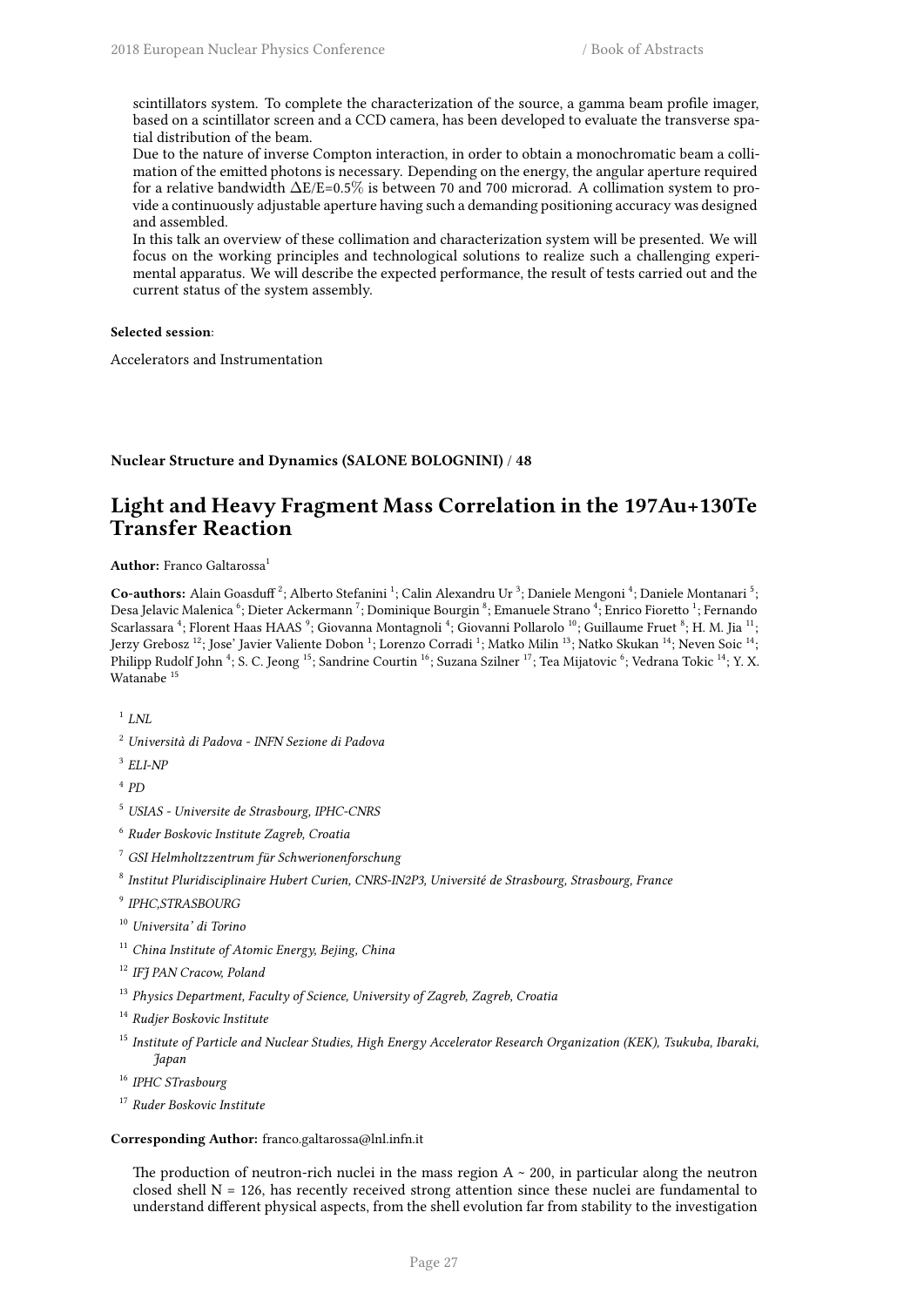scintillators system. To complete the characterization of the source, a gamma beam profile imager, based on a scintillator screen and a CCD camera, has been developed to evaluate the transverse spatial distribution of the beam.

Due to the nature of inverse Compton interaction, in order to obtain a monochromatic beam a collimation of the emitted photons is necessary. Depending on the energy, the angular aperture required for a relative bandwidth $\Delta E/E=0.5\%$ is between 70 and 700 microrad. A collimation system to provide a continuously adjustable aperture having such a demanding positioning accuracy was designed and assembled.

In this talk an overview of these collimation and characterization system will be presented. We will focus on the working principles and technological solutions to realize such a challenging experimental apparatus. We will describe the expected performance, the result of tests carried out and the current status of the system assembly.

**Selected session**:

Accelerators and Instrumentation

**Nuclear Structure and Dynamics (SALONE BOLOGNINI) / 48**

## Light and Heavy Fragment Mass Correlation in the 197Au+130Te Transfer Reaction

**Author:** Franco Galtarossa[1]

**Co-authors:** Alain Goasduff [2]; Alberto Stefanini [1]; Calin Alexandru Ur [3]; Daniele Mengoni [4]; Daniele Montanari [5]; Desa Jelavic Malenica [6]; Dieter Ackermann [7]; Dominique Bourgin [8]; Emanuele Strano [4]; Enrico Fioretto [1]; Fernando Scarlassara [4]; Florent Haas HAAS [9]; Giovanna Montagnoli [4]; Giovanni Pollarolo [10]; Guillaume Fruet [8]; H. M. Jia [11]; Jerzy Grebosz [12]; Jose' Javier Valiente Dobon [1]; Lorenzo Corradi [1]; Matko Milin [13]; Natko Skukan [14]; Neven Soic [14]; Philipp Rudolf John [4]; S. C. Jeong [15]; Sandrine Courtin [16]; Suzana Szilner [17]; Tea Mijatovic [6]; Vedrana Tokic [14]; Y. X. Watanabe [15]

[1] *LNL*

[2] *Università di Padova - INFN Sezione di Padova*

[3] *ELI-NP*

[4] *PD*

[5] *USIAS - Universite de Strasbourg, IPHC-CNRS*

[6] *Ruder Boskovic Institute Zagreb, Croatia*

[7] *GSI Helmholtzzentrum für Schwerionenforschung*

[8] *Institut Pluridisciplinaire Hubert Curien, CNRS-IN2P3, Université de Strasbourg, Strasbourg, France*

[9] *IPHC,STRASBOURG*

[10] *Universita' di Torino*

[11] *China Institute of Atomic Energy, Bejing, China*

[12] *IFJ PAN Cracow, Poland*

[13] *Physics Department, Faculty of Science, University of Zagreb, Zagreb, Croatia*

[14] *Rudjer Boskovic Institute*

[15] *Institute of Particle and Nuclear Studies, High Energy Accelerator Research Organization (KEK), Tsukuba, Ibaraki, Japan*

[16] *IPHC STrasbourg*

[17] *Ruder Boskovic Institute*

**Corresponding Author:** franco.galtarossa@lnl.infn.it

The production of neutron-rich nuclei in the mass region A ~ 200, in particular along the neutron closed shell N = 126, has recently received strong attention since these nuclei are fundamental to understand different physical aspects, from the shell evolution far from stability to the investigation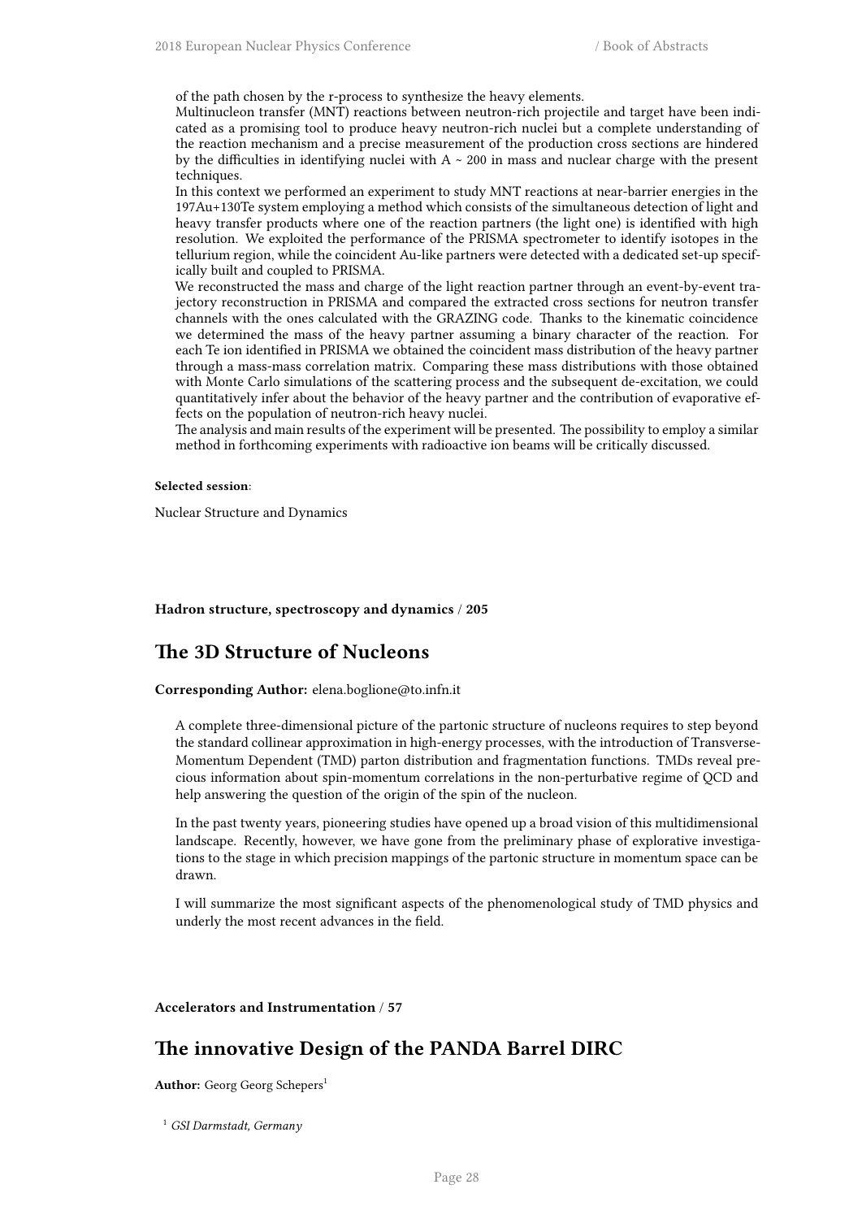of the path chosen by the r-process to synthesize the heavy elements.

Multinucleon transfer (MNT) reactions between neutron-rich projectile and target have been indicated as a promising tool to produce heavy neutron-rich nuclei but a complete understanding of the reaction mechanism and a precise measurement of the production cross sections are hindered by the difficulties in identifying nuclei with A ~ 200 in mass and nuclear charge with the present techniques.

In this context we performed an experiment to study MNT reactions at near-barrier energies in the 197Au+130Te system employing a method which consists of the simultaneous detection of light and heavy transfer products where one of the reaction partners (the light one) is identified with high resolution. We exploited the performance of the PRISMA spectrometer to identify isotopes in the tellurium region, while the coincident Au-like partners were detected with a dedicated set-up specifically built and coupled to PRISMA.

We reconstructed the mass and charge of the light reaction partner through an event-by-event trajectory reconstruction in PRISMA and compared the extracted cross sections for neutron transfer channels with the ones calculated with the GRAZING code. Thanks to the kinematic coincidence we determined the mass of the heavy partner assuming a binary character of the reaction. For each Te ion identified in PRISMA we obtained the coincident mass distribution of the heavy partner through a mass-mass correlation matrix. Comparing these mass distributions with those obtained with Monte Carlo simulations of the scattering process and the subsequent de-excitation, we could quantitatively infer about the behavior of the heavy partner and the contribution of evaporative effects on the population of neutron-rich heavy nuclei.

The analysis and main results of the experiment will be presented. The possibility to employ a similar method in forthcoming experiments with radioactive ion beams will be critically discussed.

**Selected session**:

Nuclear Structure and Dynamics

**Hadron structure, spectroscopy and dynamics / 205**

## The 3D Structure of Nucleons

**Corresponding Author:** elena.boglione@to.infn.it

A complete three-dimensional picture of the partonic structure of nucleons requires to step beyond the standard collinear approximation in high-energy processes, with the introduction of Transverse-Momentum Dependent (TMD) parton distribution and fragmentation functions. TMDs reveal precious information about spin-momentum correlations in the non-perturbative regime of QCD and help answering the question of the origin of the spin of the nucleon.

In the past twenty years, pioneering studies have opened up a broad vision of this multidimensional landscape. Recently, however, we have gone from the preliminary phase of explorative investigations to the stage in which precision mappings of the partonic structure in momentum space can be drawn.

I will summarize the most significant aspects of the phenomenological study of TMD physics and underly the most recent advances in the field.

**Accelerators and Instrumentation / 57**

## The innovative Design of the PANDA Barrel DIRC

**Author:** Georg Georg Schepers[1]

[1] *GSI Darmstadt, Germany*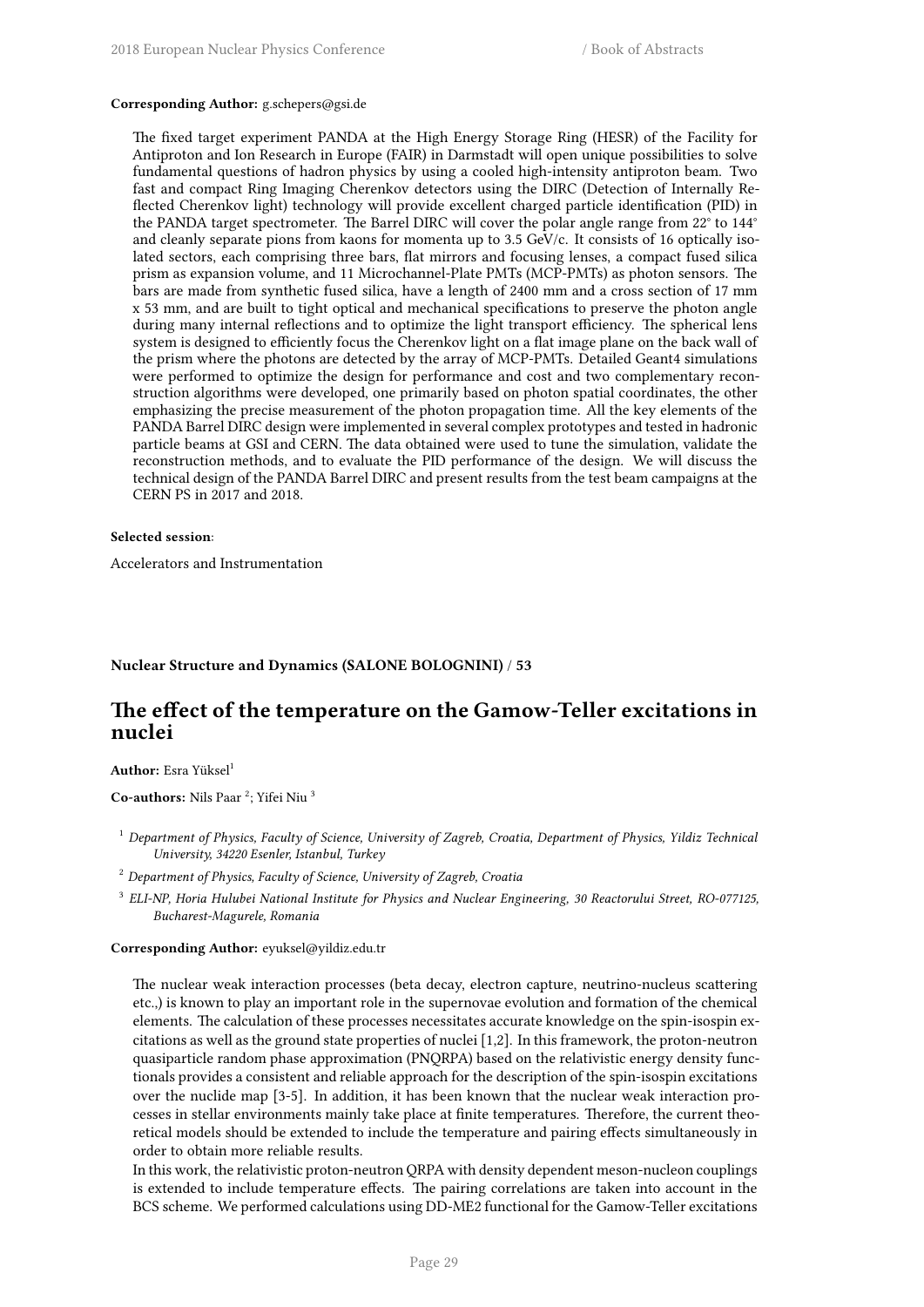**Corresponding Author:** g.schepers@gsi.de

The fixed target experiment PANDA at the High Energy Storage Ring (HESR) of the Facility for Antiproton and Ion Research in Europe (FAIR) in Darmstadt will open unique possibilities to solve fundamental questions of hadron physics by using a cooled high-intensity antiproton beam. Two fast and compact Ring Imaging Cherenkov detectors using the DIRC (Detection of Internally Reflected Cherenkov light) technology will provide excellent charged particle identification (PID) in the PANDA target spectrometer. The Barrel DIRC will cover the polar angle range from 22° to 144° and cleanly separate pions from kaons for momenta up to 3.5 GeV/c. It consists of 16 optically isolated sectors, each comprising three bars, flat mirrors and focusing lenses, a compact fused silica prism as expansion volume, and 11 Microchannel-Plate PMTs (MCP-PMTs) as photon sensors. The bars are made from synthetic fused silica, have a length of 2400 mm and a cross section of 17 mm x 53 mm, and are built to tight optical and mechanical specifications to preserve the photon angle during many internal reflections and to optimize the light transport efficiency. The spherical lens system is designed to efficiently focus the Cherenkov light on a flat image plane on the back wall of the prism where the photons are detected by the array of MCP-PMTs. Detailed Geant4 simulations were performed to optimize the design for performance and cost and two complementary reconstruction algorithms were developed, one primarily based on photon spatial coordinates, the other emphasizing the precise measurement of the photon propagation time. All the key elements of the PANDA Barrel DIRC design were implemented in several complex prototypes and tested in hadronic particle beams at GSI and CERN. The data obtained were used to tune the simulation, validate the reconstruction methods, and to evaluate the PID performance of the design. We will discuss the technical design of the PANDA Barrel DIRC and present results from the test beam campaigns at the CERN PS in 2017 and 2018.

**Selected session**:

Accelerators and Instrumentation

**Nuclear Structure and Dynamics (SALONE BOLOGNINI) / 53**

## The effect of the temperature on the Gamow-Teller excitations in nuclei

**Author:** Esra Yüksel[1]

**Co-authors:** Nils Paar [2]; Yifei Niu [3]

[1] *Department of Physics, Faculty of Science, University of Zagreb, Croatia, Department of Physics, Yildiz Technical University, 34220 Esenler, Istanbul, Turkey*

[2] *Department of Physics, Faculty of Science, University of Zagreb, Croatia*

[3] *ELI-NP, Horia Hulubei National Institute for Physics and Nuclear Engineering, 30 Reactorului Street, RO-077125, Bucharest-Magurele, Romania*

**Corresponding Author:** eyuksel@yildiz.edu.tr

The nuclear weak interaction processes (beta decay, electron capture, neutrino-nucleus scattering etc.,) is known to play an important role in the supernovae evolution and formation of the chemical elements. The calculation of these processes necessitates accurate knowledge on the spin-isospin excitations as well as the ground state properties of nuclei [1,2]. In this framework, the proton-neutron quasiparticle random phase approximation (PNQRPA) based on the relativistic energy density functionals provides a consistent and reliable approach for the description of the spin-isospin excitations over the nuclide map [3-5]. In addition, it has been known that the nuclear weak interaction processes in stellar environments mainly take place at finite temperatures. Therefore, the current theoretical models should be extended to include the temperature and pairing effects simultaneously in order to obtain more reliable results.

In this work, the relativistic proton-neutron QRPA with density dependent meson-nucleon couplings is extended to include temperature effects. The pairing correlations are taken into account in the BCS scheme. We performed calculations using DD-ME2 functional for the Gamow-Teller excitations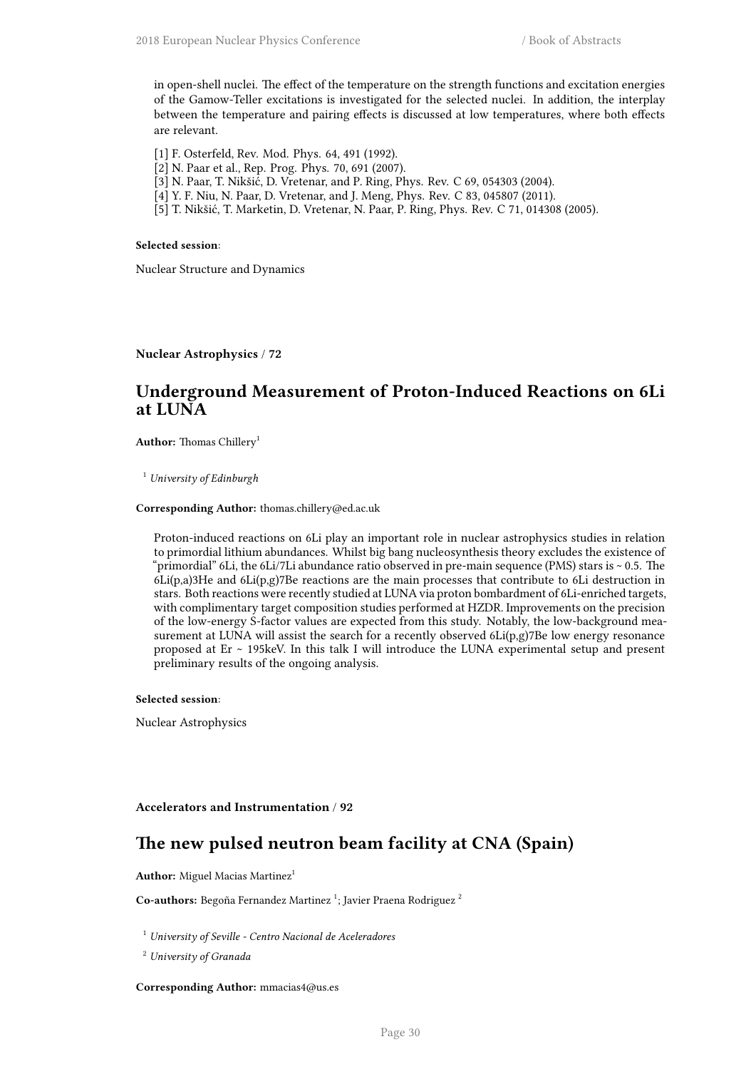in open-shell nuclei. The effect of the temperature on the strength functions and excitation energies of the Gamow-Teller excitations is investigated for the selected nuclei. In addition, the interplay between the temperature and pairing effects is discussed at low temperatures, where both effects are relevant.

[1] F. Osterfeld, Rev. Mod. Phys. 64, 491 (1992).
[2] N. Paar et al., Rep. Prog. Phys. 70, 691 (2007).
[3] N. Paar, T. Nikšić, D. Vretenar, and P. Ring, Phys. Rev. C 69, 054303 (2004).
[4] Y. F. Niu, N. Paar, D. Vretenar, and J. Meng, Phys. Rev. C 83, 045807 (2011).
[5] T. Nikšić, T. Marketin, D. Vretenar, N. Paar, P. Ring, Phys. Rev. C 71, 014308 (2005).

**Selected session**:

Nuclear Structure and Dynamics

**Nuclear Astrophysics / 72**

## Underground Measurement of Proton-Induced Reactions on 6Li at LUNA

**Author:** Thomas Chillery[1]

[1] *University of Edinburgh*

**Corresponding Author:** thomas.chillery@ed.ac.uk

Proton-induced reactions on 6Li play an important role in nuclear astrophysics studies in relation to primordial lithium abundances. Whilst big bang nucleosynthesis theory excludes the existence of "primordial" 6Li, the 6Li/7Li abundance ratio observed in pre-main sequence (PMS) stars is ~ 0.5. The 6Li(p,a)3He and 6Li(p,g)7Be reactions are the main processes that contribute to 6Li destruction in stars. Both reactions were recently studied at LUNA via proton bombardment of 6Li-enriched targets, with complimentary target composition studies performed at HZDR. Improvements on the precision of the low-energy S-factor values are expected from this study. Notably, the low-background measurement at LUNA will assist the search for a recently observed 6Li(p,g)7Be low energy resonance proposed at Er ~ 195keV. In this talk I will introduce the LUNA experimental setup and present preliminary results of the ongoing analysis.

**Selected session**:

Nuclear Astrophysics

**Accelerators and Instrumentation / 92**

## The new pulsed neutron beam facility at CNA (Spain)

**Author:** Miguel Macias Martinez[1]

**Co-authors:** Begoña Fernandez Martinez [1]; Javier Praena Rodriguez [2]

[1] *University of Seville - Centro Nacional de Aceleradores*

[2] *University of Granada*

**Corresponding Author:** mmacias4@us.es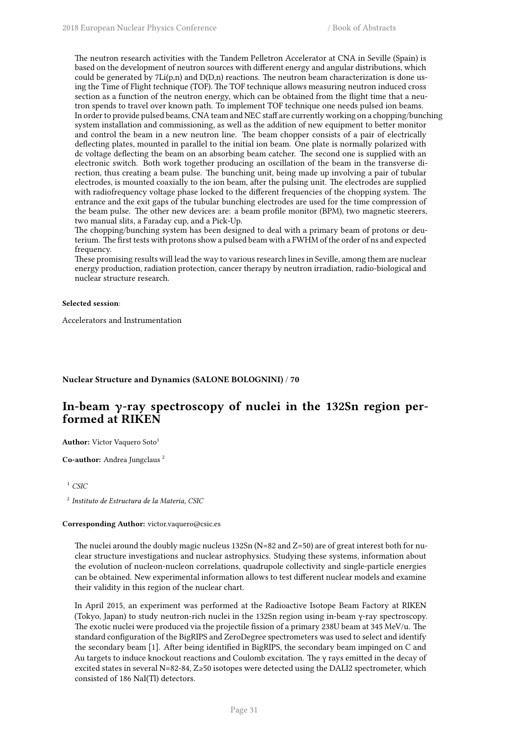The neutron research activities with the Tandem Pelletron Accelerator at CNA in Seville (Spain) is based on the development of neutron sources with different energy and angular distributions, which could be generated by 7Li(p,n) and D(D,n) reactions. The neutron beam characterization is done using the Time of Flight technique (TOF). The TOF technique allows measuring neutron induced cross section as a function of the neutron energy, which can be obtained from the flight time that a neutron spends to travel over known path. To implement TOF technique one needs pulsed ion beams.
In order to provide pulsed beams, CNA team and NEC staff are currently working on a chopping/bunching system installation and commissioning, as well as the addition of new equipment to better monitor and control the beam in a new neutron line. The beam chopper consists of a pair of electrically deflecting plates, mounted in parallel to the initial ion beam. One plate is normally polarized with dc voltage deflecting the beam on an absorbing beam catcher. The second one is supplied with an electronic switch. Both work together producing an oscillation of the beam in the transverse direction, thus creating a beam pulse. The bunching unit, being made up involving a pair of tubular electrodes, is mounted coaxially to the ion beam, after the pulsing unit. The electrodes are supplied with radiofrequency voltage phase locked to the different frequencies of the chopping system. The entrance and the exit gaps of the tubular bunching electrodes are used for the time compression of the beam pulse. The other new devices are: a beam profile monitor (BPM), two magnetic steerers, two manual slits, a Faraday cup, and a Pick-Up.
The chopping/bunching system has been designed to deal with a primary beam of protons or deuterium. The first tests with protons show a pulsed beam with a FWHM of the order of ns and expected frequency.
These promising results will lead the way to various research lines in Seville, among them are nuclear energy production, radiation protection, cancer therapy by neutron irradiation, radio-biological and nuclear structure research.

**Selected session**:

Accelerators and Instrumentation

**Nuclear Structure and Dynamics (SALONE BOLOGNINI)** / **70**

## In-beam γ-ray spectroscopy of nuclei in the 132Sn region performed at RIKEN

**Author:** Víctor Vaquero Soto[1]

**Co-author:** Andrea Jungclaus [2]

[1] *CSIC*

[2] *Instituto de Estructura de la Materia, CSIC*

**Corresponding Author:** victor.vaquero@csic.es

The nuclei around the doubly magic nucleus 132Sn (N=82 and Z=50) are of great interest both for nuclear structure investigations and nuclear astrophysics. Studying these systems, information about the evolution of nucleon-nucleon correlations, quadrupole collectivity and single-particle energies can be obtained. New experimental information allows to test different nuclear models and examine their validity in this region of the nuclear chart.

In April 2015, an experiment was performed at the Radioactive Isotope Beam Factory at RIKEN (Tokyo, Japan) to study neutron-rich nuclei in the 132Sn region using in-beam γ-ray spectroscopy. The exotic nuclei were produced via the projectile fission of a primary 238U beam at 345 MeV/u. The standard configuration of the BigRIPS and ZeroDegree spectrometers was used to select and identify the secondary beam [1]. After being identified in BigRIPS, the secondary beam impinged on C and Au targets to induce knockout reactions and Coulomb excitation. The γ rays emitted in the decay of excited states in several N=82-84, Z≥50 isotopes were detected using the DALI2 spectrometer, which consisted of 186 NaI(Tl) detectors.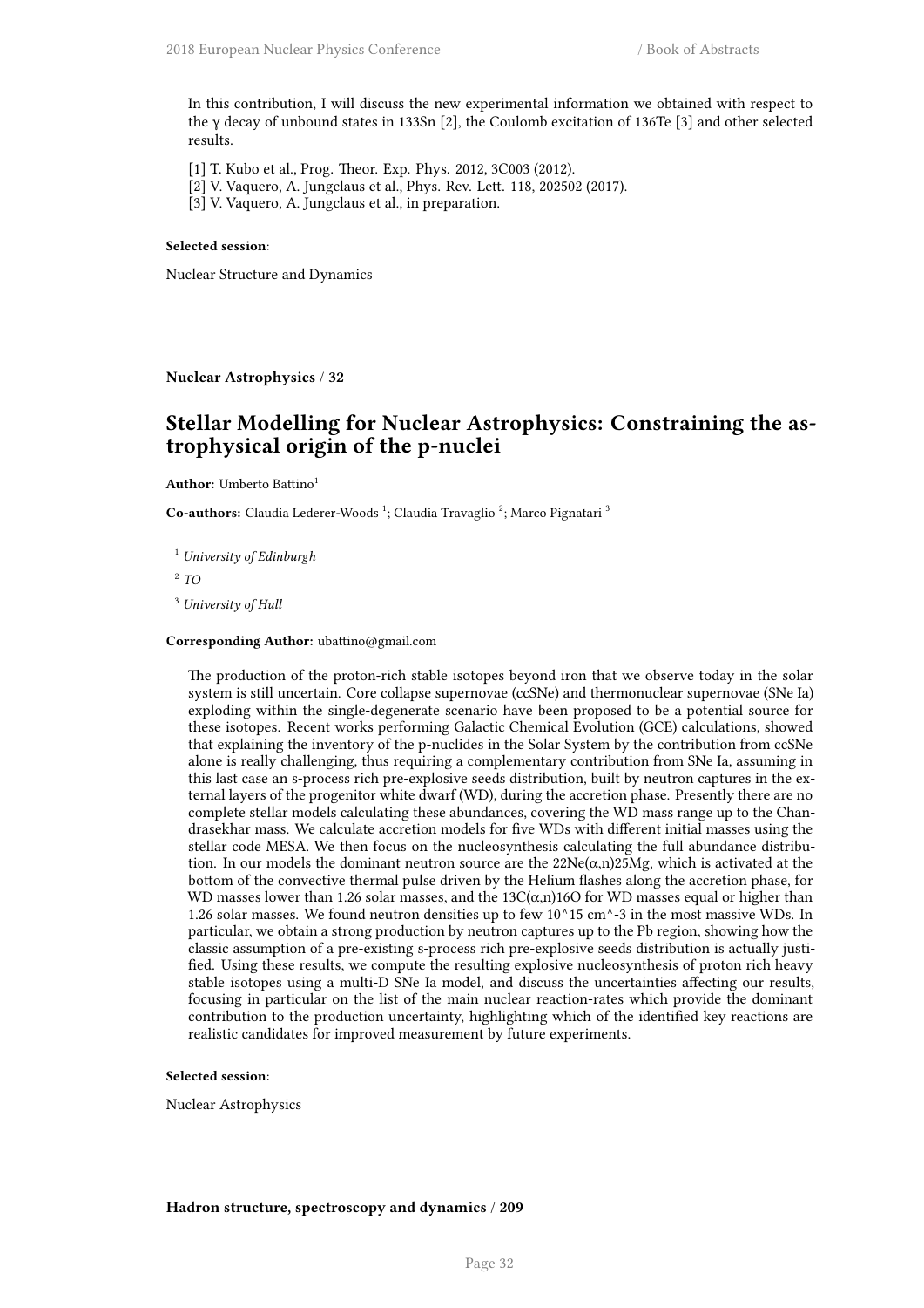In this contribution, I will discuss the new experimental information we obtained with respect to the γ decay of unbound states in 133Sn [2], the Coulomb excitation of 136Te [3] and other selected results.

[1] T. Kubo et al., Prog. Theor. Exp. Phys. 2012, 3C003 (2012).
[2] V. Vaquero, A. Jungclaus et al., Phys. Rev. Lett. 118, 202502 (2017).
[3] V. Vaquero, A. Jungclaus et al., in preparation.

**Selected session**:

Nuclear Structure and Dynamics

**Nuclear Astrophysics / 32**

## Stellar Modelling for Nuclear Astrophysics: Constraining the astrophysical origin of the p-nuclei

**Author:** Umberto Battino[1]

**Co-authors:** Claudia Lederer-Woods [1]; Claudia Travaglio [2]; Marco Pignatari [3]

[1] *University of Edinburgh*

[2] *TO*

[3] *University of Hull*

**Corresponding Author:** ubattino@gmail.com

The production of the proton-rich stable isotopes beyond iron that we observe today in the solar system is still uncertain. Core collapse supernovae (ccSNe) and thermonuclear supernovae (SNe Ia) exploding within the single-degenerate scenario have been proposed to be a potential source for these isotopes. Recent works performing Galactic Chemical Evolution (GCE) calculations, showed that explaining the inventory of the p-nuclides in the Solar System by the contribution from ccSNe alone is really challenging, thus requiring a complementary contribution from SNe Ia, assuming in this last case an s-process rich pre-explosive seeds distribution, built by neutron captures in the external layers of the progenitor white dwarf (WD), during the accretion phase. Presently there are no complete stellar models calculating these abundances, covering the WD mass range up to the Chandrasekhar mass. We calculate accretion models for five WDs with different initial masses using the stellar code MESA. We then focus on the nucleosynthesis calculating the full abundance distribution. In our models the dominant neutron source are the 22Ne(α,n)25Mg, which is activated at the bottom of the convective thermal pulse driven by the Helium flashes along the accretion phase, for WD masses lower than 1.26 solar masses, and the 13C(α,n)16O for WD masses equal or higher than 1.26 solar masses. We found neutron densities up to few 10^15 cm^-3 in the most massive WDs. In particular, we obtain a strong production by neutron captures up to the Pb region, showing how the classic assumption of a pre-existing s-process rich pre-explosive seeds distribution is actually justified. Using these results, we compute the resulting explosive nucleosynthesis of proton rich heavy stable isotopes using a multi-D SNe Ia model, and discuss the uncertainties affecting our results, focusing in particular on the list of the main nuclear reaction-rates which provide the dominant contribution to the production uncertainty, highlighting which of the identified key reactions are realistic candidates for improved measurement by future experiments.

**Selected session**:

Nuclear Astrophysics

**Hadron structure, spectroscopy and dynamics / 209**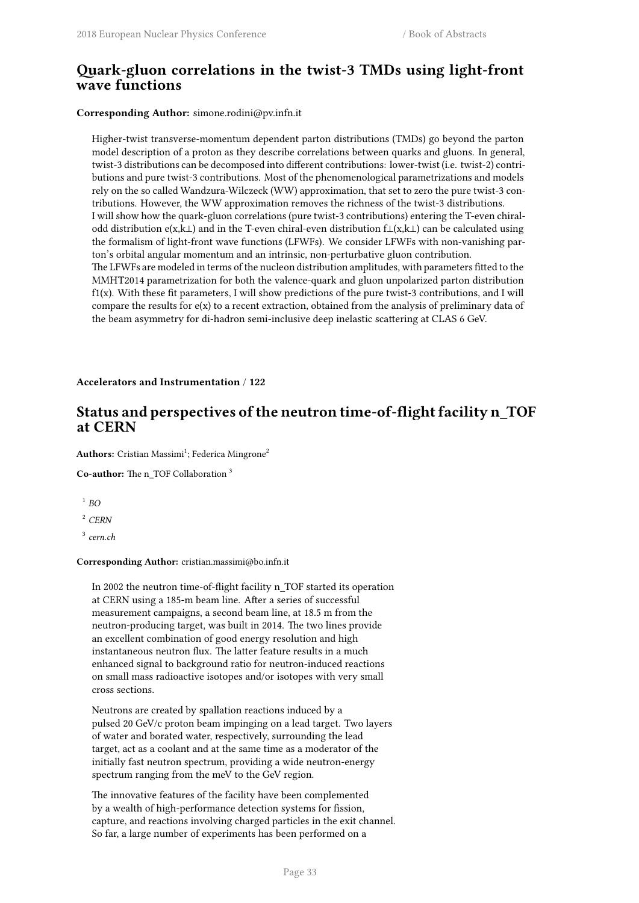## Quark-gluon correlations in the twist-3 TMDs using light-front wave functions

**Corresponding Author:** simone.rodini@pv.infn.it

Higher-twist transverse-momentum dependent parton distributions (TMDs) go beyond the parton model description of a proton as they describe correlations between quarks and gluons. In general, twist-3 distributions can be decomposed into different contributions: lower-twist (i.e. twist-2) contributions and pure twist-3 contributions. Most of the phenomenological parametrizations and models rely on the so called Wandzura-Wilczeck (WW) approximation, that set to zero the pure twist-3 contributions. However, the WW approximation removes the richness of the twist-3 distributions.
I will show how the quark-gluon correlations (pure twist-3 contributions) entering the T-even chiral-odd distribution $e(x,k_\perp)$ and in the T-even chiral-even distribution $f^\perp(x,k_\perp)$ can be calculated using the formalism of light-front wave functions (LFWFs). We consider LFWFs with non-vanishing parton's orbital angular momentum and an intrinsic, non-perturbative gluon contribution.
The LFWFs are modeled in terms of the nucleon distribution amplitudes, with parameters fitted to the MMHT2014 parametrization for both the valence-quark and gluon unpolarized parton distribution $f_1(x)$. With these fit parameters, I will show predictions of the pure twist-3 contributions, and I will compare the results for $e(x)$ to a recent extraction, obtained from the analysis of preliminary data of the beam asymmetry for di-hadron semi-inclusive deep inelastic scattering at CLAS 6 GeV.

**Accelerators and Instrumentation / 122**

## Status and perspectives of the neutron time-of-flight facility n_TOF at CERN

**Authors:** Cristian Massimi[1]; Federica Mingrone[2]

**Co-author:** The n_TOF Collaboration [3]

[1] *BO*

[2] *CERN*

[3] *cern.ch*

**Corresponding Author:** cristian.massimi@bo.infn.it

In 2002 the neutron time-of-flight facility n_TOF started its operation at CERN using a 185-m beam line. After a series of successful measurement campaigns, a second beam line, at 18.5 m from the neutron-producing target, was built in 2014. The two lines provide an excellent combination of good energy resolution and high instantaneous neutron flux. The latter feature results in a much enhanced signal to background ratio for neutron-induced reactions on small mass radioactive isotopes and/or isotopes with very small cross sections.

Neutrons are created by spallation reactions induced by a pulsed 20 GeV/c proton beam impinging on a lead target. Two layers of water and borated water, respectively, surrounding the lead target, act as a coolant and at the same time as a moderator of the initially fast neutron spectrum, providing a wide neutron-energy spectrum ranging from the meV to the GeV region.

The innovative features of the facility have been complemented by a wealth of high-performance detection systems for fission, capture, and reactions involving charged particles in the exit channel. So far, a large number of experiments has been performed on a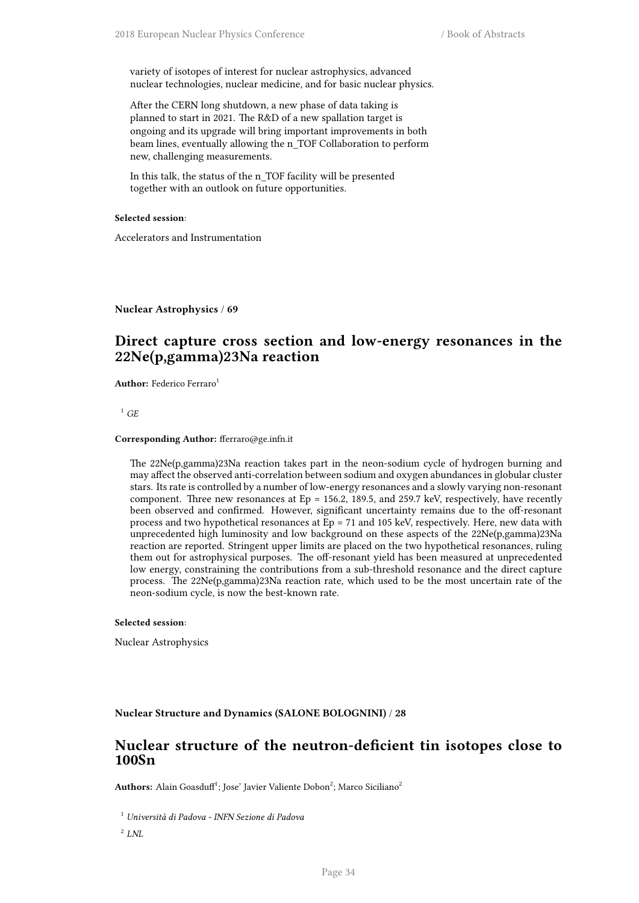variety of isotopes of interest for nuclear astrophysics, advanced nuclear technologies, nuclear medicine, and for basic nuclear physics.

After the CERN long shutdown, a new phase of data taking is planned to start in 2021. The R&D of a new spallation target is ongoing and its upgrade will bring important improvements in both beam lines, eventually allowing the n_TOF Collaboration to perform new, challenging measurements.

In this talk, the status of the n_TOF facility will be presented together with an outlook on future opportunities.

**Selected session**:

Accelerators and Instrumentation

**Nuclear Astrophysics / 69**

## Direct capture cross section and low-energy resonances in the 22Ne(p,gamma)23Na reaction

**Author:** Federico Ferraro[1]

[1] *GE*

**Corresponding Author:** fferraro@ge.infn.it

The 22Ne(p,gamma)23Na reaction takes part in the neon-sodium cycle of hydrogen burning and may affect the observed anti-correlation between sodium and oxygen abundances in globular cluster stars. Its rate is controlled by a number of low-energy resonances and a slowly varying non-resonant component. Three new resonances at Ep = 156.2, 189.5, and 259.7 keV, respectively, have recently been observed and confirmed. However, significant uncertainty remains due to the off-resonant process and two hypothetical resonances at Ep = 71 and 105 keV, respectively. Here, new data with unprecedented high luminosity and low background on these aspects of the 22Ne(p,gamma)23Na reaction are reported. Stringent upper limits are placed on the two hypothetical resonances, ruling them out for astrophysical purposes. The off-resonant yield has been measured at unprecedented low energy, constraining the contributions from a sub-threshold resonance and the direct capture process. The 22Ne(p,gamma)23Na reaction rate, which used to be the most uncertain rate of the neon-sodium cycle, is now the best-known rate.

**Selected session**:

Nuclear Astrophysics

**Nuclear Structure and Dynamics (SALONE BOLOGNINI) / 28**

## Nuclear structure of the neutron-deficient tin isotopes close to 100Sn

**Authors:** Alain Goasduff[1]; Jose' Javier Valiente Dobon[2]; Marco Siciliano[2]

[1] *Università di Padova - INFN Sezione di Padova*

[2] *LNL*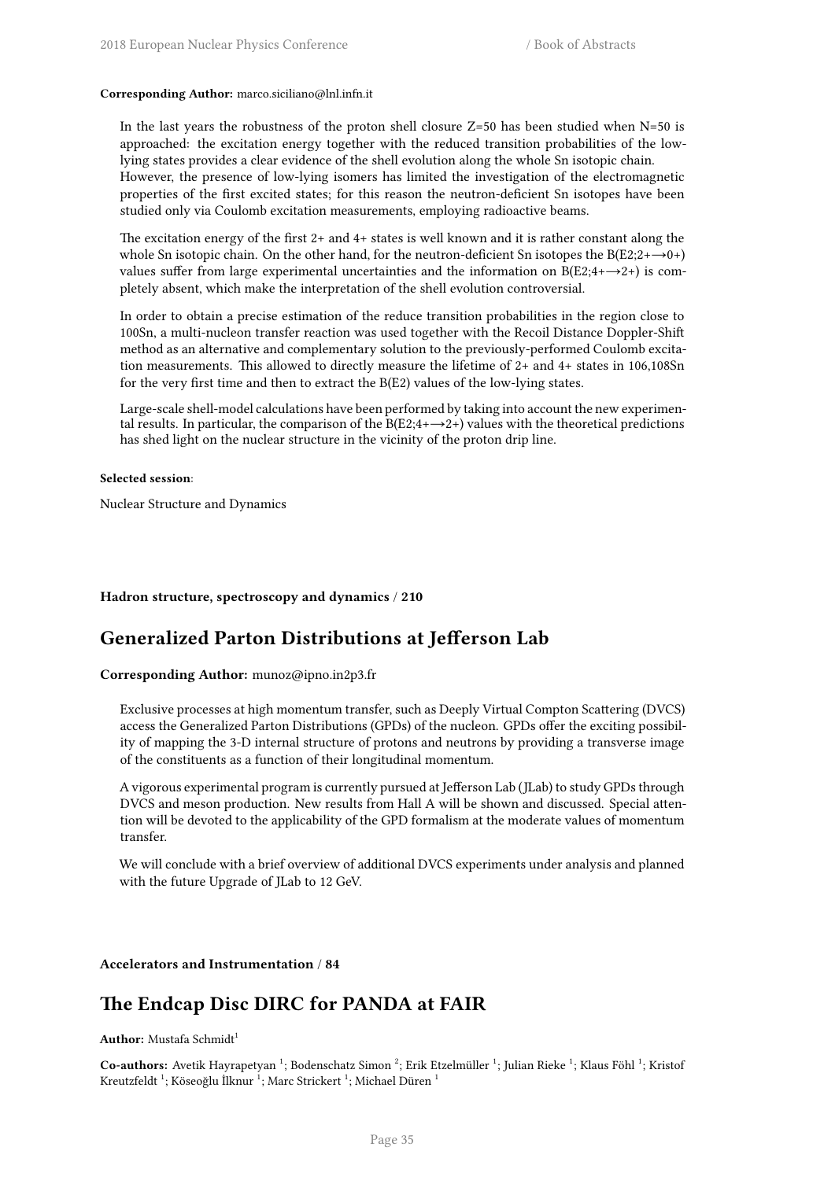**Corresponding Author:** marco.siciliano@lnl.infn.it

In the last years the robustness of the proton shell closure Z=50 has been studied when N=50 is approached: the excitation energy together with the reduced transition probabilities of the low-lying states provides a clear evidence of the shell evolution along the whole Sn isotopic chain. However, the presence of low-lying isomers has limited the investigation of the electromagnetic properties of the first excited states; for this reason the neutron-deficient Sn isotopes have been studied only via Coulomb excitation measurements, employing radioactive beams.

The excitation energy of the first 2+ and 4+ states is well known and it is rather constant along the whole Sn isotopic chain. On the other hand, for the neutron-deficient Sn isotopes the B(E2;2+⟶0+) values suffer from large experimental uncertainties and the information on B(E2;4+⟶2+) is completely absent, which make the interpretation of the shell evolution controversial.

In order to obtain a precise estimation of the reduce transition probabilities in the region close to 100Sn, a multi-nucleon transfer reaction was used together with the Recoil Distance Doppler-Shift method as an alternative and complementary solution to the previously-performed Coulomb excitation measurements. This allowed to directly measure the lifetime of 2+ and 4+ states in 106,108Sn for the very first time and then to extract the B(E2) values of the low-lying states.

Large-scale shell-model calculations have been performed by taking into account the new experimental results. In particular, the comparison of the B(E2;4+⟶2+) values with the theoretical predictions has shed light on the nuclear structure in the vicinity of the proton drip line.

**Selected session**:

Nuclear Structure and Dynamics

**Hadron structure, spectroscopy and dynamics / 210**

## Generalized Parton Distributions at Jefferson Lab

**Corresponding Author:** munoz@ipno.in2p3.fr

Exclusive processes at high momentum transfer, such as Deeply Virtual Compton Scattering (DVCS) access the Generalized Parton Distributions (GPDs) of the nucleon. GPDs offer the exciting possibility of mapping the 3-D internal structure of protons and neutrons by providing a transverse image of the constituents as a function of their longitudinal momentum.

A vigorous experimental program is currently pursued at Jefferson Lab (JLab) to study GPDs through DVCS and meson production. New results from Hall A will be shown and discussed. Special attention will be devoted to the applicability of the GPD formalism at the moderate values of momentum transfer.

We will conclude with a brief overview of additional DVCS experiments under analysis and planned with the future Upgrade of JLab to 12 GeV.

**Accelerators and Instrumentation / 84**

## The Endcap Disc DIRC for PANDA at FAIR

**Author:** Mustafa Schmidt[1]

**Co-authors:** Avetik Hayrapetyan [1]; Bodenschatz Simon [2]; Erik Etzelmüller [1]; Julian Rieke [1]; Klaus Föhl [1]; Kristof Kreutzfeldt [1]; Köseoğlu İlknur [1]; Marc Strickert [1]; Michael Düren [1]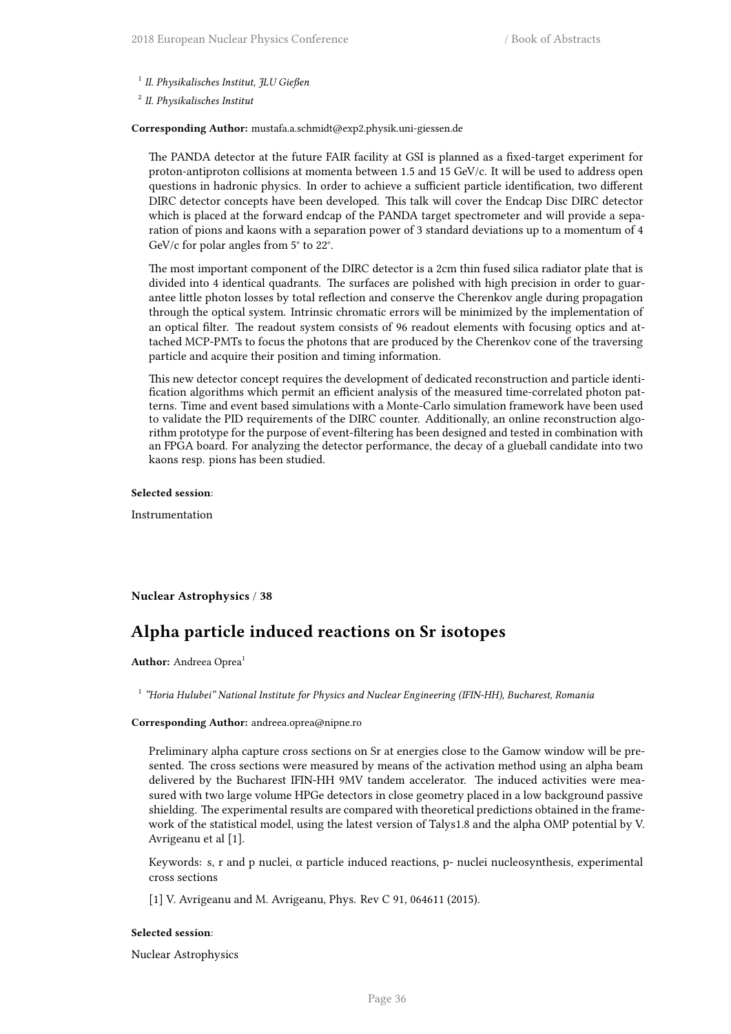[1] *II. Physikalisches Institut, JLU Gießen*

[2] *II. Physikalisches Institut*

**Corresponding Author:** mustafa.a.schmidt@exp2.physik.uni-giessen.de

The PANDA detector at the future FAIR facility at GSI is planned as a fixed-target experiment for proton-antiproton collisions at momenta between 1.5 and 15 GeV/c. It will be used to address open questions in hadronic physics. In order to achieve a sufficient particle identification, two different DIRC detector concepts have been developed. This talk will cover the Endcap Disc DIRC detector which is placed at the forward endcap of the PANDA target spectrometer and will provide a separation of pions and kaons with a separation power of 3 standard deviations up to a momentum of 4 GeV/c for polar angles from 5° to 22°.

The most important component of the DIRC detector is a 2cm thin fused silica radiator plate that is divided into 4 identical quadrants. The surfaces are polished with high precision in order to guarantee little photon losses by total reflection and conserve the Cherenkov angle during propagation through the optical system. Intrinsic chromatic errors will be minimized by the implementation of an optical filter. The readout system consists of 96 readout elements with focusing optics and attached MCP-PMTs to focus the photons that are produced by the Cherenkov cone of the traversing particle and acquire their position and timing information.

This new detector concept requires the development of dedicated reconstruction and particle identification algorithms which permit an efficient analysis of the measured time-correlated photon patterns. Time and event based simulations with a Monte-Carlo simulation framework have been used to validate the PID requirements of the DIRC counter. Additionally, an online reconstruction algorithm prototype for the purpose of event-filtering has been designed and tested in combination with an FPGA board. For analyzing the detector performance, the decay of a glueball candidate into two kaons resp. pions has been studied.

**Selected session**:

Instrumentation

**Nuclear Astrophysics / 38**

## Alpha particle induced reactions on Sr isotopes

**Author:** Andreea Oprea[1]

[1] *"Horia Hulubei" National Institute for Physics and Nuclear Engineering (IFIN-HH), Bucharest, Romania*

**Corresponding Author:** andreea.oprea@nipne.ro

Preliminary alpha capture cross sections on Sr at energies close to the Gamow window will be presented. The cross sections were measured by means of the activation method using an alpha beam delivered by the Bucharest IFIN-HH 9MV tandem accelerator. The induced activities were measured with two large volume HPGe detectors in close geometry placed in a low background passive shielding. The experimental results are compared with theoretical predictions obtained in the framework of the statistical model, using the latest version of Talys1.8 and the alpha OMP potential by V. Avrigeanu et al [1].

Keywords: s, r and p nuclei, $\alpha$ particle induced reactions, p- nuclei nucleosynthesis, experimental cross sections

[1] V. Avrigeanu and M. Avrigeanu, Phys. Rev C 91, 064611 (2015).

**Selected session**:

Nuclear Astrophysics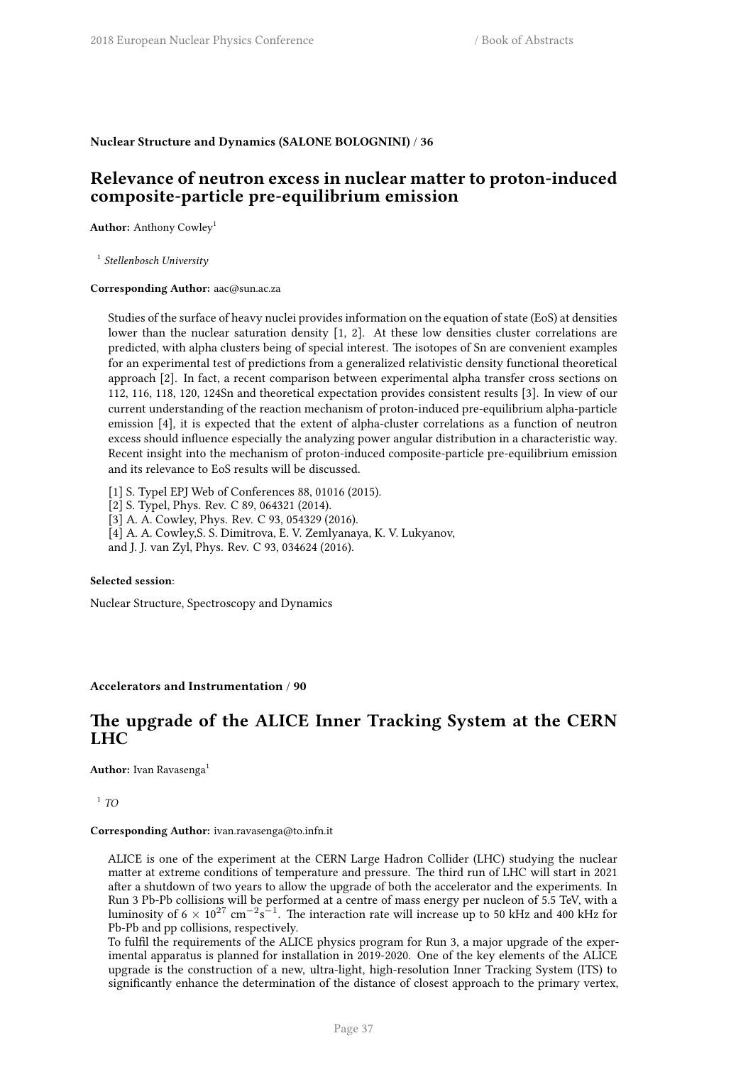**Nuclear Structure and Dynamics (SALONE BOLOGNINI) / 36**

## Relevance of neutron excess in nuclear matter to proton-induced composite-particle pre-equilibrium emission

**Author:** Anthony Cowley[1]

[1] *Stellenbosch University*

**Corresponding Author:** aac@sun.ac.za

Studies of the surface of heavy nuclei provides information on the equation of state (EoS) at densities lower than the nuclear saturation density [1, 2]. At these low densities cluster correlations are predicted, with alpha clusters being of special interest. The isotopes of Sn are convenient examples for an experimental test of predictions from a generalized relativistic density functional theoretical approach [2]. In fact, a recent comparison between experimental alpha transfer cross sections on 112, 116, 118, 120, 124Sn and theoretical expectation provides consistent results [3]. In view of our current understanding of the reaction mechanism of proton-induced pre-equilibrium alpha-particle emission [4], it is expected that the extent of alpha-cluster correlations as a function of neutron excess should influence especially the analyzing power angular distribution in a characteristic way. Recent insight into the mechanism of proton-induced composite-particle pre-equilibrium emission and its relevance to EoS results will be discussed.

[1] S. Typel EPJ Web of Conferences 88, 01016 (2015).
[2] S. Typel, Phys. Rev. C 89, 064321 (2014).
[3] A. A. Cowley, Phys. Rev. C 93, 054329 (2016).
[4] A. A. Cowley,S. S. Dimitrova, E. V. Zemlyanaya, K. V. Lukyanov,
and J. J. van Zyl, Phys. Rev. C 93, 034624 (2016).

**Selected session**:

Nuclear Structure, Spectroscopy and Dynamics

**Accelerators and Instrumentation / 90**

## The upgrade of the ALICE Inner Tracking System at the CERN LHC

**Author:** Ivan Ravasenga[1]

[1] *TO*

**Corresponding Author:** ivan.ravasenga@to.infn.it

ALICE is one of the experiment at the CERN Large Hadron Collider (LHC) studying the nuclear matter at extreme conditions of temperature and pressure. The third run of LHC will start in 2021 after a shutdown of two years to allow the upgrade of both the accelerator and the experiments. In Run 3 Pb-Pb collisions will be performed at a centre of mass energy per nucleon of 5.5 TeV, with a luminosity of $6 \times 10^{27}$ cm$^{-2}$s$^{-1}$. The interaction rate will increase up to 50 kHz and 400 kHz for Pb-Pb and pp collisions, respectively.
To fulfil the requirements of the ALICE physics program for Run 3, a major upgrade of the experimental apparatus is planned for installation in 2019-2020. One of the key elements of the ALICE upgrade is the construction of a new, ultra-light, high-resolution Inner Tracking System (ITS) to significantly enhance the determination of the distance of closest approach to the primary vertex,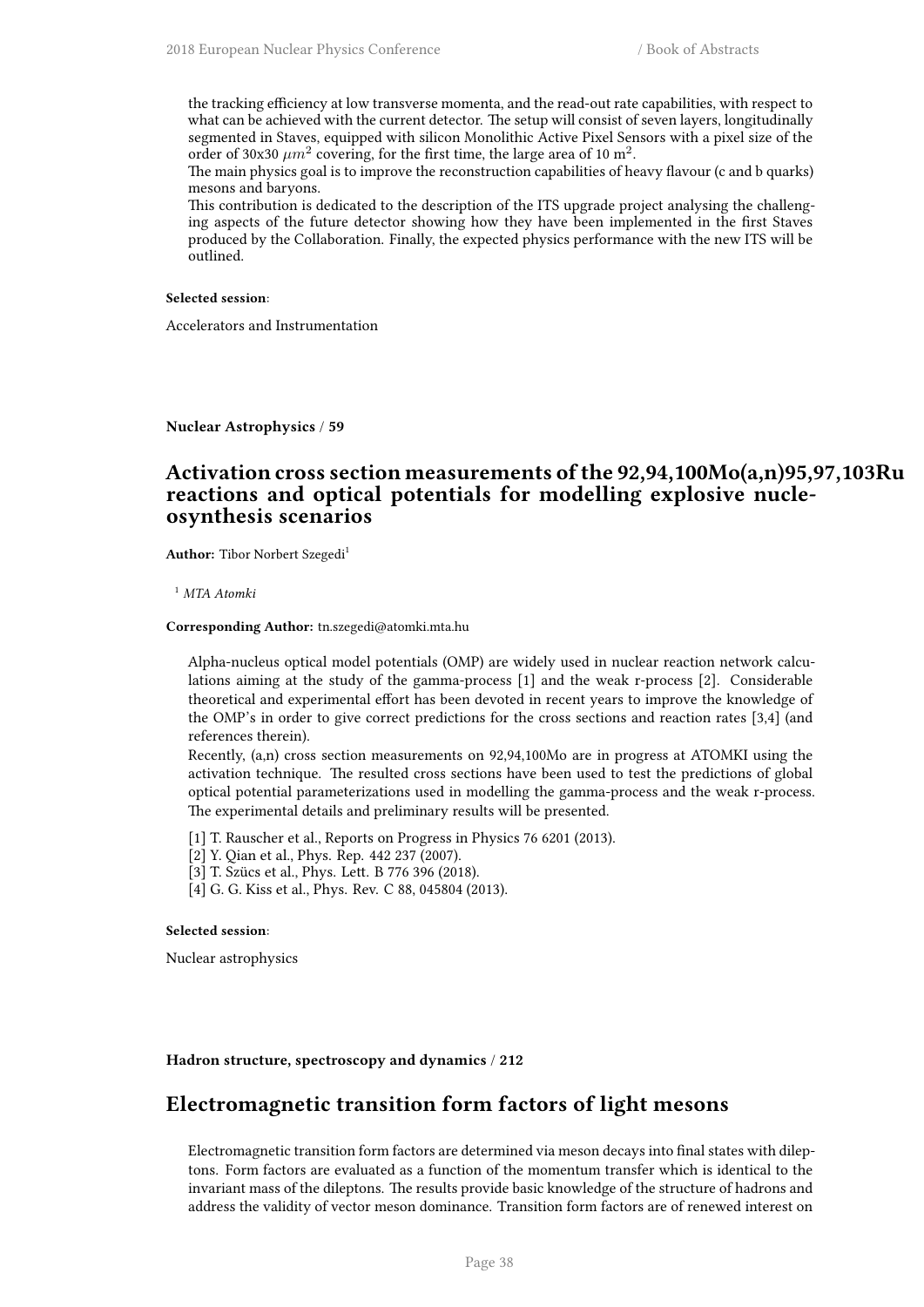the tracking efficiency at low transverse momenta, and the read-out rate capabilities, with respect to what can be achieved with the current detector. The setup will consist of seven layers, longitudinally segmented in Staves, equipped with silicon Monolithic Active Pixel Sensors with a pixel size of the order of 30x30 $\mu m^2$ covering, for the first time, the large area of 10 $m^2$.
The main physics goal is to improve the reconstruction capabilities of heavy flavour (c and b quarks) mesons and baryons.
This contribution is dedicated to the description of the ITS upgrade project analysing the challenging aspects of the future detector showing how they have been implemented in the first Staves produced by the Collaboration. Finally, the expected physics performance with the new ITS will be outlined.

**Selected session**:

Accelerators and Instrumentation

**Nuclear Astrophysics / 59**

## Activation cross section measurements of the 92,94,100Mo(a,n)95,97,103Ru reactions and optical potentials for modelling explosive nucleosynthesis scenarios

**Author:** Tibor Norbert Szegedi[1]

[1] *MTA Atomki*

**Corresponding Author:** tn.szegedi@atomki.mta.hu

Alpha-nucleus optical model potentials (OMP) are widely used in nuclear reaction network calculations aiming at the study of the gamma-process [1] and the weak r-process [2]. Considerable theoretical and experimental effort has been devoted in recent years to improve the knowledge of the OMP's in order to give correct predictions for the cross sections and reaction rates [3,4] (and references therein).
Recently, (a,n) cross section measurements on 92,94,100Mo are in progress at ATOMKI using the activation technique. The resulted cross sections have been used to test the predictions of global optical potential parameterizations used in modelling the gamma-process and the weak r-process. The experimental details and preliminary results will be presented.

[1] T. Rauscher et al., Reports on Progress in Physics 76 6201 (2013).
[2] Y. Qian et al., Phys. Rep. 442 237 (2007).
[3] T. Szücs et al., Phys. Lett. B 776 396 (2018).
[4] G. G. Kiss et al., Phys. Rev. C 88, 045804 (2013).

**Selected session**:

Nuclear astrophysics

**Hadron structure, spectroscopy and dynamics / 212**

## Electromagnetic transition form factors of light mesons

Electromagnetic transition form factors are determined via meson decays into final states with dileptons. Form factors are evaluated as a function of the momentum transfer which is identical to the invariant mass of the dileptons. The results provide basic knowledge of the structure of hadrons and address the validity of vector meson dominance. Transition form factors are of renewed interest on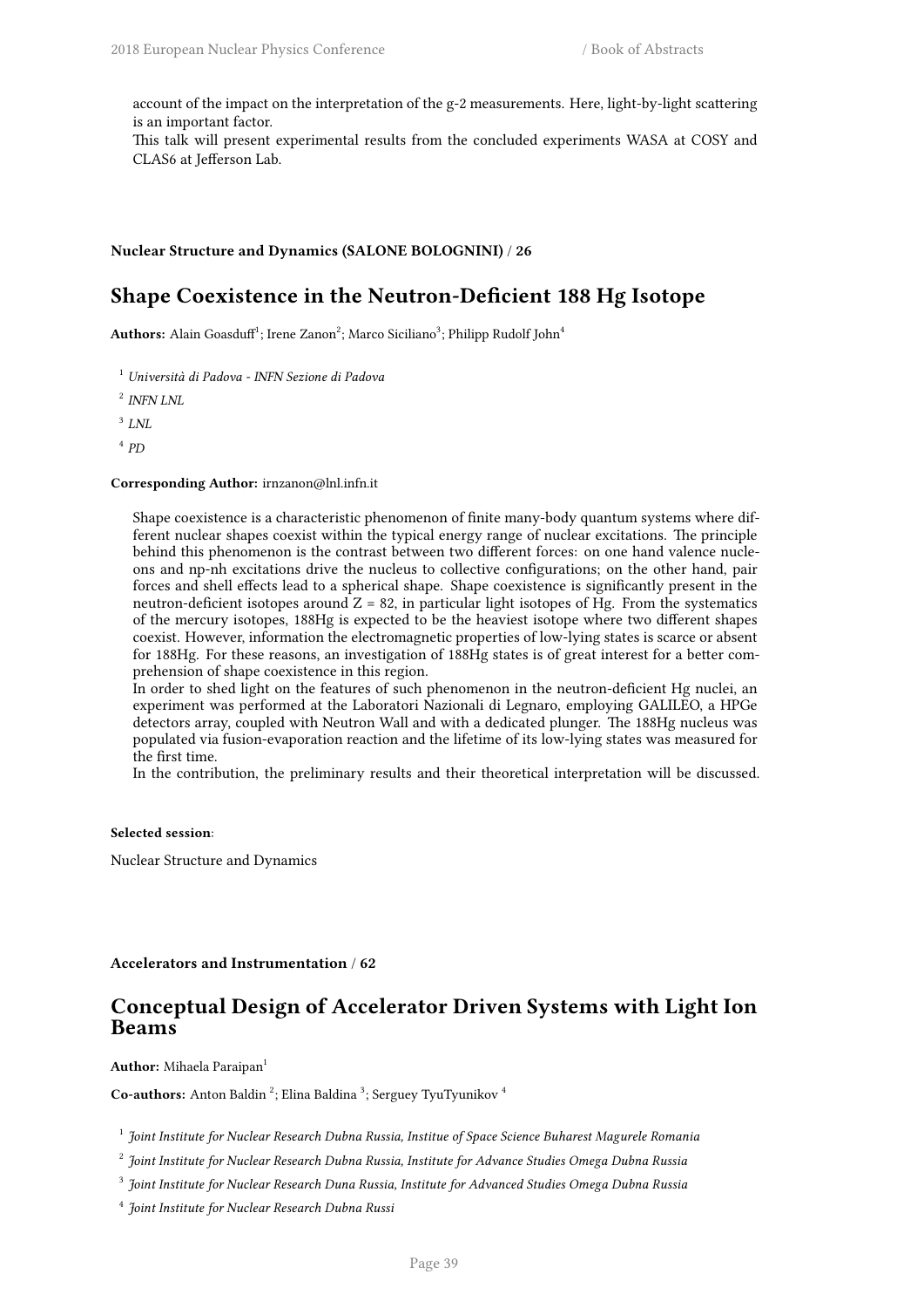account of the impact on the interpretation of the g-2 measurements. Here, light-by-light scattering is an important factor.
This talk will present experimental results from the concluded experiments WASA at COSY and CLAS6 at Jefferson Lab.

**Nuclear Structure and Dynamics (SALONE BOLOGNINI) / 26**

## Shape Coexistence in the Neutron-Deficient 188 Hg Isotope

**Authors:** Alain Goasduff[1]; Irene Zanon[2]; Marco Siciliano[3]; Philipp Rudolf John[4]

[1] *Università di Padova - INFN Sezione di Padova*

[2] *INFN LNL*

[3] *LNL*

[4] *PD*

**Corresponding Author:** irnzanon@lnl.infn.it

Shape coexistence is a characteristic phenomenon of finite many-body quantum systems where different nuclear shapes coexist within the typical energy range of nuclear excitations. The principle behind this phenomenon is the contrast between two different forces: on one hand valence nucleons and np-nh excitations drive the nucleus to collective configurations; on the other hand, pair forces and shell effects lead to a spherical shape. Shape coexistence is significantly present in the neutron-deficient isotopes around Z = 82, in particular light isotopes of Hg. From the systematics of the mercury isotopes, 188Hg is expected to be the heaviest isotope where two different shapes coexist. However, information the electromagnetic properties of low-lying states is scarce or absent for 188Hg. For these reasons, an investigation of 188Hg states is of great interest for a better comprehension of shape coexistence in this region.
In order to shed light on the features of such phenomenon in the neutron-deficient Hg nuclei, an experiment was performed at the Laboratori Nazionali di Legnaro, employing GALILEO, a HPGe detectors array, coupled with Neutron Wall and with a dedicated plunger. The 188Hg nucleus was populated via fusion-evaporation reaction and the lifetime of its low-lying states was measured for the first time.
In the contribution, the preliminary results and their theoretical interpretation will be discussed.

**Selected session**:

Nuclear Structure and Dynamics

**Accelerators and Instrumentation / 62**

## Conceptual Design of Accelerator Driven Systems with Light Ion Beams

**Author:** Mihaela Paraipan[1]

**Co-authors:** Anton Baldin [2]; Elina Baldina [3]; Serguey TyuTyunikov [4]

[1] *Joint Institute for Nuclear Research Dubna Russia, Institue of Space Science Buharest Magurele Romania*

[2] *Joint Institute for Nuclear Research Dubna Russia, Institute for Advance Studies Omega Dubna Russia*

[3] *Joint Institute for Nuclear Research Duna Russia, Institute for Advanced Studies Omega Dubna Russia*

[4] *Joint Institute for Nuclear Research Dubna Russi*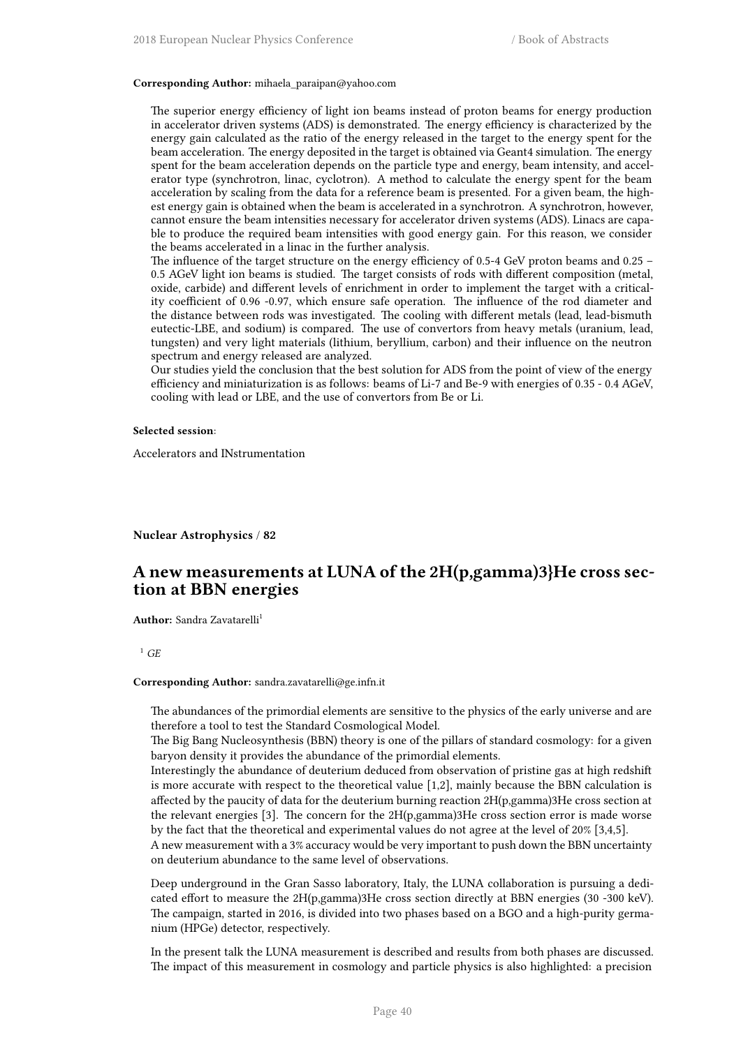**Corresponding Author:** mihaela_paraipan@yahoo.com

The superior energy efficiency of light ion beams instead of proton beams for energy production in accelerator driven systems (ADS) is demonstrated. The energy efficiency is characterized by the energy gain calculated as the ratio of the energy released in the target to the energy spent for the beam acceleration. The energy deposited in the target is obtained via Geant4 simulation. The energy spent for the beam acceleration depends on the particle type and energy, beam intensity, and accelerator type (synchrotron, linac, cyclotron). A method to calculate the energy spent for the beam acceleration by scaling from the data for a reference beam is presented. For a given beam, the highest energy gain is obtained when the beam is accelerated in a synchrotron. A synchrotron, however, cannot ensure the beam intensities necessary for accelerator driven systems (ADS). Linacs are capable to produce the required beam intensities with good energy gain. For this reason, we consider the beams accelerated in a linac in the further analysis.
The influence of the target structure on the energy efficiency of 0.5-4 GeV proton beams and 0.25 – 0.5 AGeV light ion beams is studied. The target consists of rods with different composition (metal, oxide, carbide) and different levels of enrichment in order to implement the target with a criticality coefficient of 0.96 -0.97, which ensure safe operation. The influence of the rod diameter and the distance between rods was investigated. The cooling with different metals (lead, lead-bismuth eutectic-LBE, and sodium) is compared. The use of convertors from heavy metals (uranium, lead, tungsten) and very light materials (lithium, beryllium, carbon) and their influence on the neutron spectrum and energy released are analyzed.
Our studies yield the conclusion that the best solution for ADS from the point of view of the energy efficiency and miniaturization is as follows: beams of Li-7 and Be-9 with energies of 0.35 - 0.4 AGeV, cooling with lead or LBE, and the use of convertors from Be or Li.

**Selected session**:

Accelerators and INstrumentation

**Nuclear Astrophysics / 82**

## A new measurements at LUNA of the 2H(p,gamma)3}He cross section at BBN energies

**Author:** Sandra Zavatarelli[1]

[1] *GE*

**Corresponding Author:** sandra.zavatarelli@ge.infn.it

The abundances of the primordial elements are sensitive to the physics of the early universe and are therefore a tool to test the Standard Cosmological Model.
The Big Bang Nucleosynthesis (BBN) theory is one of the pillars of standard cosmology: for a given baryon density it provides the abundance of the primordial elements.
Interestingly the abundance of deuterium deduced from observation of pristine gas at high redshift is more accurate with respect to the theoretical value [1,2], mainly because the BBN calculation is affected by the paucity of data for the deuterium burning reaction 2H(p,gamma)3He cross section at the relevant energies [3]. The concern for the 2H(p,gamma)3He cross section error is made worse by the fact that the theoretical and experimental values do not agree at the level of 20% [3,4,5].
A new measurement with a 3% accuracy would be very important to push down the BBN uncertainty on deuterium abundance to the same level of observations.

Deep underground in the Gran Sasso laboratory, Italy, the LUNA collaboration is pursuing a dedicated effort to measure the 2H(p,gamma)3He cross section directly at BBN energies (30 -300 keV). The campaign, started in 2016, is divided into two phases based on a BGO and a high-purity germanium (HPGe) detector, respectively.

In the present talk the LUNA measurement is described and results from both phases are discussed. The impact of this measurement in cosmology and particle physics is also highlighted: a precision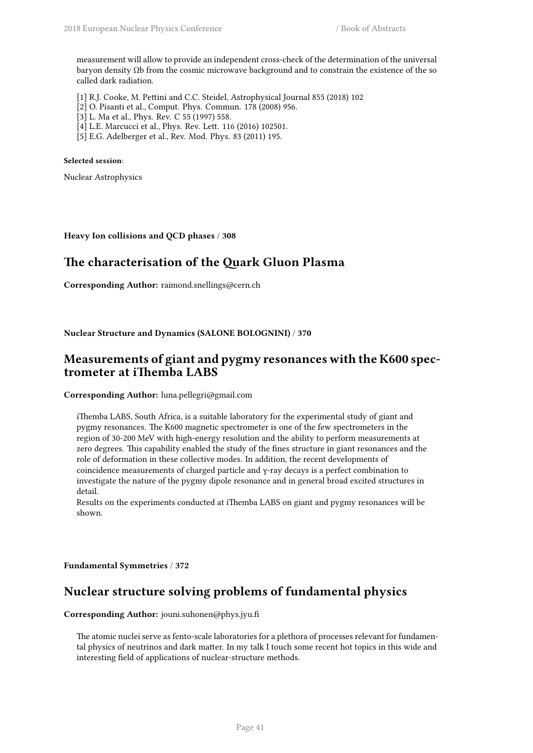measurement will allow to provide an independent cross-check of the determination of the universal baryon density Ωb from the cosmic microwave background and to constrain the existence of the so called dark radiation.

[1] R.J. Cooke, M. Pettini and C.C. Steidel, Astrophysical Journal 855 (2018) 102
[2] O. Pisanti et al., Comput. Phys. Commun. 178 (2008) 956.
[3] L. Ma et al., Phys. Rev. C 55 (1997) 558.
[4] L.E. Marcucci et al., Phys. Rev. Lett. 116 (2016) 102501.
[5] E.G. Adelberger et al., Rev. Mod. Phys. 83 (2011) 195.

**Selected session**:

Nuclear Astrophysics

**Heavy Ion collisions and QCD phases / 308**

## The characterisation of the Quark Gluon Plasma

**Corresponding Author:** raimond.snellings@cern.ch

**Nuclear Structure and Dynamics (SALONE BOLOGNINI) / 370**

## Measurements of giant and pygmy resonances with the K600 spectrometer at iThemba LABS

**Corresponding Author:** luna.pellegri@gmail.com

iThemba LABS, South Africa, is a suitable laboratory for the experimental study of giant and pygmy resonances. The K600 magnetic spectrometer is one of the few spectrometers in the region of 30-200 MeV with high-energy resolution and the ability to perform measurements at zero degrees. This capability enabled the study of the fines structure in giant resonances and the role of deformation in these collective modes. In addition, the recent developments of coincidence measurements of charged particle and γ-ray decays is a perfect combination to investigate the nature of the pygmy dipole resonance and in general broad excited structures in detail.
Results on the experiments conducted at iThemba LABS on giant and pygmy resonances will be shown.

**Fundamental Symmetries / 372**

## Nuclear structure solving problems of fundamental physics

**Corresponding Author:** jouni.suhonen@phys.jyu.fi

The atomic nuclei serve as fento-scale laboratories for a plethora of processes relevant for fundamental physics of neutrinos and dark matter. In my talk I touch some recent hot topics in this wide and interesting field of applications of nuclear-structure methods.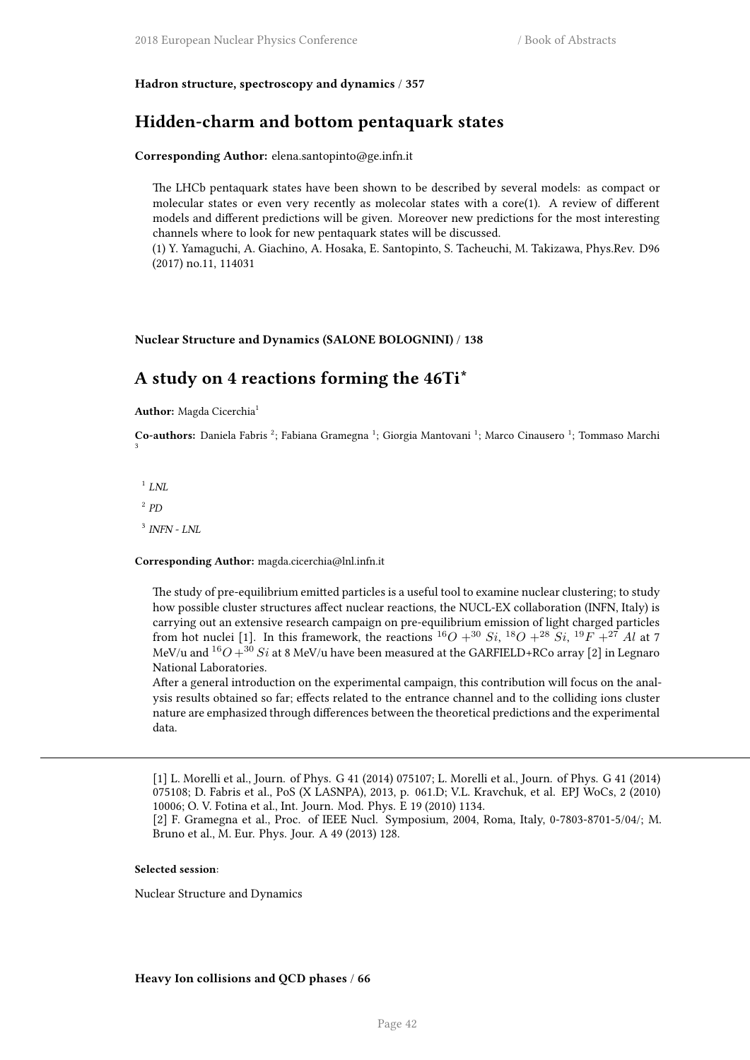**Hadron structure, spectroscopy and dynamics / 357**

## Hidden-charm and bottom pentaquark states

**Corresponding Author:** elena.santopinto@ge.infn.it

The LHCb pentaquark states have been shown to be described by several models: as compact or molecular states or even very recently as molecolar states with a core(1). A review of different models and different predictions will be given. Moreover new predictions for the most interesting channels where to look for new pentaquark states will be discussed.
(1) Y. Yamaguchi, A. Giachino, A. Hosaka, E. Santopinto, S. Tacheuchi, M. Takizawa, Phys.Rev. D96 (2017) no.11, 114031

**Nuclear Structure and Dynamics (SALONE BOLOGNINI) / 138**

## A study on 4 reactions forming the 46Ti*

**Author:** Magda Cicerchia[1]

**Co-authors:** Daniela Fabris [2]; Fabiana Gramegna [1]; Giorgia Mantovani [1]; Marco Cinausero [1]; Tommaso Marchi [3]

[1] *LNL*

[2] *PD*

[3] *INFN - LNL*

**Corresponding Author:** magda.cicerchia@lnl.infn.it

The study of pre-equilibrium emitted particles is a useful tool to examine nuclear clustering; to study how possible cluster structures affect nuclear reactions, the NUCL-EX collaboration (INFN, Italy) is carrying out an extensive research campaign on pre-equilibrium emission of light charged particles from hot nuclei [1]. In this framework, the reactions $^{16}O +^{30} Si$, $^{18}O +^{28} Si$, $^{19}F +^{27} Al$ at 7 MeV/u and $^{16}O +^{30} Si$ at 8 MeV/u have been measured at the GARFIELD+RCo array [2] in Legnaro National Laboratories.
After a general introduction on the experimental campaign, this contribution will focus on the analysis results obtained so far; effects related to the entrance channel and to the colliding ions cluster nature are emphasized through differences between the theoretical predictions and the experimental data.

---

[1] L. Morelli et al., Journ. of Phys. G 41 (2014) 075107; L. Morelli et al., Journ. of Phys. G 41 (2014) 075108; D. Fabris et al., PoS (X LASNPA), 2013, p. 061.D; V.L. Kravchuk, et al. EPJ WoCs, 2 (2010) 10006; O. V. Fotina et al., Int. Journ. Mod. Phys. E 19 (2010) 1134.
[2] F. Gramegna et al., Proc. of IEEE Nucl. Symposium, 2004, Roma, Italy, 0-7803-8701-5/04/; M. Bruno et al., M. Eur. Phys. Jour. A 49 (2013) 128.

**Selected session**:

Nuclear Structure and Dynamics

**Heavy Ion collisions and QCD phases / 66**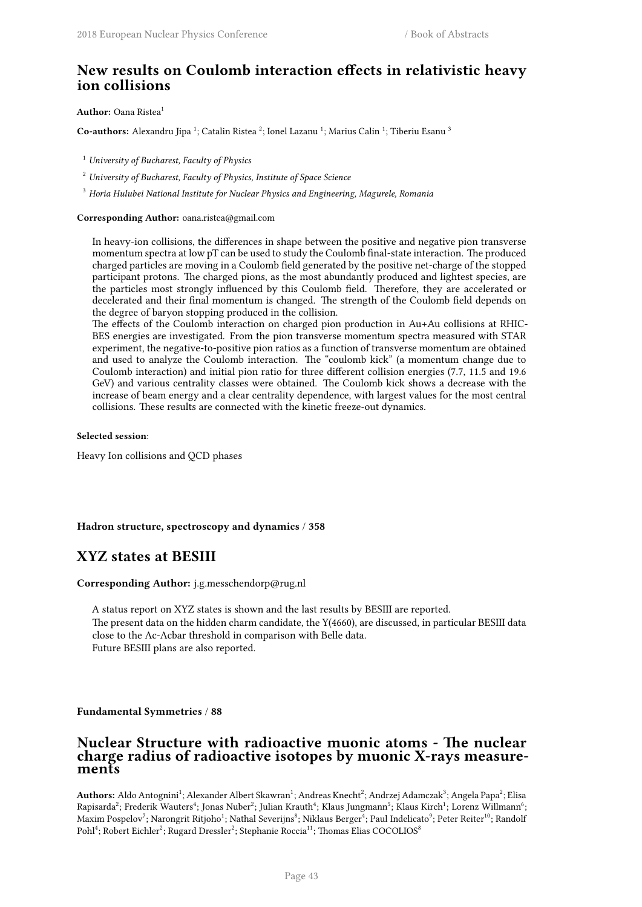## New results on Coulomb interaction effects in relativistic heavy ion collisions

**Author:** Oana Ristea[1]

**Co-authors:** Alexandru Jipa [1]; Catalin Ristea [2]; Ionel Lazanu [1]; Marius Calin [1]; Tiberiu Esanu [3]

[1] *University of Bucharest, Faculty of Physics*

[2] *University of Bucharest, Faculty of Physics, Institute of Space Science*

[3] *Horia Hulubei National Institute for Nuclear Physics and Engineering, Magurele, Romania*

**Corresponding Author:** oana.ristea@gmail.com

In heavy-ion collisions, the differences in shape between the positive and negative pion transverse momentum spectra at low pT can be used to study the Coulomb final-state interaction. The produced charged particles are moving in a Coulomb field generated by the positive net-charge of the stopped participant protons. The charged pions, as the most abundantly produced and lightest species, are the particles most strongly influenced by this Coulomb field. Therefore, they are accelerated or decelerated and their final momentum is changed. The strength of the Coulomb field depends on the degree of baryon stopping produced in the collision.
The effects of the Coulomb interaction on charged pion production in Au+Au collisions at RHIC-BES energies are investigated. From the pion transverse momentum spectra measured with STAR experiment, the negative-to-positive pion ratios as a function of transverse momentum are obtained and used to analyze the Coulomb interaction. The "coulomb kick" (a momentum change due to Coulomb interaction) and initial pion ratio for three different collision energies (7.7, 11.5 and 19.6 GeV) and various centrality classes were obtained. The Coulomb kick shows a decrease with the increase of beam energy and a clear centrality dependence, with largest values for the most central collisions. These results are connected with the kinetic freeze-out dynamics.

**Selected session**:

Heavy Ion collisions and QCD phases

**Hadron structure, spectroscopy and dynamics / 358**

## XYZ states at BESIII

**Corresponding Author:** j.g.messchendorp@rug.nl

A status report on XYZ states is shown and the last results by BESIII are reported.
The present data on the hidden charm candidate, the Y(4660), are discussed, in particular BESIII data close to the Λc-Λcbar threshold in comparison with Belle data.
Future BESIII plans are also reported.

**Fundamental Symmetries / 88**

## Nuclear Structure with radioactive muonic atoms - The nuclear charge radius of radioactive isotopes by muonic X-rays measurements

**Authors:** Aldo Antognini[1]; Alexander Albert Skawran[1]; Andreas Knecht[2]; Andrzej Adamczak[3]; Angela Papa[2]; Elisa Rapisarda[2]; Frederik Wauters[4]; Jonas Nuber[2]; Julian Krauth[4]; Klaus Jungmann[5]; Klaus Kirch[1]; Lorenz Willmann[6]; Maxim Pospelov[7]; Narongrit Ritjoho[1]; Nathal Severijns[8]; Niklaus Berger[4]; Paul Indelicato[9]; Peter Reiter[10]; Randolf Pohl[4]; Robert Eichler[2]; Rugard Dressler[2]; Stephanie Roccia[11]; Thomas Elias COCOLIOS[8]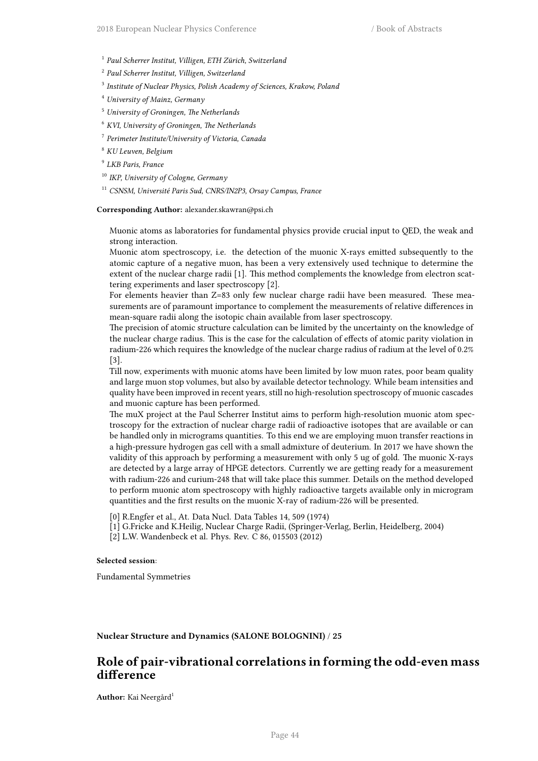[1] *Paul Scherrer Institut, Villigen, ETH Zürich, Switzerland*

[2] *Paul Scherrer Institut, Villigen, Switzerland*

[3] *Institute of Nuclear Physics, Polish Academy of Sciences, Krakow, Poland*

[4] *University of Mainz, Germany*

[5] *University of Groningen, The Netherlands*

[6] *KVI, University of Groningen, The Netherlands*

[7] *Perimeter Institute/University of Victoria, Canada*

[8] *KU Leuven, Belgium*

[9] *LKB Paris, France*

[10] *IKP, University of Cologne, Germany*

[11] *CSNSM, Université Paris Sud, CNRS/IN2P3, Orsay Campus, France*

**Corresponding Author:** alexander.skawran@psi.ch

Muonic atoms as laboratories for fundamental physics provide crucial input to QED, the weak and strong interaction.

Muonic atom spectroscopy, i.e. the detection of the muonic X-rays emitted subsequently to the atomic capture of a negative muon, has been a very extensively used technique to determine the extent of the nuclear charge radii [1]. This method complements the knowledge from electron scattering experiments and laser spectroscopy [2].

For elements heavier than Z=83 only few nuclear charge radii have been measured. These measurements are of paramount importance to complement the measurements of relative differences in mean-square radii along the isotopic chain available from laser spectroscopy.

The precision of atomic structure calculation can be limited by the uncertainty on the knowledge of the nuclear charge radius. This is the case for the calculation of effects of atomic parity violation in radium-226 which requires the knowledge of the nuclear charge radius of radium at the level of 0.2% [3].

Till now, experiments with muonic atoms have been limited by low muon rates, poor beam quality and large muon stop volumes, but also by available detector technology. While beam intensities and quality have been improved in recent years, still no high-resolution spectroscopy of muonic cascades and muonic capture has been performed.

The muX project at the Paul Scherrer Institut aims to perform high-resolution muonic atom spectroscopy for the extraction of nuclear charge radii of radioactive isotopes that are available or can be handled only in micrograms quantities. To this end we are employing muon transfer reactions in a high-pressure hydrogen gas cell with a small admixture of deuterium. In 2017 we have shown the validity of this approach by performing a measurement with only 5 ug of gold. The muonic X-rays are detected by a large array of HPGE detectors. Currently we are getting ready for a measurement with radium-226 and curium-248 that will take place this summer. Details on the method developed to perform muonic atom spectroscopy with highly radioactive targets available only in microgram quantities and the first results on the muonic X-ray of radium-226 will be presented.

[0] R.Engfer et al., At. Data Nucl. Data Tables 14, 509 (1974)

[1] G.Fricke and K.Heilig, Nuclear Charge Radii, (Springer-Verlag, Berlin, Heidelberg, 2004)

[2] L.W. Wandenbeck et al. Phys. Rev. C 86, 015503 (2012)

**Selected session**:

Fundamental Symmetries

**Nuclear Structure and Dynamics (SALONE BOLOGNINI) / 25**

## Role of pair-vibrational correlations in forming the odd-even mass difference

**Author:** Kai Neergård[1]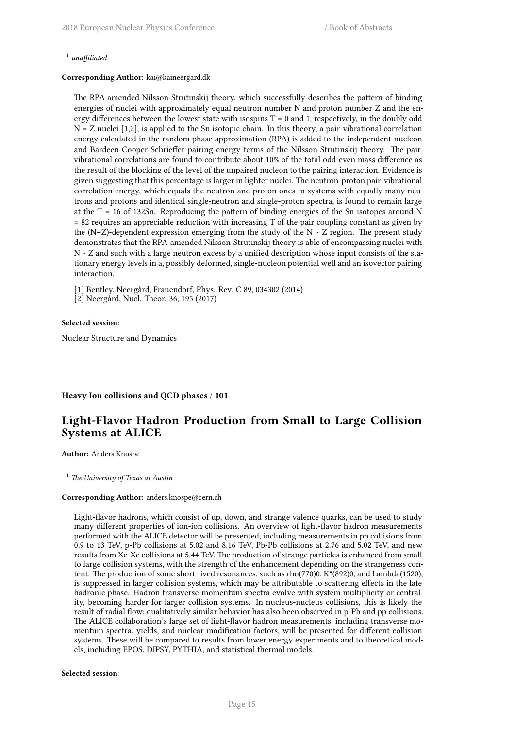[1] *unaffiliated*

**Corresponding Author:** kai@kaineergard.dk

The RPA-amended Nilsson-Strutinskij theory, which successfully describes the pattern of binding energies of nuclei with approximately equal neutron number N and proton number Z and the energy differences between the lowest state with isospins T = 0 and 1, respectively, in the doubly odd N = Z nuclei [1,2], is applied to the Sn isotopic chain. In this theory, a pair-vibrational correlation energy calculated in the random phase approximation (RPA) is added to the independent-nucleon and Bardeen-Cooper-Schrieffer pairing energy terms of the Nilsson-Strutinskij theory. The pair-vibrational correlations are found to contribute about 10% of the total odd-even mass difference as the result of the blocking of the level of the unpaired nucleon to the pairing interaction. Evidence is given suggesting that this percentage is larger in lighter nuclei. The neutron-proton pair-vibrational correlation energy, which equals the neutron and proton ones in systems with equally many neutrons and protons and identical single-neutron and single-proton spectra, is found to remain large at the T = 16 of 132Sn. Reproducing the pattern of binding energies of the Sn isotopes around N = 82 requires an appreciable reduction with increasing T of the pair coupling constant as given by the (N+Z)-dependent expression emerging from the study of the N ~ Z region. The present study demonstrates that the RPA-amended Nilsson-Strutinskij theory is able of encompassing nuclei with N ~ Z and such with a large neutron excess by a unified description whose input consists of the stationary energy levels in a, possibly deformed, single-nucleon potential well and an isovector pairing interaction.

[1] Bentley, Neergård, Frauendorf, Phys. Rev. C 89, 034302 (2014)
[2] Neergård, Nucl. Theor. 36, 195 (2017)

**Selected session**:

Nuclear Structure and Dynamics

**Heavy Ion collisions and QCD phases / 101**

## Light-Flavor Hadron Production from Small to Large Collision Systems at ALICE

**Author:** Anders Knospe[1]

[1] *The University of Texas at Austin*

**Corresponding Author:** anders.knospe@cern.ch

Light-flavor hadrons, which consist of up, down, and strange valence quarks, can be used to study many different properties of ion-ion collisions. An overview of light-flavor hadron measurements performed with the ALICE detector will be presented, including measurements in pp collisions from 0.9 to 13 TeV, p-Pb collisions at 5.02 and 8.16 TeV, Pb-Pb collisions at 2.76 and 5.02 TeV, and new results from Xe-Xe collisions at 5.44 TeV. The production of strange particles is enhanced from small to large collision systems, with the strength of the enhancement depending on the strangeness content. The production of some short-lived resonances, such as rho(770)0, K*(892)0, and Lambda(1520), is suppressed in larger collision systems, which may be attributable to scattering effects in the late hadronic phase. Hadron transverse-momentum spectra evolve with system multiplicity or centrality, becoming harder for larger collision systems. In nucleus-nucleus collisions, this is likely the result of radial flow; qualitatively similar behavior has also been observed in p-Pb and pp collisions. The ALICE collaboration's large set of light-flavor hadron measurements, including transverse momentum spectra, yields, and nuclear modification factors, will be presented for different collision systems. These will be compared to results from lower energy experiments and to theoretical models, including EPOS, DIPSY, PYTHIA, and statistical thermal models.

**Selected session**: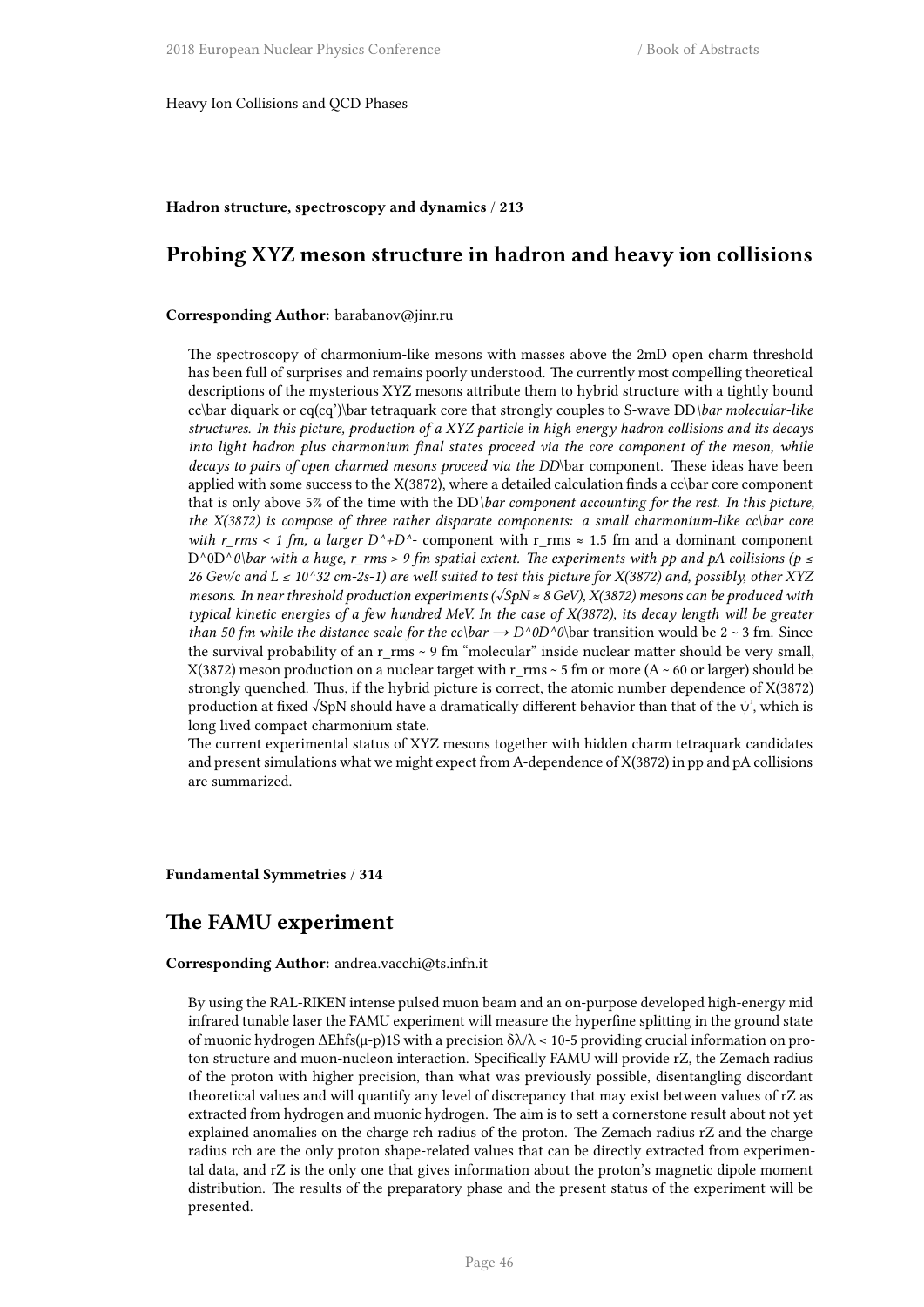Heavy Ion Collisions and QCD Phases

**Hadron structure, spectroscopy and dynamics / 213**

## Probing XYZ meson structure in hadron and heavy ion collisions

**Corresponding Author:** barabanov@jinr.ru

The spectroscopy of charmonium-like mesons with masses above the 2mD open charm threshold has been full of surprises and remains poorly understood. The currently most compelling theoretical descriptions of the mysterious XYZ mesons attribute them to hybrid structure with a tightly bound cc\bar diquark or cq(cq')\bar tetraquark core that strongly couples to S-wave DD*\bar molecular-like structures. In this picture, production of a XYZ particle in high energy hadron collisions and its decays into light hadron plus charmonium final states proceed via the core component of the meson, while decays to pairs of open charmed mesons proceed via the DD*\bar component. These ideas have been applied with some success to the X(3872), where a detailed calculation finds a cc\bar core component that is only above 5% of the time with the DD*\bar component accounting for the rest. In this picture, the X(3872) is compose of three rather disparate components: a small charmonium-like cc\bar core with r_rms < 1 fm, a larger D^+D*^- component with r_rms ≈ 1.5 fm and a dominant component D^0D*^0\bar with a huge, r_rms > 9 fm spatial extent. The experiments with pp and pA collisions (p ≤ 26 Gev/c and L ≤ 10^32 cm-2s-1) are well suited to test this picture for X(3872) and, possibly, other XYZ mesons. In near threshold production experiments (√SpN ≈ 8 GeV), X(3872) mesons can be produced with typical kinetic energies of a few hundred MeV. In the case of X(3872), its decay length will be greater than 50 fm while the distance scale for the cc\bar → D^0D*^0*\bar transition would be 2 ~ 3 fm. Since the survival probability of an r_rms ~ 9 fm "molecular" inside nuclear matter should be very small, X(3872) meson production on a nuclear target with r_rms ~ 5 fm or more (A ~ 60 or larger) should be strongly quenched. Thus, if the hybrid picture is correct, the atomic number dependence of X(3872) production at fixed √SpN should have a dramatically different behavior than that of the ψ', which is long lived compact charmonium state.

The current experimental status of XYZ mesons together with hidden charm tetraquark candidates and present simulations what we might expect from A-dependence of X(3872) in pp and pA collisions are summarized.

**Fundamental Symmetries / 314**

## The FAMU experiment

**Corresponding Author:** andrea.vacchi@ts.infn.it

By using the RAL-RIKEN intense pulsed muon beam and an on-purpose developed high-energy mid infrared tunable laser the FAMU experiment will measure the hyperfine splitting in the ground state of muonic hydrogen ΔEhfs(μ-p)1S with a precision δλ/λ < 10-5 providing crucial information on proton structure and muon-nucleon interaction. Specifically FAMU will provide rZ, the Zemach radius of the proton with higher precision, than what was previously possible, disentangling discordant theoretical values and will quantify any level of discrepancy that may exist between values of rZ as extracted from hydrogen and muonic hydrogen. The aim is to sett a cornerstone result about not yet explained anomalies on the charge rch radius of the proton. The Zemach radius rZ and the charge radius rch are the only proton shape-related values that can be directly extracted from experimental data, and rZ is the only one that gives information about the proton's magnetic dipole moment distribution. The results of the preparatory phase and the present status of the experiment will be presented.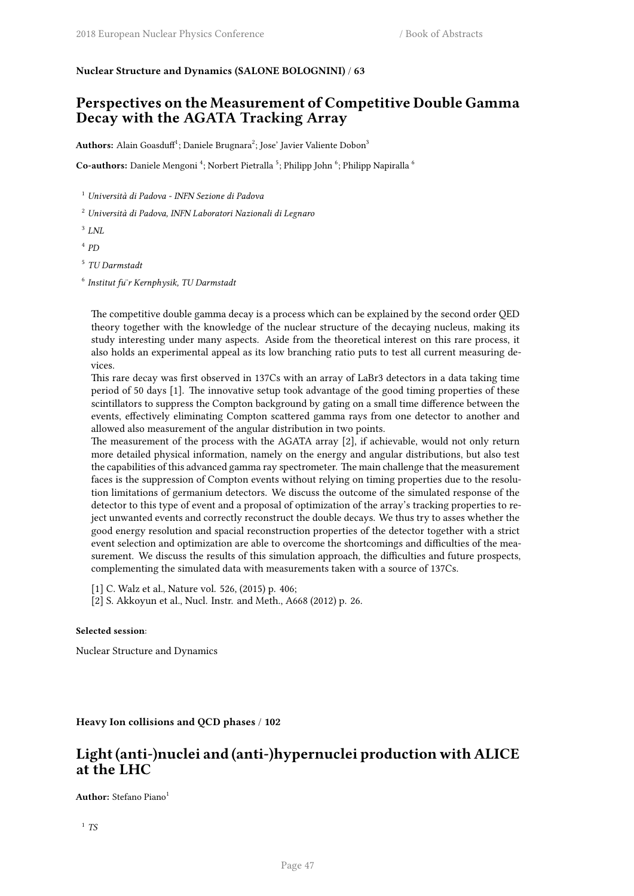**Nuclear Structure and Dynamics (SALONE BOLOGNINI) / 63**

## Perspectives on the Measurement of Competitive Double Gamma Decay with the AGATA Tracking Array

**Authors:** Alain Goasduff[1]; Daniele Brugnara[2]; Jose' Javier Valiente Dobon[3]

**Co-authors:** Daniele Mengoni [4]; Norbert Pietralla [5]; Philipp John [6]; Philipp Napiralla [6]

[1] *Università di Padova - INFN Sezione di Padova*

[2] *Università di Padova, INFN Laboratori Nazionali di Legnaro*

[3] *LNL*

[4] *PD*

[5] *TU Darmstadt*

[6] *Institut fu¨r Kernphysik, TU Darmstadt*

The competitive double gamma decay is a process which can be explained by the second order QED theory together with the knowledge of the nuclear structure of the decaying nucleus, making its study interesting under many aspects. Aside from the theoretical interest on this rare process, it also holds an experimental appeal as its low branching ratio puts to test all current measuring devices.

This rare decay was first observed in 137Cs with an array of LaBr3 detectors in a data taking time period of 50 days [1]. The innovative setup took advantage of the good timing properties of these scintillators to suppress the Compton background by gating on a small time difference between the events, effectively eliminating Compton scattered gamma rays from one detector to another and allowed also measurement of the angular distribution in two points.

The measurement of the process with the AGATA array [2], if achievable, would not only return more detailed physical information, namely on the energy and angular distributions, but also test the capabilities of this advanced gamma ray spectrometer. The main challenge that the measurement faces is the suppression of Compton events without relying on timing properties due to the resolution limitations of germanium detectors. We discuss the outcome of the simulated response of the detector to this type of event and a proposal of optimization of the array's tracking properties to reject unwanted events and correctly reconstruct the double decays. We thus try to asses whether the good energy resolution and spacial reconstruction properties of the detector together with a strict event selection and optimization are able to overcome the shortcomings and difficulties of the measurement. We discuss the results of this simulation approach, the difficulties and future prospects, complementing the simulated data with measurements taken with a source of 137Cs.

[1] C. Walz et al., Nature vol. 526, (2015) p. 406;
[2] S. Akkoyun et al., Nucl. Instr. and Meth., A668 (2012) p. 26.

**Selected session**:

Nuclear Structure and Dynamics

**Heavy Ion collisions and QCD phases / 102**

## Light (anti-)nuclei and (anti-)hypernuclei production with ALICE at the LHC

**Author:** Stefano Piano[1]

[1] *TS*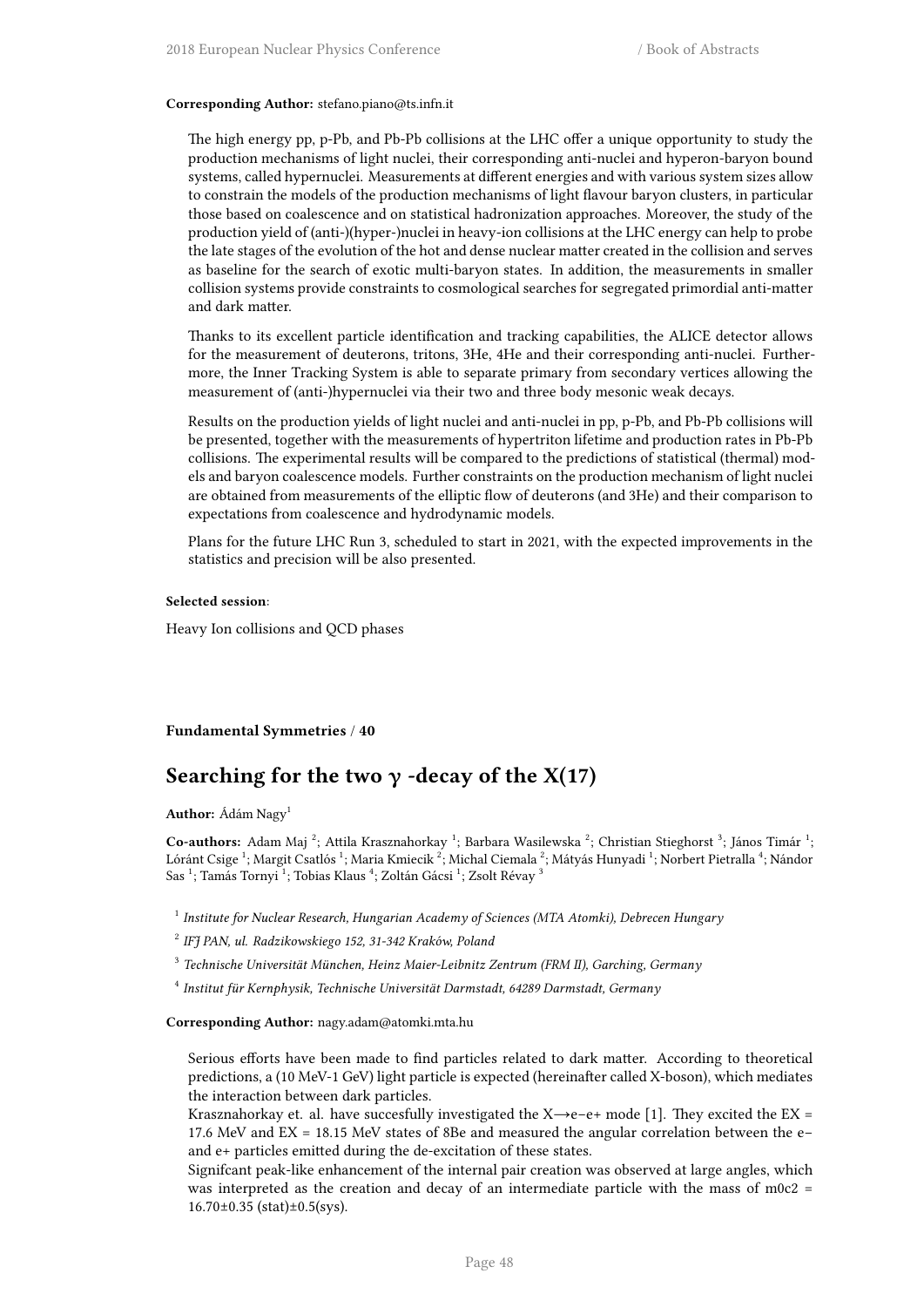**Corresponding Author:** stefano.piano@ts.infn.it

The high energy pp, p-Pb, and Pb-Pb collisions at the LHC offer a unique opportunity to study the production mechanisms of light nuclei, their corresponding anti-nuclei and hyperon-baryon bound systems, called hypernuclei. Measurements at different energies and with various system sizes allow to constrain the models of the production mechanisms of light flavour baryon clusters, in particular those based on coalescence and on statistical hadronization approaches. Moreover, the study of the production yield of (anti-)(hyper-)nuclei in heavy-ion collisions at the LHC energy can help to probe the late stages of the evolution of the hot and dense nuclear matter created in the collision and serves as baseline for the search of exotic multi-baryon states. In addition, the measurements in smaller collision systems provide constraints to cosmological searches for segregated primordial anti-matter and dark matter.

Thanks to its excellent particle identification and tracking capabilities, the ALICE detector allows for the measurement of deuterons, tritons, 3He, 4He and their corresponding anti-nuclei. Furthermore, the Inner Tracking System is able to separate primary from secondary vertices allowing the measurement of (anti-)hypernuclei via their two and three body mesonic weak decays.

Results on the production yields of light nuclei and anti-nuclei in pp, p-Pb, and Pb-Pb collisions will be presented, together with the measurements of hypertriton lifetime and production rates in Pb-Pb collisions. The experimental results will be compared to the predictions of statistical (thermal) models and baryon coalescence models. Further constraints on the production mechanism of light nuclei are obtained from measurements of the elliptic flow of deuterons (and 3He) and their comparison to expectations from coalescence and hydrodynamic models.

Plans for the future LHC Run 3, scheduled to start in 2021, with the expected improvements in the statistics and precision will be also presented.

**Selected session**:

Heavy Ion collisions and QCD phases

**Fundamental Symmetries / 40**

## Searching for the two $\gamma$ -decay of the X(17)

**Author:** Ádám Nagy[1]

**Co-authors:** Adam Maj [2]; Attila Krasznahorkay [1]; Barbara Wasilewska [2]; Christian Stieghorst [3]; János Timár [1]; Lóránt Csige [1]; Margit Csatlós [1]; Maria Kmiecik [2]; Michal Ciemala [2]; Mátyás Hunyadi [1]; Norbert Pietralla [4]; Nándor Sas [1]; Tamás Tornyi [1]; Tobias Klaus [4]; Zoltán Gácsi [1]; Zsolt Révay [3]

[1] *Institute for Nuclear Research, Hungarian Academy of Sciences (MTA Atomki), Debrecen Hungary*

[2] *IFJ PAN, ul. Radzikowskiego 152, 31-342 Kraków, Poland*

[3] *Technische Universität München, Heinz Maier-Leibnitz Zentrum (FRM II), Garching, Germany*

[4] *Institut für Kernphysik, Technische Universität Darmstadt, 64289 Darmstadt, Germany*

**Corresponding Author:** nagy.adam@atomki.mta.hu

Serious efforts have been made to find particles related to dark matter. According to theoretical predictions, a (10 MeV-1 GeV) light particle is expected (hereinafter called X-boson), which mediates the interaction between dark particles.
Krasznahorkay et. al. have succesfully investigated the X→e−e+ mode [1]. They excited the EX = 17.6 MeV and EX = 18.15 MeV states of 8Be and measured the angular correlation between the e− and e+ particles emitted during the de-excitation of these states.
Signifcant peak-like enhancement of the internal pair creation was observed at large angles, which was interpreted as the creation and decay of an intermediate particle with the mass of m0c2 = 16.70±0.35 (stat)±0.5(sys).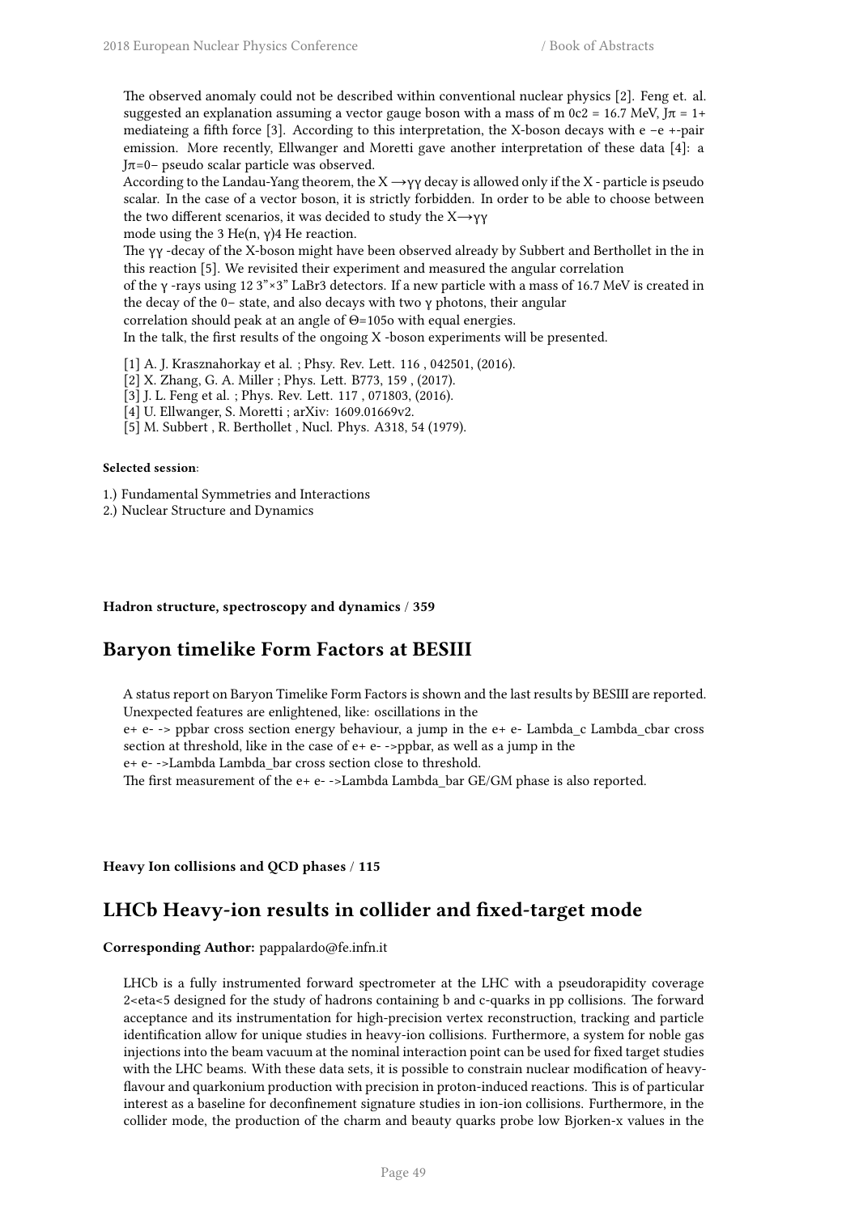The observed anomaly could not be described within conventional nuclear physics [2]. Feng et. al. suggested an explanation assuming a vector gauge boson with a mass of m 0c2 = 16.7 MeV, $J\pi = 1+$ mediateing a fifth force [3]. According to this interpretation, the X-boson decays with e −e +-pair emission. More recently, Ellwanger and Moretti gave another interpretation of these data [4]: a $J\pi=0-$ pseudo scalar particle was observed.

According to the Landau-Yang theorem, the $X \rightarrow \gamma\gamma$ decay is allowed only if the X - particle is pseudo scalar. In the case of a vector boson, it is strictly forbidden. In order to be able to choose between the two different scenarios, it was decided to study the $X \rightarrow \gamma\gamma$

mode using the 3 He(n, γ)4 He reaction.

The γγ -decay of the X-boson might have been observed already by Subbert and Berthollet in the in this reaction [5]. We revisited their experiment and measured the angular correlation

of the γ -rays using 12 3"×3" LaBr3 detectors. If a new particle with a mass of 16.7 MeV is created in the decay of the 0− state, and also decays with two γ photons, their angular

correlation should peak at an angle of Θ=105o with equal energies.

In the talk, the first results of the ongoing X -boson experiments will be presented.

[1] A. J. Krasznahorkay et al. ; Phsy. Rev. Lett. 116 , 042501, (2016).
[2] X. Zhang, G. A. Miller ; Phys. Lett. B773, 159 , (2017).
[3] J. L. Feng et al. ; Phys. Rev. Lett. 117 , 071803, (2016).
[4] U. Ellwanger, S. Moretti ; arXiv: 1609.01669v2.
[5] M. Subbert , R. Berthollet , Nucl. Phys. A318, 54 (1979).

**Selected session**:

1.) Fundamental Symmetries and Interactions
2.) Nuclear Structure and Dynamics

**Hadron structure, spectroscopy and dynamics / 359**

## Baryon timelike Form Factors at BESIII

A status report on Baryon Timelike Form Factors is shown and the last results by BESIII are reported. Unexpected features are enlightened, like: oscillations in the

e+ e- -> ppbar cross section energy behaviour, a jump in the e+ e- Lambda_c Lambda_cbar cross section at threshold, like in the case of e+ e- ->ppbar, as well as a jump in the

e+ e- ->Lambda Lambda_bar cross section close to threshold.

The first measurement of the e+ e- ->Lambda Lambda_bar GE/GM phase is also reported.

**Heavy Ion collisions and QCD phases / 115**

## LHCb Heavy-ion results in collider and fixed-target mode

**Corresponding Author:** pappalardo@fe.infn.it

LHCb is a fully instrumented forward spectrometer at the LHC with a pseudorapidity coverage 2<eta<5 designed for the study of hadrons containing b and c-quarks in pp collisions. The forward acceptance and its instrumentation for high-precision vertex reconstruction, tracking and particle identification allow for unique studies in heavy-ion collisions. Furthermore, a system for noble gas injections into the beam vacuum at the nominal interaction point can be used for fixed target studies with the LHC beams. With these data sets, it is possible to constrain nuclear modification of heavy-flavour and quarkonium production with precision in proton-induced reactions. This is of particular interest as a baseline for deconfinement signature studies in ion-ion collisions. Furthermore, in the collider mode, the production of the charm and beauty quarks probe low Bjorken-x values in the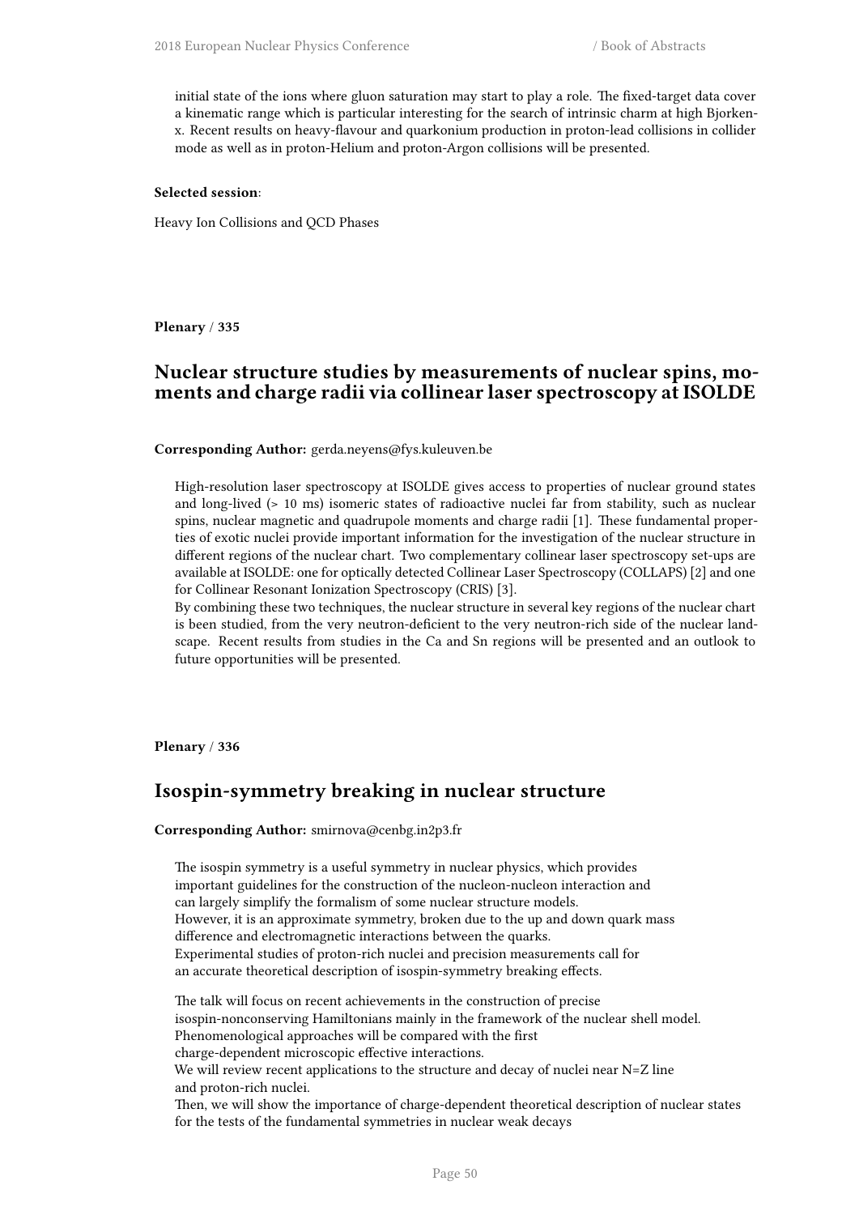initial state of the ions where gluon saturation may start to play a role. The fixed-target data cover a kinematic range which is particular interesting for the search of intrinsic charm at high Bjorken-x. Recent results on heavy-flavour and quarkonium production in proton-lead collisions in collider mode as well as in proton-Helium and proton-Argon collisions will be presented.

**Selected session**:

Heavy Ion Collisions and QCD Phases

**Plenary** / **335**

## Nuclear structure studies by measurements of nuclear spins, moments and charge radii via collinear laser spectroscopy at ISOLDE

**Corresponding Author:** gerda.neyens@fys.kuleuven.be

High-resolution laser spectroscopy at ISOLDE gives access to properties of nuclear ground states and long-lived (> 10 ms) isomeric states of radioactive nuclei far from stability, such as nuclear spins, nuclear magnetic and quadrupole moments and charge radii [1]. These fundamental properties of exotic nuclei provide important information for the investigation of the nuclear structure in different regions of the nuclear chart. Two complementary collinear laser spectroscopy set-ups are available at ISOLDE: one for optically detected Collinear Laser Spectroscopy (COLLAPS) [2] and one for Collinear Resonant Ionization Spectroscopy (CRIS) [3].
By combining these two techniques, the nuclear structure in several key regions of the nuclear chart is been studied, from the very neutron-deficient to the very neutron-rich side of the nuclear landscape. Recent results from studies in the Ca and Sn regions will be presented and an outlook to future opportunities will be presented.

**Plenary** / **336**

## Isospin-symmetry breaking in nuclear structure

**Corresponding Author:** smirnova@cenbg.in2p3.fr

The isospin symmetry is a useful symmetry in nuclear physics, which provides
important guidelines for the construction of the nucleon-nucleon interaction and
can largely simplify the formalism of some nuclear structure models.
However, it is an approximate symmetry, broken due to the up and down quark mass
difference and electromagnetic interactions between the quarks.
Experimental studies of proton-rich nuclei and precision measurements call for
an accurate theoretical description of isospin-symmetry breaking effects.

The talk will focus on recent achievements in the construction of precise
isospin-nonconserving Hamiltonians mainly in the framework of the nuclear shell model.
Phenomenological approaches will be compared with the first
charge-dependent microscopic effective interactions.
We will review recent applications to the structure and decay of nuclei near N=Z line
and proton-rich nuclei.
Then, we will show the importance of charge-dependent theoretical description of nuclear states
for the tests of the fundamental symmetries in nuclear weak decays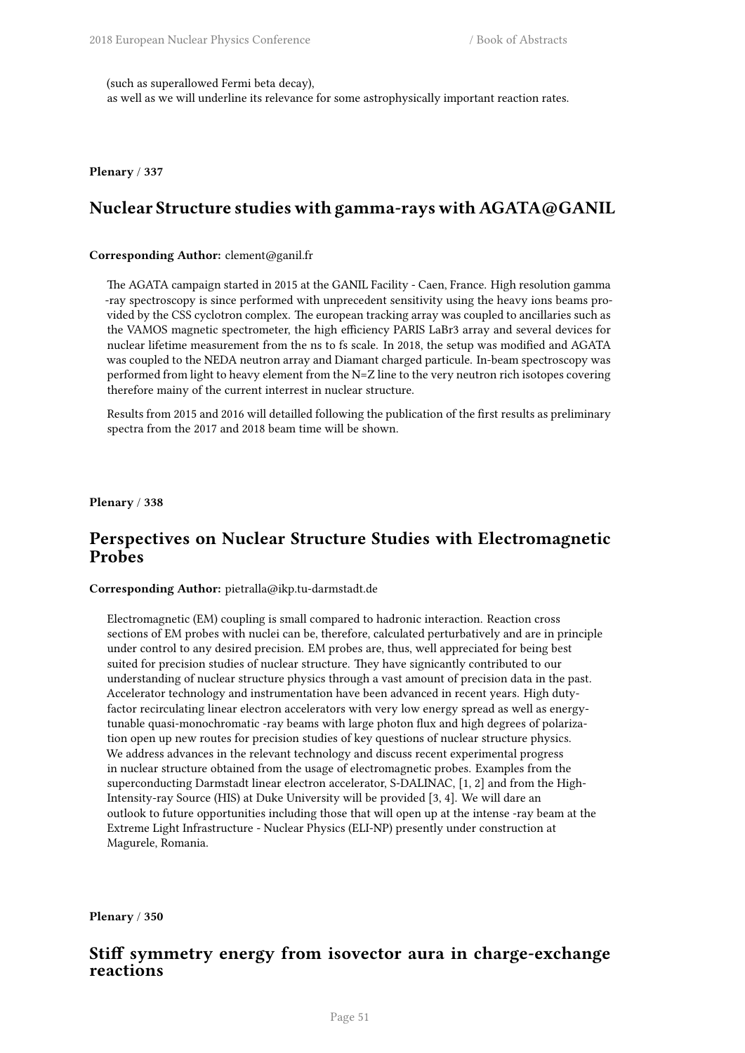(such as superallowed Fermi beta decay),
as well as we will underline its relevance for some astrophysically important reaction rates.

**Plenary** / **337**

## Nuclear Structure studies with gamma-rays with AGATA@GANIL

**Corresponding Author:** clement@ganil.fr

The AGATA campaign started in 2015 at the GANIL Facility - Caen, France. High resolution gamma -ray spectroscopy is since performed with unprecedent sensitivity using the heavy ions beams provided by the CSS cyclotron complex. The european tracking array was coupled to ancillaries such as the VAMOS magnetic spectrometer, the high efficiency PARIS LaBr3 array and several devices for nuclear lifetime measurement from the ns to fs scale. In 2018, the setup was modified and AGATA was coupled to the NEDA neutron array and Diamant charged particule. In-beam spectroscopy was performed from light to heavy element from the N=Z line to the very neutron rich isotopes covering therefore mainy of the current interrest in nuclear structure.

Results from 2015 and 2016 will detailled following the publication of the first results as preliminary spectra from the 2017 and 2018 beam time will be shown.

**Plenary** / **338**

## Perspectives on Nuclear Structure Studies with Electromagnetic Probes

**Corresponding Author:** pietralla@ikp.tu-darmstadt.de

Electromagnetic (EM) coupling is small compared to hadronic interaction. Reaction cross sections of EM probes with nuclei can be, therefore, calculated perturbatively and are in principle under control to any desired precision. EM probes are, thus, well appreciated for being best suited for precision studies of nuclear structure. They have signicantly contributed to our understanding of nuclear structure physics through a vast amount of precision data in the past. Accelerator technology and instrumentation have been advanced in recent years. High duty-factor recirculating linear electron accelerators with very low energy spread as well as energy-tunable quasi-monochromatic -ray beams with large photon flux and high degrees of polarization open up new routes for precision studies of key questions of nuclear structure physics. We address advances in the relevant technology and discuss recent experimental progress in nuclear structure obtained from the usage of electromagnetic probes. Examples from the superconducting Darmstadt linear electron accelerator, S-DALINAC, [1, 2] and from the High-Intensity-ray Source (HIS) at Duke University will be provided [3, 4]. We will dare an outlook to future opportunities including those that will open up at the intense -ray beam at the Extreme Light Infrastructure - Nuclear Physics (ELI-NP) presently under construction at Magurele, Romania.

**Plenary** / **350**

## Stiff symmetry energy from isovector aura in charge-exchange reactions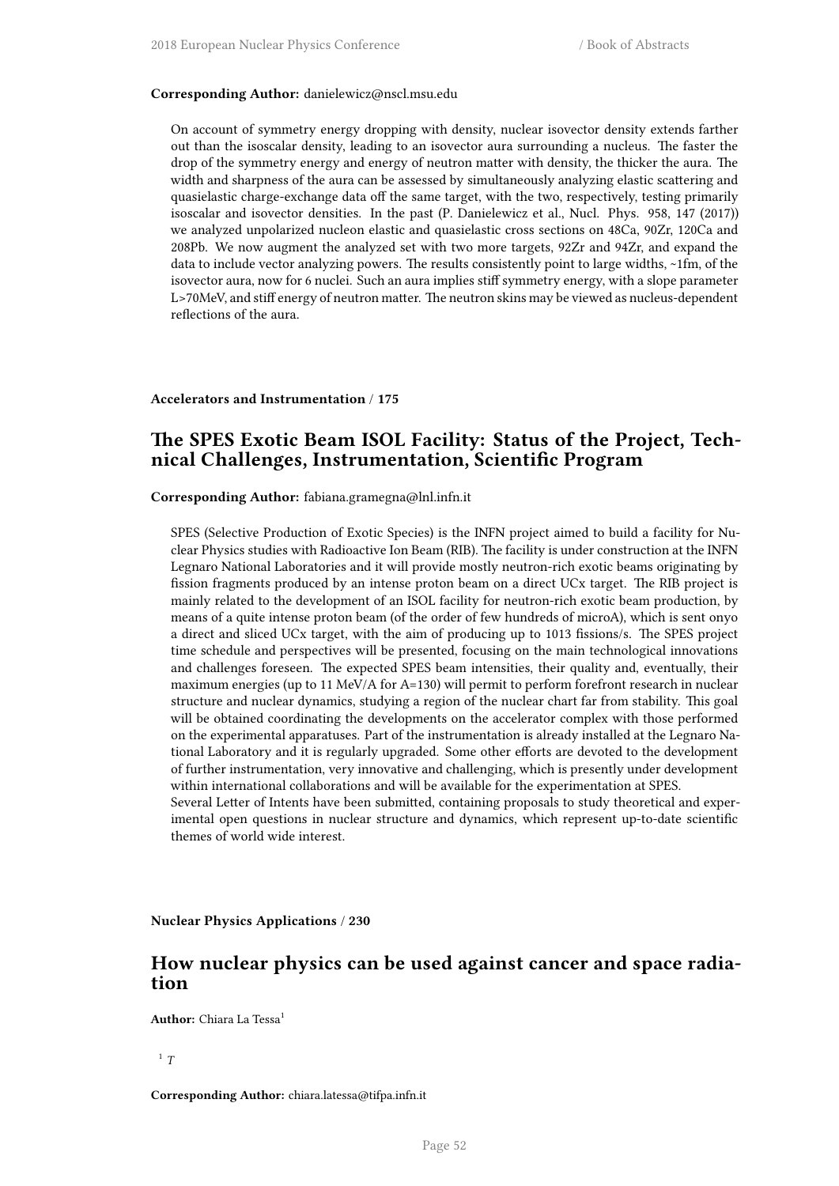**Corresponding Author:** danielewicz@nscl.msu.edu

On account of symmetry energy dropping with density, nuclear isovector density extends farther out than the isoscalar density, leading to an isovector aura surrounding a nucleus. The faster the drop of the symmetry energy and energy of neutron matter with density, the thicker the aura. The width and sharpness of the aura can be assessed by simultaneously analyzing elastic scattering and quasielastic charge-exchange data off the same target, with the two, respectively, testing primarily isoscalar and isovector densities. In the past (P. Danielewicz et al., Nucl. Phys. 958, 147 (2017)) we analyzed unpolarized nucleon elastic and quasielastic cross sections on 48Ca, 90Zr, 120Ca and 208Pb. We now augment the analyzed set with two more targets, 92Zr and 94Zr, and expand the data to include vector analyzing powers. The results consistently point to large widths, ~1fm, of the isovector aura, now for 6 nuclei. Such an aura implies stiff symmetry energy, with a slope parameter L>70MeV, and stiff energy of neutron matter. The neutron skins may be viewed as nucleus-dependent reflections of the aura.

**Accelerators and Instrumentation / 175**

## The SPES Exotic Beam ISOL Facility: Status of the Project, Technical Challenges, Instrumentation, Scientific Program

**Corresponding Author:** fabiana.gramegna@lnl.infn.it

SPES (Selective Production of Exotic Species) is the INFN project aimed to build a facility for Nuclear Physics studies with Radioactive Ion Beam (RIB). The facility is under construction at the INFN Legnaro National Laboratories and it will provide mostly neutron-rich exotic beams originating by fission fragments produced by an intense proton beam on a direct UCx target. The RIB project is mainly related to the development of an ISOL facility for neutron-rich exotic beam production, by means of a quite intense proton beam (of the order of few hundreds of microA), which is sent onyo a direct and sliced UCx target, with the aim of producing up to 1013 fissions/s. The SPES project time schedule and perspectives will be presented, focusing on the main technological innovations and challenges foreseen. The expected SPES beam intensities, their quality and, eventually, their maximum energies (up to 11 MeV/A for A=130) will permit to perform forefront research in nuclear structure and nuclear dynamics, studying a region of the nuclear chart far from stability. This goal will be obtained coordinating the developments on the accelerator complex with those performed on the experimental apparatuses. Part of the instrumentation is already installed at the Legnaro National Laboratory and it is regularly upgraded. Some other efforts are devoted to the development of further instrumentation, very innovative and challenging, which is presently under development within international collaborations and will be available for the experimentation at SPES.
Several Letter of Intents have been submitted, containing proposals to study theoretical and experimental open questions in nuclear structure and dynamics, which represent up-to-date scientific themes of world wide interest.

**Nuclear Physics Applications / 230**

## How nuclear physics can be used against cancer and space radiation

**Author:** Chiara La Tessa[1]

[1] *T*

**Corresponding Author:** chiara.latessa@tifpa.infn.it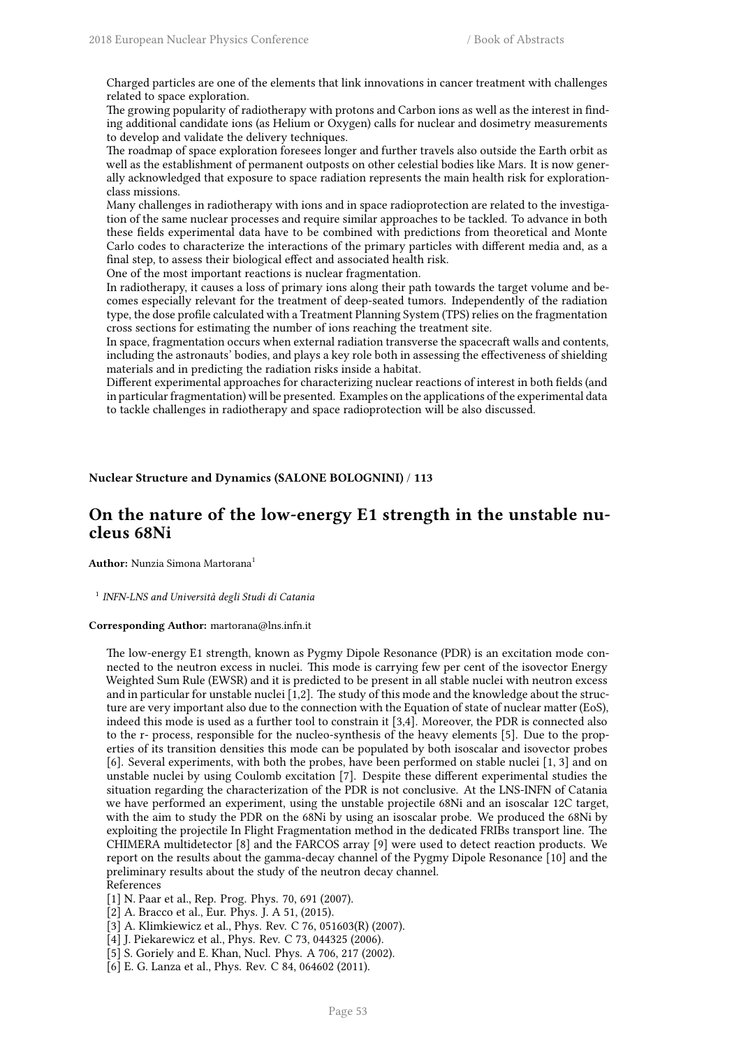Charged particles are one of the elements that link innovations in cancer treatment with challenges related to space exploration.

The growing popularity of radiotherapy with protons and Carbon ions as well as the interest in finding additional candidate ions (as Helium or Oxygen) calls for nuclear and dosimetry measurements to develop and validate the delivery techniques.

The roadmap of space exploration foresees longer and further travels also outside the Earth orbit as well as the establishment of permanent outposts on other celestial bodies like Mars. It is now generally acknowledged that exposure to space radiation represents the main health risk for exploration-class missions.

Many challenges in radiotherapy with ions and in space radioprotection are related to the investigation of the same nuclear processes and require similar approaches to be tackled. To advance in both these fields experimental data have to be combined with predictions from theoretical and Monte Carlo codes to characterize the interactions of the primary particles with different media and, as a final step, to assess their biological effect and associated health risk.

One of the most important reactions is nuclear fragmentation.

In radiotherapy, it causes a loss of primary ions along their path towards the target volume and becomes especially relevant for the treatment of deep-seated tumors. Independently of the radiation type, the dose profile calculated with a Treatment Planning System (TPS) relies on the fragmentation cross sections for estimating the number of ions reaching the treatment site.

In space, fragmentation occurs when external radiation transverse the spacecraft walls and contents, including the astronauts' bodies, and plays a key role both in assessing the effectiveness of shielding materials and in predicting the radiation risks inside a habitat.

Different experimental approaches for characterizing nuclear reactions of interest in both fields (and in particular fragmentation) will be presented. Examples on the applications of the experimental data to tackle challenges in radiotherapy and space radioprotection will be also discussed.

**Nuclear Structure and Dynamics (SALONE BOLOGNINI) / 113**

## On the nature of the low-energy E1 strength in the unstable nucleus 68Ni

**Author:** Nunzia Simona Martorana[1]

[1] *INFN-LNS and Università degli Studi di Catania*

**Corresponding Author:** martorana@lns.infn.it

The low-energy E1 strength, known as Pygmy Dipole Resonance (PDR) is an excitation mode connected to the neutron excess in nuclei. This mode is carrying few per cent of the isovector Energy Weighted Sum Rule (EWSR) and it is predicted to be present in all stable nuclei with neutron excess and in particular for unstable nuclei [1,2]. The study of this mode and the knowledge about the structure are very important also due to the connection with the Equation of state of nuclear matter (EoS), indeed this mode is used as a further tool to constrain it [3,4]. Moreover, the PDR is connected also to the r- process, responsible for the nucleo-synthesis of the heavy elements [5]. Due to the properties of its transition densities this mode can be populated by both isoscalar and isovector probes [6]. Several experiments, with both the probes, have been performed on stable nuclei [1, 3] and on unstable nuclei by using Coulomb excitation [7]. Despite these different experimental studies the situation regarding the characterization of the PDR is not conclusive. At the LNS-INFN of Catania we have performed an experiment, using the unstable projectile 68Ni and an isoscalar 12C target, with the aim to study the PDR on the 68Ni by using an isoscalar probe. We produced the 68Ni by exploiting the projectile In Flight Fragmentation method in the dedicated FRIBs transport line. The CHIMERA multidetector [8] and the FARCOS array [9] were used to detect reaction products. We report on the results about the gamma-decay channel of the Pygmy Dipole Resonance [10] and the preliminary results about the study of the neutron decay channel.

References

[1] N. Paar et al., Rep. Prog. Phys. 70, 691 (2007).
[2] A. Bracco et al., Eur. Phys. J. A 51, (2015).
[3] A. Klimkiewicz et al., Phys. Rev. C 76, 051603(R) (2007).
[4] J. Piekarewicz et al., Phys. Rev. C 73, 044325 (2006).
[5] S. Goriely and E. Khan, Nucl. Phys. A 706, 217 (2002).
[6] E. G. Lanza et al., Phys. Rev. C 84, 064602 (2011).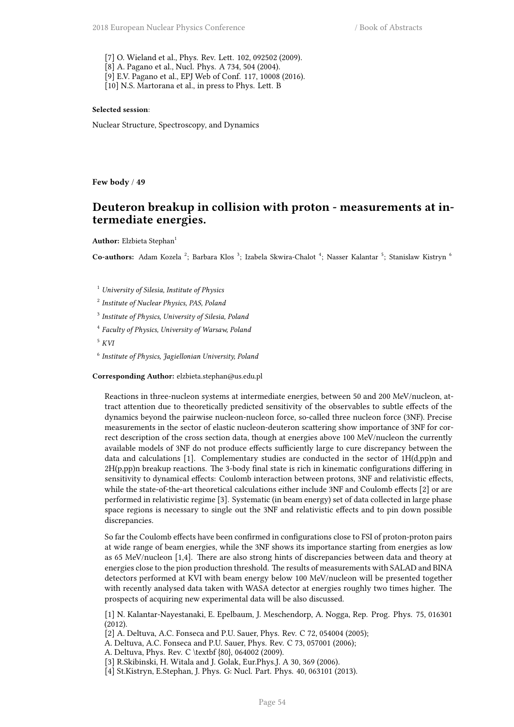[7] O. Wieland et al., Phys. Rev. Lett. 102, 092502 (2009).
[8] A. Pagano et al., Nucl. Phys. A 734, 504 (2004).
[9] E.V. Pagano et al., EPJ Web of Conf. 117, 10008 (2016).
[10] N.S. Martorana et al., in press to Phys. Lett. B

**Selected session**:

Nuclear Structure, Spectroscopy, and Dynamics

**Few body / 49**

## Deuteron breakup in collision with proton - measurements at intermediate energies.

**Author:** Elzbieta Stephan[1]

**Co-authors:** Adam Kozela [2]; Barbara Klos [3]; Izabela Skwira-Chalot [4]; Nasser Kalantar [5]; Stanislaw Kistryn [6]

[1] *University of Silesia, Institute of Physics*

[2] *Institute of Nuclear Physics, PAS, Poland*

[3] *Institute of Physics, University of Silesia, Poland*

[4] *Faculty of Physics, University of Warsaw, Poland*

[5] *KVI*

[6] *Institute of Physics, Jagiellonian University, Poland*

**Corresponding Author:** elzbieta.stephan@us.edu.pl

Reactions in three-nucleon systems at intermediate energies, between 50 and 200 MeV/nucleon, attract attention due to theoretically predicted sensitivity of the observables to subtle effects of the dynamics beyond the pairwise nucleon-nucleon force, so-called three nucleon force (3NF). Precise measurements in the sector of elastic nucleon-deuteron scattering show importance of 3NF for correct description of the cross section data, though at energies above 100 MeV/nucleon the currently available models of 3NF do not produce effects sufficiently large to cure discrepancy between the data and calculations [1]. Complementary studies are conducted in the sector of 1H(d,pp)n and 2H(p,pp)n breakup reactions. The 3-body final state is rich in kinematic configurations differing in sensitivity to dynamical effects: Coulomb interaction between protons, 3NF and relativistic effects, while the state-of-the-art theoretical calculations either include 3NF and Coulomb effects [2] or are performed in relativistic regime [3]. Systematic (in beam energy) set of data collected in large phase space regions is necessary to single out the 3NF and relativistic effects and to pin down possible discrepancies.

So far the Coulomb effects have been confirmed in configurations close to FSI of proton-proton pairs at wide range of beam energies, while the 3NF shows its importance starting from energies as low as 65 MeV/nucleon [1,4]. There are also strong hints of discrepancies between data and theory at energies close to the pion production threshold. The results of measurements with SALAD and BINA detectors performed at KVI with beam energy below 100 MeV/nucleon will be presented together with recently analysed data taken with WASA detector at energies roughly two times higher. The prospects of acquiring new experimental data will be also discussed.

[1] N. Kalantar-Nayestanaki, E. Epelbaum, J. Meschendorp, A. Nogga, Rep. Prog. Phys. 75, 016301 (2012).
[2] A. Deltuva, A.C. Fonseca and P.U. Sauer, Phys. Rev. C 72, 054004 (2005);
A. Deltuva, A.C. Fonseca and P.U. Sauer, Phys. Rev. C 73, 057001 (2006);
A. Deltuva, Phys. Rev. C \textbf {80}, 064002 (2009).
[3] R.Skibinski, H. Witala and J. Golak, Eur.Phys.J. A 30, 369 (2006).
[4] St.Kistryn, E.Stephan, J. Phys. G: Nucl. Part. Phys. 40, 063101 (2013).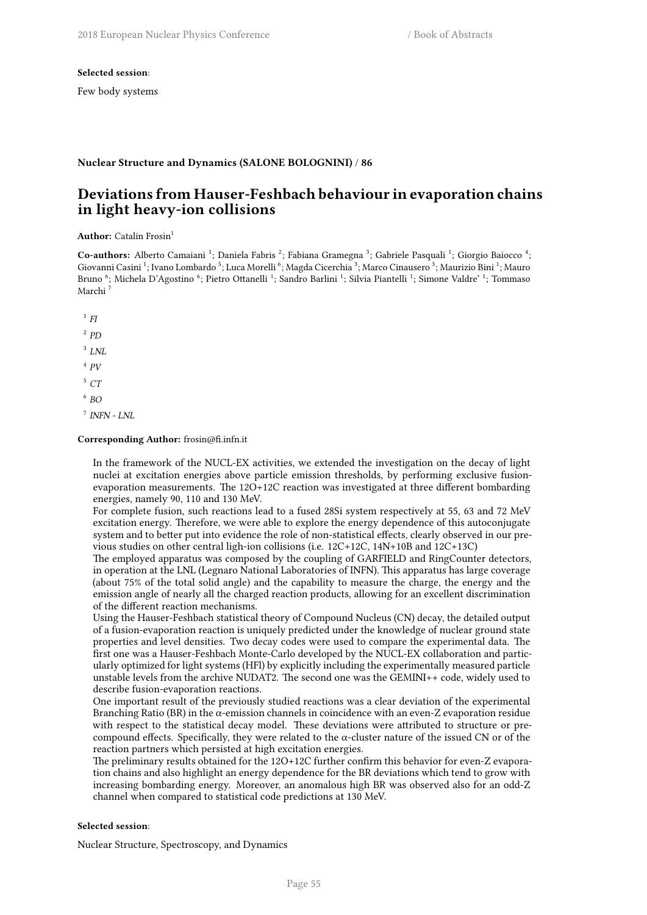**Selected session**:

Few body systems

**Nuclear Structure and Dynamics (SALONE BOLOGNINI) / 86**

## Deviations from Hauser-Feshbach behaviour in evaporation chains in light heavy-ion collisions

**Author:** Catalin Frosin[1]

**Co-authors:** Alberto Camaiani [1]; Daniela Fabris [2]; Fabiana Gramegna [3]; Gabriele Pasquali [1]; Giorgio Baiocco [4]; Giovanni Casini [1]; Ivano Lombardo [5]; Luca Morelli [6]; Magda Cicerchia [3]; Marco Cinausero [3]; Maurizio Bini [1]; Mauro Bruno [6]; Michela D'Agostino [6]; Pietro Ottanelli [1]; Sandro Barlini [1]; Silvia Piantelli [1]; Simone Valdre' [1]; Tommaso Marchi [7]

[1] *FI*

[2] *PD*

[3] *LNL*

[4] *PV*

[5] *CT*

[6] *BO*

[7] *INFN - LNL*

**Corresponding Author:** frosin@fi.infn.it

In the framework of the NUCL-EX activities, we extended the investigation on the decay of light nuclei at excitation energies above particle emission thresholds, by performing exclusive fusion-evaporation measurements. The 12O+12C reaction was investigated at three different bombarding energies, namely 90, 110 and 130 MeV.
For complete fusion, such reactions lead to a fused 28Si system respectively at 55, 63 and 72 MeV excitation energy. Therefore, we were able to explore the energy dependence of this autoconjugate system and to better put into evidence the role of non-statistical effects, clearly observed in our previous studies on other central ligh-ion collisions (i.e. 12C+12C, 14N+10B and 12C+13C)
The employed apparatus was composed by the coupling of GARFIELD and RingCounter detectors, in operation at the LNL (Legnaro National Laboratories of INFN). This apparatus has large coverage (about 75% of the total solid angle) and the capability to measure the charge, the energy and the emission angle of nearly all the charged reaction products, allowing for an excellent discrimination of the different reaction mechanisms.
Using the Hauser-Feshbach statistical theory of Compound Nucleus (CN) decay, the detailed output of a fusion-evaporation reaction is uniquely predicted under the knowledge of nuclear ground state properties and level densities. Two decay codes were used to compare the experimental data. The first one was a Hauser-Feshbach Monte-Carlo developed by the NUCL-EX collaboration and particularly optimized for light systems (HFl) by explicitly including the experimentally measured particle unstable levels from the archive NUDAT2. The second one was the GEMINI++ code, widely used to describe fusion-evaporation reactions.
One important result of the previously studied reactions was a clear deviation of the experimental Branching Ratio (BR) in the $\alpha$-emission channels in coincidence with an even-Z evaporation residue with respect to the statistical decay model. These deviations were attributed to structure or pre-compound effects. Specifically, they were related to the $\alpha$-cluster nature of the issued CN or of the reaction partners which persisted at high excitation energies.
The preliminary results obtained for the 12O+12C further confirm this behavior for even-Z evaporation chains and also highlight an energy dependence for the BR deviations which tend to grow with increasing bombarding energy. Moreover, an anomalous high BR was observed also for an odd-Z channel when compared to statistical code predictions at 130 MeV.

**Selected session**:

Nuclear Structure, Spectroscopy, and Dynamics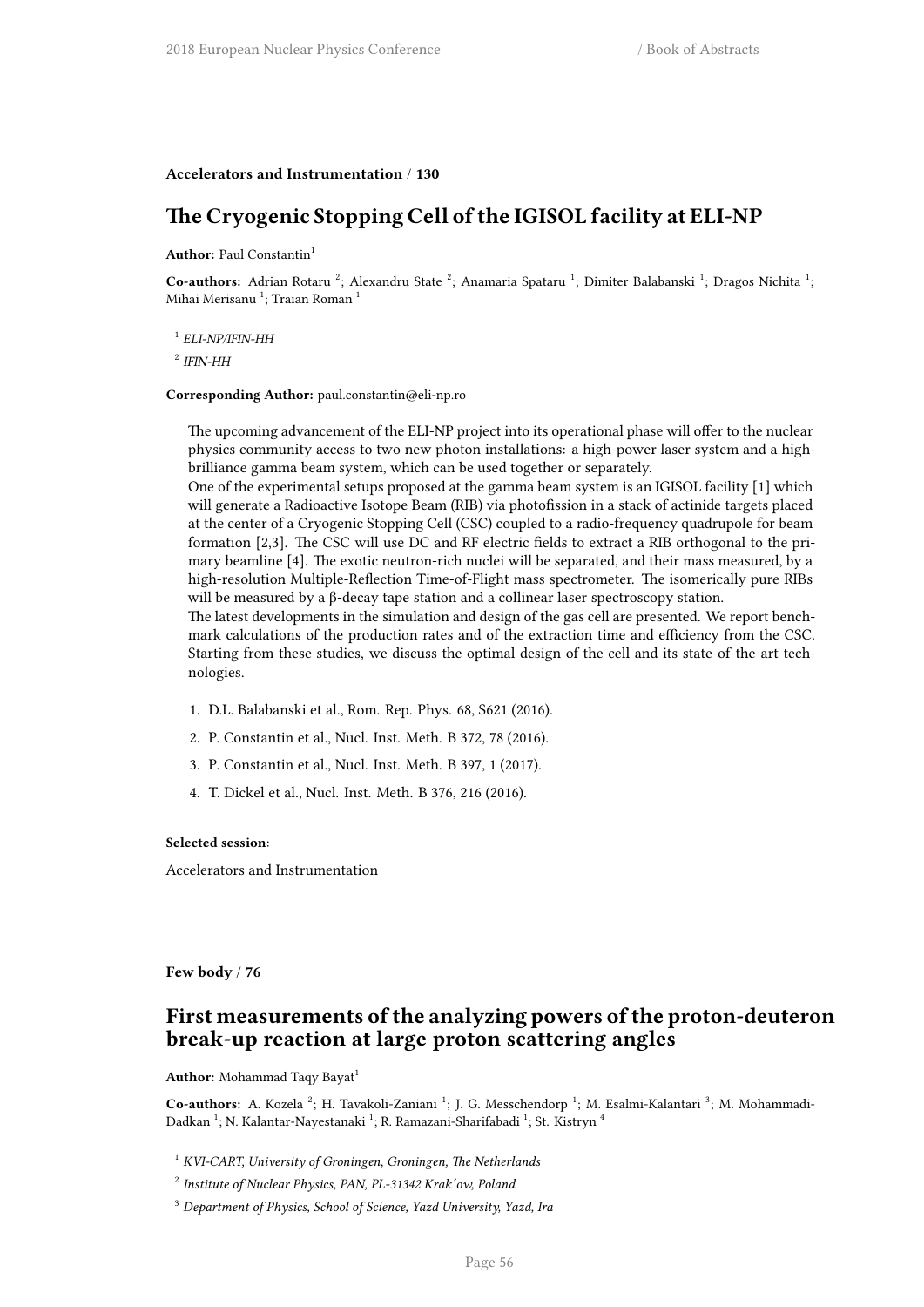**Accelerators and Instrumentation / 130**

## The Cryogenic Stopping Cell of the IGISOL facility at ELI-NP

**Author:** Paul Constantin[1]

**Co-authors:** Adrian Rotaru [2]; Alexandru State [2]; Anamaria Spataru [1]; Dimiter Balabanski [1]; Dragos Nichita [1]; Mihai Merisanu [1]; Traian Roman [1]

[1] *ELI-NP/IFIN-HH*

[2] *IFIN-HH*

**Corresponding Author:** paul.constantin@eli-np.ro

The upcoming advancement of the ELI-NP project into its operational phase will offer to the nuclear physics community access to two new photon installations: a high-power laser system and a high-brilliance gamma beam system, which can be used together or separately.
One of the experimental setups proposed at the gamma beam system is an IGISOL facility [1] which will generate a Radioactive Isotope Beam (RIB) via photofission in a stack of actinide targets placed at the center of a Cryogenic Stopping Cell (CSC) coupled to a radio-frequency quadrupole for beam formation [2,3]. The CSC will use DC and RF electric fields to extract a RIB orthogonal to the primary beamline [4]. The exotic neutron-rich nuclei will be separated, and their mass measured, by a high-resolution Multiple-Reflection Time-of-Flight mass spectrometer. The isomerically pure RIBs will be measured by a β-decay tape station and a collinear laser spectroscopy station.
The latest developments in the simulation and design of the gas cell are presented. We report benchmark calculations of the production rates and of the extraction time and efficiency from the CSC. Starting from these studies, we discuss the optimal design of the cell and its state-of-the-art technologies.

1. D.L. Balabanski et al., Rom. Rep. Phys. 68, S621 (2016).
2. P. Constantin et al., Nucl. Inst. Meth. B 372, 78 (2016).
3. P. Constantin et al., Nucl. Inst. Meth. B 397, 1 (2017).
4. T. Dickel et al., Nucl. Inst. Meth. B 376, 216 (2016).

**Selected session**:

Accelerators and Instrumentation

**Few body / 76**

## First measurements of the analyzing powers of the proton-deuteron break-up reaction at large proton scattering angles

**Author:** Mohammad Taqy Bayat[1]

**Co-authors:** A. Kozela [2]; H. Tavakoli-Zaniani [1]; J. G. Messchendorp [1]; M. Esalmi-Kalantari [3]; M. Mohammadi-Dadkan [1]; N. Kalantar-Nayestanaki [1]; R. Ramazani-Sharifabadi [1]; St. Kistryn [4]

[1] *KVI-CART, University of Groningen, Groningen, The Netherlands*

[2] *Institute of Nuclear Physics, PAN, PL-31342 Krak´ow, Poland*

[3] *Department of Physics, School of Science, Yazd University, Yazd, Ira*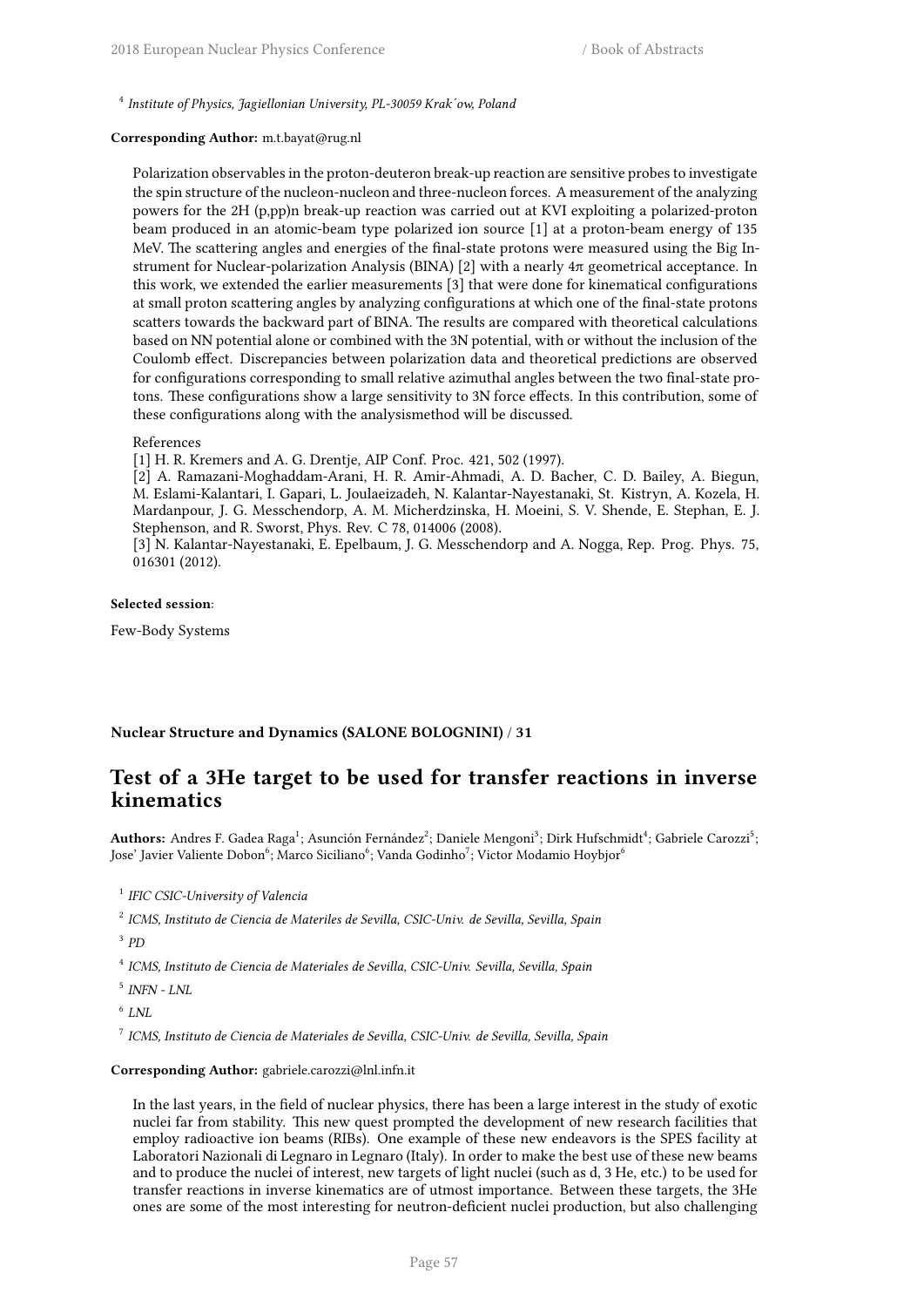[4] *Institute of Physics, Jagiellonian University, PL-30059 Krak´ow, Poland*

**Corresponding Author:** m.t.bayat@rug.nl

Polarization observables in the proton-deuteron break-up reaction are sensitive probes to investigate the spin structure of the nucleon-nucleon and three-nucleon forces. A measurement of the analyzing powers for the 2H (p,pp)n break-up reaction was carried out at KVI exploiting a polarized-proton beam produced in an atomic-beam type polarized ion source [1] at a proton-beam energy of 135 MeV. The scattering angles and energies of the final-state protons were measured using the Big Instrument for Nuclear-polarization Analysis (BINA) [2] with a nearly $4\pi$ geometrical acceptance. In this work, we extended the earlier measurements [3] that were done for kinematical configurations at small proton scattering angles by analyzing configurations at which one of the final-state protons scatters towards the backward part of BINA. The results are compared with theoretical calculations based on NN potential alone or combined with the 3N potential, with or without the inclusion of the Coulomb effect. Discrepancies between polarization data and theoretical predictions are observed for configurations corresponding to small relative azimuthal angles between the two final-state protons. These configurations show a large sensitivity to 3N force effects. In this contribution, some of these configurations along with the analysismethod will be discussed.

References

[1] H. R. Kremers and A. G. Drentje, AIP Conf. Proc. 421, 502 (1997).

[2] A. Ramazani-Moghaddam-Arani, H. R. Amir-Ahmadi, A. D. Bacher, C. D. Bailey, A. Biegun, M. Eslami-Kalantari, I. Gapari, L. Joulaeizadeh, N. Kalantar-Nayestanaki, St. Kistryn, A. Kozela, H. Mardanpour, J. G. Messchendorp, A. M. Micherdzinska, H. Moeini, S. V. Shende, E. Stephan, E. J. Stephenson, and R. Sworst, Phys. Rev. C 78, 014006 (2008).

[3] N. Kalantar-Nayestanaki, E. Epelbaum, J. G. Messchendorp and A. Nogga, Rep. Prog. Phys. 75, 016301 (2012).

**Selected session**:

Few-Body Systems

**Nuclear Structure and Dynamics (SALONE BOLOGNINI) / 31**

## Test of a 3He target to be used for transfer reactions in inverse kinematics

**Authors:** Andres F. Gadea Raga[1]; Asunción Fernández[2]; Daniele Mengoni[3]; Dirk Hufschmidt[4]; Gabriele Carozzi[5]; Jose' Javier Valiente Dobon[6]; Marco Siciliano[6]; Vanda Godinho[7]; Victor Modamio Hoybjor[6]

[1] *IFIC CSIC-University of Valencia*

[2] *ICMS, Instituto de Ciencia de Materiles de Sevilla, CSIC-Univ. de Sevilla, Sevilla, Spain*

[3] *PD*

[4] *ICMS, Instituto de Ciencia de Materiales de Sevilla, CSIC-Univ. Sevilla, Sevilla, Spain*

[5] *INFN - LNL*

[6] *LNL*

[7] *ICMS, Instituto de Ciencia de Materiales de Sevilla, CSIC-Univ. de Sevilla, Sevilla, Spain*

**Corresponding Author:** gabriele.carozzi@lnl.infn.it

In the last years, in the field of nuclear physics, there has been a large interest in the study of exotic nuclei far from stability. This new quest prompted the development of new research facilities that employ radioactive ion beams (RIBs). One example of these new endeavors is the SPES facility at Laboratori Nazionali di Legnaro in Legnaro (Italy). In order to make the best use of these new beams and to produce the nuclei of interest, new targets of light nuclei (such as d, 3 He, etc.) to be used for transfer reactions in inverse kinematics are of utmost importance. Between these targets, the 3He ones are some of the most interesting for neutron-deficient nuclei production, but also challenging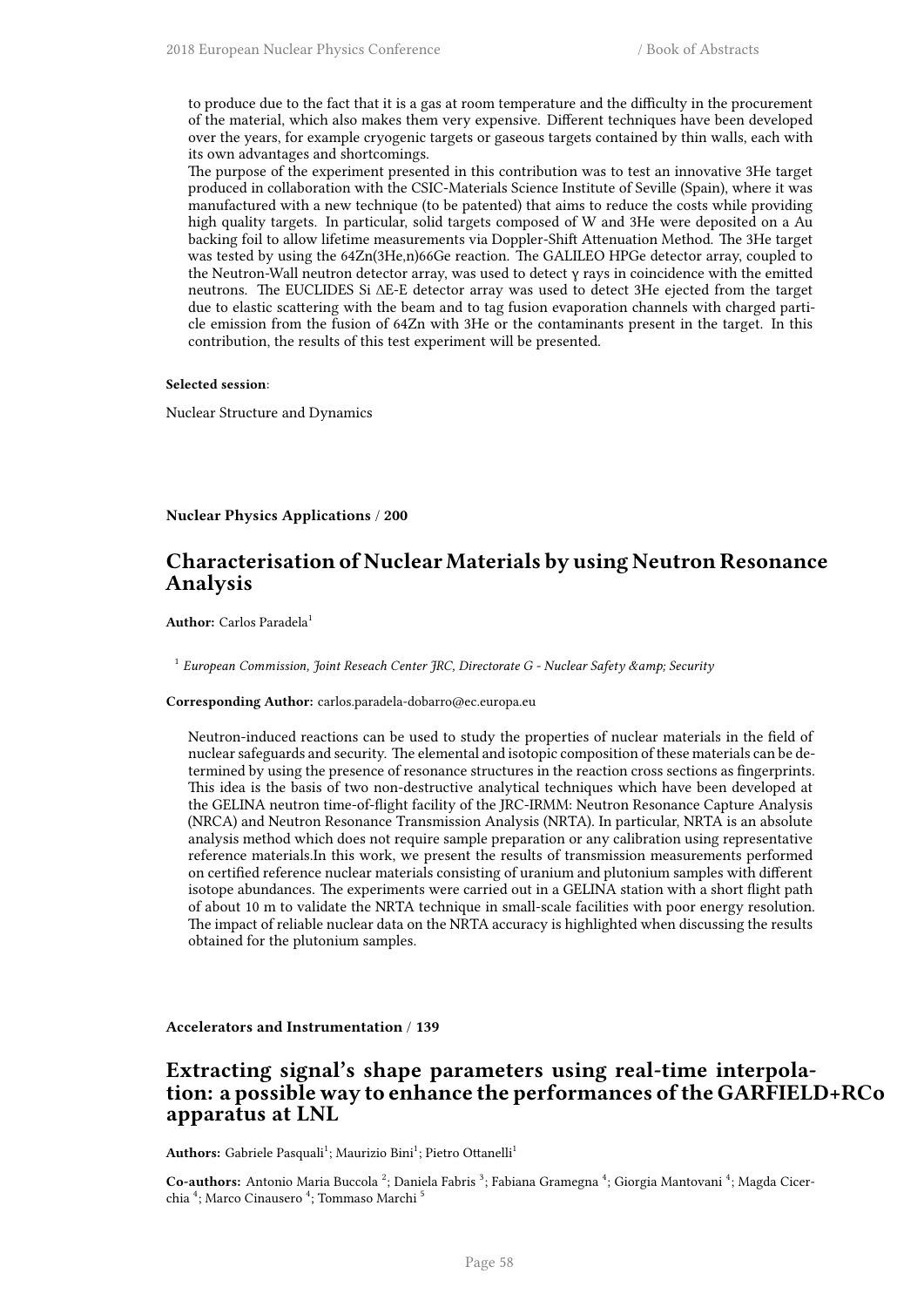to produce due to the fact that it is a gas at room temperature and the difficulty in the procurement of the material, which also makes them very expensive. Different techniques have been developed over the years, for example cryogenic targets or gaseous targets contained by thin walls, each with its own advantages and shortcomings.
The purpose of the experiment presented in this contribution was to test an innovative 3He target produced in collaboration with the CSIC-Materials Science Institute of Seville (Spain), where it was manufactured with a new technique (to be patented) that aims to reduce the costs while providing high quality targets. In particular, solid targets composed of W and 3He were deposited on a Au backing foil to allow lifetime measurements via Doppler-Shift Attenuation Method. The 3He target was tested by using the 64Zn(3He,n)66Ge reaction. The GALILEO HPGe detector array, coupled to the Neutron-Wall neutron detector array, was used to detect γ rays in coincidence with the emitted neutrons. The EUCLIDES Si ΔE-E detector array was used to detect 3He ejected from the target due to elastic scattering with the beam and to tag fusion evaporation channels with charged particle emission from the fusion of 64Zn with 3He or the contaminants present in the target. In this contribution, the results of this test experiment will be presented.

**Selected session**:

Nuclear Structure and Dynamics

**Nuclear Physics Applications / 200**

## Characterisation of Nuclear Materials by using Neutron Resonance Analysis

**Author:** Carlos Paradela[1]

[1] *European Commission, Joint Reseach Center JRC, Directorate G - Nuclear Safety &amp; Security*

**Corresponding Author:** carlos.paradela-dobarro@ec.europa.eu

Neutron-induced reactions can be used to study the properties of nuclear materials in the field of nuclear safeguards and security. The elemental and isotopic composition of these materials can be determined by using the presence of resonance structures in the reaction cross sections as fingerprints. This idea is the basis of two non-destructive analytical techniques which have been developed at the GELINA neutron time-of-flight facility of the JRC-IRMM: Neutron Resonance Capture Analysis (NRCA) and Neutron Resonance Transmission Analysis (NRTA). In particular, NRTA is an absolute analysis method which does not require sample preparation or any calibration using representative reference materials.In this work, we present the results of transmission measurements performed on certified reference nuclear materials consisting of uranium and plutonium samples with different isotope abundances. The experiments were carried out in a GELINA station with a short flight path of about 10 m to validate the NRTA technique in small-scale facilities with poor energy resolution. The impact of reliable nuclear data on the NRTA accuracy is highlighted when discussing the results obtained for the plutonium samples.

**Accelerators and Instrumentation / 139**

## Extracting signal's shape parameters using real-time interpolation: a possible way to enhance the performances of the GARFIELD+RCo apparatus at LNL

**Authors:** Gabriele Pasquali[1]; Maurizio Bini[1]; Pietro Ottanelli[1]

**Co-authors:** Antonio Maria Buccola [2]; Daniela Fabris [3]; Fabiana Gramegna [4]; Giorgia Mantovani [4]; Magda Cicerchia [4]; Marco Cinausero [4]; Tommaso Marchi [5]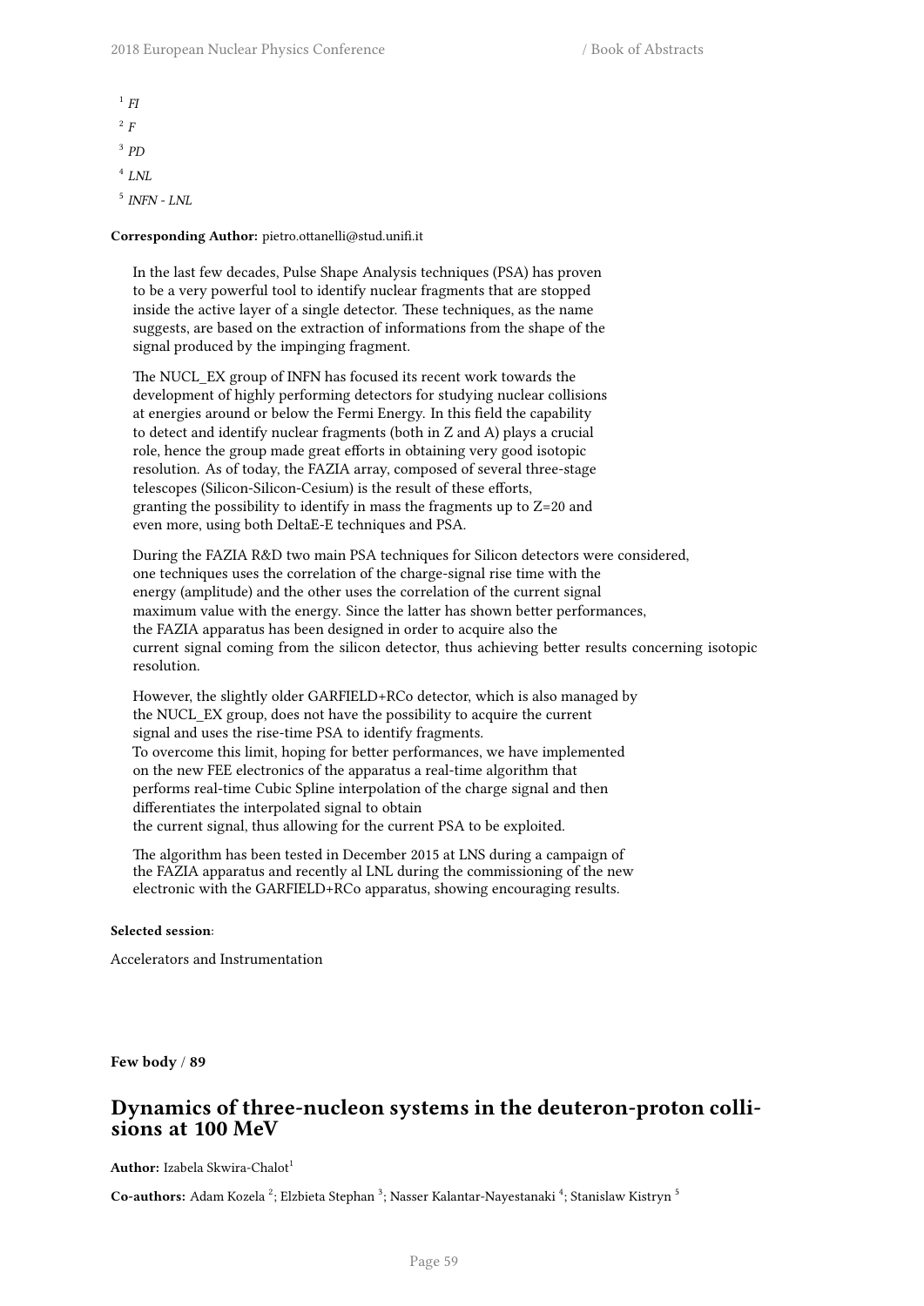[1] *FI*

[2] *F*

[3] *PD*

[4] *LNL*

[5] *INFN - LNL*

**Corresponding Author:** pietro.ottanelli@stud.unifi.it

In the last few decades, Pulse Shape Analysis techniques (PSA) has proven to be a very powerful tool to identify nuclear fragments that are stopped inside the active layer of a single detector. These techniques, as the name suggests, are based on the extraction of informations from the shape of the signal produced by the impinging fragment.

The NUCL_EX group of INFN has focused its recent work towards the development of highly performing detectors for studying nuclear collisions at energies around or below the Fermi Energy. In this field the capability to detect and identify nuclear fragments (both in Z and A) plays a crucial role, hence the group made great efforts in obtaining very good isotopic resolution. As of today, the FAZIA array, composed of several three-stage telescopes (Silicon-Silicon-Cesium) is the result of these efforts, granting the possibility to identify in mass the fragments up to Z=20 and even more, using both DeltaE-E techniques and PSA.

During the FAZIA R&D two main PSA techniques for Silicon detectors were considered, one techniques uses the correlation of the charge-signal rise time with the energy (amplitude) and the other uses the correlation of the current signal maximum value with the energy. Since the latter has shown better performances, the FAZIA apparatus has been designed in order to acquire also the current signal coming from the silicon detector, thus achieving better results concerning isotopic resolution.

However, the slightly older GARFIELD+RCo detector, which is also managed by the NUCL_EX group, does not have the possibility to acquire the current signal and uses the rise-time PSA to identify fragments.
To overcome this limit, hoping for better performances, we have implemented on the new FEE electronics of the apparatus a real-time algorithm that performs real-time Cubic Spline interpolation of the charge signal and then differentiates the interpolated signal to obtain
the current signal, thus allowing for the current PSA to be exploited.

The algorithm has been tested in December 2015 at LNS during a campaign of the FAZIA apparatus and recently al LNL during the commissioning of the new electronic with the GARFIELD+RCo apparatus, showing encouraging results.

**Selected session**:

Accelerators and Instrumentation

**Few body** / **89**

## Dynamics of three-nucleon systems in the deuteron-proton collisions at 100 MeV

**Author:** Izabela Skwira-Chalot[1]

**Co-authors:** Adam Kozela [2]; Elzbieta Stephan [3]; Nasser Kalantar-Nayestanaki [4]; Stanislaw Kistryn [5]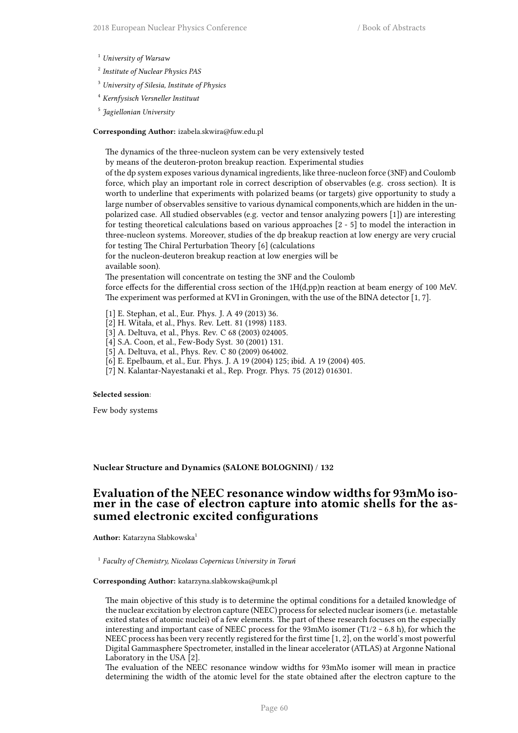[1] *University of Warsaw*

[2] *Institute of Nuclear Physics PAS*

[3] *University of Silesia, Institute of Physics*

[4] *Kernfysisch Versneller Instituut*

[5] *Jagiellonian University*

**Corresponding Author:** izabela.skwira@fuw.edu.pl

The dynamics of the three-nucleon system can be very extensively tested by means of the deuteron-proton breakup reaction. Experimental studies of the dp system exposes various dynamical ingredients, like three-nucleon force (3NF) and Coulomb force, which play an important role in correct description of observables (e.g. cross section). It is worth to underline that experiments with polarized beams (or targets) give opportunity to study a large number of observables sensitive to various dynamical components,which are hidden in the unpolarized case. All studied observables (e.g. vector and tensor analyzing powers [1]) are interesting for testing theoretical calculations based on various approaches [2 - 5] to model the interaction in three-nucleon systems. Moreover, studies of the dp breakup reaction at low energy are very crucial for testing The Chiral Perturbation Theory [6] (calculations for the nucleon-deuteron breakup reaction at low energies will be available soon).

The presentation will concentrate on testing the 3NF and the Coulomb force effects for the differential cross section of the 1H(d,pp)n reaction at beam energy of 100 MeV. The experiment was performed at KVI in Groningen, with the use of the BINA detector [1, 7].

[1] E. Stephan, et al., Eur. Phys. J. A 49 (2013) 36.
[2] H. Witała, et al., Phys. Rev. Lett. 81 (1998) 1183.
[3] A. Deltuva, et al., Phys. Rev. C 68 (2003) 024005.
[4] S.A. Coon, et al., Few-Body Syst. 30 (2001) 131.
[5] A. Deltuva, et al., Phys. Rev. C 80 (2009) 064002.
[6] E. Epelbaum, et al., Eur. Phys. J. A 19 (2004) 125; ibid. A 19 (2004) 405.
[7] N. Kalantar-Nayestanaki et al., Rep. Progr. Phys. 75 (2012) 016301.

**Selected session**:

Few body systems

**Nuclear Structure and Dynamics (SALONE BOLOGNINI) / 132**

## Evaluation of the NEEC resonance window widths for 93mMo isomer in the case of electron capture into atomic shells for the assumed electronic excited configurations

**Author:** Katarzyna Słabkowska[1]

[1] *Faculty of Chemistry, Nicolaus Copernicus University in Toruń*

**Corresponding Author:** katarzyna.slabkowska@umk.pl

The main objective of this study is to determine the optimal conditions for a detailed knowledge of the nuclear excitation by electron capture (NEEC) process for selected nuclear isomers (i.e. metastable exited states of atomic nuclei) of a few elements. The part of these research focuses on the especially interesting and important case of NEEC process for the 93mMo isomer (T1/2 ~ 6.8 h), for which the NEEC process has been very recently registered for the first time [1, 2], on the world's most powerful Digital Gammasphere Spectrometer, installed in the linear accelerator (ATLAS) at Argonne National Laboratory in the USA [2].

The evaluation of the NEEC resonance window widths for 93mMo isomer will mean in practice determining the width of the atomic level for the state obtained after the electron capture to the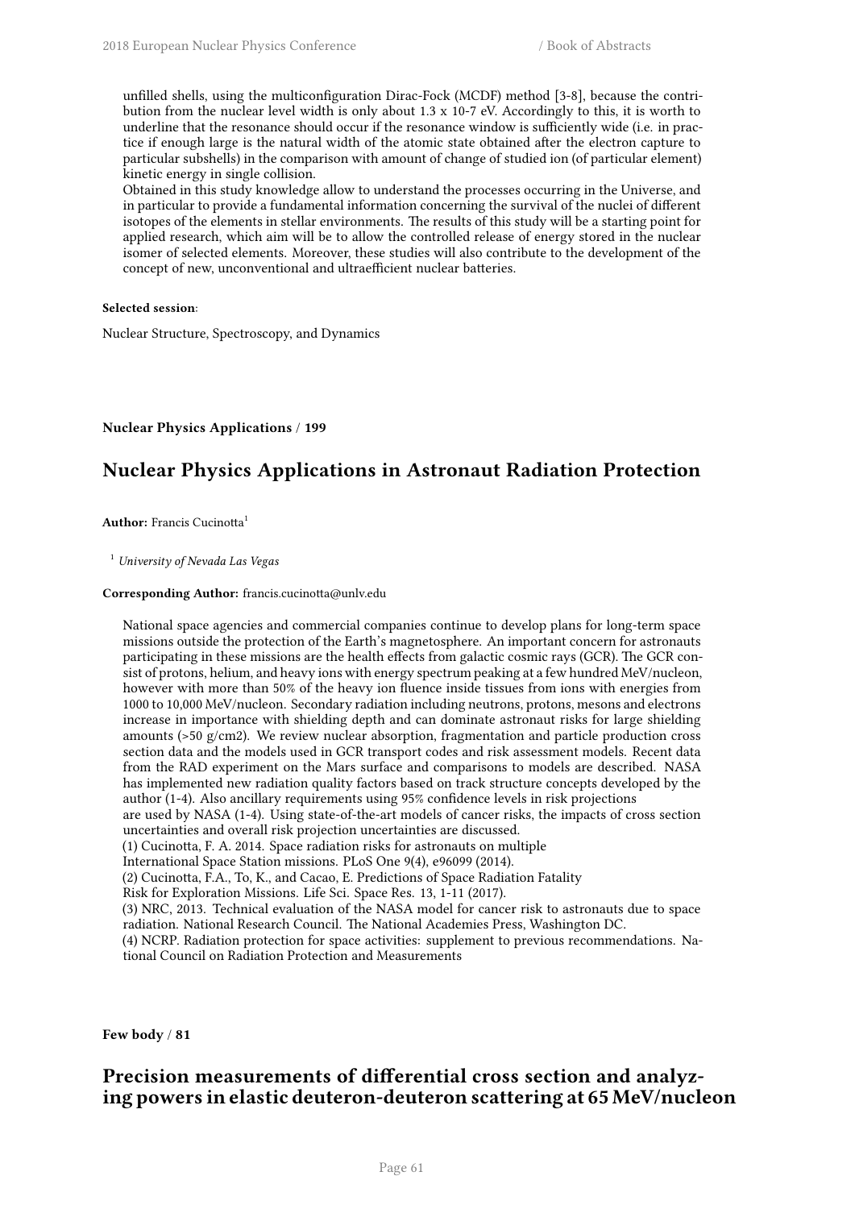unfilled shells, using the multiconfiguration Dirac-Fock (MCDF) method [3-8], because the contribution from the nuclear level width is only about 1.3 x 10-7 eV. Accordingly to this, it is worth to underline that the resonance should occur if the resonance window is sufficiently wide (i.e. in practice if enough large is the natural width of the atomic state obtained after the electron capture to particular subshells) in the comparison with amount of change of studied ion (of particular element) kinetic energy in single collision.
Obtained in this study knowledge allow to understand the processes occurring in the Universe, and in particular to provide a fundamental information concerning the survival of the nuclei of different isotopes of the elements in stellar environments. The results of this study will be a starting point for applied research, which aim will be to allow the controlled release of energy stored in the nuclear isomer of selected elements. Moreover, these studies will also contribute to the development of the concept of new, unconventional and ultraefficient nuclear batteries.

**Selected session**:

Nuclear Structure, Spectroscopy, and Dynamics

**Nuclear Physics Applications / 199**

## Nuclear Physics Applications in Astronaut Radiation Protection

**Author:** Francis Cucinotta[1]

[1] *University of Nevada Las Vegas*

**Corresponding Author:** francis.cucinotta@unlv.edu

National space agencies and commercial companies continue to develop plans for long-term space missions outside the protection of the Earth's magnetosphere. An important concern for astronauts participating in these missions are the health effects from galactic cosmic rays (GCR). The GCR consist of protons, helium, and heavy ions with energy spectrum peaking at a few hundred MeV/nucleon, however with more than 50% of the heavy ion fluence inside tissues from ions with energies from 1000 to 10,000 MeV/nucleon. Secondary radiation including neutrons, protons, mesons and electrons increase in importance with shielding depth and can dominate astronaut risks for large shielding amounts (>50 g/cm2). We review nuclear absorption, fragmentation and particle production cross section data and the models used in GCR transport codes and risk assessment models. Recent data from the RAD experiment on the Mars surface and comparisons to models are described. NASA has implemented new radiation quality factors based on track structure concepts developed by the author (1-4). Also ancillary requirements using 95% confidence levels in risk projections
are used by NASA (1-4). Using state-of-the-art models of cancer risks, the impacts of cross section uncertainties and overall risk projection uncertainties are discussed.
(1) Cucinotta, F. A. 2014. Space radiation risks for astronauts on multiple
International Space Station missions. PLoS One 9(4), e96099 (2014).
(2) Cucinotta, F.A., To, K., and Cacao, E. Predictions of Space Radiation Fatality
Risk for Exploration Missions. Life Sci. Space Res. 13, 1-11 (2017).
(3) NRC, 2013. Technical evaluation of the NASA model for cancer risk to astronauts due to space radiation. National Research Council. The National Academies Press, Washington DC.
(4) NCRP. Radiation protection for space activities: supplement to previous recommendations. National Council on Radiation Protection and Measurements

**Few body / 81**

## Precision measurements of differential cross section and analyzing powers in elastic deuteron-deuteron scattering at 65 MeV/nucleon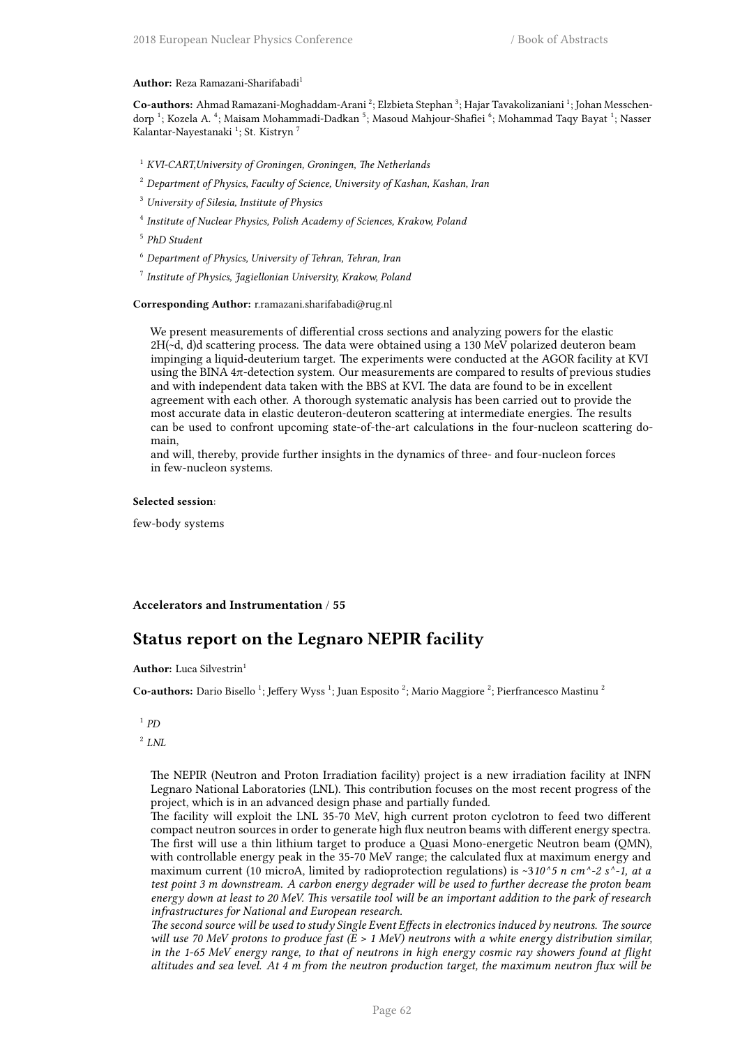**Author:** Reza Ramazani-Sharifabadi[1]

**Co-authors:** Ahmad Ramazani-Moghaddam-Arani [2]; Elzbieta Stephan [3]; Hajar Tavakolizaniani [1]; Johan Messchendorp [1]; Kozela A. [4]; Maisam Mohammadi-Dadkan [5]; Masoud Mahjour-Shafiei [6]; Mohammad Taqy Bayat [1]; Nasser Kalantar-Nayestanaki [1]; St. Kistryn [7]

[1] *KVI-CART,University of Groningen, Groningen, The Netherlands*

[2] *Department of Physics, Faculty of Science, University of Kashan, Kashan, Iran*

[3] *University of Silesia, Institute of Physics*

[4] *Institute of Nuclear Physics, Polish Academy of Sciences, Krakow, Poland*

[5] *PhD Student*

[6] *Department of Physics, University of Tehran, Tehran, Iran*

[7] *Institute of Physics, Jagiellonian University, Krakow, Poland*

**Corresponding Author:** r.ramazani.sharifabadi@rug.nl

We present measurements of differential cross sections and analyzing powers for the elastic 2H(~d, d)d scattering process. The data were obtained using a 130 MeV polarized deuteron beam impinging a liquid-deuterium target. The experiments were conducted at the AGOR facility at KVI using the BINA 4π-detection system. Our measurements are compared to results of previous studies and with independent data taken with the BBS at KVI. The data are found to be in excellent agreement with each other. A thorough systematic analysis has been carried out to provide the most accurate data in elastic deuteron-deuteron scattering at intermediate energies. The results can be used to confront upcoming state-of-the-art calculations in the four-nucleon scattering domain,
and will, thereby, provide further insights in the dynamics of three- and four-nucleon forces in few-nucleon systems.

**Selected session**:

few-body systems

**Accelerators and Instrumentation / 55**

## Status report on the Legnaro NEPIR facility

**Author:** Luca Silvestrin[1]

**Co-authors:** Dario Bisello [1]; Jeffery Wyss [1]; Juan Esposito [2]; Mario Maggiore [2]; Pierfrancesco Mastinu [2]

[1] *PD*

[2] *LNL*

The NEPIR (Neutron and Proton Irradiation facility) project is a new irradiation facility at INFN Legnaro National Laboratories (LNL). This contribution focuses on the most recent progress of the project, which is in an advanced design phase and partially funded.
The facility will exploit the LNL 35-70 MeV, high current proton cyclotron to feed two different compact neutron sources in order to generate high flux neutron beams with different energy spectra. The first will use a thin lithium target to produce a Quasi Mono-energetic Neutron beam (QMN), with controllable energy peak in the 35-70 MeV range; the calculated flux at maximum energy and maximum current (10 microA, limited by radioprotection regulations) is ~3*10^5 n cm^-2 s^-1, at a test point 3 m downstream. A carbon energy degrader will be used to further decrease the proton beam energy down at least to 20 MeV. This versatile tool will be an important addition to the park of research infrastructures for National and European research.*
*The second source will be used to study Single Event Effects in electronics induced by neutrons. The source will use 70 MeV protons to produce fast (E > 1 MeV) neutrons with a white energy distribution similar, in the 1-65 MeV energy range, to that of neutrons in high energy cosmic ray showers found at flight altitudes and sea level. At 4 m from the neutron production target, the maximum neutron flux will be*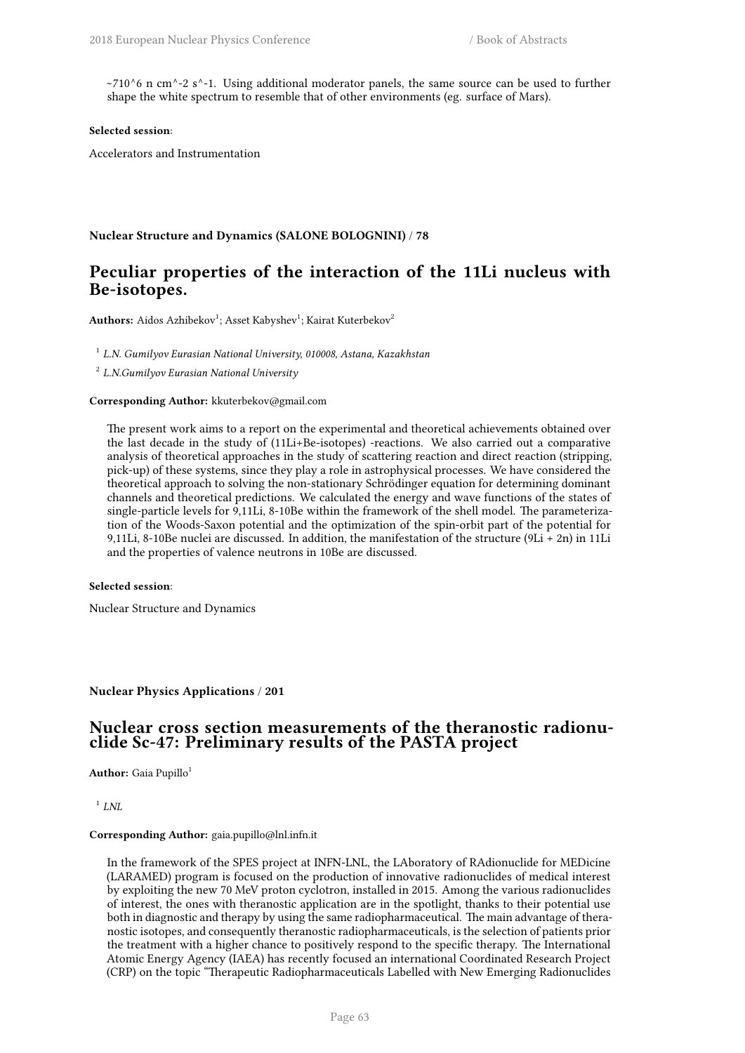~710^6 n cm^-2 s^-1. Using additional moderator panels, the same source can be used to further shape the white spectrum to resemble that of other environments (eg. surface of Mars).

**Selected session**:

Accelerators and Instrumentation

**Nuclear Structure and Dynamics (SALONE BOLOGNINI) / 78**

## Peculiar properties of the interaction of the 11Li nucleus with Be-isotopes.

**Authors:** Aidos Azhibekov[1]; Asset Kabyshev[1]; Kairat Kuterbekov[2]

[1] *L.N. Gumilyov Eurasian National University, 010008, Astana, Kazakhstan*

[2] *L.N.Gumilyov Eurasian National University*

**Corresponding Author:** kkuterbekov@gmail.com

The present work aims to a report on the experimental and theoretical achievements obtained over the last decade in the study of (11Li+Be-isotopes) -reactions. We also carried out a comparative analysis of theoretical approaches in the study of scattering reaction and direct reaction (stripping, pick-up) of these systems, since they play a role in astrophysical processes. We have considered the theoretical approach to solving the non-stationary Schrödinger equation for determining dominant channels and theoretical predictions. We calculated the energy and wave functions of the states of single-particle levels for 9,11Li, 8-10Be within the framework of the shell model. The parameterization of the Woods-Saxon potential and the optimization of the spin-orbit part of the potential for 9,11Li, 8-10Be nuclei are discussed. In addition, the manifestation of the structure (9Li + 2n) in 11Li and the properties of valence neutrons in 10Be are discussed.

**Selected session**:

Nuclear Structure and Dynamics

**Nuclear Physics Applications / 201**

## Nuclear cross section measurements of the theranostic radionuclide Sc-47: Preliminary results of the PASTA project

**Author:** Gaia Pupillo[1]

[1] *LNL*

**Corresponding Author:** gaia.pupillo@lnl.infn.it

In the framework of the SPES project at INFN-LNL, the LAboratory of RAdionuclide for MEDicine (LARAMED) program is focused on the production of innovative radionuclides of medical interest by exploiting the new 70 MeV proton cyclotron, installed in 2015. Among the various radionuclides of interest, the ones with theranostic application are in the spotlight, thanks to their potential use both in diagnostic and therapy by using the same radiopharmaceutical. The main advantage of theranostic isotopes, and consequently theranostic radiopharmaceuticals, is the selection of patients prior the treatment with a higher chance to positively respond to the specific therapy. The International Atomic Energy Agency (IAEA) has recently focused an international Coordinated Research Project (CRP) on the topic "Therapeutic Radiopharmaceuticals Labelled with New Emerging Radionuclides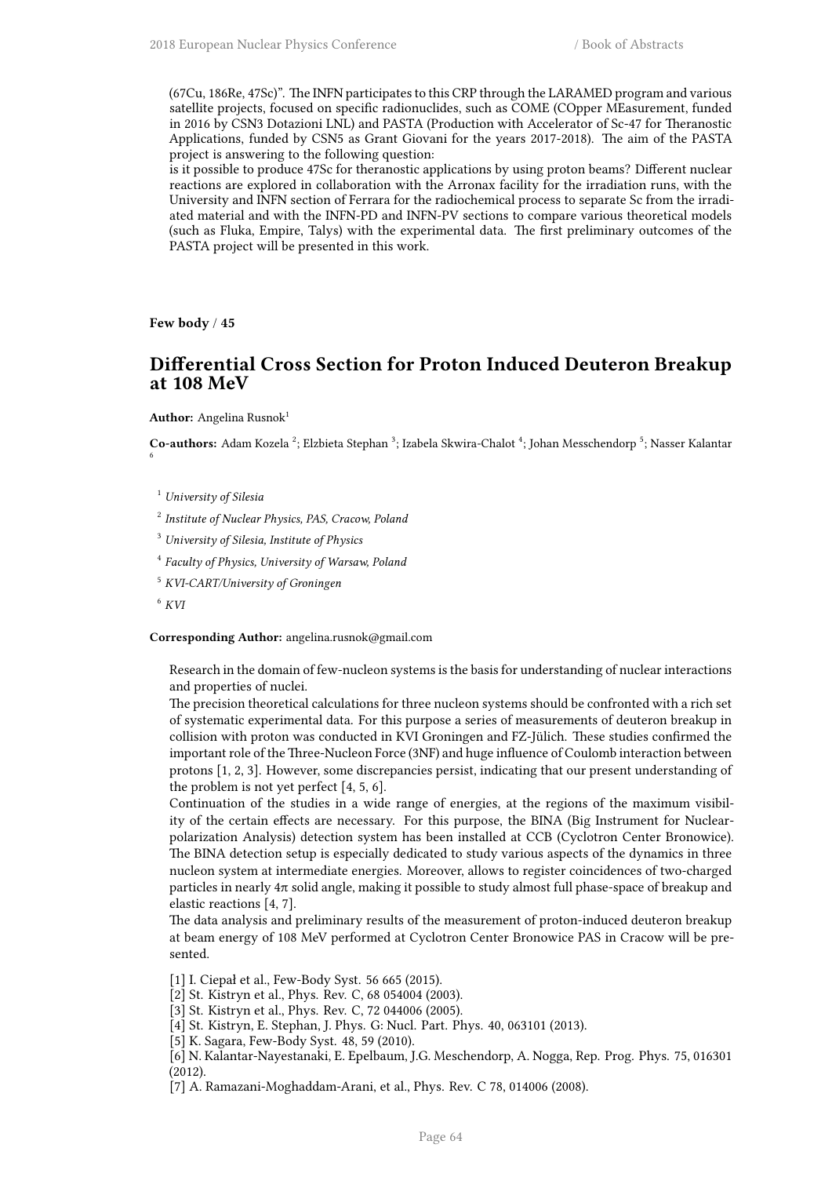(67Cu, 186Re, 47Sc)". The INFN participates to this CRP through the LARAMED program and various satellite projects, focused on specific radionuclides, such as COME (COpper MEasurement, funded in 2016 by CSN3 Dotazioni LNL) and PASTA (Production with Accelerator of Sc-47 for Theranostic Applications, funded by CSN5 as Grant Giovani for the years 2017-2018). The aim of the PASTA project is answering to the following question:
is it possible to produce 47Sc for theranostic applications by using proton beams? Different nuclear reactions are explored in collaboration with the Arronax facility for the irradiation runs, with the University and INFN section of Ferrara for the radiochemical process to separate Sc from the irradiated material and with the INFN-PD and INFN-PV sections to compare various theoretical models (such as Fluka, Empire, Talys) with the experimental data. The first preliminary outcomes of the PASTA project will be presented in this work.

**Few body / 45**

## Differential Cross Section for Proton Induced Deuteron Breakup at 108 MeV

**Author:** Angelina Rusnok[1]

**Co-authors:** Adam Kozela [2]; Elzbieta Stephan [3]; Izabela Skwira-Chalot [4]; Johan Messchendorp [5]; Nasser Kalantar [6]

[1] *University of Silesia*

[2] *Institute of Nuclear Physics, PAS, Cracow, Poland*

[3] *University of Silesia, Institute of Physics*

[4] *Faculty of Physics, University of Warsaw, Poland*

[5] *KVI-CART/University of Groningen*

[6] *KVI*

**Corresponding Author:** angelina.rusnok@gmail.com

Research in the domain of few-nucleon systems is the basis for understanding of nuclear interactions and properties of nuclei.
The precision theoretical calculations for three nucleon systems should be confronted with a rich set of systematic experimental data. For this purpose a series of measurements of deuteron breakup in collision with proton was conducted in KVI Groningen and FZ-Jülich. These studies confirmed the important role of the Three-Nucleon Force (3NF) and huge influence of Coulomb interaction between protons [1, 2, 3]. However, some discrepancies persist, indicating that our present understanding of the problem is not yet perfect [4, 5, 6].
Continuation of the studies in a wide range of energies, at the regions of the maximum visibility of the certain effects are necessary. For this purpose, the BINA (Big Instrument for Nuclear-polarization Analysis) detection system has been installed at CCB (Cyclotron Center Bronowice). The BINA detection setup is especially dedicated to study various aspects of the dynamics in three nucleon system at intermediate energies. Moreover, allows to register coincidences of two-charged particles in nearly $4\pi$ solid angle, making it possible to study almost full phase-space of breakup and elastic reactions [4, 7].
The data analysis and preliminary results of the measurement of proton-induced deuteron breakup at beam energy of 108 MeV performed at Cyclotron Center Bronowice PAS in Cracow will be presented.

[1] I. Ciepał et al., Few-Body Syst. 56 665 (2015).
[2] St. Kistryn et al., Phys. Rev. C, 68 054004 (2003).
[3] St. Kistryn et al., Phys. Rev. C, 72 044006 (2005).
[4] St. Kistryn, E. Stephan, J. Phys. G: Nucl. Part. Phys. 40, 063101 (2013).
[5] K. Sagara, Few-Body Syst. 48, 59 (2010).
[6] N. Kalantar-Nayestanaki, E. Epelbaum, J.G. Meschendorp, A. Nogga, Rep. Prog. Phys. 75, 016301 (2012).
[7] A. Ramazani-Moghaddam-Arani, et al., Phys. Rev. C 78, 014006 (2008).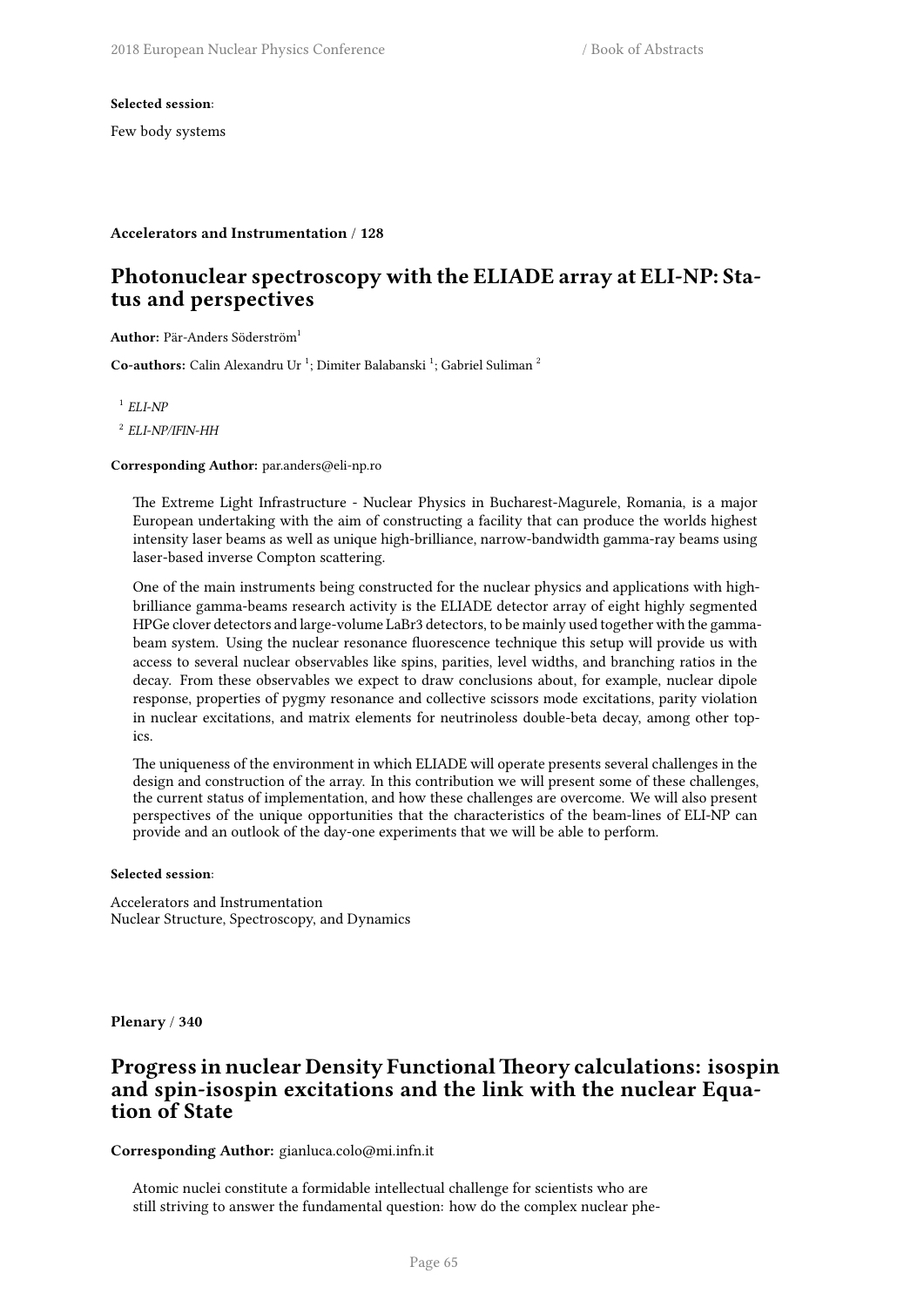**Selected session**:

Few body systems

**Accelerators and Instrumentation / 128**

## Photonuclear spectroscopy with the ELIADE array at ELI-NP: Status and perspectives

**Author:** Pär-Anders Söderström[1]

**Co-authors:** Calin Alexandru Ur [1]; Dimiter Balabanski [1]; Gabriel Suliman [2]

[1] *ELI-NP*

[2] *ELI-NP/IFIN-HH*

**Corresponding Author:** par.anders@eli-np.ro

The Extreme Light Infrastructure - Nuclear Physics in Bucharest-Magurele, Romania, is a major European undertaking with the aim of constructing a facility that can produce the worlds highest intensity laser beams as well as unique high-brilliance, narrow-bandwidth gamma-ray beams using laser-based inverse Compton scattering.

One of the main instruments being constructed for the nuclear physics and applications with high-brilliance gamma-beams research activity is the ELIADE detector array of eight highly segmented HPGe clover detectors and large-volume $LaBr_3$ detectors, to be mainly used together with the gamma-beam system. Using the nuclear resonance fluorescence technique this setup will provide us with access to several nuclear observables like spins, parities, level widths, and branching ratios in the decay. From these observables we expect to draw conclusions about, for example, nuclear dipole response, properties of pygmy resonance and collective scissors mode excitations, parity violation in nuclear excitations, and matrix elements for neutrinoless double-beta decay, among other topics.

The uniqueness of the environment in which ELIADE will operate presents several challenges in the design and construction of the array. In this contribution we will present some of these challenges, the current status of implementation, and how these challenges are overcome. We will also present perspectives of the unique opportunities that the characteristics of the beam-lines of ELI-NP can provide and an outlook of the day-one experiments that we will be able to perform.

**Selected session**:

Accelerators and Instrumentation
Nuclear Structure, Spectroscopy, and Dynamics

**Plenary / 340**

## Progress in nuclear Density Functional Theory calculations: isospin and spin-isospin excitations and the link with the nuclear Equation of State

**Corresponding Author:** gianluca.colo@mi.infn.it

Atomic nuclei constitute a formidable intellectual challenge for scientists who are still striving to answer the fundamental question: how do the complex nuclear phe-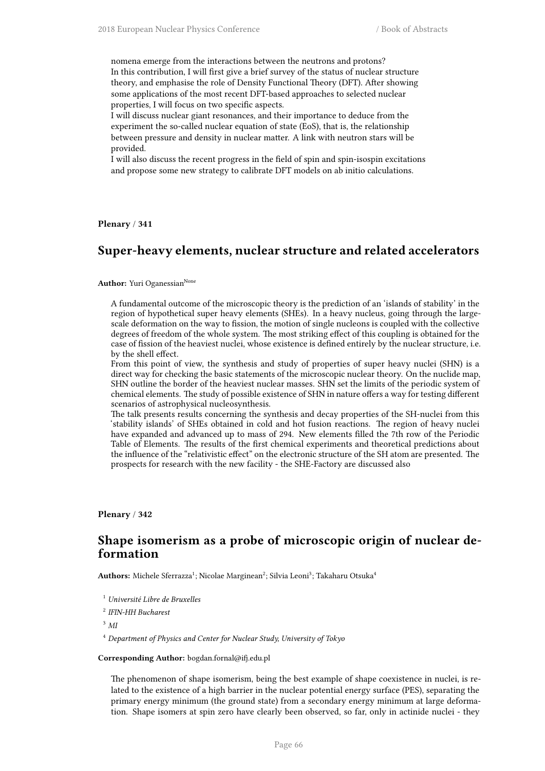nomena emerge from the interactions between the neutrons and protons?
In this contribution, I will first give a brief survey of the status of nuclear structure theory, and emphasise the role of Density Functional Theory (DFT). After showing some applications of the most recent DFT-based approaches to selected nuclear properties, I will focus on two specific aspects.
I will discuss nuclear giant resonances, and their importance to deduce from the experiment the so-called nuclear equation of state (EoS), that is, the relationship between pressure and density in nuclear matter. A link with neutron stars will be provided.
I will also discuss the recent progress in the field of spin and spin-isospin excitations and propose some new strategy to calibrate DFT models on ab initio calculations.

**Plenary** / **341**

## Super-heavy elements, nuclear structure and related accelerators

**Author:** Yuri Oganessian[None]

A fundamental outcome of the microscopic theory is the prediction of an 'islands of stability' in the region of hypothetical super heavy elements (SHEs). In a heavy nucleus, going through the large-scale deformation on the way to fission, the motion of single nucleons is coupled with the collective degrees of freedom of the whole system. The most striking effect of this coupling is obtained for the case of fission of the heaviest nuclei, whose existence is defined entirely by the nuclear structure, i.e. by the shell effect.
From this point of view, the synthesis and study of properties of super heavy nuclei (SHN) is a direct way for checking the basic statements of the microscopic nuclear theory. On the nuclide map, SHN outline the border of the heaviest nuclear masses. SHN set the limits of the periodic system of chemical elements. The study of possible existence of SHN in nature offers a way for testing different scenarios of astrophysical nucleosynthesis.
The talk presents results concerning the synthesis and decay properties of the SH-nuclei from this 'stability islands' of SHEs obtained in cold and hot fusion reactions. The region of heavy nuclei have expanded and advanced up to mass of 294. New elements filled the 7th row of the Periodic Table of Elements. The results of the first chemical experiments and theoretical predictions about the influence of the "relativistic effect" on the electronic structure of the SH atom are presented. The prospects for research with the new facility - the SHE-Factory are discussed also

**Plenary** / **342**

## Shape isomerism as a probe of microscopic origin of nuclear deformation

**Authors:** Michele Sferrazza[1]; Nicolae Marginean[2]; Silvia Leoni[3]; Takaharu Otsuka[4]

[1] *Université Libre de Bruxelles*

[2] *IFIN-HH Bucharest*

[3] *MI*

[4] *Department of Physics and Center for Nuclear Study, University of Tokyo*

**Corresponding Author:** bogdan.fornal@ifj.edu.pl

The phenomenon of shape isomerism, being the best example of shape coexistence in nuclei, is related to the existence of a high barrier in the nuclear potential energy surface (PES), separating the primary energy minimum (the ground state) from a secondary energy minimum at large deformation. Shape isomers at spin zero have clearly been observed, so far, only in actinide nuclei - they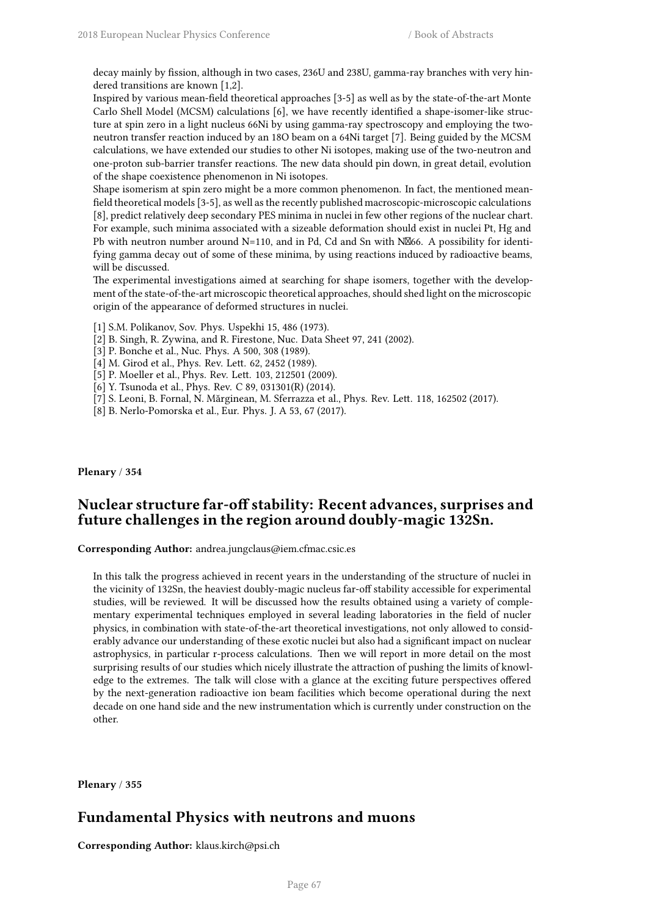decay mainly by fission, although in two cases, 236U and 238U, gamma-ray branches with very hindered transitions are known [1,2].

Inspired by various mean-field theoretical approaches [3-5] as well as by the state-of-the-art Monte Carlo Shell Model (MCSM) calculations [6], we have recently identified a shape-isomer-like structure at spin zero in a light nucleus 66Ni by using gamma-ray spectroscopy and employing the two-neutron transfer reaction induced by an 18O beam on a 64Ni target [7]. Being guided by the MCSM calculations, we have extended our studies to other Ni isotopes, making use of the two-neutron and one-proton sub-barrier transfer reactions. The new data should pin down, in great detail, evolution of the shape coexistence phenomenon in Ni isotopes.

Shape isomerism at spin zero might be a more common phenomenon. In fact, the mentioned mean-field theoretical models [3-5], as well as the recently published macroscopic-microscopic calculations [8], predict relatively deep secondary PES minima in nuclei in few other regions of the nuclear chart. For example, such minima associated with a sizeable deformation should exist in nuclei Pt, Hg and Pb with neutron number around N=110, and in Pd, Cd and Sn with N�66. A possibility for identifying gamma decay out of some of these minima, by using reactions induced by radioactive beams, will be discussed.

The experimental investigations aimed at searching for shape isomers, together with the development of the state-of-the-art microscopic theoretical approaches, should shed light on the microscopic origin of the appearance of deformed structures in nuclei.

[1] S.M. Polikanov, Sov. Phys. Uspekhi 15, 486 (1973).
[2] B. Singh, R. Zywina, and R. Firestone, Nuc. Data Sheet 97, 241 (2002).
[3] P. Bonche et al., Nuc. Phys. A 500, 308 (1989).
[4] M. Girod et al., Phys. Rev. Lett. 62, 2452 (1989).
[5] P. Moeller et al., Phys. Rev. Lett. 103, 212501 (2009).
[6] Y. Tsunoda et al., Phys. Rev. C 89, 031301(R) (2014).
[7] S. Leoni, B. Fornal, N. Mărginean, M. Sferrazza et al., Phys. Rev. Lett. 118, 162502 (2017).
[8] B. Nerlo-Pomorska et al., Eur. Phys. J. A 53, 67 (2017).

**Plenary** / **354**

## Nuclear structure far-off stability: Recent advances, surprises and future challenges in the region around doubly-magic 132Sn.

**Corresponding Author:** andrea.jungclaus@iem.cfmac.csic.es

In this talk the progress achieved in recent years in the understanding of the structure of nuclei in the vicinity of 132Sn, the heaviest doubly-magic nucleus far-off stability accessible for experimental studies, will be reviewed. It will be discussed how the results obtained using a variety of complementary experimental techniques employed in several leading laboratories in the field of nucler physics, in combination with state-of-the-art theoretical investigations, not only allowed to considerably advance our understanding of these exotic nuclei but also had a significant impact on nuclear astrophysics, in particular r-process calculations. Then we will report in more detail on the most surprising results of our studies which nicely illustrate the attraction of pushing the limits of knowledge to the extremes. The talk will close with a glance at the exciting future perspectives offered by the next-generation radioactive ion beam facilities which become operational during the next decade on one hand side and the new instrumentation which is currently under construction on the other.

**Plenary** / **355**

## Fundamental Physics with neutrons and muons

**Corresponding Author:** klaus.kirch@psi.ch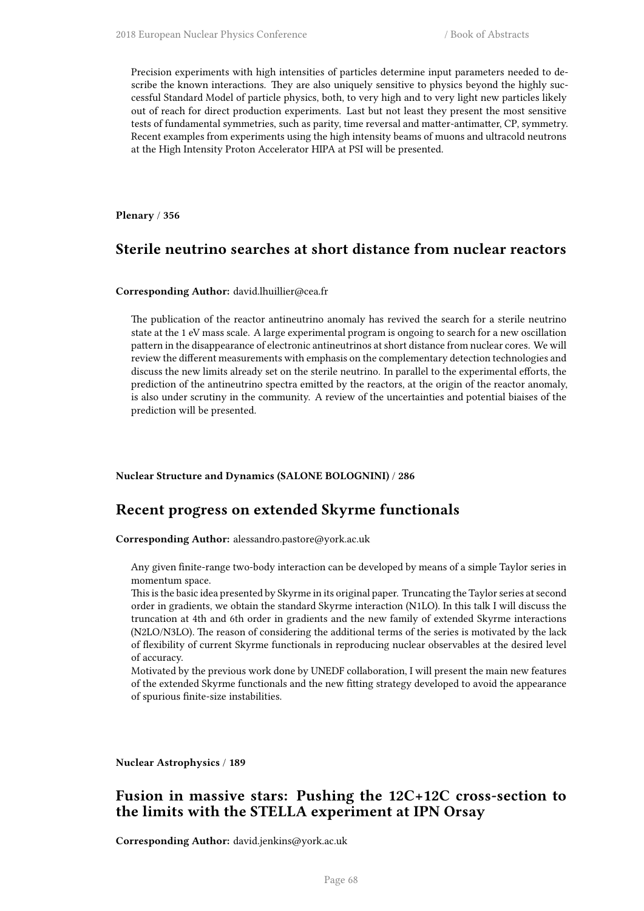Precision experiments with high intensities of particles determine input parameters needed to describe the known interactions. They are also uniquely sensitive to physics beyond the highly successful Standard Model of particle physics, both, to very high and to very light new particles likely out of reach for direct production experiments. Last but not least they present the most sensitive tests of fundamental symmetries, such as parity, time reversal and matter-antimatter, CP, symmetry. Recent examples from experiments using the high intensity beams of muons and ultracold neutrons at the High Intensity Proton Accelerator HIPA at PSI will be presented.

**Plenary / 356**

## Sterile neutrino searches at short distance from nuclear reactors

**Corresponding Author:** david.lhuillier@cea.fr

The publication of the reactor antineutrino anomaly has revived the search for a sterile neutrino state at the 1 eV mass scale. A large experimental program is ongoing to search for a new oscillation pattern in the disappearance of electronic antineutrinos at short distance from nuclear cores. We will review the different measurements with emphasis on the complementary detection technologies and discuss the new limits already set on the sterile neutrino. In parallel to the experimental efforts, the prediction of the antineutrino spectra emitted by the reactors, at the origin of the reactor anomaly, is also under scrutiny in the community. A review of the uncertainties and potential biaises of the prediction will be presented.

**Nuclear Structure and Dynamics (SALONE BOLOGNINI) / 286**

## Recent progress on extended Skyrme functionals

**Corresponding Author:** alessandro.pastore@york.ac.uk

Any given finite-range two-body interaction can be developed by means of a simple Taylor series in momentum space.
This is the basic idea presented by Skyrme in its original paper. Truncating the Taylor series at second order in gradients, we obtain the standard Skyrme interaction (N1LO). In this talk I will discuss the truncation at 4th and 6th order in gradients and the new family of extended Skyrme interactions (N2LO/N3LO). The reason of considering the additional terms of the series is motivated by the lack of flexibility of current Skyrme functionals in reproducing nuclear observables at the desired level of accuracy.
Motivated by the previous work done by UNEDF collaboration, I will present the main new features of the extended Skyrme functionals and the new fitting strategy developed to avoid the appearance of spurious finite-size instabilities.

**Nuclear Astrophysics / 189**

## Fusion in massive stars: Pushing the 12C+12C cross-section to the limits with the STELLA experiment at IPN Orsay

**Corresponding Author:** david.jenkins@york.ac.uk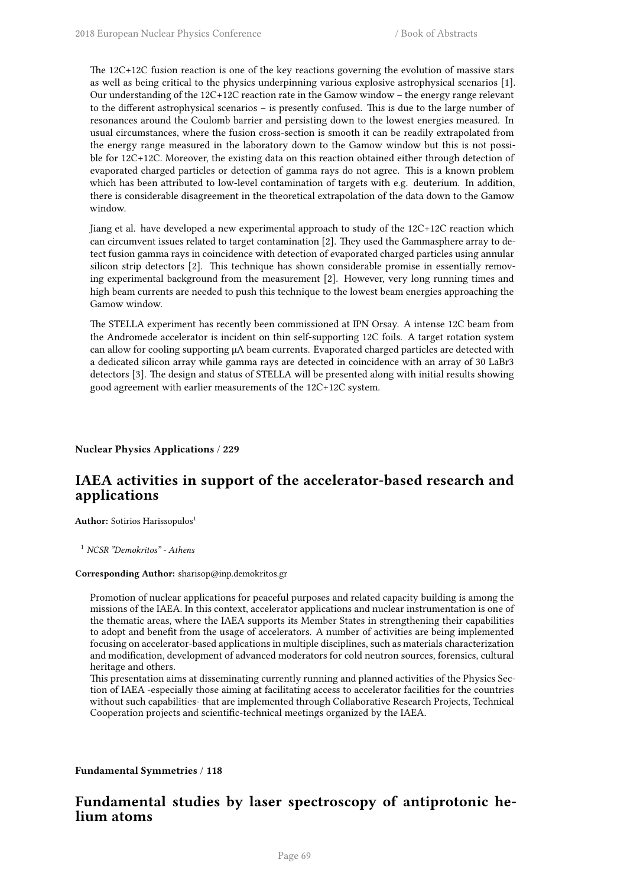The 12C+12C fusion reaction is one of the key reactions governing the evolution of massive stars as well as being critical to the physics underpinning various explosive astrophysical scenarios [1]. Our understanding of the 12C+12C reaction rate in the Gamow window – the energy range relevant to the different astrophysical scenarios – is presently confused. This is due to the large number of resonances around the Coulomb barrier and persisting down to the lowest energies measured. In usual circumstances, where the fusion cross-section is smooth it can be readily extrapolated from the energy range measured in the laboratory down to the Gamow window but this is not possible for 12C+12C. Moreover, the existing data on this reaction obtained either through detection of evaporated charged particles or detection of gamma rays do not agree. This is a known problem which has been attributed to low-level contamination of targets with e.g. deuterium. In addition, there is considerable disagreement in the theoretical extrapolation of the data down to the Gamow window.

Jiang et al. have developed a new experimental approach to study of the 12C+12C reaction which can circumvent issues related to target contamination [2]. They used the Gammasphere array to detect fusion gamma rays in coincidence with detection of evaporated charged particles using annular silicon strip detectors [2]. This technique has shown considerable promise in essentially removing experimental background from the measurement [2]. However, very long running times and high beam currents are needed to push this technique to the lowest beam energies approaching the Gamow window.

The STELLA experiment has recently been commissioned at IPN Orsay. A intense 12C beam from the Andromede accelerator is incident on thin self-supporting 12C foils. A target rotation system can allow for cooling supporting μA beam currents. Evaporated charged particles are detected with a dedicated silicon array while gamma rays are detected in coincidence with an array of 30 LaBr3 detectors [3]. The design and status of STELLA will be presented along with initial results showing good agreement with earlier measurements of the 12C+12C system.

**Nuclear Physics Applications / 229**

## IAEA activities in support of the accelerator-based research and applications

**Author:** Sotirios Harissopulos[1]

[1] *NCSR "Demokritos" - Athens*

**Corresponding Author:** sharisop@inp.demokritos.gr

Promotion of nuclear applications for peaceful purposes and related capacity building is among the missions of the IAEA. In this context, accelerator applications and nuclear instrumentation is one of the thematic areas, where the IAEA supports its Member States in strengthening their capabilities to adopt and benefit from the usage of accelerators. A number of activities are being implemented focusing on accelerator-based applications in multiple disciplines, such as materials characterization and modification, development of advanced moderators for cold neutron sources, forensics, cultural heritage and others.
This presentation aims at disseminating currently running and planned activities of the Physics Section of IAEA -especially those aiming at facilitating access to accelerator facilities for the countries without such capabilities- that are implemented through Collaborative Research Projects, Technical Cooperation projects and scientific-technical meetings organized by the IAEA.

**Fundamental Symmetries / 118**

## Fundamental studies by laser spectroscopy of antiprotonic helium atoms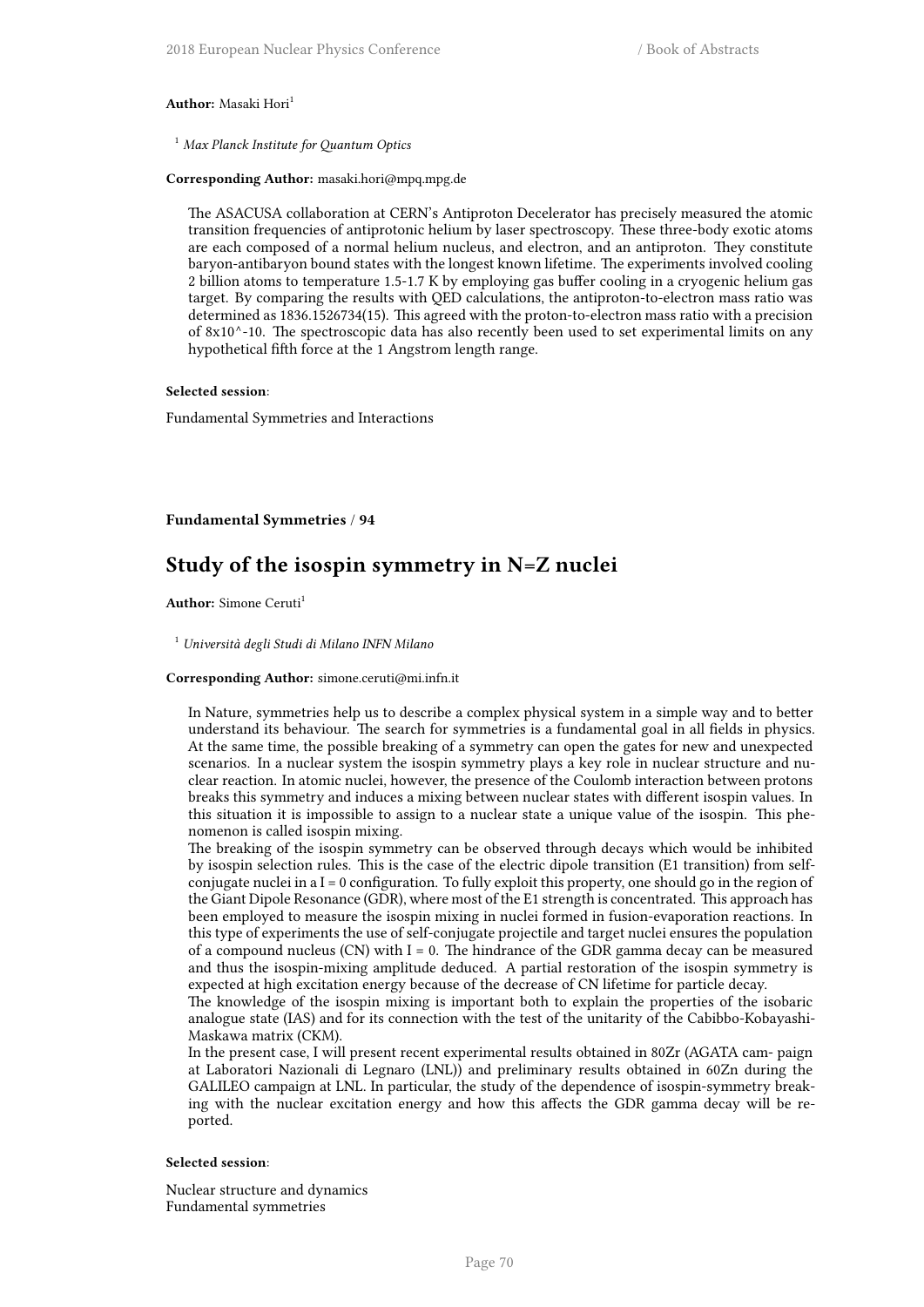**Author:** Masaki Hori[1]

[1] *Max Planck Institute for Quantum Optics*

**Corresponding Author:** masaki.hori@mpq.mpg.de

The ASACUSA collaboration at CERN's Antiproton Decelerator has precisely measured the atomic transition frequencies of antiprotonic helium by laser spectroscopy. These three-body exotic atoms are each composed of a normal helium nucleus, and electron, and an antiproton. They constitute baryon-antibaryon bound states with the longest known lifetime. The experiments involved cooling 2 billion atoms to temperature 1.5-1.7 K by employing gas buffer cooling in a cryogenic helium gas target. By comparing the results with QED calculations, the antiproton-to-electron mass ratio was determined as 1836.1526734(15). This agreed with the proton-to-electron mass ratio with a precision of 8x10^-10. The spectroscopic data has also recently been used to set experimental limits on any hypothetical fifth force at the 1 Angstrom length range.

**Selected session**:

Fundamental Symmetries and Interactions

**Fundamental Symmetries / 94**

## Study of the isospin symmetry in N=Z nuclei

**Author:** Simone Ceruti[1]

[1] *Università degli Studi di Milano INFN Milano*

**Corresponding Author:** simone.ceruti@mi.infn.it

In Nature, symmetries help us to describe a complex physical system in a simple way and to better understand its behaviour. The search for symmetries is a fundamental goal in all fields in physics. At the same time, the possible breaking of a symmetry can open the gates for new and unexpected scenarios. In a nuclear system the isospin symmetry plays a key role in nuclear structure and nuclear reaction. In atomic nuclei, however, the presence of the Coulomb interaction between protons breaks this symmetry and induces a mixing between nuclear states with different isospin values. In this situation it is impossible to assign to a nuclear state a unique value of the isospin. This phenomenon is called isospin mixing.
The breaking of the isospin symmetry can be observed through decays which would be inhibited by isospin selection rules. This is the case of the electric dipole transition (E1 transition) from self-conjugate nuclei in a I = 0 configuration. To fully exploit this property, one should go in the region of the Giant Dipole Resonance (GDR), where most of the E1 strength is concentrated. This approach has been employed to measure the isospin mixing in nuclei formed in fusion-evaporation reactions. In this type of experiments the use of self-conjugate projectile and target nuclei ensures the population of a compound nucleus (CN) with I = 0. The hindrance of the GDR gamma decay can be measured and thus the isospin-mixing amplitude deduced. A partial restoration of the isospin symmetry is expected at high excitation energy because of the decrease of CN lifetime for particle decay.
The knowledge of the isospin mixing is important both to explain the properties of the isobaric analogue state (IAS) and for its connection with the test of the unitarity of the Cabibbo-Kobayashi-Maskawa matrix (CKM).
In the present case, I will present recent experimental results obtained in 80Zr (AGATA cam- paign at Laboratori Nazionali di Legnaro (LNL)) and preliminary results obtained in 60Zn during the GALILEO campaign at LNL. In particular, the study of the dependence of isospin-symmetry breaking with the nuclear excitation energy and how this affects the GDR gamma decay will be reported.

**Selected session**:

Nuclear structure and dynamics
Fundamental symmetries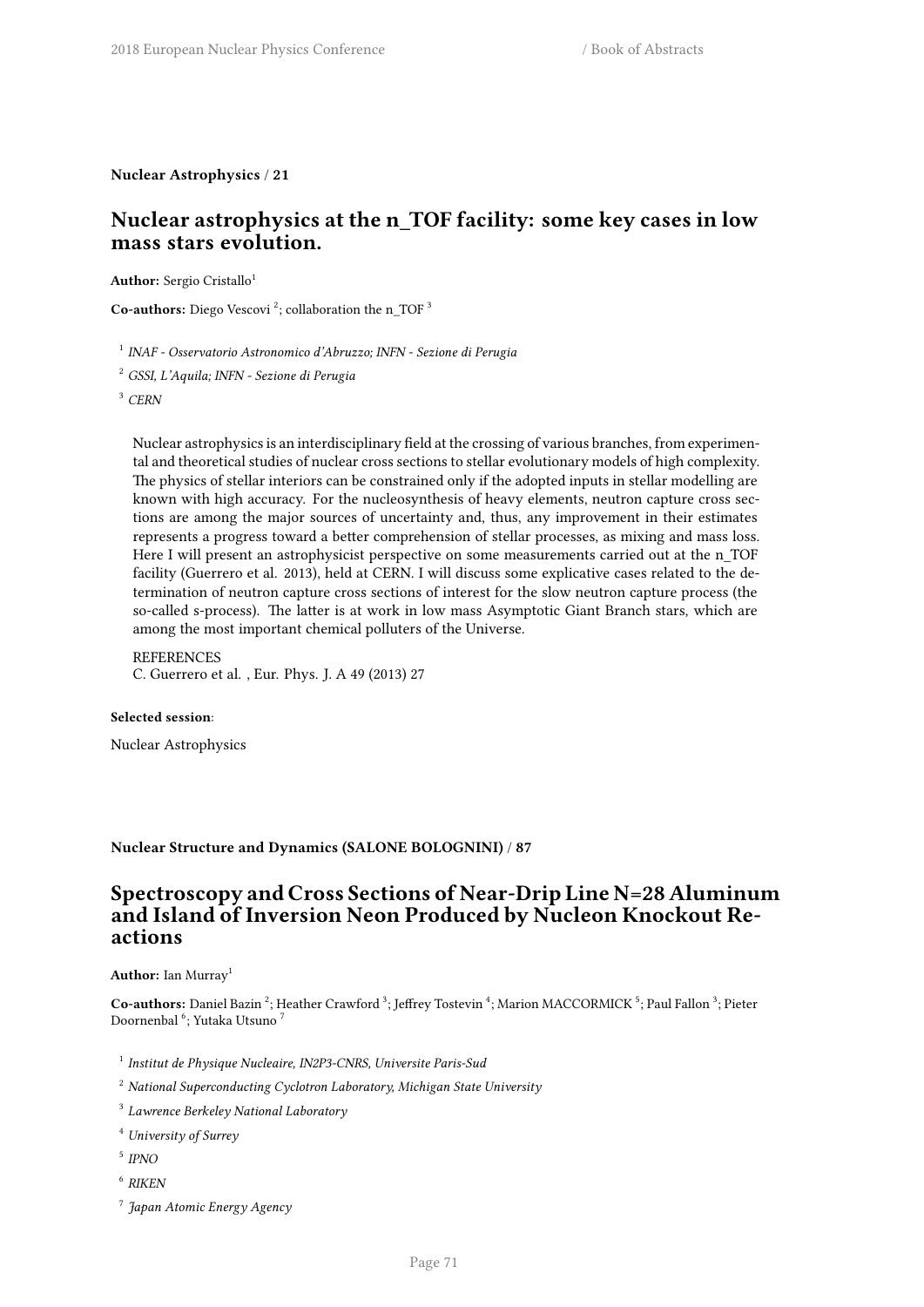**Nuclear Astrophysics / 21**

## Nuclear astrophysics at the n_TOF facility: some key cases in low mass stars evolution.

**Author:** Sergio Cristallo[1]

**Co-authors:** Diego Vescovi [2]; collaboration the n_TOF [3]

[1] *INAF - Osservatorio Astronomico d'Abruzzo; INFN - Sezione di Perugia*

[2] *GSSI, L'Aquila; INFN - Sezione di Perugia*

[3] *CERN*

Nuclear astrophysics is an interdisciplinary field at the crossing of various branches, from experimental and theoretical studies of nuclear cross sections to stellar evolutionary models of high complexity. The physics of stellar interiors can be constrained only if the adopted inputs in stellar modelling are known with high accuracy. For the nucleosynthesis of heavy elements, neutron capture cross sections are among the major sources of uncertainty and, thus, any improvement in their estimates represents a progress toward a better comprehension of stellar processes, as mixing and mass loss. Here I will present an astrophysicist perspective on some measurements carried out at the n_TOF facility (Guerrero et al. 2013), held at CERN. I will discuss some explicative cases related to the determination of neutron capture cross sections of interest for the slow neutron capture process (the so-called s-process). The latter is at work in low mass Asymptotic Giant Branch stars, which are among the most important chemical polluters of the Universe.

REFERENCES
C. Guerrero et al. , Eur. Phys. J. A 49 (2013) 27

**Selected session**:

Nuclear Astrophysics

**Nuclear Structure and Dynamics (SALONE BOLOGNINI) / 87**

## Spectroscopy and Cross Sections of Near-Drip Line N=28 Aluminum and Island of Inversion Neon Produced by Nucleon Knockout Reactions

**Author:** Ian Murray[1]

**Co-authors:** Daniel Bazin [2]; Heather Crawford [3]; Jeffrey Tostevin [4]; Marion MACCORMICK [5]; Paul Fallon [3]; Pieter Doornenbal [6]; Yutaka Utsuno [7]

[1] *Institut de Physique Nucleaire, IN2P3-CNRS, Universite Paris-Sud*

[2] *National Superconducting Cyclotron Laboratory, Michigan State University*

[3] *Lawrence Berkeley National Laboratory*

[4] *University of Surrey*

[5] *IPNO*

[6] *RIKEN*

[7] *Japan Atomic Energy Agency*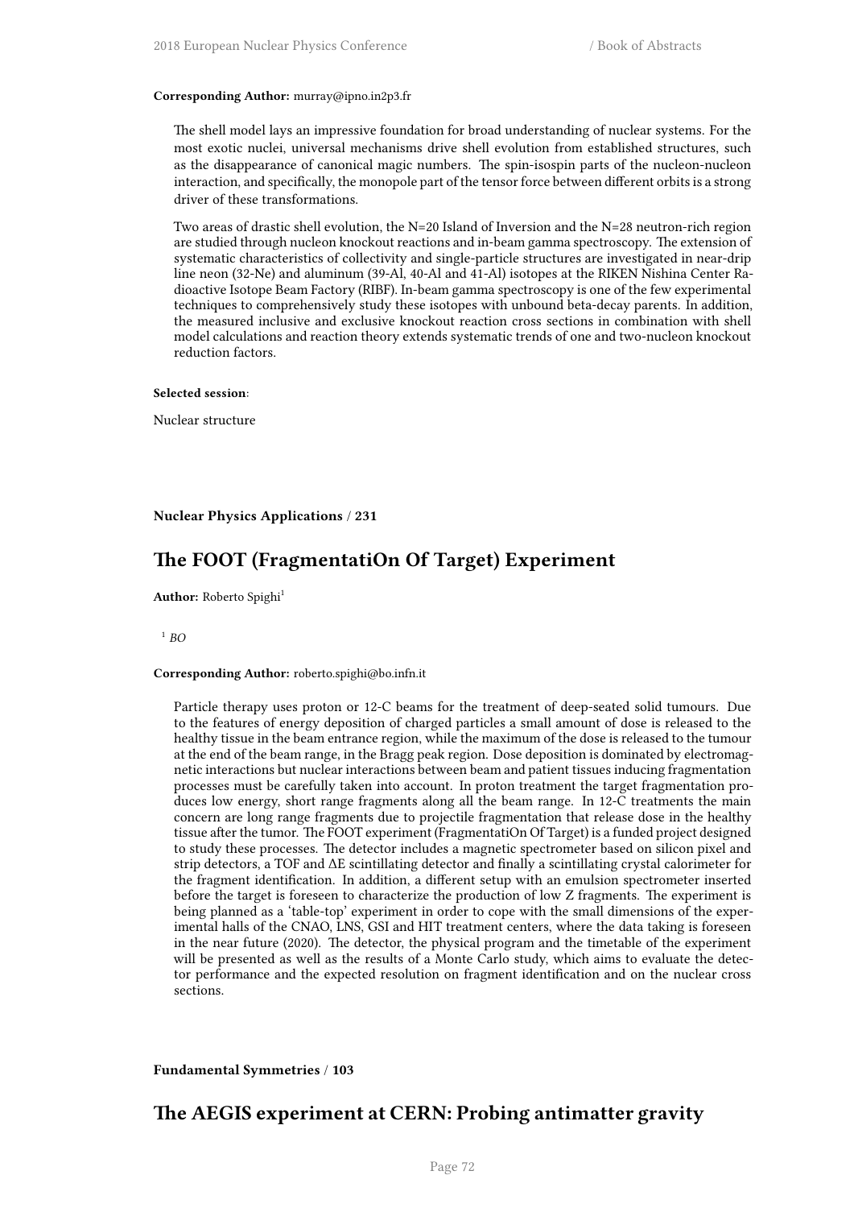**Corresponding Author:** murray@ipno.in2p3.fr

The shell model lays an impressive foundation for broad understanding of nuclear systems. For the most exotic nuclei, universal mechanisms drive shell evolution from established structures, such as the disappearance of canonical magic numbers. The spin-isospin parts of the nucleon-nucleon interaction, and specifically, the monopole part of the tensor force between different orbits is a strong driver of these transformations.

Two areas of drastic shell evolution, the N=20 Island of Inversion and the N=28 neutron-rich region are studied through nucleon knockout reactions and in-beam gamma spectroscopy. The extension of systematic characteristics of collectivity and single-particle structures are investigated in near-drip line neon (32-Ne) and aluminum (39-Al, 40-Al and 41-Al) isotopes at the RIKEN Nishina Center Radioactive Isotope Beam Factory (RIBF). In-beam gamma spectroscopy is one of the few experimental techniques to comprehensively study these isotopes with unbound beta-decay parents. In addition, the measured inclusive and exclusive knockout reaction cross sections in combination with shell model calculations and reaction theory extends systematic trends of one and two-nucleon knockout reduction factors.

**Selected session**:

Nuclear structure

**Nuclear Physics Applications / 231**

## The FOOT (FragmentatiOn Of Target) Experiment

**Author:** Roberto Spighi[1]

[1] *BO*

**Corresponding Author:** roberto.spighi@bo.infn.it

Particle therapy uses proton or 12-C beams for the treatment of deep-seated solid tumours. Due to the features of energy deposition of charged particles a small amount of dose is released to the healthy tissue in the beam entrance region, while the maximum of the dose is released to the tumour at the end of the beam range, in the Bragg peak region. Dose deposition is dominated by electromagnetic interactions but nuclear interactions between beam and patient tissues inducing fragmentation processes must be carefully taken into account. In proton treatment the target fragmentation produces low energy, short range fragments along all the beam range. In 12-C treatments the main concern are long range fragments due to projectile fragmentation that release dose in the healthy tissue after the tumor. The FOOT experiment (FragmentatiOn Of Target) is a funded project designed to study these processes. The detector includes a magnetic spectrometer based on silicon pixel and strip detectors, a TOF and ΔE scintillating detector and finally a scintillating crystal calorimeter for the fragment identification. In addition, a different setup with an emulsion spectrometer inserted before the target is foreseen to characterize the production of low Z fragments. The experiment is being planned as a 'table-top' experiment in order to cope with the small dimensions of the experimental halls of the CNAO, LNS, GSI and HIT treatment centers, where the data taking is foreseen in the near future (2020). The detector, the physical program and the timetable of the experiment will be presented as well as the results of a Monte Carlo study, which aims to evaluate the detector performance and the expected resolution on fragment identification and on the nuclear cross sections.

**Fundamental Symmetries / 103**

## The AEGIS experiment at CERN: Probing antimatter gravity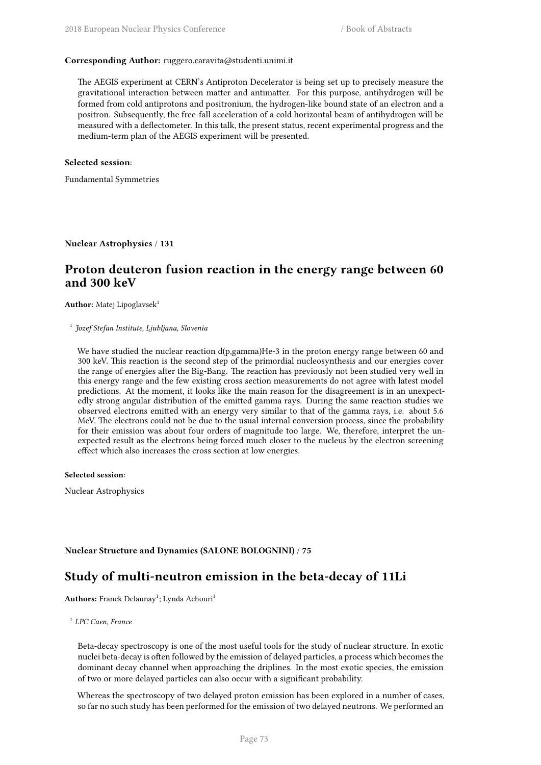**Corresponding Author:** ruggero.caravita@studenti.unimi.it

The AEGIS experiment at CERN's Antiproton Decelerator is being set up to precisely measure the gravitational interaction between matter and antimatter. For this purpose, antihydrogen will be formed from cold antiprotons and positronium, the hydrogen-like bound state of an electron and a positron. Subsequently, the free-fall acceleration of a cold horizontal beam of antihydrogen will be measured with a deflectometer. In this talk, the present status, recent experimental progress and the medium-term plan of the AEGIS experiment will be presented.

**Selected session**:

Fundamental Symmetries

**Nuclear Astrophysics / 131**

## Proton deuteron fusion reaction in the energy range between 60 and 300 keV

**Author:** Matej Lipoglavsek[1]

[1] *Jozef Stefan Institute, Ljubljana, Slovenia*

We have studied the nuclear reaction d(p,gamma)He-3 in the proton energy range between 60 and 300 keV. This reaction is the second step of the primordial nucleosynthesis and our energies cover the range of energies after the Big-Bang. The reaction has previously not been studied very well in this energy range and the few existing cross section measurements do not agree with latest model predictions. At the moment, it looks like the main reason for the disagreement is in an unexpectedly strong angular distribution of the emitted gamma rays. During the same reaction studies we observed electrons emitted with an energy very similar to that of the gamma rays, i.e. about 5.6 MeV. The electrons could not be due to the usual internal conversion process, since the probability for their emission was about four orders of magnitude too large. We, therefore, interpret the unexpected result as the electrons being forced much closer to the nucleus by the electron screening effect which also increases the cross section at low energies.

**Selected session**:

Nuclear Astrophysics

**Nuclear Structure and Dynamics (SALONE BOLOGNINI) / 75**

## Study of multi-neutron emission in the beta-decay of 11Li

**Authors:** Franck Delaunay[1]; Lynda Achouri[1]

[1] *LPC Caen, France*

Beta-decay spectroscopy is one of the most useful tools for the study of nuclear structure. In exotic nuclei beta-decay is often followed by the emission of delayed particles, a process which becomes the dominant decay channel when approaching the driplines. In the most exotic species, the emission of two or more delayed particles can also occur with a significant probability.

Whereas the spectroscopy of two delayed proton emission has been explored in a number of cases, so far no such study has been performed for the emission of two delayed neutrons. We performed an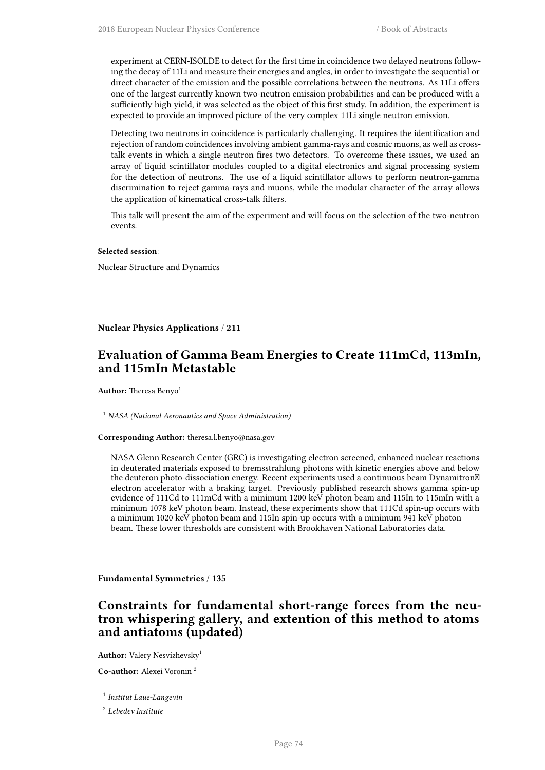experiment at CERN-ISOLDE to detect for the first time in coincidence two delayed neutrons following the decay of 11Li and measure their energies and angles, in order to investigate the sequential or direct character of the emission and the possible correlations between the neutrons. As 11Li offers one of the largest currently known two-neutron emission probabilities and can be produced with a sufficiently high yield, it was selected as the object of this first study. In addition, the experiment is expected to provide an improved picture of the very complex 11Li single neutron emission.

Detecting two neutrons in coincidence is particularly challenging. It requires the identification and rejection of random coincidences involving ambient gamma-rays and cosmic muons, as well as cross-talk events in which a single neutron fires two detectors. To overcome these issues, we used an array of liquid scintillator modules coupled to a digital electronics and signal processing system for the detection of neutrons. The use of a liquid scintillator allows to perform neutron-gamma discrimination to reject gamma-rays and muons, while the modular character of the array allows the application of kinematical cross-talk filters.

This talk will present the aim of the experiment and will focus on the selection of the two-neutron events.

**Selected session**:

Nuclear Structure and Dynamics

**Nuclear Physics Applications / 211**

## Evaluation of Gamma Beam Energies to Create 111mCd, 113mIn, and 115mIn Metastable

**Author:** Theresa Benyo[1]

[1] *NASA (National Aeronautics and Space Administration)*

**Corresponding Author:** theresa.l.benyo@nasa.gov

NASA Glenn Research Center (GRC) is investigating electron screened, enhanced nuclear reactions in deuterated materials exposed to bremsstrahlung photons with kinetic energies above and below the deuteron photo-dissociation energy. Recent experiments used a continuous beam Dynamitron electron accelerator with a braking target. Previously published research shows gamma spin-up evidence of 111Cd to 111mCd with a minimum 1200 keV photon beam and 115In to 115mIn with a minimum 1078 keV photon beam. Instead, these experiments show that 111Cd spin-up occurs with a minimum 1020 keV photon beam and 115In spin-up occurs with a minimum 941 keV photon beam. These lower thresholds are consistent with Brookhaven National Laboratories data.

**Fundamental Symmetries / 135**

## Constraints for fundamental short-range forces from the neutron whispering gallery, and extention of this method to atoms and antiatoms (updated)

**Author:** Valery Nesvizhevsky[1]

**Co-author:** Alexei Voronin [2]

[1] *Institut Laue-Langevin*

[2] *Lebedev Institute*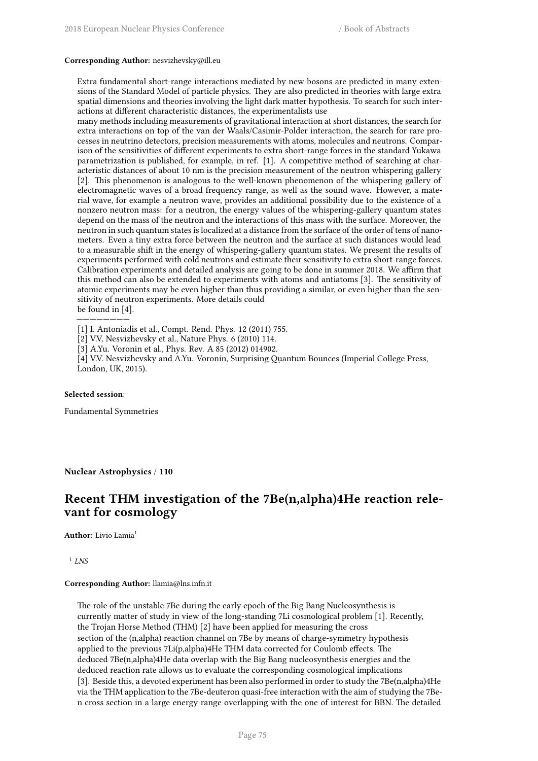**Corresponding Author:** nesvizhevsky@ill.eu

Extra fundamental short-range interactions mediated by new bosons are predicted in many extensions of the Standard Model of particle physics. They are also predicted in theories with large extra spatial dimensions and theories involving the light dark matter hypothesis. To search for such interactions at different characteristic distances, the experimentalists use
many methods including measurements of gravitational interaction at short distances, the search for extra interactions on top of the van der Waals/Casimir-Polder interaction, the search for rare processes in neutrino detectors, precision measurements with atoms, molecules and neutrons. Comparison of the sensitivities of different experiments to extra short-range forces in the standard Yukawa parametrization is published, for example, in ref. [1]. A competitive method of searching at characteristic distances of about 10 nm is the precision measurement of the neutron whispering gallery [2]. This phenomenon is analogous to the well-known phenomenon of the whispering gallery of electromagnetic waves of a broad frequency range, as well as the sound wave. However, a material wave, for example a neutron wave, provides an additional possibility due to the existence of a nonzero neutron mass: for a neutron, the energy values of the whispering-gallery quantum states depend on the mass of the neutron and the interactions of this mass with the surface. Moreover, the neutron in such quantum states is localized at a distance from the surface of the order of tens of nanometers. Even a tiny extra force between the neutron and the surface at such distances would lead to a measurable shift in the energy of whispering-gallery quantum states. We present the results of experiments performed with cold neutrons and estimate their sensitivity to extra short-range forces. Calibration experiments and detailed analysis are going to be done in summer 2018. We affirm that this method can also be extended to experiments with atoms and antiatoms [3]. The sensitivity of atomic experiments may be even higher than thus providing a similar, or even higher than the sensitivity of neutron experiments. More details could
be found in [4].

————————

[1] I. Antoniadis et al., Compt. Rend. Phys. 12 (2011) 755.

[2] V.V. Nesvizhevsky et al., Nature Phys. 6 (2010) 114.

[3] A.Yu. Voronin et al., Phys. Rev. A 85 (2012) 014902.

[4] V.V. Nesvizhevsky and A.Yu. Voronin, Surprising Quantum Bounces (Imperial College Press, London, UK, 2015).

**Selected session**:

Fundamental Symmetries

**Nuclear Astrophysics / 110**

## Recent THM investigation of the 7Be(n,alpha)4He reaction relevant for cosmology

**Author:** Livio Lamia[1]

[1] *LNS*

**Corresponding Author:** llamia@lns.infn.it

The role of the unstable 7Be during the early epoch of the Big Bang Nucleosynthesis is currently matter of study in view of the long-standing 7Li cosmological problem [1]. Recently, the Trojan Horse Method (THM) [2] have been applied for measuring the cross section of the (n,alpha) reaction channel on 7Be by means of charge-symmetry hypothesis applied to the previous 7Li(p,alpha)4He THM data corrected for Coulomb effects. The deduced 7Be(n,alpha)4He data overlap with the Big Bang nucleosynthesis energies and the deduced reaction rate allows us to evaluate the corresponding cosmological implications [3]. Beside this, a devoted experiment has been also performed in order to study the 7Be(n,alpha)4He via the THM application to the 7Be-deuteron quasi-free interaction with the aim of studying the 7Be-n cross section in a large energy range overlapping with the one of interest for BBN. The detailed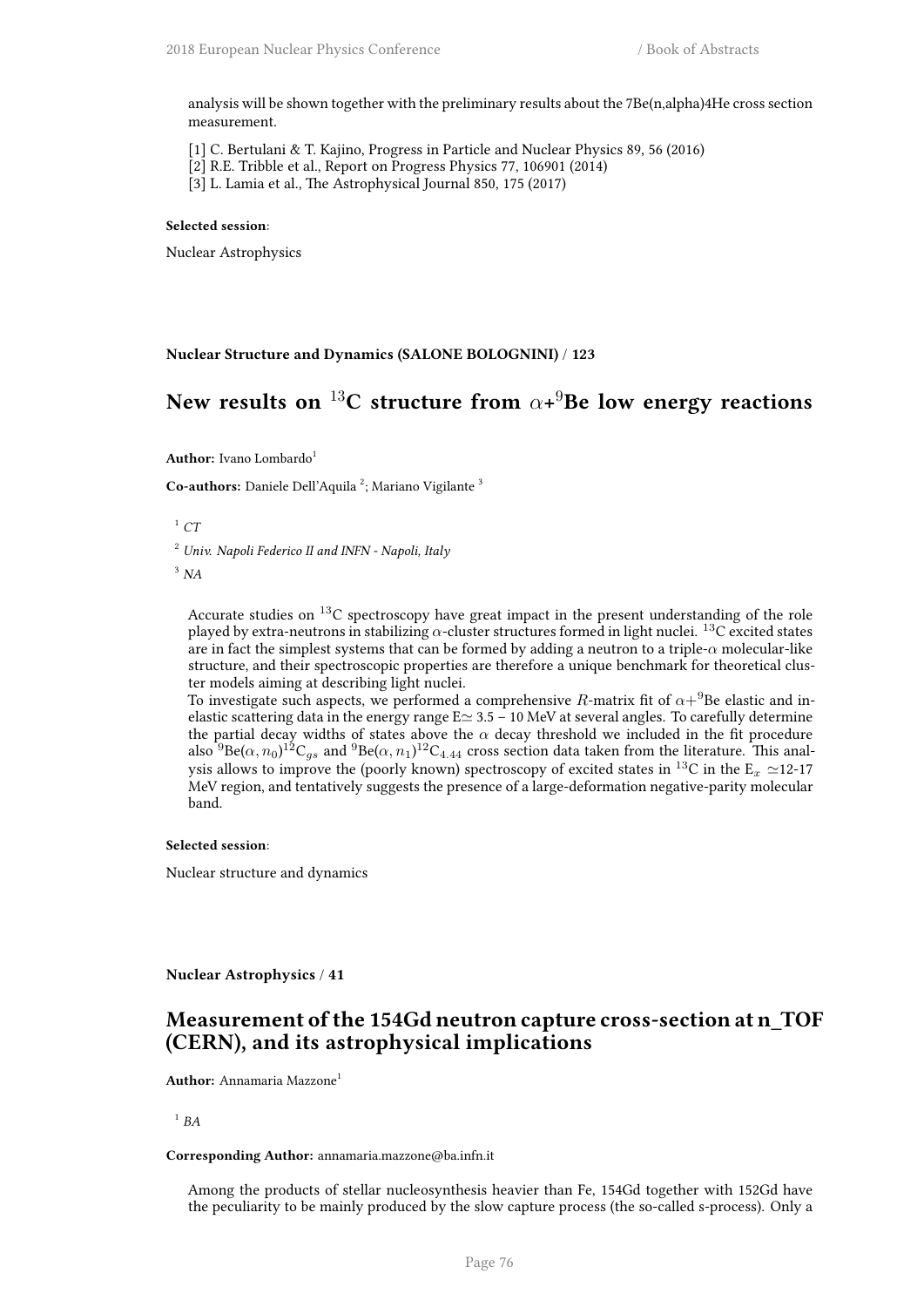analysis will be shown together with the preliminary results about the 7Be(n,alpha)4He cross section measurement.

[1] C. Bertulani & T. Kajino, Progress in Particle and Nuclear Physics 89, 56 (2016)
[2] R.E. Tribble et al., Report on Progress Physics 77, 106901 (2014)
[3] L. Lamia et al., The Astrophysical Journal 850, 175 (2017)

**Selected session**:

Nuclear Astrophysics

**Nuclear Structure and Dynamics (SALONE BOLOGNINI) / 123**

## New results on $^{13}$C structure from $\alpha$+$^{9}$Be low energy reactions

**Author:** Ivano Lombardo[1]

**Co-authors:** Daniele Dell'Aquila [2]; Mariano Vigilante [3]

[1] *CT*

[2] *Univ. Napoli Federico II and INFN - Napoli, Italy*

[3] *NA*

Accurate studies on $^{13}$C spectroscopy have great impact in the present understanding of the role played by extra-neutrons in stabilizing $\alpha$-cluster structures formed in light nuclei. $^{13}$C excited states are in fact the simplest systems that can be formed by adding a neutron to a triple-$\alpha$ molecular-like structure, and their spectroscopic properties are therefore a unique benchmark for theoretical cluster models aiming at describing light nuclei.
To investigate such aspects, we performed a comprehensive $R$-matrix fit of $\alpha+^{9}$Be elastic and inelastic scattering data in the energy range E$\simeq$ 3.5 – 10 MeV at several angles. To carefully determine the partial decay widths of states above the $\alpha$ decay threshold we included in the fit procedure also $^{9}$Be$(\alpha, n_0)^{12}$C$_{gs}$ and $^{9}$Be$(\alpha, n_1)^{12}$C$_{4.44}$ cross section data taken from the literature. This analysis allows to improve the (poorly known) spectroscopy of excited states in $^{13}$C in the E$_x$ $\simeq$12-17 MeV region, and tentatively suggests the presence of a large-deformation negative-parity molecular band.

**Selected session**:

Nuclear structure and dynamics

**Nuclear Astrophysics / 41**

## Measurement of the 154Gd neutron capture cross-section at n_TOF (CERN), and its astrophysical implications

**Author:** Annamaria Mazzone[1]

[1] *BA*

**Corresponding Author:** annamaria.mazzone@ba.infn.it

Among the products of stellar nucleosynthesis heavier than Fe, 154Gd together with 152Gd have the peculiarity to be mainly produced by the slow capture process (the so-called s-process). Only a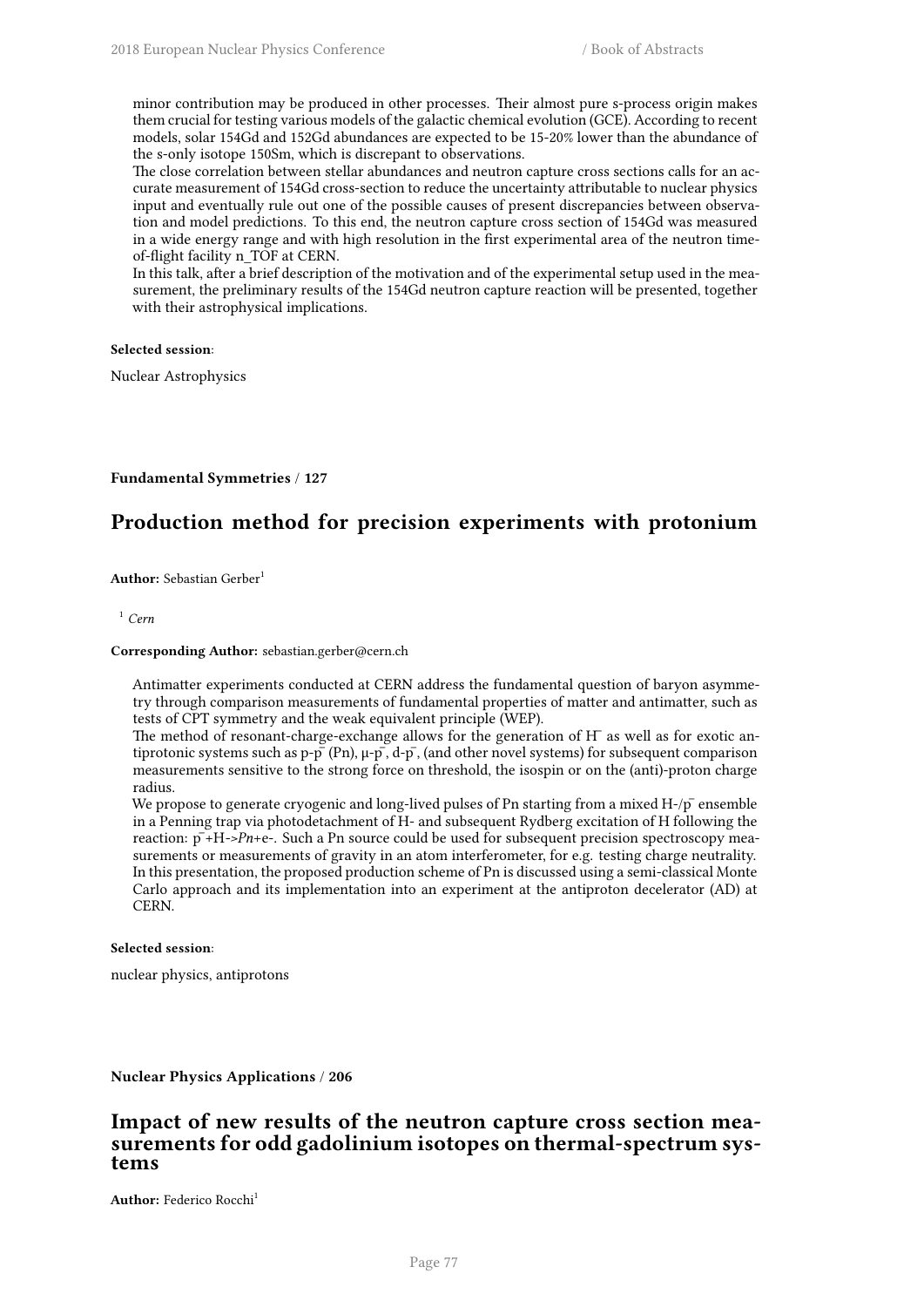minor contribution may be produced in other processes. Their almost pure s-process origin makes them crucial for testing various models of the galactic chemical evolution (GCE). According to recent models, solar 154Gd and 152Gd abundances are expected to be 15-20% lower than the abundance of the s-only isotope 150Sm, which is discrepant to observations.

The close correlation between stellar abundances and neutron capture cross sections calls for an accurate measurement of 154Gd cross-section to reduce the uncertainty attributable to nuclear physics input and eventually rule out one of the possible causes of present discrepancies between observation and model predictions. To this end, the neutron capture cross section of 154Gd was measured in a wide energy range and with high resolution in the first experimental area of the neutron time-of-flight facility n_TOF at CERN.

In this talk, after a brief description of the motivation and of the experimental setup used in the measurement, the preliminary results of the 154Gd neutron capture reaction will be presented, together with their astrophysical implications.

**Selected session**:

Nuclear Astrophysics

**Fundamental Symmetries / 127**

## Production method for precision experiments with protonium

**Author:** Sebastian Gerber[1]

[1] *Cern*

**Corresponding Author:** sebastian.gerber@cern.ch

Antimatter experiments conducted at CERN address the fundamental question of baryon asymmetry through comparison measurements of fundamental properties of matter and antimatter, such as tests of CPT symmetry and the weak equivalent principle (WEP).

The method of resonant-charge-exchange allows for the generation of $\bar{H}$ as well as for exotic antiprotonic systems such as p-$\bar{p}$ (Pn), μ-$\bar{p}$, d-$\bar{p}$, (and other novel systems) for subsequent comparison measurements sensitive to the strong force on threshold, the isospin or on the (anti)-proton charge radius.

We propose to generate cryogenic and long-lived pulses of Pn starting from a mixed H-/$\bar{p}$ ensemble in a Penning trap via photodetachment of H- and subsequent Rydberg excitation of H following the reaction: $\bar{p}$+H->*Pn*+e-. Such a Pn source could be used for subsequent precision spectroscopy measurements or measurements of gravity in an atom interferometer, for e.g. testing charge neutrality. In this presentation, the proposed production scheme of Pn is discussed using a semi-classical Monte Carlo approach and its implementation into an experiment at the antiproton decelerator (AD) at CERN.

**Selected session**:

nuclear physics, antiprotons

**Nuclear Physics Applications / 206**

## Impact of new results of the neutron capture cross section measurements for odd gadolinium isotopes on thermal-spectrum systems

**Author:** Federico Rocchi[1]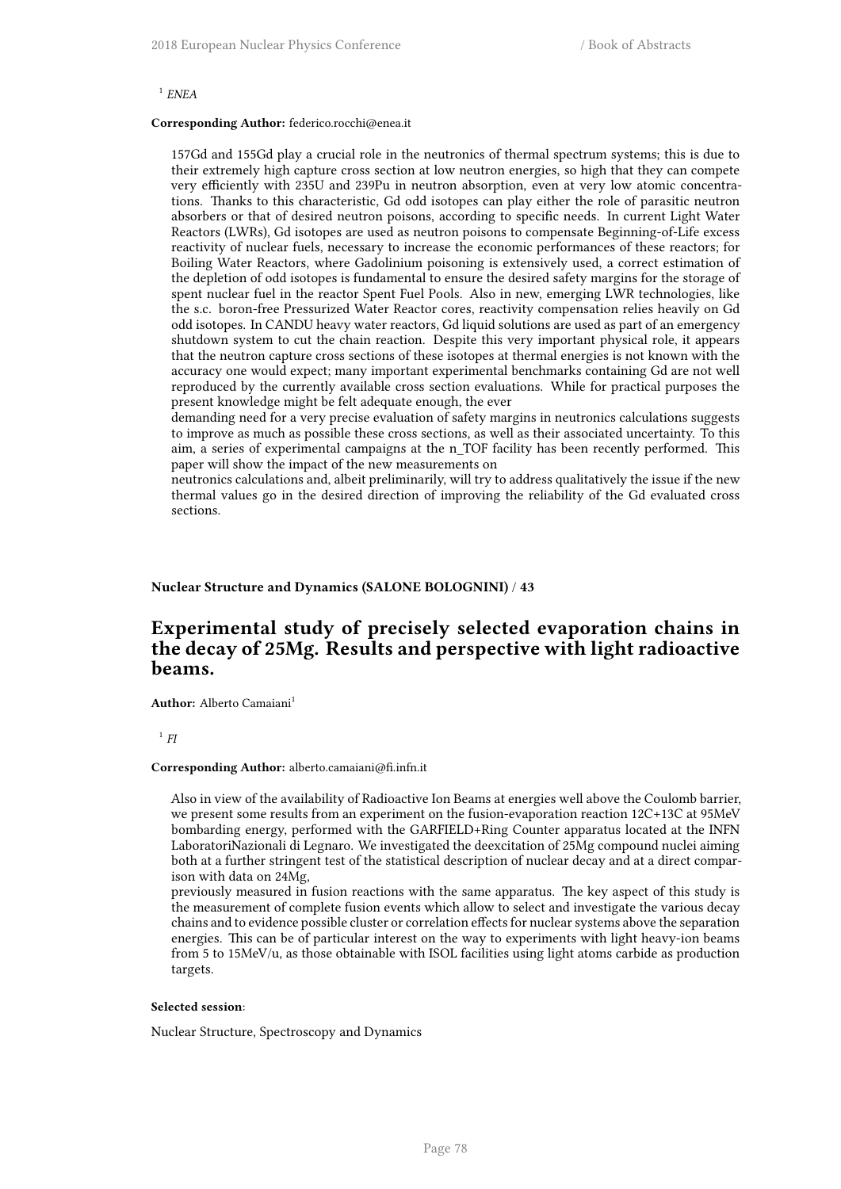[1] *ENEA*

**Corresponding Author:** federico.rocchi@enea.it

157Gd and 155Gd play a crucial role in the neutronics of thermal spectrum systems; this is due to their extremely high capture cross section at low neutron energies, so high that they can compete very efficiently with 235U and 239Pu in neutron absorption, even at very low atomic concentrations. Thanks to this characteristic, Gd odd isotopes can play either the role of parasitic neutron absorbers or that of desired neutron poisons, according to specific needs. In current Light Water Reactors (LWRs), Gd isotopes are used as neutron poisons to compensate Beginning-of-Life excess reactivity of nuclear fuels, necessary to increase the economic performances of these reactors; for Boiling Water Reactors, where Gadolinium poisoning is extensively used, a correct estimation of the depletion of odd isotopes is fundamental to ensure the desired safety margins for the storage of spent nuclear fuel in the reactor Spent Fuel Pools. Also in new, emerging LWR technologies, like the s.c. boron-free Pressurized Water Reactor cores, reactivity compensation relies heavily on Gd odd isotopes. In CANDU heavy water reactors, Gd liquid solutions are used as part of an emergency shutdown system to cut the chain reaction. Despite this very important physical role, it appears that the neutron capture cross sections of these isotopes at thermal energies is not known with the accuracy one would expect; many important experimental benchmarks containing Gd are not well reproduced by the currently available cross section evaluations. While for practical purposes the present knowledge might be felt adequate enough, the ever
demanding need for a very precise evaluation of safety margins in neutronics calculations suggests to improve as much as possible these cross sections, as well as their associated uncertainty. To this aim, a series of experimental campaigns at the n_TOF facility has been recently performed. This paper will show the impact of the new measurements on
neutronics calculations and, albeit preliminarily, will try to address qualitatively the issue if the new thermal values go in the desired direction of improving the reliability of the Gd evaluated cross sections.

**Nuclear Structure and Dynamics (SALONE BOLOGNINI) / 43**

## Experimental study of precisely selected evaporation chains in the decay of 25Mg. Results and perspective with light radioactive beams.

**Author:** Alberto Camaiani[1]

[1] *FI*

**Corresponding Author:** alberto.camaiani@fi.infn.it

Also in view of the availability of Radioactive Ion Beams at energies well above the Coulomb barrier, we present some results from an experiment on the fusion-evaporation reaction 12C+13C at 95MeV bombarding energy, performed with the GARFIELD+Ring Counter apparatus located at the INFN LaboratoriNazionali di Legnaro. We investigated the deexcitation of 25Mg compound nuclei aiming both at a further stringent test of the statistical description of nuclear decay and at a direct comparison with data on 24Mg,
previously measured in fusion reactions with the same apparatus. The key aspect of this study is the measurement of complete fusion events which allow to select and investigate the various decay chains and to evidence possible cluster or correlation effects for nuclear systems above the separation energies. This can be of particular interest on the way to experiments with light heavy-ion beams from 5 to 15MeV/u, as those obtainable with ISOL facilities using light atoms carbide as production targets.

**Selected session**:

Nuclear Structure, Spectroscopy and Dynamics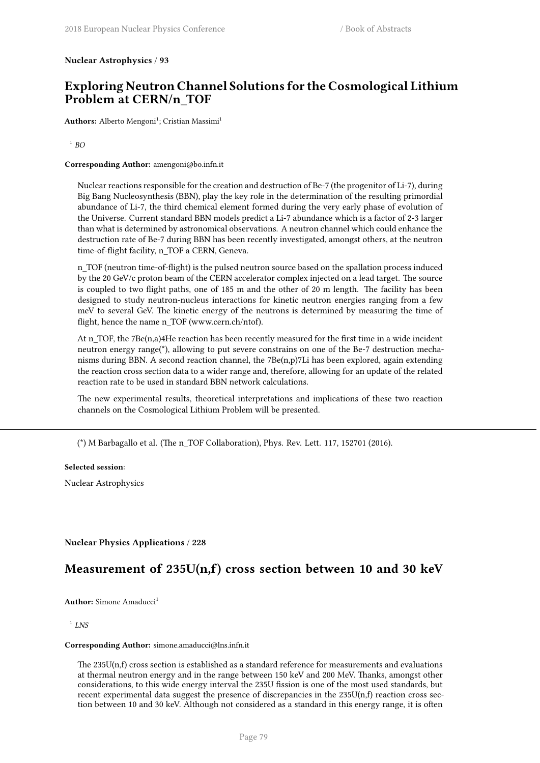**Nuclear Astrophysics / 93**

## Exploring Neutron Channel Solutions for the Cosmological Lithium Problem at CERN/n_TOF

**Authors:** Alberto Mengoni[1]; Cristian Massimi[1]

[1] *BO*

**Corresponding Author:** amengoni@bo.infn.it

Nuclear reactions responsible for the creation and destruction of Be-7 (the progenitor of Li-7), during Big Bang Nucleosynthesis (BBN), play the key role in the determination of the resulting primordial abundance of Li-7, the third chemical element formed during the very early phase of evolution of the Universe. Current standard BBN models predict a Li-7 abundance which is a factor of 2-3 larger than what is determined by astronomical observations. A neutron channel which could enhance the destruction rate of Be-7 during BBN has been recently investigated, amongst others, at the neutron time-of-flight facility, n_TOF a CERN, Geneva.

n_TOF (neutron time-of-flight) is the pulsed neutron source based on the spallation process induced by the 20 GeV/c proton beam of the CERN accelerator complex injected on a lead target. The source is coupled to two flight paths, one of 185 m and the other of 20 m length. The facility has been designed to study neutron-nucleus interactions for kinetic neutron energies ranging from a few meV to several GeV. The kinetic energy of the neutrons is determined by measuring the time of flight, hence the name n_TOF (www.cern.ch/ntof).

At n_TOF, the 7Be(n,a)4He reaction has been recently measured for the first time in a wide incident neutron energy range(*), allowing to put severe constrains on one of the Be-7 destruction mechanisms during BBN. A second reaction channel, the 7Be(n,p)7Li has been explored, again extending the reaction cross section data to a wider range and, therefore, allowing for an update of the related reaction rate to be used in standard BBN network calculations.

The new experimental results, theoretical interpretations and implications of these two reaction channels on the Cosmological Lithium Problem will be presented.

---

(*) M Barbagallo et al. (The n_TOF Collaboration), Phys. Rev. Lett. 117, 152701 (2016).

**Selected session**:

Nuclear Astrophysics

**Nuclear Physics Applications / 228**

## Measurement of 235U(n,f) cross section between 10 and 30 keV

**Author:** Simone Amaducci[1]

[1] *LNS*

**Corresponding Author:** simone.amaducci@lns.infn.it

The 235U(n,f) cross section is established as a standard reference for measurements and evaluations at thermal neutron energy and in the range between 150 keV and 200 MeV. Thanks, amongst other considerations, to this wide energy interval the 235U fission is one of the most used standards, but recent experimental data suggest the presence of discrepancies in the 235U(n,f) reaction cross section between 10 and 30 keV. Although not considered as a standard in this energy range, it is often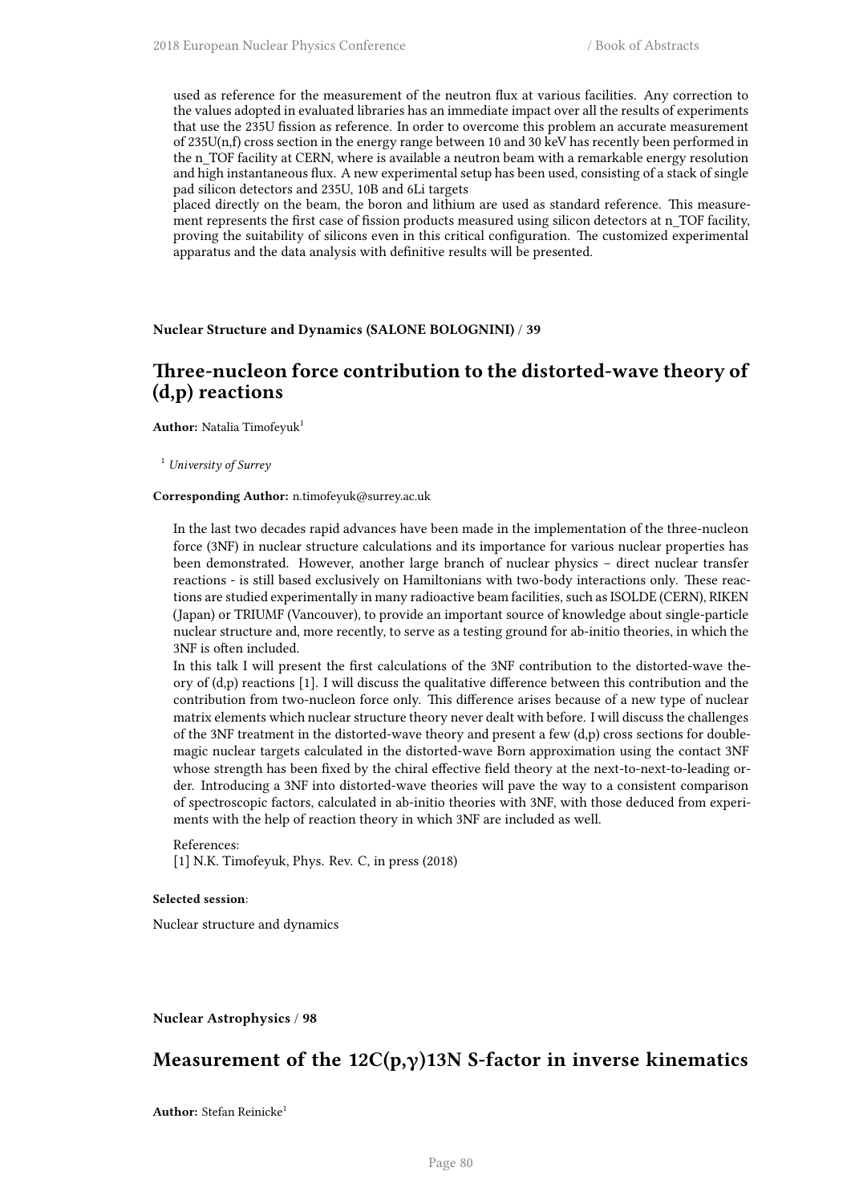used as reference for the measurement of the neutron flux at various facilities. Any correction to the values adopted in evaluated libraries has an immediate impact over all the results of experiments that use the 235U fission as reference. In order to overcome this problem an accurate measurement of 235U(n,f) cross section in the energy range between 10 and 30 keV has recently been performed in the n_TOF facility at CERN, where is available a neutron beam with a remarkable energy resolution and high instantaneous flux. A new experimental setup has been used, consisting of a stack of single pad silicon detectors and 235U, 10B and 6Li targets
placed directly on the beam, the boron and lithium are used as standard reference. This measurement represents the first case of fission products measured using silicon detectors at n_TOF facility, proving the suitability of silicons even in this critical configuration. The customized experimental apparatus and the data analysis with definitive results will be presented.

**Nuclear Structure and Dynamics (SALONE BOLOGNINI) / 39**

## Three-nucleon force contribution to the distorted-wave theory of (d,p) reactions

**Author:** Natalia Timofeyuk[1]

[1] *University of Surrey*

**Corresponding Author:** n.timofeyuk@surrey.ac.uk

In the last two decades rapid advances have been made in the implementation of the three-nucleon force (3NF) in nuclear structure calculations and its importance for various nuclear properties has been demonstrated. However, another large branch of nuclear physics – direct nuclear transfer reactions - is still based exclusively on Hamiltonians with two-body interactions only. These reactions are studied experimentally in many radioactive beam facilities, such as ISOLDE (CERN), RIKEN (Japan) or TRIUMF (Vancouver), to provide an important source of knowledge about single-particle nuclear structure and, more recently, to serve as a testing ground for ab-initio theories, in which the 3NF is often included.
In this talk I will present the first calculations of the 3NF contribution to the distorted-wave theory of (d,p) reactions [1]. I will discuss the qualitative difference between this contribution and the contribution from two-nucleon force only. This difference arises because of a new type of nuclear matrix elements which nuclear structure theory never dealt with before. I will discuss the challenges of the 3NF treatment in the distorted-wave theory and present a few (d,p) cross sections for double-magic nuclear targets calculated in the distorted-wave Born approximation using the contact 3NF whose strength has been fixed by the chiral effective field theory at the next-to-next-to-leading order. Introducing a 3NF into distorted-wave theories will pave the way to a consistent comparison of spectroscopic factors, calculated in ab-initio theories with 3NF, with those deduced from experiments with the help of reaction theory in which 3NF are included as well.

References:
[1] N.K. Timofeyuk, Phys. Rev. C, in press (2018)

**Selected session**:

Nuclear structure and dynamics

**Nuclear Astrophysics / 98**

## Measurement of the 12C(p,γ)13N S-factor in inverse kinematics

**Author:** Stefan Reinicke[1]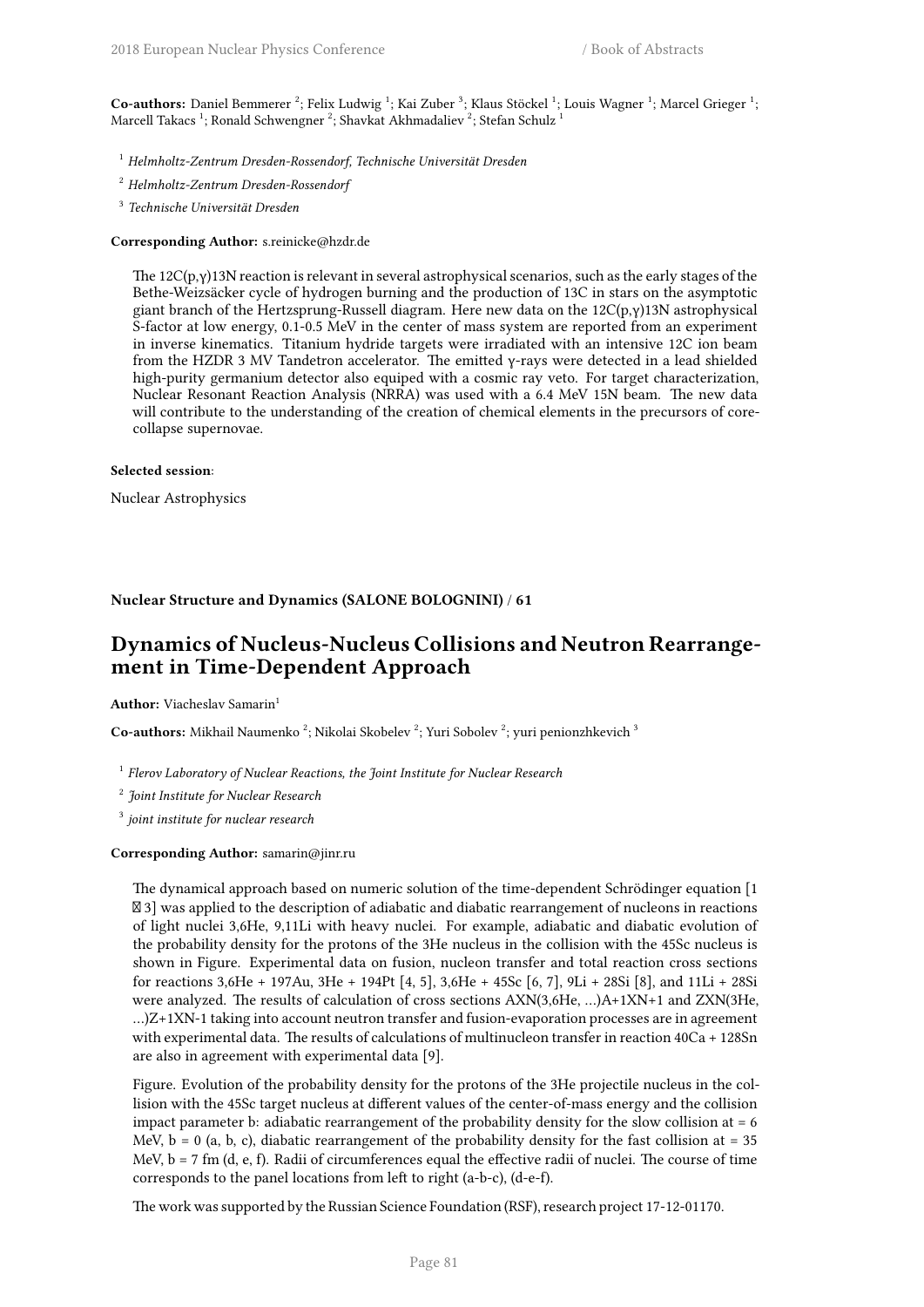**Co-authors:** Daniel Bemmerer [2]; Felix Ludwig [1]; Kai Zuber [3]; Klaus Stöckel [1]; Louis Wagner [1]; Marcel Grieger [1]; Marcell Takacs [1]; Ronald Schwengner [2]; Shavkat Akhmadaliev [2]; Stefan Schulz [1]

[1] *Helmholtz-Zentrum Dresden-Rossendorf, Technische Universität Dresden*

[2] *Helmholtz-Zentrum Dresden-Rossendorf*

[3] *Technische Universität Dresden*

**Corresponding Author:** s.reinicke@hzdr.de

The 12C(p,γ)13N reaction is relevant in several astrophysical scenarios, such as the early stages of the Bethe-Weizsäcker cycle of hydrogen burning and the production of 13C in stars on the asymptotic giant branch of the Hertzsprung-Russell diagram. Here new data on the 12C(p,γ)13N astrophysical S-factor at low energy, 0.1-0.5 MeV in the center of mass system are reported from an experiment in inverse kinematics. Titanium hydride targets were irradiated with an intensive 12C ion beam from the HZDR 3 MV Tandetron accelerator. The emitted γ-rays were detected in a lead shielded high-purity germanium detector also equiped with a cosmic ray veto. For target characterization, Nuclear Resonant Reaction Analysis (NRRA) was used with a 6.4 MeV 15N beam. The new data will contribute to the understanding of the creation of chemical elements in the precursors of core-collapse supernovae.

**Selected session**:

Nuclear Astrophysics

**Nuclear Structure and Dynamics (SALONE BOLOGNINI) / 61**

## Dynamics of Nucleus-Nucleus Collisions and Neutron Rearrangement in Time-Dependent Approach

**Author:** Viacheslav Samarin[1]

**Co-authors:** Mikhail Naumenko [2]; Nikolai Skobelev [2]; Yuri Sobolev [2]; yuri penionzhkevich [3]

[1] *Flerov Laboratory of Nuclear Reactions, the Joint Institute for Nuclear Research*

[2] *Joint Institute for Nuclear Research*

[3] *joint institute for nuclear research*

**Corresponding Author:** samarin@jinr.ru

The dynamical approach based on numeric solution of the time-dependent Schrödinger equation [1 3] was applied to the description of adiabatic and diabatic rearrangement of nucleons in reactions of light nuclei 3,6He, 9,11Li with heavy nuclei. For example, adiabatic and diabatic evolution of the probability density for the protons of the 3He nucleus in the collision with the 45Sc nucleus is shown in Figure. Experimental data on fusion, nucleon transfer and total reaction cross sections for reactions 3,6He + 197Au, 3He + 194Pt [4, 5], 3,6He + 45Sc [6, 7], 9Li + 28Si [8], and 11Li + 28Si were analyzed. The results of calculation of cross sections AXN(3,6He, …)A+1XN+1 and ZXN(3He, …)Z+1XN-1 taking into account neutron transfer and fusion-evaporation processes are in agreement with experimental data. The results of calculations of multinucleon transfer in reaction 40Ca + 128Sn are also in agreement with experimental data [9].

Figure. Evolution of the probability density for the protons of the 3He projectile nucleus in the collision with the 45Sc target nucleus at different values of the center-of-mass energy and the collision impact parameter b: adiabatic rearrangement of the probability density for the slow collision at = 6 MeV, b = 0 (a, b, c), diabatic rearrangement of the probability density for the fast collision at = 35 MeV, b = 7 fm (d, e, f). Radii of circumferences equal the effective radii of nuclei. The course of time corresponds to the panel locations from left to right (a-b-c), (d-e-f).

The work was supported by the Russian Science Foundation (RSF), research project 17-12-01170.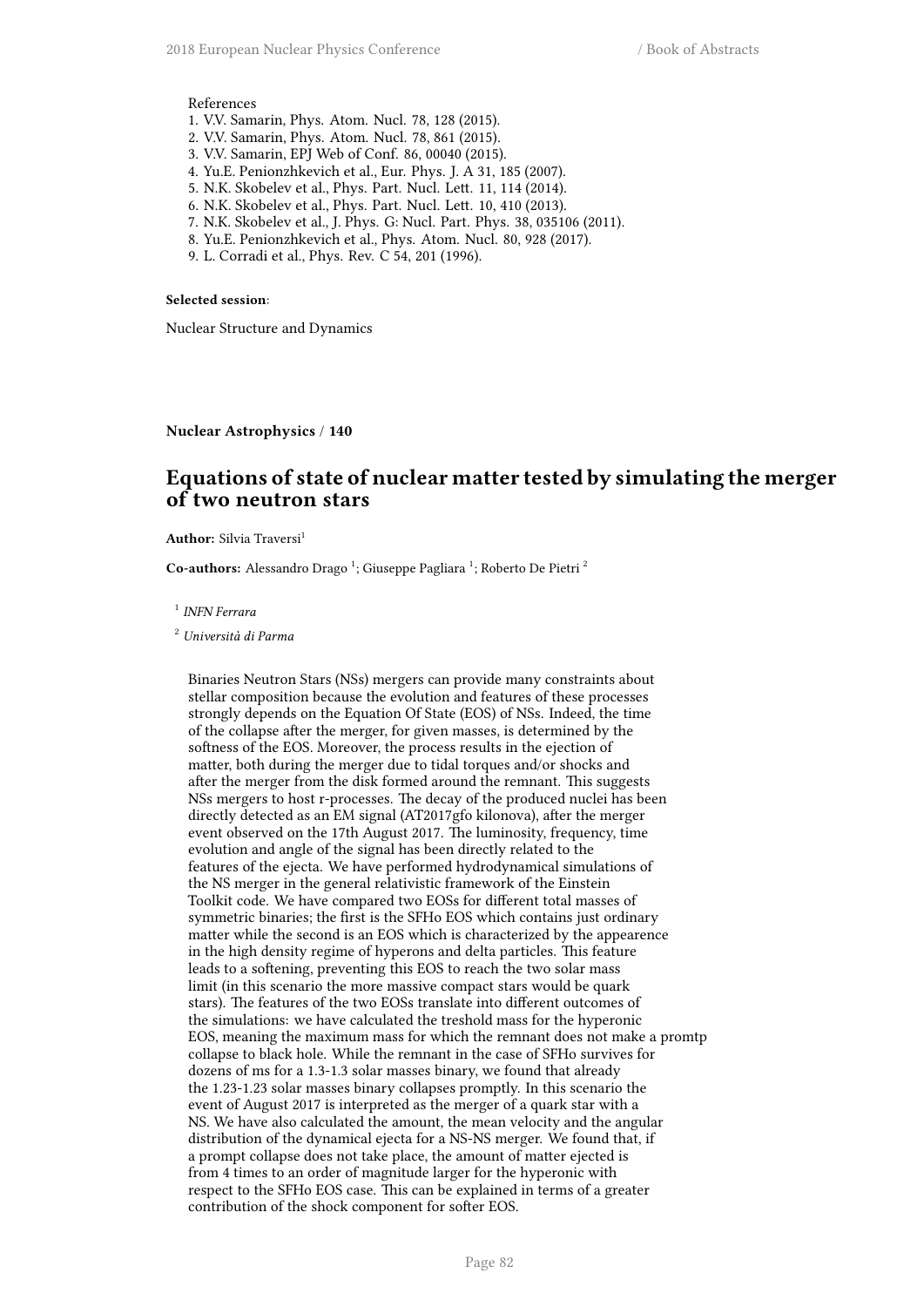References

1. V.V. Samarin, Phys. Atom. Nucl. 78, 128 (2015).
2. V.V. Samarin, Phys. Atom. Nucl. 78, 861 (2015).
3. V.V. Samarin, EPJ Web of Conf. 86, 00040 (2015).
4. Yu.E. Penionzhkevich et al., Eur. Phys. J. A 31, 185 (2007).
5. N.K. Skobelev et al., Phys. Part. Nucl. Lett. 11, 114 (2014).
6. N.K. Skobelev et al., Phys. Part. Nucl. Lett. 10, 410 (2013).
7. N.K. Skobelev et al., J. Phys. G: Nucl. Part. Phys. 38, 035106 (2011).
8. Yu.E. Penionzhkevich et al., Phys. Atom. Nucl. 80, 928 (2017).
9. L. Corradi et al., Phys. Rev. C 54, 201 (1996).

**Selected session**:

Nuclear Structure and Dynamics

**Nuclear Astrophysics / 140**

## Equations of state of nuclear matter tested by simulating the merger of two neutron stars

**Author:** Silvia Traversi[1]

**Co-authors:** Alessandro Drago [1]; Giuseppe Pagliara [1]; Roberto De Pietri [2]

[1] *INFN Ferrara*

[2] *Università di Parma*

Binaries Neutron Stars (NSs) mergers can provide many constraints about stellar composition because the evolution and features of these processes strongly depends on the Equation Of State (EOS) of NSs. Indeed, the time of the collapse after the merger, for given masses, is determined by the softness of the EOS. Moreover, the process results in the ejection of matter, both during the merger due to tidal torques and/or shocks and after the merger from the disk formed around the remnant. This suggests NSs mergers to host r-processes. The decay of the produced nuclei has been directly detected as an EM signal (AT2017gfo kilonova), after the merger event observed on the 17th August 2017. The luminosity, frequency, time evolution and angle of the signal has been directly related to the features of the ejecta. We have performed hydrodynamical simulations of the NS merger in the general relativistic framework of the Einstein Toolkit code. We have compared two EOSs for different total masses of symmetric binaries; the first is the SFHo EOS which contains just ordinary matter while the second is an EOS which is characterized by the appearence in the high density regime of hyperons and delta particles. This feature leads to a softening, preventing this EOS to reach the two solar mass limit (in this scenario the more massive compact stars would be quark stars). The features of the two EOSs translate into different outcomes of the simulations: we have calculated the treshold mass for the hyperonic EOS, meaning the maximum mass for which the remnant does not make a promtp collapse to black hole. While the remnant in the case of SFHo survives for dozens of ms for a 1.3-1.3 solar masses binary, we found that already the 1.23-1.23 solar masses binary collapses promptly. In this scenario the event of August 2017 is interpreted as the merger of a quark star with a NS. We have also calculated the amount, the mean velocity and the angular distribution of the dynamical ejecta for a NS-NS merger. We found that, if a prompt collapse does not take place, the amount of matter ejected is from 4 times to an order of magnitude larger for the hyperonic with respect to the SFHo EOS case. This can be explained in terms of a greater contribution of the shock component for softer EOS.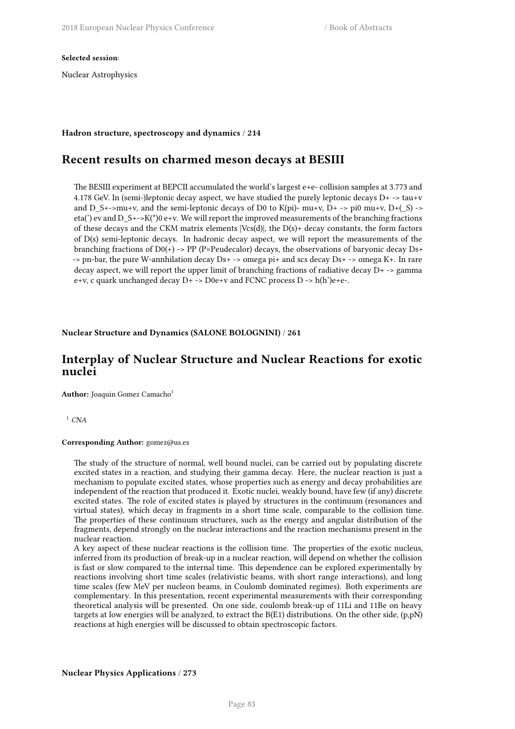**Selected session**:

Nuclear Astrophysics

**Hadron structure, spectroscopy and dynamics / 214**

## Recent results on charmed meson decays at BESIII

The BESIII experiment at BEPCII accumulated the world's largest e+e- collision samples at 3.773 and 4.178 GeV. In (semi-)leptonic decay aspect, we have studied the purely leptonic decays D+ -> tau+v and D_S+->mu+v, and the semi-leptonic decays of D0 to K(pi)- mu+v, D+ -> pi0 mu+v, D+(_S) -> eta(') ev and D_S+->K(*)0 e+v. We will report the improved measurements of the branching fractions of these decays and the CKM matrix elements |Vcs(d)|, the D(s)+ decay constants, the form factors of D(s) semi-leptonic decays. In hadronic decay aspect, we will report the measurements of the branching fractions of D0(+) -> PP (P=Peudecalor) decays, the observations of baryonic decay Ds+ -> pn-bar, the pure W-annhilation decay Ds+ -> omega pi+ and scs decay Ds+ -> omega K+. In rare decay aspect, we will report the upper limit of branching fractions of radiative decay D+ -> gamma e+v, c quark unchanged decay D+ -> D0e+v and FCNC process D -> h(h')e+e-.

**Nuclear Structure and Dynamics (SALONE BOLOGNINI) / 261**

## Interplay of Nuclear Structure and Nuclear Reactions for exotic nuclei

**Author:** Joaquin Gomez Camacho[1]

[1] *CNA*

**Corresponding Author:** gomez@us.es

The study of the structure of normal, well bound nuclei, can be carried out by populating discrete excited states in a reaction, and studying their gamma decay. Here, the nuclear reaction is just a mechanism to populate excited states, whose properties such as energy and decay probabilities are independent of the reaction that produced it. Exotic nuclei, weakly bound, have few (if any) discrete excited states. The role of excited states is played by structures in the continuum (resonances and virtual states), which decay in fragments in a short time scale, comparable to the collision time. The properties of these continuum structures, such as the energy and angular distribution of the fragments, depend strongly on the nuclear interactions and the reaction mechanisms present in the nuclear reaction.

A key aspect of these nuclear reactions is the collision time. The properties of the exotic nucleus, inferred from its production of break-up in a nuclear reaction, will depend on whether the collision is fast or slow compared to the internal time. This dependence can be explored experimentally by reactions involving short time scales (relativistic beams, with short range interactions), and long time scales (few MeV per nucleon beams, in Coulomb dominated regimes). Both experiments are complementary. In this presentation, recent experimental measurements with their corresponding theoretical analysis will be presented. On one side, coulomb break-up of 11Li and 11Be on heavy targets at low energies will be analyzed, to extract the B(E1) distributions. On the other side, (p,pN) reactions at high energies will be discussed to obtain spectroscopic factors.

**Nuclear Physics Applications / 273**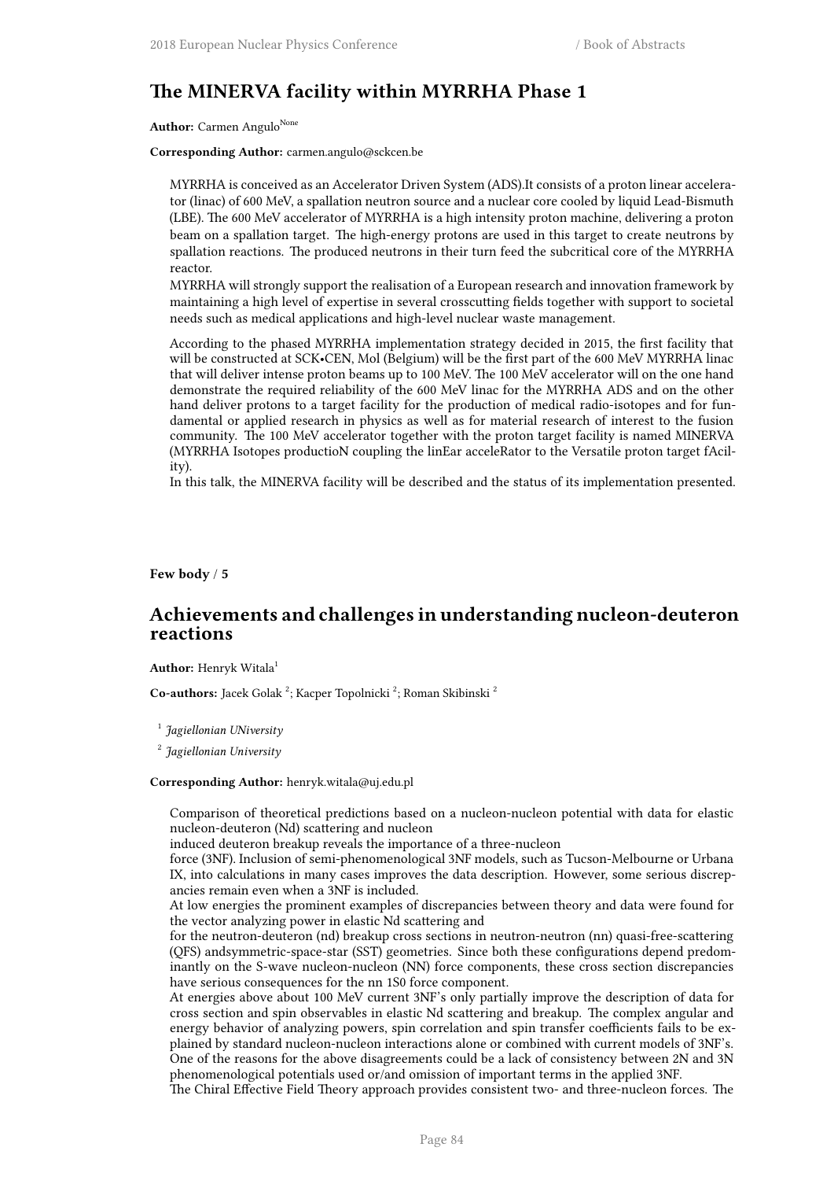## The MINERVA facility within MYRRHA Phase 1

**Author:** Carmen Angulo[None]

**Corresponding Author:** carmen.angulo@sckcen.be

MYRRHA is conceived as an Accelerator Driven System (ADS).It consists of a proton linear accelerator (linac) of 600 MeV, a spallation neutron source and a nuclear core cooled by liquid Lead-Bismuth (LBE). The 600 MeV accelerator of MYRRHA is a high intensity proton machine, delivering a proton beam on a spallation target. The high-energy protons are used in this target to create neutrons by spallation reactions. The produced neutrons in their turn feed the subcritical core of the MYRRHA reactor.
MYRRHA will strongly support the realisation of a European research and innovation framework by maintaining a high level of expertise in several crosscutting fields together with support to societal needs such as medical applications and high-level nuclear waste management.

According to the phased MYRRHA implementation strategy decided in 2015, the first facility that will be constructed at SCK•CEN, Mol (Belgium) will be the first part of the 600 MeV MYRRHA linac that will deliver intense proton beams up to 100 MeV. The 100 MeV accelerator will on the one hand demonstrate the required reliability of the 600 MeV linac for the MYRRHA ADS and on the other hand deliver protons to a target facility for the production of medical radio-isotopes and for fundamental or applied research in physics as well as for material research of interest to the fusion community. The 100 MeV accelerator together with the proton target facility is named MINERVA (MYRRHA Isotopes productioN coupling the linEar acceleRator to the Versatile proton target fAcility).
In this talk, the MINERVA facility will be described and the status of its implementation presented.

**Few body / 5**

## Achievements and challenges in understanding nucleon-deuteron reactions

**Author:** Henryk Witala[1]

**Co-authors:** Jacek Golak [2]; Kacper Topolnicki [2]; Roman Skibinski [2]

[1] *Jagiellonian UNiversity*

[2] *Jagiellonian University*

**Corresponding Author:** henryk.witala@uj.edu.pl

Comparison of theoretical predictions based on a nucleon-nucleon potential with data for elastic nucleon-deuteron (Nd) scattering and nucleon
induced deuteron breakup reveals the importance of a three-nucleon
force (3NF). Inclusion of semi-phenomenological 3NF models, such as Tucson-Melbourne or Urbana IX, into calculations in many cases improves the data description. However, some serious discrepancies remain even when a 3NF is included.
At low energies the prominent examples of discrepancies between theory and data were found for the vector analyzing power in elastic Nd scattering and
for the neutron-deuteron (nd) breakup cross sections in neutron-neutron (nn) quasi-free-scattering (QFS) andsymmetric-space-star (SST) geometries. Since both these configurations depend predominantly on the S-wave nucleon-nucleon (NN) force components, these cross section discrepancies have serious consequences for the nn 1S0 force component.
At energies above about 100 MeV current 3NF's only partially improve the description of data for cross section and spin observables in elastic Nd scattering and breakup. The complex angular and energy behavior of analyzing powers, spin correlation and spin transfer coefficients fails to be explained by standard nucleon-nucleon interactions alone or combined with current models of 3NF's. One of the reasons for the above disagreements could be a lack of consistency between 2N and 3N phenomenological potentials used or/and omission of important terms in the applied 3NF.
The Chiral Effective Field Theory approach provides consistent two- and three-nucleon forces. The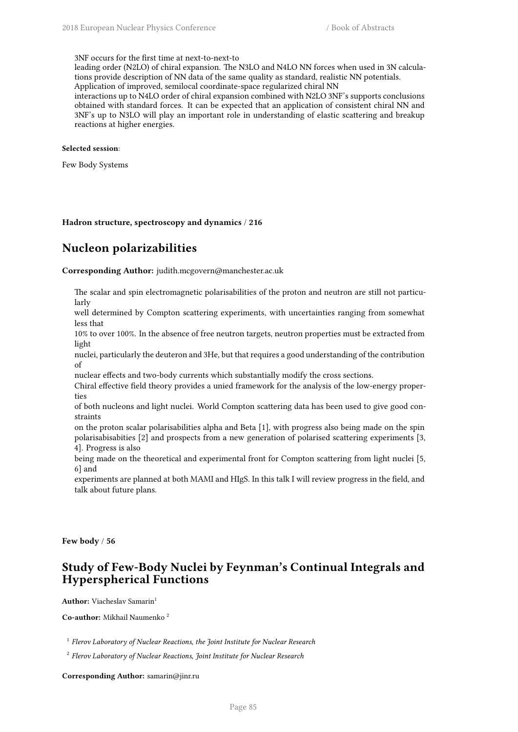3NF occurs for the first time at next-to-next-to leading order (N2LO) of chiral expansion. The N3LO and N4LO NN forces when used in 3N calculations provide description of NN data of the same quality as standard, realistic NN potentials. Application of improved, semilocal coordinate-space regularized chiral NN interactions up to N4LO order of chiral expansion combined with N2LO 3NF's supports conclusions obtained with standard forces. It can be expected that an application of consistent chiral NN and 3NF's up to N3LO will play an important role in understanding of elastic scattering and breakup reactions at higher energies.

**Selected session**:

Few Body Systems

**Hadron structure, spectroscopy and dynamics / 216**

## Nucleon polarizabilities

**Corresponding Author:** judith.mcgovern@manchester.ac.uk

The scalar and spin electromagnetic polarisabilities of the proton and neutron are still not particularly well determined by Compton scattering experiments, with uncertainties ranging from somewhat less that 10% to over 100%. In the absence of free neutron targets, neutron properties must be extracted from light nuclei, particularly the deuteron and 3He, but that requires a good understanding of the contribution of nuclear effects and two-body currents which substantially modify the cross sections.

Chiral effective field theory provides a unied framework for the analysis of the low-energy properties of both nucleons and light nuclei. World Compton scattering data has been used to give good constraints on the proton scalar polarisabilities alpha and Beta [1], with progress also being made on the spin polarisabisabities [2] and prospects from a new generation of polarised scattering experiments [3, 4]. Progress is also being made on the theoretical and experimental front for Compton scattering from light nuclei [5, 6] and experiments are planned at both MAMI and HIgS. In this talk I will review progress in the field, and talk about future plans.

**Few body / 56**

## Study of Few-Body Nuclei by Feynman's Continual Integrals and Hyperspherical Functions

**Author:** Viacheslav Samarin[1]

**Co-author:** Mikhail Naumenko [2]

[1] *Flerov Laboratory of Nuclear Reactions, the Joint Institute for Nuclear Research*

[2] *Flerov Laboratory of Nuclear Reactions, Joint Institute for Nuclear Research*

**Corresponding Author:** samarin@jinr.ru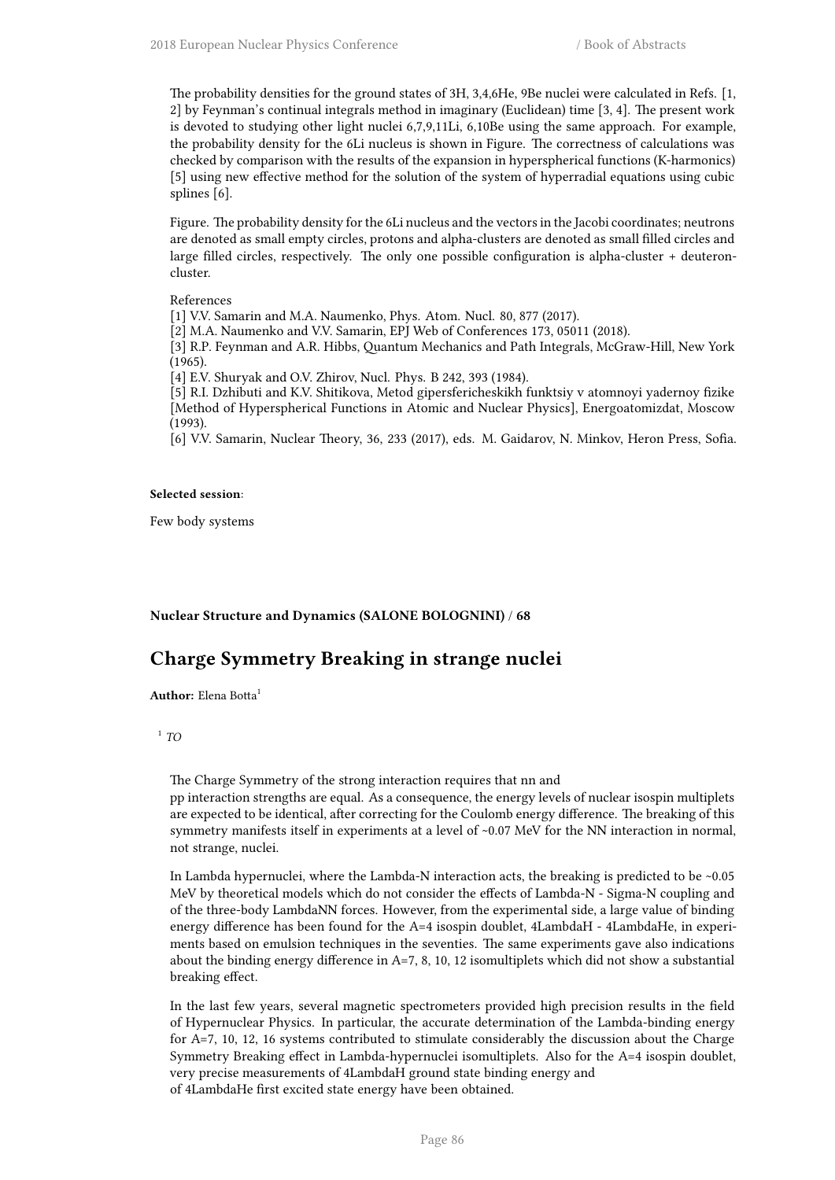The probability densities for the ground states of 3H, 3,4,6He, 9Be nuclei were calculated in Refs. [1, 2] by Feynman's continual integrals method in imaginary (Euclidean) time [3, 4]. The present work is devoted to studying other light nuclei 6,7,9,11Li, 6,10Be using the same approach. For example, the probability density for the 6Li nucleus is shown in Figure. The correctness of calculations was checked by comparison with the results of the expansion in hyperspherical functions (K-harmonics) [5] using new effective method for the solution of the system of hyperradial equations using cubic splines [6].

Figure. The probability density for the 6Li nucleus and the vectors in the Jacobi coordinates; neutrons are denoted as small empty circles, protons and alpha-clusters are denoted as small filled circles and large filled circles, respectively. The only one possible configuration is alpha-cluster + deuteron-cluster.

References

[1] V.V. Samarin and M.A. Naumenko, Phys. Atom. Nucl. 80, 877 (2017).

[2] M.A. Naumenko and V.V. Samarin, EPJ Web of Conferences 173, 05011 (2018).

[3] R.P. Feynman and A.R. Hibbs, Quantum Mechanics and Path Integrals, McGraw-Hill, New York (1965).

[4] E.V. Shuryak and O.V. Zhirov, Nucl. Phys. B 242, 393 (1984).

[5] R.I. Dzhibuti and K.V. Shitikova, Metod gipersfericheskikh funktsiy v atomnoyi yadernoy fizike [Method of Hyperspherical Functions in Atomic and Nuclear Physics], Energoatomizdat, Moscow (1993).

[6] V.V. Samarin, Nuclear Theory, 36, 233 (2017), eds. M. Gaidarov, N. Minkov, Heron Press, Sofia.

**Selected session**:

Few body systems

**Nuclear Structure and Dynamics (SALONE BOLOGNINI) / 68**

## Charge Symmetry Breaking in strange nuclei

**Author:** Elena Botta[1]

[1] *TO*

The Charge Symmetry of the strong interaction requires that nn and pp interaction strengths are equal. As a consequence, the energy levels of nuclear isospin multiplets are expected to be identical, after correcting for the Coulomb energy difference. The breaking of this symmetry manifests itself in experiments at a level of ~0.07 MeV for the NN interaction in normal, not strange, nuclei.

In Lambda hypernuclei, where the Lambda-N interaction acts, the breaking is predicted to be ~0.05 MeV by theoretical models which do not consider the effects of Lambda-N - Sigma-N coupling and of the three-body LambdaNN forces. However, from the experimental side, a large value of binding energy difference has been found for the A=4 isospin doublet, 4LambdaH - 4LambdaHe, in experiments based on emulsion techniques in the seventies. The same experiments gave also indications about the binding energy difference in A=7, 8, 10, 12 isomultiplets which did not show a substantial breaking effect.

In the last few years, several magnetic spectrometers provided high precision results in the field of Hypernuclear Physics. In particular, the accurate determination of the Lambda-binding energy for A=7, 10, 12, 16 systems contributed to stimulate considerably the discussion about the Charge Symmetry Breaking effect in Lambda-hypernuclei isomultiplets. Also for the A=4 isospin doublet, very precise measurements of 4LambdaH ground state binding energy and of 4LambdaHe first excited state energy have been obtained.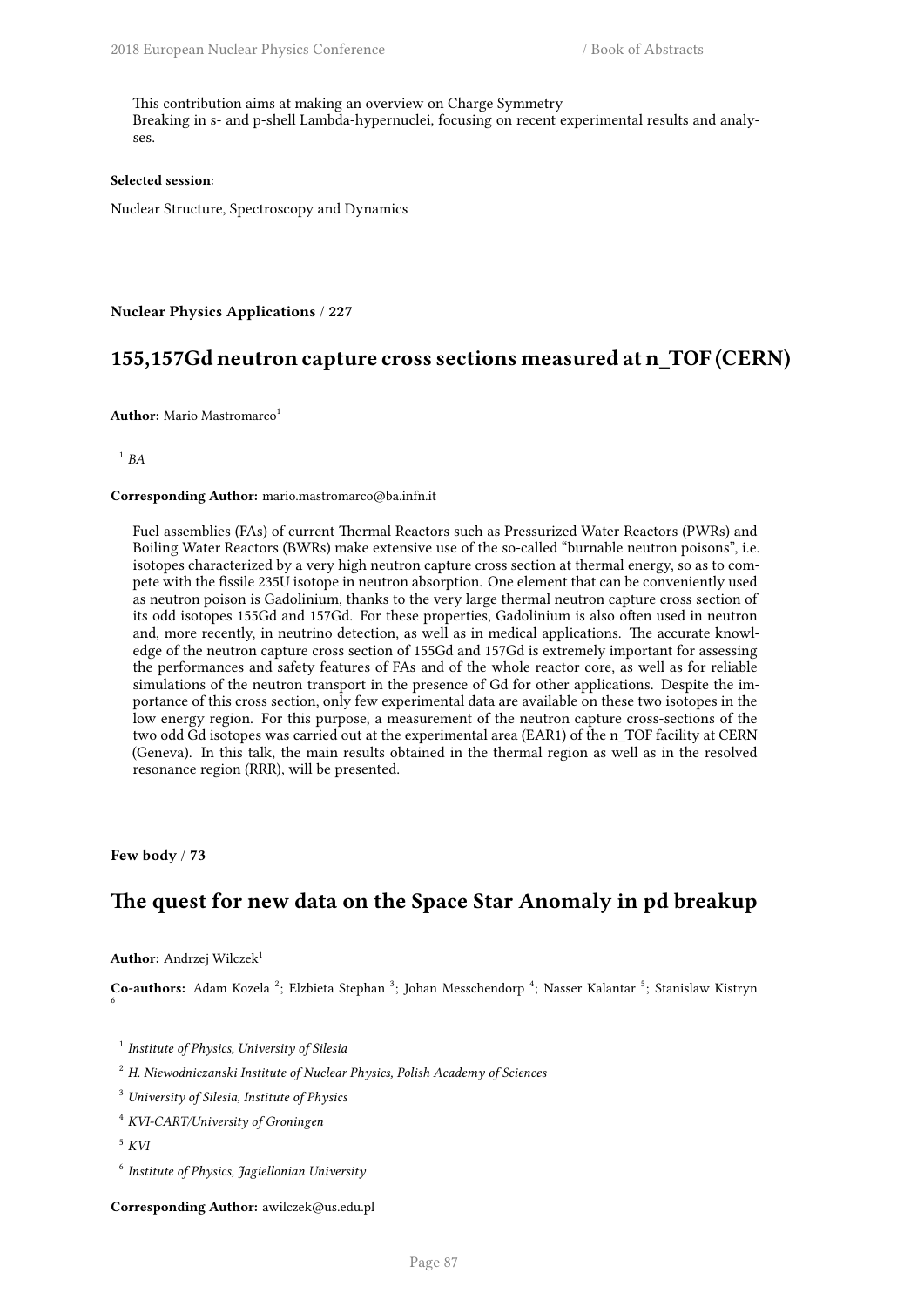This contribution aims at making an overview on Charge Symmetry
Breaking in s- and p-shell Lambda-hypernuclei, focusing on recent experimental results and analyses.

**Selected session**:

Nuclear Structure, Spectroscopy and Dynamics

**Nuclear Physics Applications / 227**

## 155,157Gd neutron capture cross sections measured at n_TOF (CERN)

**Author:** Mario Mastromarco[1]

[1] *BA*

**Corresponding Author:** mario.mastromarco@ba.infn.it

Fuel assemblies (FAs) of current Thermal Reactors such as Pressurized Water Reactors (PWRs) and Boiling Water Reactors (BWRs) make extensive use of the so-called "burnable neutron poisons", i.e. isotopes characterized by a very high neutron capture cross section at thermal energy, so as to compete with the fissile 235U isotope in neutron absorption. One element that can be conveniently used as neutron poison is Gadolinium, thanks to the very large thermal neutron capture cross section of its odd isotopes 155Gd and 157Gd. For these properties, Gadolinium is also often used in neutron and, more recently, in neutrino detection, as well as in medical applications. The accurate knowledge of the neutron capture cross section of 155Gd and 157Gd is extremely important for assessing the performances and safety features of FAs and of the whole reactor core, as well as for reliable simulations of the neutron transport in the presence of Gd for other applications. Despite the importance of this cross section, only few experimental data are available on these two isotopes in the low energy region. For this purpose, a measurement of the neutron capture cross-sections of the two odd Gd isotopes was carried out at the experimental area (EAR1) of the n_TOF facility at CERN (Geneva). In this talk, the main results obtained in the thermal region as well as in the resolved resonance region (RRR), will be presented.

**Few body / 73**

## The quest for new data on the Space Star Anomaly in pd breakup

**Author:** Andrzej Wilczek[1]

**Co-authors:** Adam Kozela [2]; Elzbieta Stephan [3]; Johan Messchendorp [4]; Nasser Kalantar [5]; Stanislaw Kistryn [6]

[1] *Institute of Physics, University of Silesia*

[2] *H. Niewodniczanski Institute of Nuclear Physics, Polish Academy of Sciences*

[3] *University of Silesia, Institute of Physics*

[4] *KVI-CART/University of Groningen*

[5] *KVI*

[6] *Institute of Physics, Jagiellonian University*

**Corresponding Author:** awilczek@us.edu.pl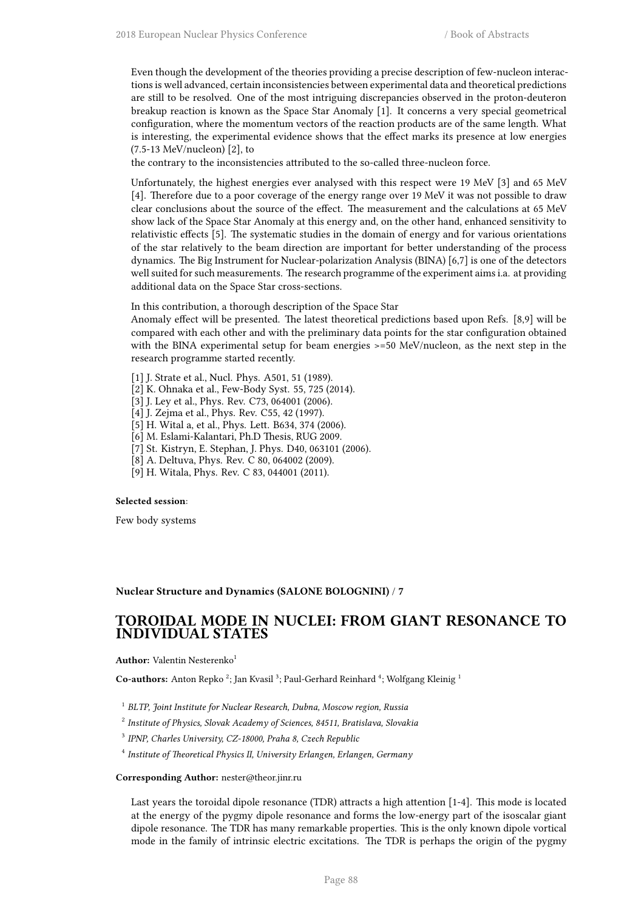Even though the development of the theories providing a precise description of few-nucleon interactions is well advanced, certain inconsistencies between experimental data and theoretical predictions are still to be resolved. One of the most intriguing discrepancies observed in the proton-deuteron breakup reaction is known as the Space Star Anomaly [1]. It concerns a very special geometrical configuration, where the momentum vectors of the reaction products are of the same length. What is interesting, the experimental evidence shows that the effect marks its presence at low energies (7.5-13 MeV/nucleon) [2], to
the contrary to the inconsistencies attributed to the so-called three-nucleon force.

Unfortunately, the highest energies ever analysed with this respect were 19 MeV [3] and 65 MeV [4]. Therefore due to a poor coverage of the energy range over 19 MeV it was not possible to draw clear conclusions about the source of the effect. The measurement and the calculations at 65 MeV show lack of the Space Star Anomaly at this energy and, on the other hand, enhanced sensitivity to relativistic effects [5]. The systematic studies in the domain of energy and for various orientations of the star relatively to the beam direction are important for better understanding of the process dynamics. The Big Instrument for Nuclear-polarization Analysis (BINA) [6,7] is one of the detectors well suited for such measurements. The research programme of the experiment aims i.a. at providing additional data on the Space Star cross-sections.

In this contribution, a thorough description of the Space Star
Anomaly effect will be presented. The latest theoretical predictions based upon Refs. [8,9] will be compared with each other and with the preliminary data points for the star configuration obtained with the BINA experimental setup for beam energies >=50 MeV/nucleon, as the next step in the research programme started recently.

[1] J. Strate et al., Nucl. Phys. A501, 51 (1989).
[2] K. Ohnaka et al., Few-Body Syst. 55, 725 (2014).
[3] J. Ley et al., Phys. Rev. C73, 064001 (2006).
[4] J. Zejma et al., Phys. Rev. C55, 42 (1997).
[5] H. Wital a, et al., Phys. Lett. B634, 374 (2006).
[6] M. Eslami-Kalantari, Ph.D Thesis, RUG 2009.
[7] St. Kistryn, E. Stephan, J. Phys. D40, 063101 (2006).
[8] A. Deltuva, Phys. Rev. C 80, 064002 (2009).
[9] H. Witala, Phys. Rev. C 83, 044001 (2011).

**Selected session**:

Few body systems

**Nuclear Structure and Dynamics (SALONE BOLOGNINI) / 7**

## TOROIDAL MODE IN NUCLEI: FROM GIANT RESONANCE TO INDIVIDUAL STATES

**Author:** Valentin Nesterenko[1]

**Co-authors:** Anton Repko [2]; Jan Kvasil [3]; Paul-Gerhard Reinhard [4]; Wolfgang Kleinig [1]

[1] *BLTP, Joint Institute for Nuclear Research, Dubna, Moscow region, Russia*

[2] *Institute of Physics, Slovak Academy of Sciences, 84511, Bratislava, Slovakia*

[3] *IPNP, Charles University, CZ-18000, Praha 8, Czech Republic*

[4] *Institute of Theoretical Physics II, University Erlangen, Erlangen, Germany*

**Corresponding Author:** nester@theor.jinr.ru

Last years the toroidal dipole resonance (TDR) attracts a high attention [1-4]. This mode is located at the energy of the pygmy dipole resonance and forms the low-energy part of the isoscalar giant dipole resonance. The TDR has many remarkable properties. This is the only known dipole vortical mode in the family of intrinsic electric excitations. The TDR is perhaps the origin of the pygmy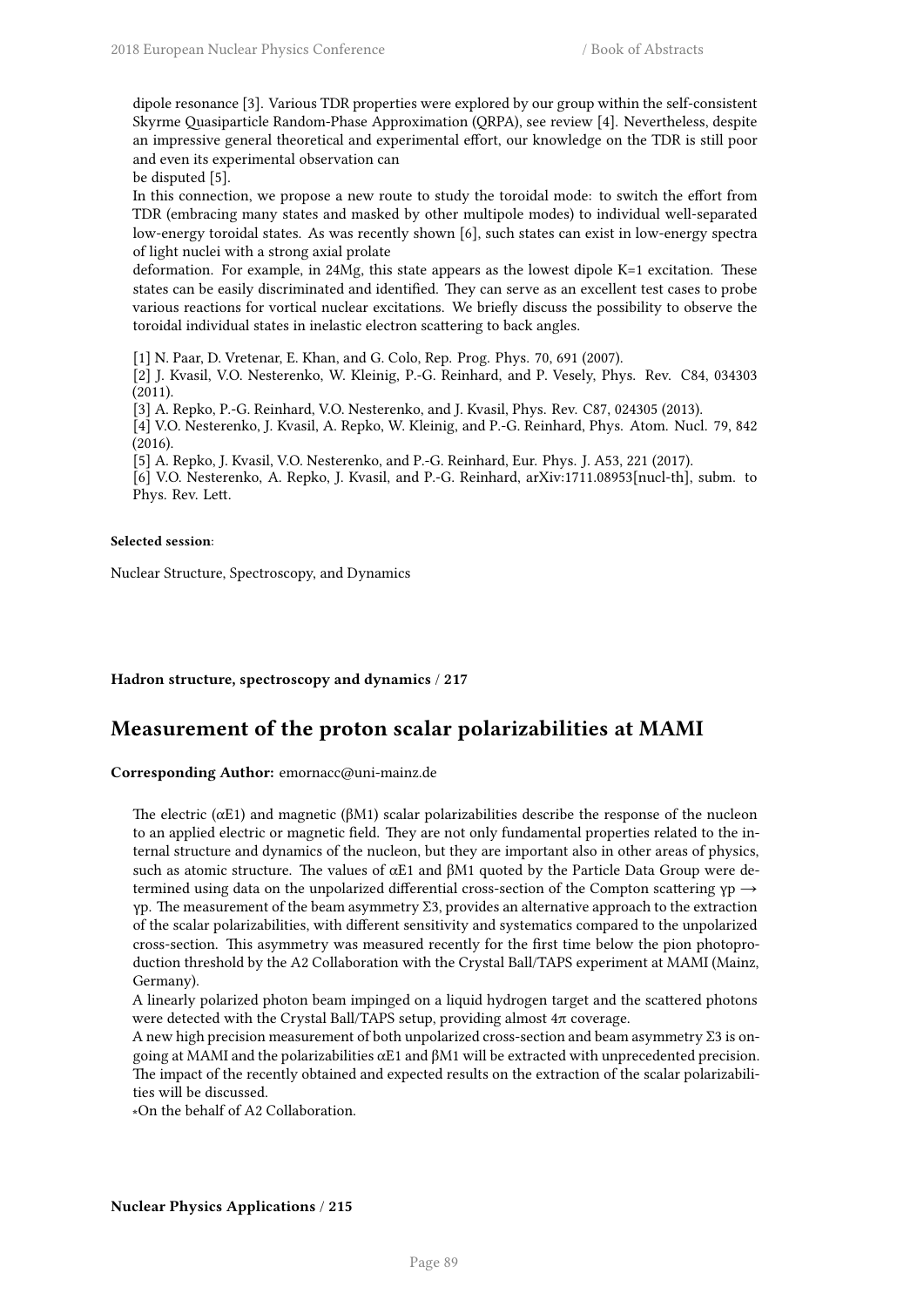dipole resonance [3]. Various TDR properties were explored by our group within the self-consistent Skyrme Quasiparticle Random-Phase Approximation (QRPA), see review [4]. Nevertheless, despite an impressive general theoretical and experimental effort, our knowledge on the TDR is still poor and even its experimental observation can
be disputed [5].
In this connection, we propose a new route to study the toroidal mode: to switch the effort from TDR (embracing many states and masked by other multipole modes) to individual well-separated low-energy toroidal states. As was recently shown [6], such states can exist in low-energy spectra of light nuclei with a strong axial prolate
deformation. For example, in 24Mg, this state appears as the lowest dipole K=1 excitation. These states can be easily discriminated and identified. They can serve as an excellent test cases to probe various reactions for vortical nuclear excitations. We briefly discuss the possibility to observe the toroidal individual states in inelastic electron scattering to back angles.

[1] N. Paar, D. Vretenar, E. Khan, and G. Colo, Rep. Prog. Phys. 70, 691 (2007).
[2] J. Kvasil, V.O. Nesterenko, W. Kleinig, P.-G. Reinhard, and P. Vesely, Phys. Rev. C84, 034303 (2011).
[3] A. Repko, P.-G. Reinhard, V.O. Nesterenko, and J. Kvasil, Phys. Rev. C87, 024305 (2013).
[4] V.O. Nesterenko, J. Kvasil, A. Repko, W. Kleinig, and P.-G. Reinhard, Phys. Atom. Nucl. 79, 842 (2016).
[5] A. Repko, J. Kvasil, V.O. Nesterenko, and P.-G. Reinhard, Eur. Phys. J. A53, 221 (2017).
[6] V.O. Nesterenko, A. Repko, J. Kvasil, and P.-G. Reinhard, arXiv:1711.08953[nucl-th], subm. to Phys. Rev. Lett.

**Selected session**:

Nuclear Structure, Spectroscopy, and Dynamics

**Hadron structure, spectroscopy and dynamics / 217**

## Measurement of the proton scalar polarizabilities at MAMI

**Corresponding Author:** emornacc@uni-mainz.de

The electric ($\alpha_{E1}$) and magnetic ($\beta_{M1}$) scalar polarizabilities describe the response of the nucleon to an applied electric or magnetic field. They are not only fundamental properties related to the internal structure and dynamics of the nucleon, but they are important also in other areas of physics, such as atomic structure. The values of $\alpha_{E1}$ and $\beta_{M1}$ quoted by the Particle Data Group were determined using data on the unpolarized differential cross-section of the Compton scattering $\gamma p \rightarrow \gamma p$. The measurement of the beam asymmetry $\Sigma_3$, provides an alternative approach to the extraction of the scalar polarizabilities, with different sensitivity and systematics compared to the unpolarized cross-section. This asymmetry was measured recently for the first time below the pion photoproduction threshold by the A2 Collaboration with the Crystal Ball/TAPS experiment at MAMI (Mainz, Germany).
A linearly polarized photon beam impinged on a liquid hydrogen target and the scattered photons were detected with the Crystal Ball/TAPS setup, providing almost $4\pi$ coverage.
A new high precision measurement of both unpolarized cross-section and beam asymmetry $\Sigma_3$ is ongoing at MAMI and the polarizabilities $\alpha_{E1}$ and $\beta_{M1}$ will be extracted with unprecedented precision. The impact of the recently obtained and expected results on the extraction of the scalar polarizabilities will be discussed.
*On the behalf of A2 Collaboration.

**Nuclear Physics Applications / 215**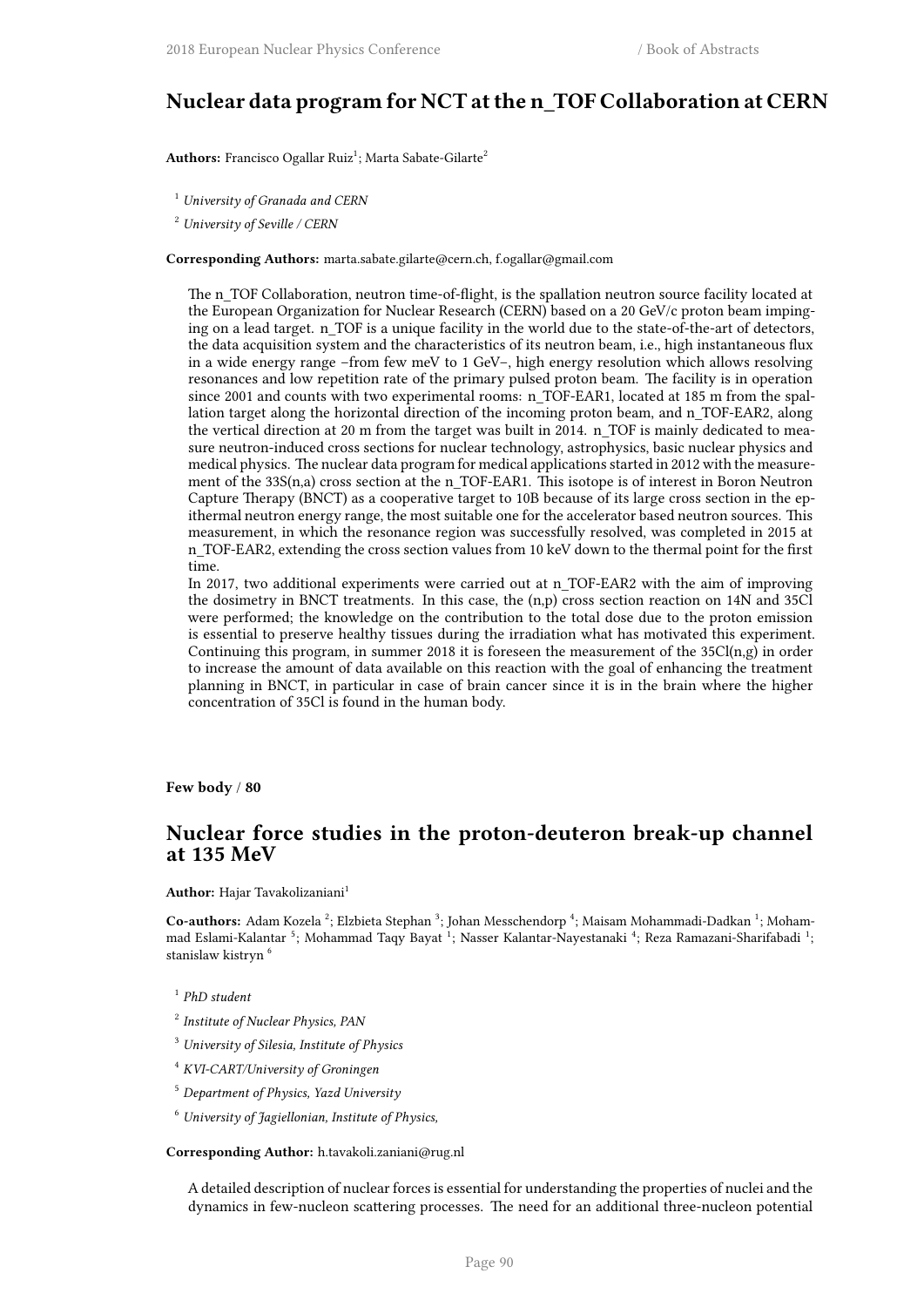## Nuclear data program for NCT at the n_TOF Collaboration at CERN

**Authors:** Francisco Ogallar Ruiz[1]; Marta Sabate-Gilarte[2]

[1] *University of Granada and CERN*

[2] *University of Seville / CERN*

**Corresponding Authors:** marta.sabate.gilarte@cern.ch, f.ogallar@gmail.com

The n_TOF Collaboration, neutron time-of-flight, is the spallation neutron source facility located at the European Organization for Nuclear Research (CERN) based on a 20 GeV/c proton beam impinging on a lead target. n_TOF is a unique facility in the world due to the state-of-the-art of detectors, the data acquisition system and the characteristics of its neutron beam, i.e., high instantaneous flux in a wide energy range –from few meV to 1 GeV–, high energy resolution which allows resolving resonances and low repetition rate of the primary pulsed proton beam. The facility is in operation since 2001 and counts with two experimental rooms: n_TOF-EAR1, located at 185 m from the spallation target along the horizontal direction of the incoming proton beam, and n_TOF-EAR2, along the vertical direction at 20 m from the target was built in 2014. n_TOF is mainly dedicated to measure neutron-induced cross sections for nuclear technology, astrophysics, basic nuclear physics and medical physics. The nuclear data program for medical applications started in 2012 with the measurement of the 33S(n,a) cross section at the n_TOF-EAR1. This isotope is of interest in Boron Neutron Capture Therapy (BNCT) as a cooperative target to 10B because of its large cross section in the epithermal neutron energy range, the most suitable one for the accelerator based neutron sources. This measurement, in which the resonance region was successfully resolved, was completed in 2015 at n_TOF-EAR2, extending the cross section values from 10 keV down to the thermal point for the first time.

In 2017, two additional experiments were carried out at n_TOF-EAR2 with the aim of improving the dosimetry in BNCT treatments. In this case, the (n,p) cross section reaction on 14N and 35Cl were performed; the knowledge on the contribution to the total dose due to the proton emission is essential to preserve healthy tissues during the irradiation what has motivated this experiment. Continuing this program, in summer 2018 it is foreseen the measurement of the 35Cl(n,g) in order to increase the amount of data available on this reaction with the goal of enhancing the treatment planning in BNCT, in particular in case of brain cancer since it is in the brain where the higher concentration of 35Cl is found in the human body.

**Few body / 80**

## Nuclear force studies in the proton-deuteron break-up channel at 135 MeV

**Author:** Hajar Tavakolizaniani[1]

**Co-authors:** Adam Kozela [2]; Elzbieta Stephan [3]; Johan Messchendorp [4]; Maisam Mohammadi-Dadkan [1]; Mohammad Eslami-Kalantar [5]; Mohammad Taqy Bayat [1]; Nasser Kalantar-Nayestanaki [4]; Reza Ramazani-Sharifabadi [1]; stanislaw kistryn [6]

[1] *PhD student*

[2] *Institute of Nuclear Physics, PAN*

[3] *University of Silesia, Institute of Physics*

[4] *KVI-CART/University of Groningen*

[5] *Department of Physics, Yazd University*

[6] *University of Jagiellonian, Institute of Physics,*

**Corresponding Author:** h.tavakoli.zaniani@rug.nl

A detailed description of nuclear forces is essential for understanding the properties of nuclei and the dynamics in few-nucleon scattering processes. The need for an additional three-nucleon potential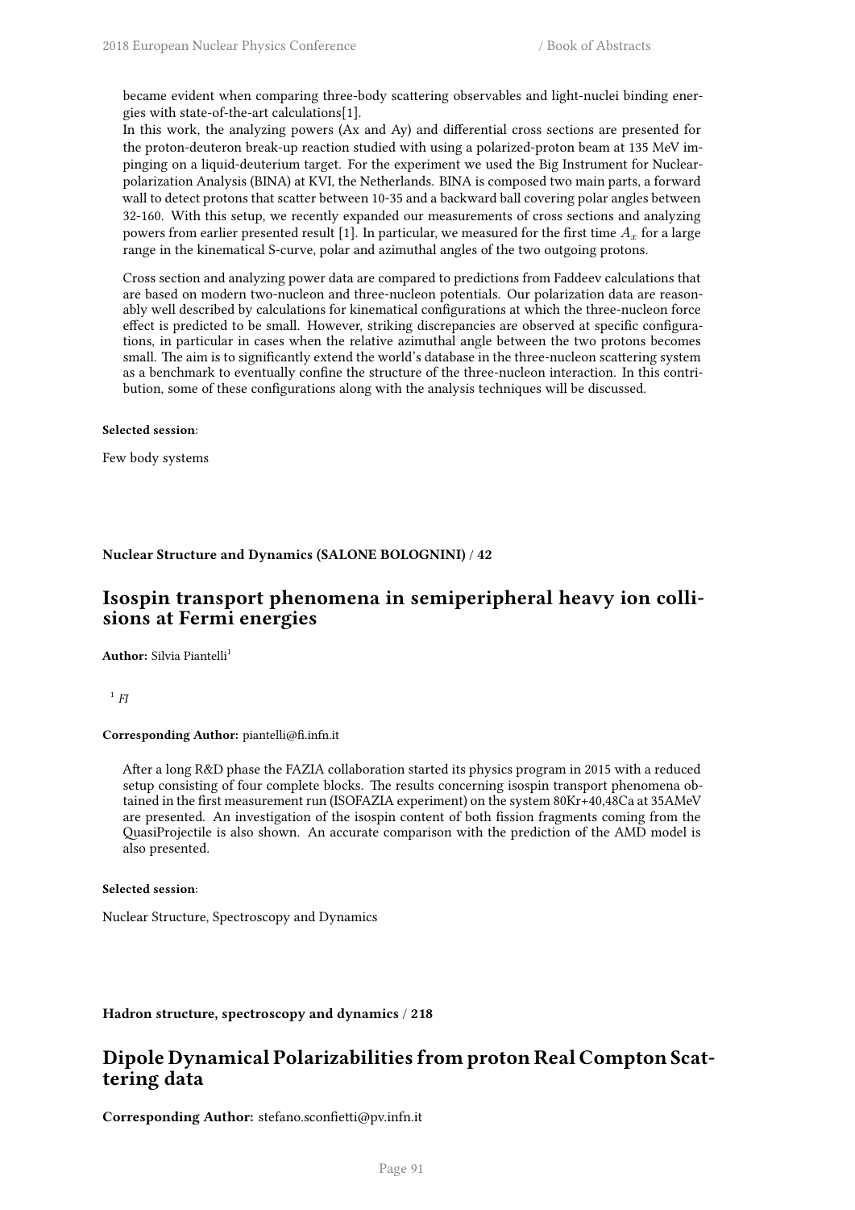became evident when comparing three-body scattering observables and light-nuclei binding energies with state-of-the-art calculations[1].

In this work, the analyzing powers (Ax and Ay) and differential cross sections are presented for the proton-deuteron break-up reaction studied with using a polarized-proton beam at 135 MeV impinging on a liquid-deuterium target. For the experiment we used the Big Instrument for Nuclear-polarization Analysis (BINA) at KVI, the Netherlands. BINA is composed two main parts, a forward wall to detect protons that scatter between 10-35 and a backward ball covering polar angles between 32-160. With this setup, we recently expanded our measurements of cross sections and analyzing powers from earlier presented result [1]. In particular, we measured for the first time $A_x$ for a large range in the kinematical S-curve, polar and azimuthal angles of the two outgoing protons.

Cross section and analyzing power data are compared to predictions from Faddeev calculations that are based on modern two-nucleon and three-nucleon potentials. Our polarization data are reasonably well described by calculations for kinematical configurations at which the three-nucleon force effect is predicted to be small. However, striking discrepancies are observed at specific configurations, in particular in cases when the relative azimuthal angle between the two protons becomes small. The aim is to significantly extend the world's database in the three-nucleon scattering system as a benchmark to eventually confine the structure of the three-nucleon interaction. In this contribution, some of these configurations along with the analysis techniques will be discussed.

**Selected session**:

Few body systems

**Nuclear Structure and Dynamics (SALONE BOLOGNINI) / 42**

## Isospin transport phenomena in semiperipheral heavy ion collisions at Fermi energies

**Author:** Silvia Piantelli[1]

[1] *FI*

**Corresponding Author:** piantelli@fi.infn.it

After a long R&D phase the FAZIA collaboration started its physics program in 2015 with a reduced setup consisting of four complete blocks. The results concerning isospin transport phenomena obtained in the first measurement run (ISOFAZIA experiment) on the system 80Kr+40,48Ca at 35AMeV are presented. An investigation of the isospin content of both fission fragments coming from the QuasiProjectile is also shown. An accurate comparison with the prediction of the AMD model is also presented.

**Selected session**:

Nuclear Structure, Spectroscopy and Dynamics

**Hadron structure, spectroscopy and dynamics / 218**

## Dipole Dynamical Polarizabilities from proton Real Compton Scattering data

**Corresponding Author:** stefano.sconfietti@pv.infn.it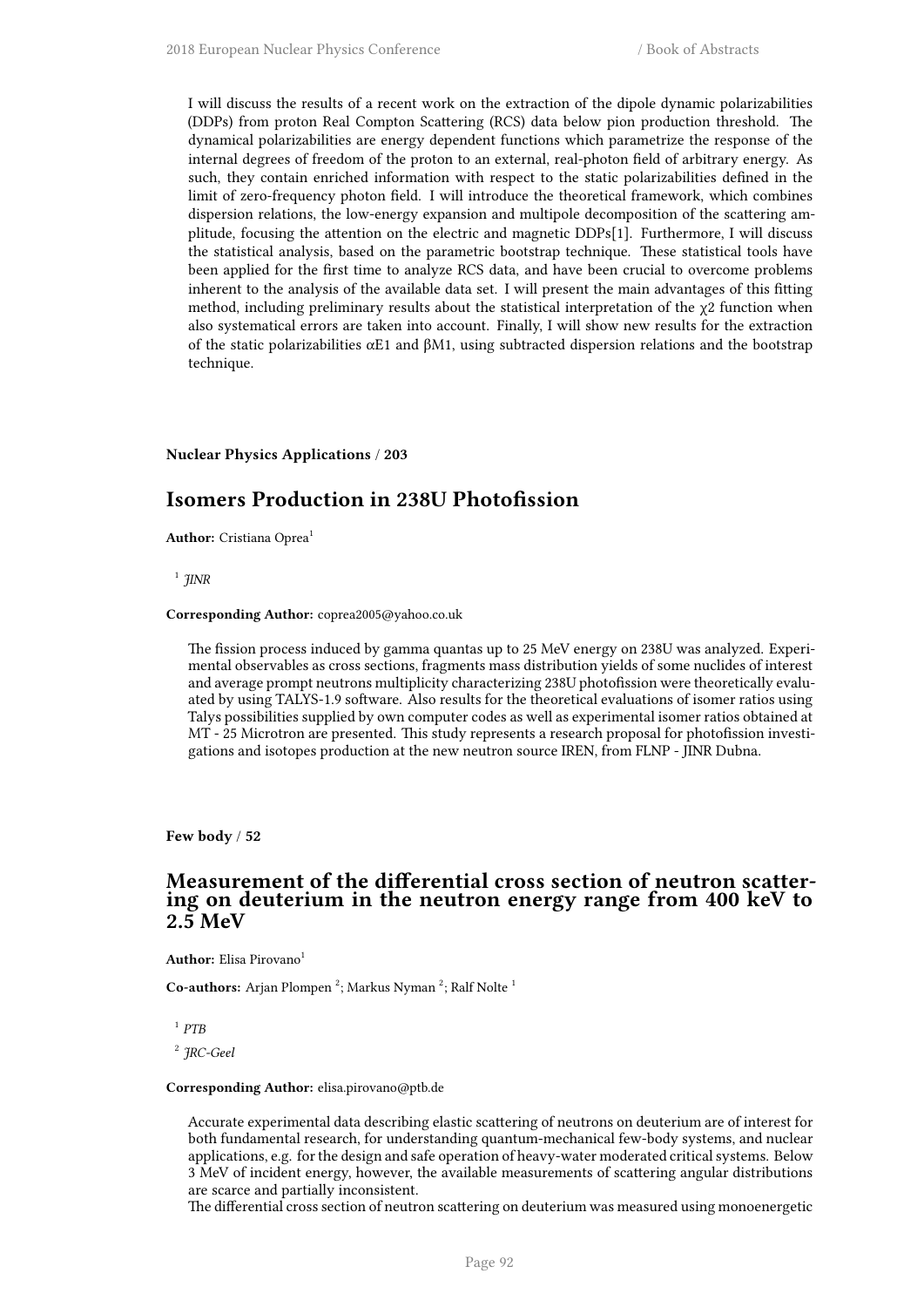I will discuss the results of a recent work on the extraction of the dipole dynamic polarizabilities (DDPs) from proton Real Compton Scattering (RCS) data below pion production threshold. The dynamical polarizabilities are energy dependent functions which parametrize the response of the internal degrees of freedom of the proton to an external, real-photon field of arbitrary energy. As such, they contain enriched information with respect to the static polarizabilities defined in the limit of zero-frequency photon field. I will introduce the theoretical framework, which combines dispersion relations, the low-energy expansion and multipole decomposition of the scattering amplitude, focusing the attention on the electric and magnetic DDPs[1]. Furthermore, I will discuss the statistical analysis, based on the parametric bootstrap technique. These statistical tools have been applied for the first time to analyze RCS data, and have been crucial to overcome problems inherent to the analysis of the available data set. I will present the main advantages of this fitting method, including preliminary results about the statistical interpretation of the $\chi 2$ function when also systematical errors are taken into account. Finally, I will show new results for the extraction of the static polarizabilities $\alpha E1$ and $\beta M1$, using subtracted dispersion relations and the bootstrap technique.

**Nuclear Physics Applications / 203**

## Isomers Production in 238U Photofission

**Author:** Cristiana Oprea[1]

[1] *JINR*

**Corresponding Author:** coprea2005@yahoo.co.uk

The fission process induced by gamma quantas up to 25 MeV energy on 238U was analyzed. Experimental observables as cross sections, fragments mass distribution yields of some nuclides of interest and average prompt neutrons multiplicity characterizing 238U photofission were theoretically evaluated by using TALYS-1.9 software. Also results for the theoretical evaluations of isomer ratios using Talys possibilities supplied by own computer codes as well as experimental isomer ratios obtained at MT - 25 Microtron are presented. This study represents a research proposal for photofission investigations and isotopes production at the new neutron source IREN, from FLNP - JINR Dubna.

**Few body / 52**

## Measurement of the differential cross section of neutron scattering on deuterium in the neutron energy range from 400 keV to 2.5 MeV

**Author:** Elisa Pirovano[1]

**Co-authors:** Arjan Plompen [2]; Markus Nyman [2]; Ralf Nolte [1]

[1] *PTB*

[2] *JRC-Geel*

**Corresponding Author:** elisa.pirovano@ptb.de

Accurate experimental data describing elastic scattering of neutrons on deuterium are of interest for both fundamental research, for understanding quantum-mechanical few-body systems, and nuclear applications, e.g. for the design and safe operation of heavy-water moderated critical systems. Below 3 MeV of incident energy, however, the available measurements of scattering angular distributions are scarce and partially inconsistent.

The differential cross section of neutron scattering on deuterium was measured using monoenergetic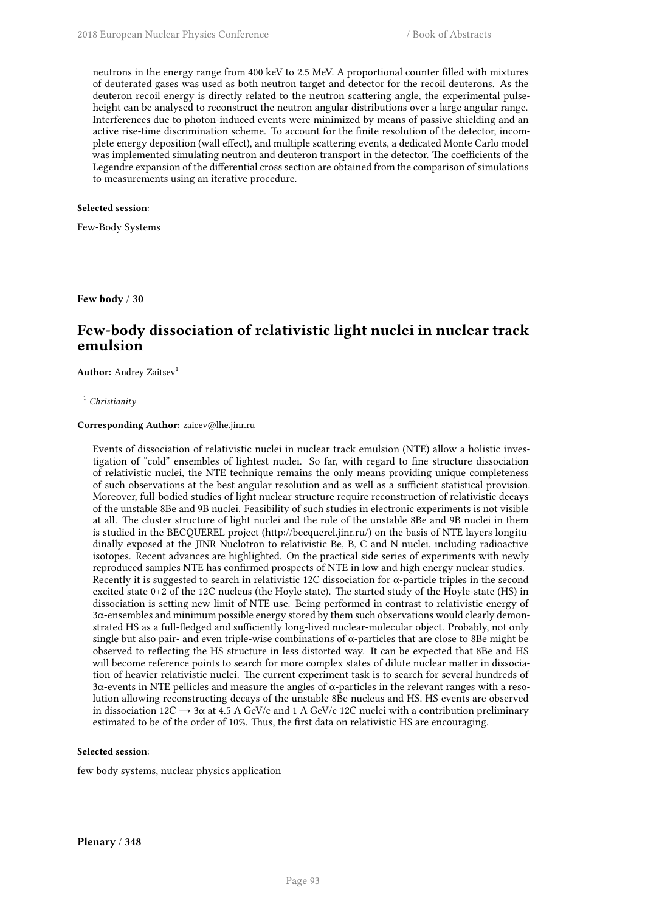neutrons in the energy range from 400 keV to 2.5 MeV. A proportional counter filled with mixtures of deuterated gases was used as both neutron target and detector for the recoil deuterons. As the deuteron recoil energy is directly related to the neutron scattering angle, the experimental pulse-height can be analysed to reconstruct the neutron angular distributions over a large angular range. Interferences due to photon-induced events were minimized by means of passive shielding and an active rise-time discrimination scheme. To account for the finite resolution of the detector, incomplete energy deposition (wall effect), and multiple scattering events, a dedicated Monte Carlo model was implemented simulating neutron and deuteron transport in the detector. The coefficients of the Legendre expansion of the differential cross section are obtained from the comparison of simulations to measurements using an iterative procedure.

**Selected session**:

Few-Body Systems

**Few body** / **30**

## Few-body dissociation of relativistic light nuclei in nuclear track emulsion

**Author:** Andrey Zaitsev[1]

[1] *Christianity*

**Corresponding Author:** zaicev@lhe.jinr.ru

Events of dissociation of relativistic nuclei in nuclear track emulsion (NTE) allow a holistic investigation of "cold" ensembles of lightest nuclei. So far, with regard to fine structure dissociation of relativistic nuclei, the NTE technique remains the only means providing unique completeness of such observations at the best angular resolution and as well as a sufficient statistical provision. Moreover, full-bodied studies of light nuclear structure require reconstruction of relativistic decays of the unstable 8Be and 9B nuclei. Feasibility of such studies in electronic experiments is not visible at all. The cluster structure of light nuclei and the role of the unstable 8Be and 9B nuclei in them is studied in the BECQUEREL project (http://becquerel.jinr.ru/) on the basis of NTE layers longitudinally exposed at the JINR Nuclotron to relativistic Be, B, C and N nuclei, including radioactive isotopes. Recent advances are highlighted. On the practical side series of experiments with newly reproduced samples NTE has confirmed prospects of NTE in low and high energy nuclear studies. Recently it is suggested to search in relativistic 12C dissociation for α-particle triples in the second excited state 0+2 of the 12C nucleus (the Hoyle state). The started study of the Hoyle-state (HS) in dissociation is setting new limit of NTE use. Being performed in contrast to relativistic energy of 3α-ensembles and minimum possible energy stored by them such observations would clearly demonstrated HS as a full-fledged and sufficiently long-lived nuclear-molecular object. Probably, not only single but also pair- and even triple-wise combinations of α-particles that are close to 8Be might be observed to reflecting the HS structure in less distorted way. It can be expected that 8Be and HS will become reference points to search for more complex states of dilute nuclear matter in dissociation of heavier relativistic nuclei. The current experiment task is to search for several hundreds of 3α-events in NTE pellicles and measure the angles of α-particles in the relevant ranges with a resolution allowing reconstructing decays of the unstable 8Be nucleus and HS. HS events are observed in dissociation 12C → 3α at 4.5 A GeV/c and 1 A GeV/c 12C nuclei with a contribution preliminary estimated to be of the order of 10%. Thus, the first data on relativistic HS are encouraging.

**Selected session**:

few body systems, nuclear physics application

**Plenary** / **348**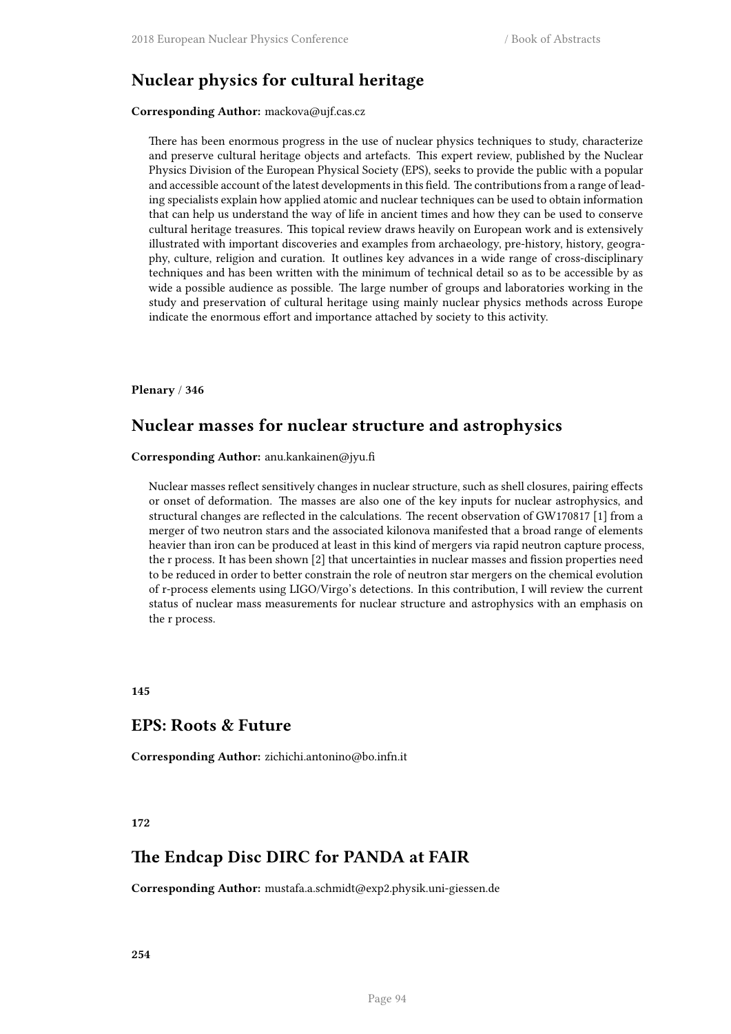## Nuclear physics for cultural heritage

**Corresponding Author:** mackova@ujf.cas.cz

There has been enormous progress in the use of nuclear physics techniques to study, characterize and preserve cultural heritage objects and artefacts. This expert review, published by the Nuclear Physics Division of the European Physical Society (EPS), seeks to provide the public with a popular and accessible account of the latest developments in this field. The contributions from a range of leading specialists explain how applied atomic and nuclear techniques can be used to obtain information that can help us understand the way of life in ancient times and how they can be used to conserve cultural heritage treasures. This topical review draws heavily on European work and is extensively illustrated with important discoveries and examples from archaeology, pre-history, history, geography, culture, religion and curation. It outlines key advances in a wide range of cross-disciplinary techniques and has been written with the minimum of technical detail so as to be accessible by as wide a possible audience as possible. The large number of groups and laboratories working in the study and preservation of cultural heritage using mainly nuclear physics methods across Europe indicate the enormous effort and importance attached by society to this activity.

**Plenary / 346**

## Nuclear masses for nuclear structure and astrophysics

**Corresponding Author:** anu.kankainen@jyu.fi

Nuclear masses reflect sensitively changes in nuclear structure, such as shell closures, pairing effects or onset of deformation. The masses are also one of the key inputs for nuclear astrophysics, and structural changes are reflected in the calculations. The recent observation of GW170817 [1] from a merger of two neutron stars and the associated kilonova manifested that a broad range of elements heavier than iron can be produced at least in this kind of mergers via rapid neutron capture process, the r process. It has been shown [2] that uncertainties in nuclear masses and fission properties need to be reduced in order to better constrain the role of neutron star mergers on the chemical evolution of r-process elements using LIGO/Virgo's detections. In this contribution, I will review the current status of nuclear mass measurements for nuclear structure and astrophysics with an emphasis on the r process.

**145**

## EPS: Roots & Future

**Corresponding Author:** zichichi.antonino@bo.infn.it

**172**

## The Endcap Disc DIRC for PANDA at FAIR

**Corresponding Author:** mustafa.a.schmidt@exp2.physik.uni-giessen.de

**254**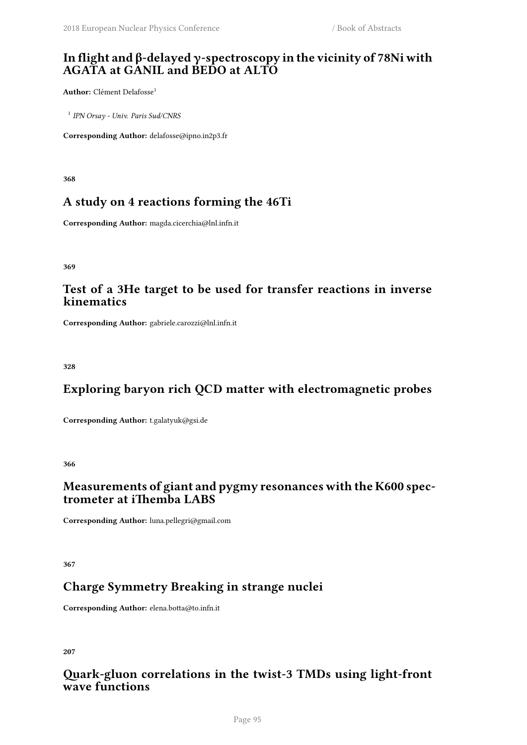## In flight and β-delayed γ-spectroscopy in the vicinity of 78Ni with AGATA at GANIL and BEDO at ALTO

**Author:** Clément Delafosse[1]

[1] *IPN Orsay - Univ. Paris Sud/CNRS*

**Corresponding Author:** delafosse@ipno.in2p3.fr

**368**

## A study on 4 reactions forming the 46Ti

**Corresponding Author:** magda.cicerchia@lnl.infn.it

**369**

## Test of a 3He target to be used for transfer reactions in inverse kinematics

**Corresponding Author:** gabriele.carozzi@lnl.infn.it

**328**

## Exploring baryon rich QCD matter with electromagnetic probes

**Corresponding Author:** t.galatyuk@gsi.de

**366**

## Measurements of giant and pygmy resonances with the K600 spectrometer at iThemba LABS

**Corresponding Author:** luna.pellegri@gmail.com

**367**

## Charge Symmetry Breaking in strange nuclei

**Corresponding Author:** elena.botta@to.infn.it

**207**

## Quark-gluon correlations in the twist-3 TMDs using light-front wave functions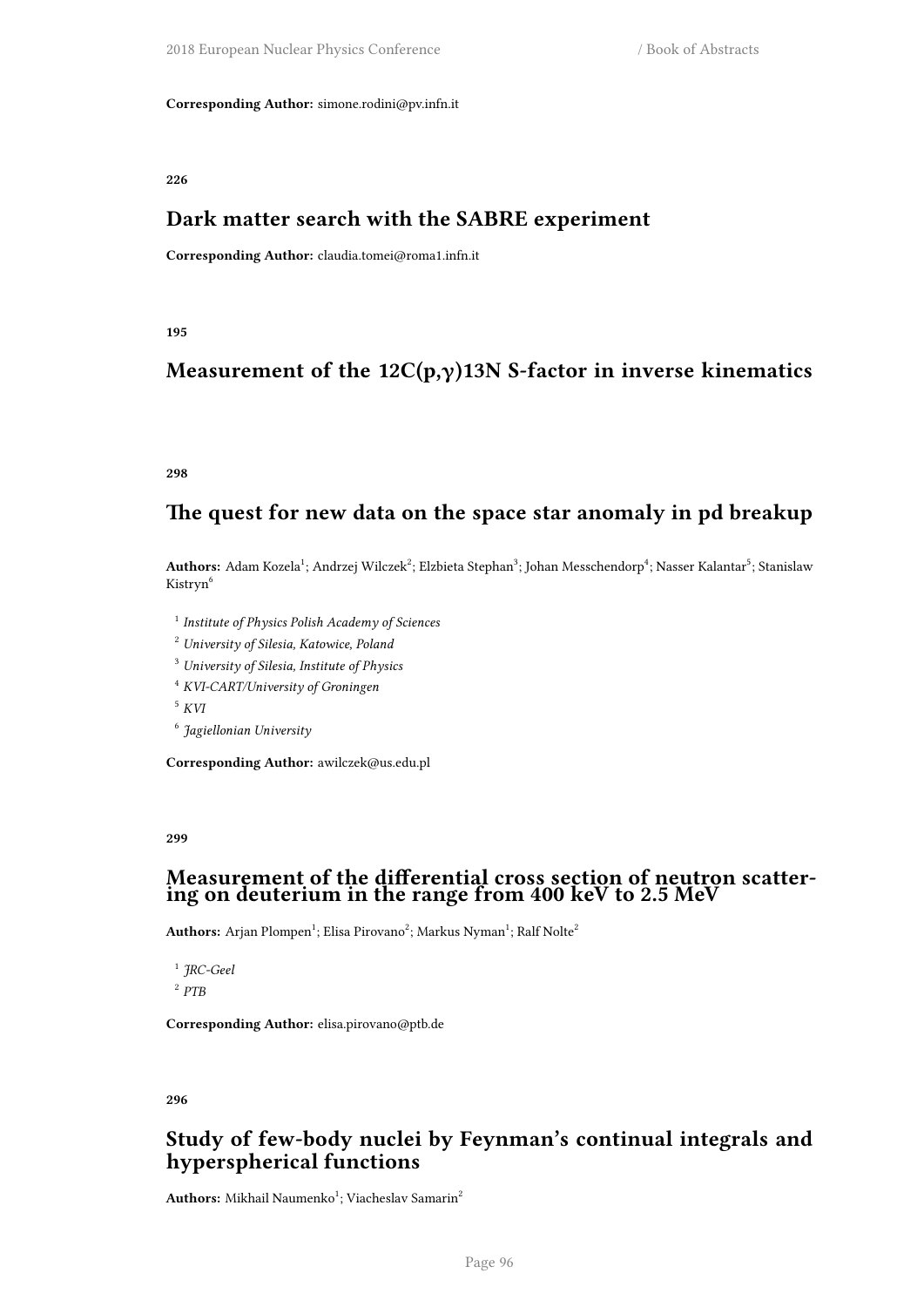**Corresponding Author:** simone.rodini@pv.infn.it

**226**

## Dark matter search with the SABRE experiment

**Corresponding Author:** claudia.tomei@roma1.infn.it

**195**

## Measurement of the 12C(p,γ)13N S-factor in inverse kinematics

**298**

## The quest for new data on the space star anomaly in pd breakup

**Authors:** Adam Kozela[1]; Andrzej Wilczek[2]; Elzbieta Stephan[3]; Johan Messchendorp[4]; Nasser Kalantar[5]; Stanislaw Kistryn[6]

[1] *Institute of Physics Polish Academy of Sciences*

[2] *University of Silesia, Katowice, Poland*

[3] *University of Silesia, Institute of Physics*

[4] *KVI-CART/University of Groningen*

[5] *KVI*

[6] *Jagiellonian University*

**Corresponding Author:** awilczek@us.edu.pl

**299**

## Measurement of the differential cross section of neutron scattering on deuterium in the range from 400 keV to 2.5 MeV

**Authors:** Arjan Plompen[1]; Elisa Pirovano[2]; Markus Nyman[1]; Ralf Nolte[2]

[1] *JRC-Geel*

[2] *PTB*

**Corresponding Author:** elisa.pirovano@ptb.de

**296**

## Study of few-body nuclei by Feynman's continual integrals and hyperspherical functions

**Authors:** Mikhail Naumenko[1]; Viacheslav Samarin[2]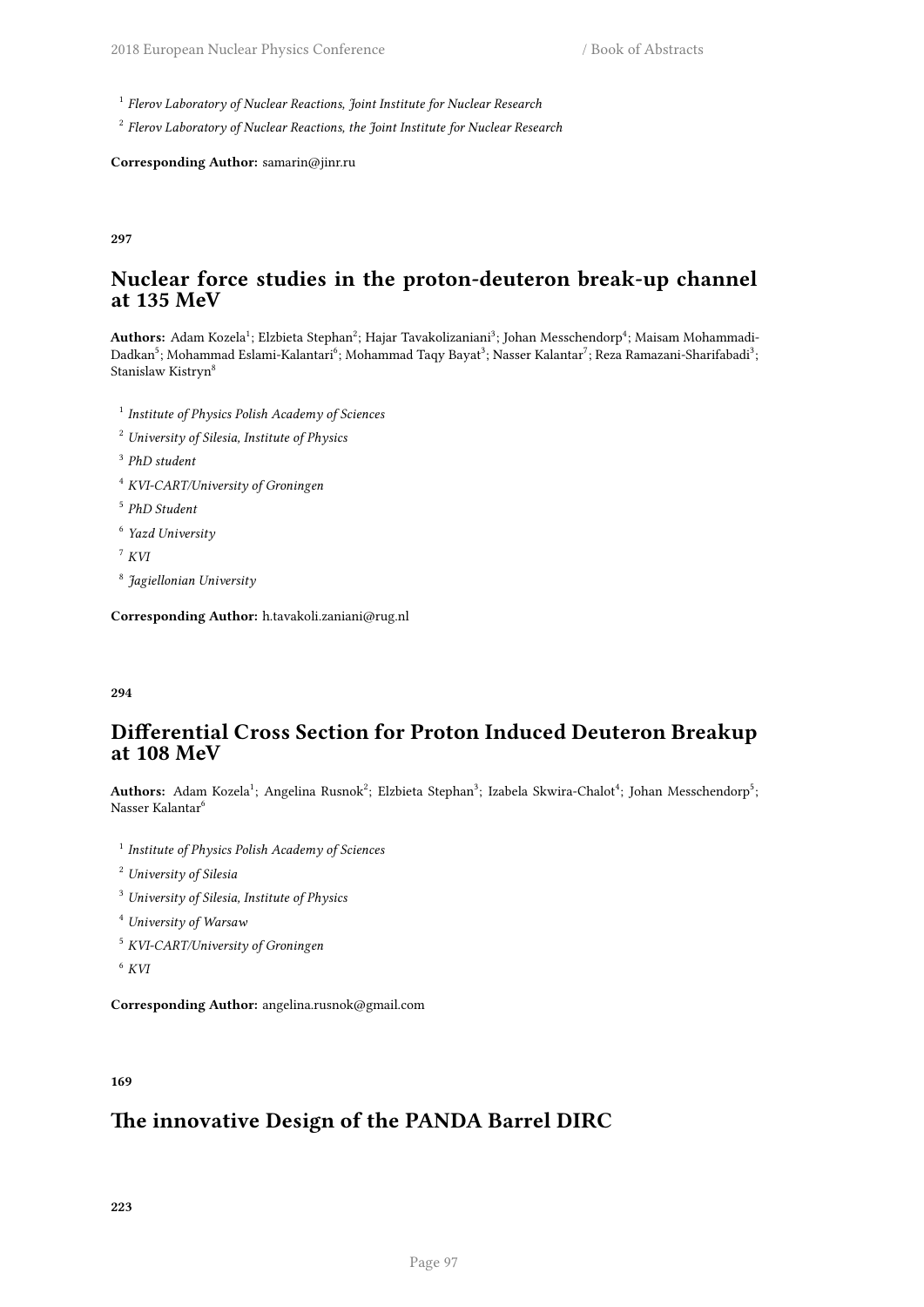[1] *Flerov Laboratory of Nuclear Reactions, Joint Institute for Nuclear Research*

[2] *Flerov Laboratory of Nuclear Reactions, the Joint Institute for Nuclear Research*

**Corresponding Author:** samarin@jinr.ru

**297**

## Nuclear force studies in the proton-deuteron break-up channel at 135 MeV

**Authors:** Adam Kozela[1]; Elzbieta Stephan[2]; Hajar Tavakolizaniani[3]; Johan Messchendorp[4]; Maisam Mohammadi-Dadkan[5]; Mohammad Eslami-Kalantari[6]; Mohammad Taqy Bayat[3]; Nasser Kalantar[7]; Reza Ramazani-Sharifabadi[3]; Stanislaw Kistryn[8]

[1] *Institute of Physics Polish Academy of Sciences*

[2] *University of Silesia, Institute of Physics*

[3] *PhD student*

[4] *KVI-CART/University of Groningen*

[5] *PhD Student*

[6] *Yazd University*

[7] *KVI*

[8] *Jagiellonian University*

**Corresponding Author:** h.tavakoli.zaniani@rug.nl

**294**

## Differential Cross Section for Proton Induced Deuteron Breakup at 108 MeV

**Authors:** Adam Kozela[1]; Angelina Rusnok[2]; Elzbieta Stephan[3]; Izabela Skwira-Chalot[4]; Johan Messchendorp[5]; Nasser Kalantar[6]

[1] *Institute of Physics Polish Academy of Sciences*

[2] *University of Silesia*

[3] *University of Silesia, Institute of Physics*

[4] *University of Warsaw*

[5] *KVI-CART/University of Groningen*

[6] *KVI*

**Corresponding Author:** angelina.rusnok@gmail.com

**169**

## The innovative Design of the PANDA Barrel DIRC

**223**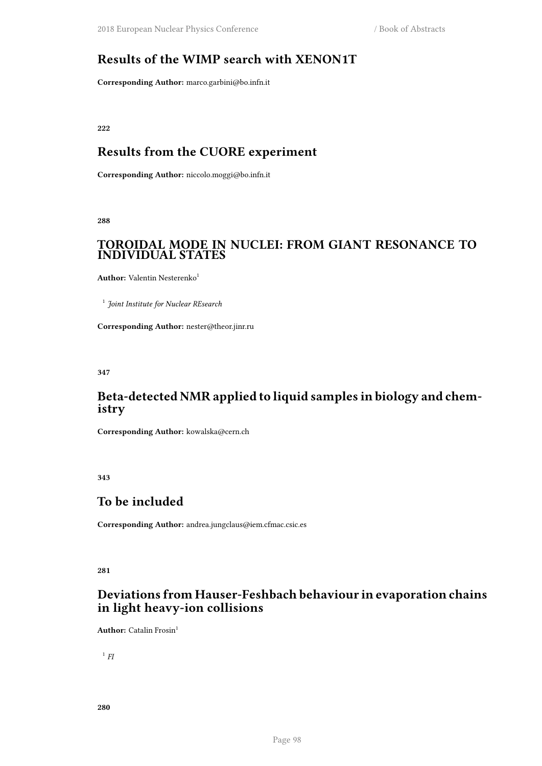## Results of the WIMP search with XENON1T

**Corresponding Author:** marco.garbini@bo.infn.it

**222**

## Results from the CUORE experiment

**Corresponding Author:** niccolo.moggi@bo.infn.it

**288**

## TOROIDAL MODE IN NUCLEI: FROM GIANT RESONANCE TO INDIVIDUAL STATES

**Author:** Valentin Nesterenko[1]

[1] *Joint Institute for Nuclear REsearch*

**Corresponding Author:** nester@theor.jinr.ru

**347**

## Beta-detected NMR applied to liquid samples in biology and chemistry

**Corresponding Author:** kowalska@cern.ch

**343**

## To be included

**Corresponding Author:** andrea.jungclaus@iem.cfmac.csic.es

**281**

## Deviations from Hauser-Feshbach behaviour in evaporation chains in light heavy-ion collisions

**Author:** Catalin Frosin[1]

[1] *FI*

**280**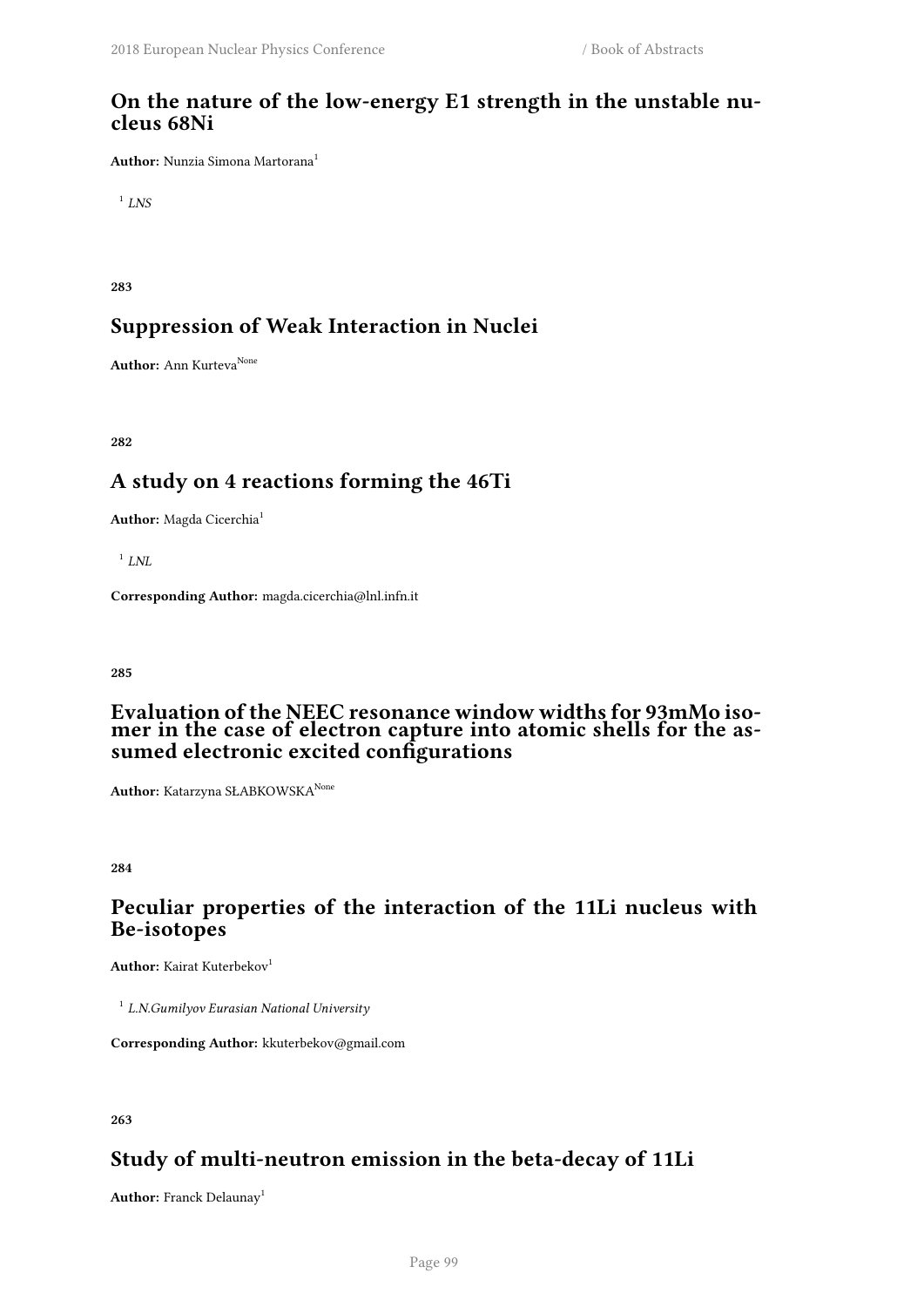## On the nature of the low-energy E1 strength in the unstable nucleus 68Ni

**Author:** Nunzia Simona Martorana[1]

[1] *LNS*

**283**

## Suppression of Weak Interaction in Nuclei

**Author:** Ann Kurteva[None]

**282**

## A study on 4 reactions forming the 46Ti

**Author:** Magda Cicerchia[1]

[1] *LNL*

**Corresponding Author:** magda.cicerchia@lnl.infn.it

**285**

## Evaluation of the NEEC resonance window widths for 93mMo isomer in the case of electron capture into atomic shells for the assumed electronic excited configurations

**Author:** Katarzyna SŁABKOWSKA[None]

**284**

## Peculiar properties of the interaction of the 11Li nucleus with Be-isotopes

**Author:** Kairat Kuterbekov[1]

[1] *L.N.Gumilyov Eurasian National University*

**Corresponding Author:** kkuterbekov@gmail.com

**263**

## Study of multi-neutron emission in the beta-decay of 11Li

**Author:** Franck Delaunay[1]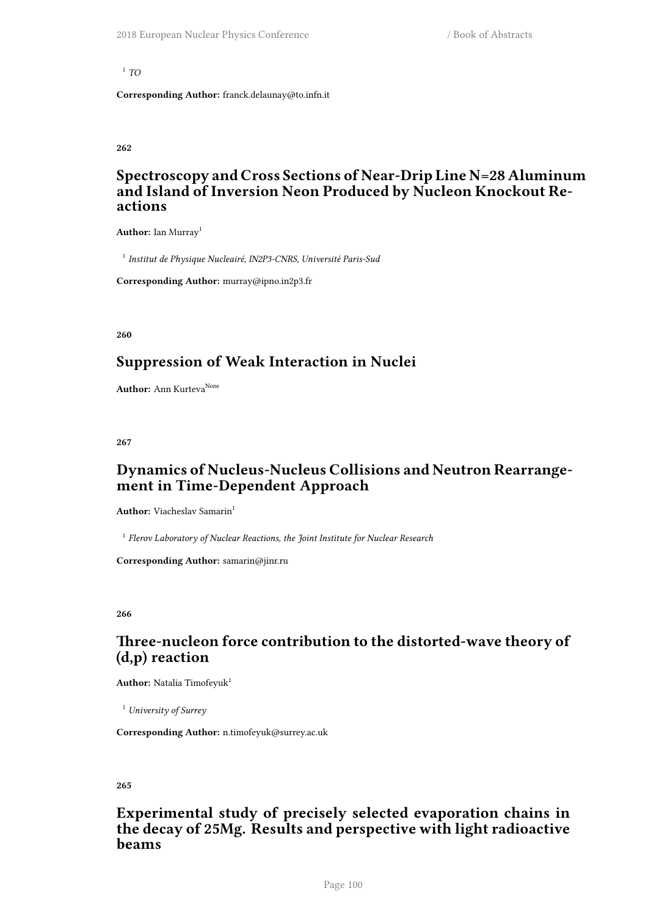[1] *TO*

**Corresponding Author:** franck.delaunay@to.infn.it

**262**

## Spectroscopy and Cross Sections of Near-Drip Line N=28 Aluminum and Island of Inversion Neon Produced by Nucleon Knockout Reactions

**Author:** Ian Murray[1]

[1] *Institut de Physique Nucleairé, IN2P3-CNRS, Université Paris-Sud*

**Corresponding Author:** murray@ipno.in2p3.fr

**260**

## Suppression of Weak Interaction in Nuclei

**Author:** Ann Kurteva[None]

**267**

## Dynamics of Nucleus-Nucleus Collisions and Neutron Rearrangement in Time-Dependent Approach

**Author:** Viacheslav Samarin[1]

[1] *Flerov Laboratory of Nuclear Reactions, the Joint Institute for Nuclear Research*

**Corresponding Author:** samarin@jinr.ru

**266**

## Three-nucleon force contribution to the distorted-wave theory of (d,p) reaction

**Author:** Natalia Timofeyuk[1]

[1] *University of Surrey*

**Corresponding Author:** n.timofeyuk@surrey.ac.uk

**265**

## Experimental study of precisely selected evaporation chains in the decay of 25Mg. Results and perspective with light radioactive beams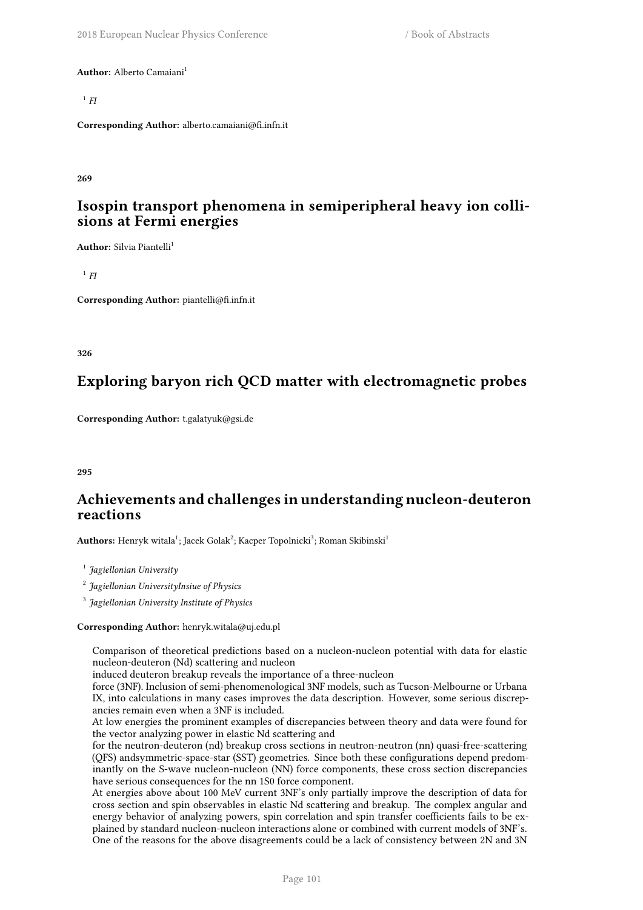**Author:** Alberto Camaiani[1]

[1] *FI*

**Corresponding Author:** alberto.camaiani@fi.infn.it

**269**

## Isospin transport phenomena in semiperipheral heavy ion collisions at Fermi energies

**Author:** Silvia Piantelli[1]

[1] *FI*

**Corresponding Author:** piantelli@fi.infn.it

**326**

## Exploring baryon rich QCD matter with electromagnetic probes

**Corresponding Author:** t.galatyuk@gsi.de

**295**

## Achievements and challenges in understanding nucleon-deuteron reactions

**Authors:** Henryk witala[1]; Jacek Golak[2]; Kacper Topolnicki[3]; Roman Skibinski[1]

[1] *Jagiellonian University*

[2] *Jagiellonian UniversityInsiue of Physics*

[3] *Jagiellonian University Institute of Physics*

**Corresponding Author:** henryk.witala@uj.edu.pl

Comparison of theoretical predictions based on a nucleon-nucleon potential with data for elastic nucleon-deuteron (Nd) scattering and nucleon
induced deuteron breakup reveals the importance of a three-nucleon
force (3NF). Inclusion of semi-phenomenological 3NF models, such as Tucson-Melbourne or Urbana IX, into calculations in many cases improves the data description. However, some serious discrepancies remain even when a 3NF is included.
At low energies the prominent examples of discrepancies between theory and data were found for the vector analyzing power in elastic Nd scattering and
for the neutron-deuteron (nd) breakup cross sections in neutron-neutron (nn) quasi-free-scattering (QFS) andsymmetric-space-star (SST) geometries. Since both these configurations depend predominantly on the S-wave nucleon-nucleon (NN) force components, these cross section discrepancies have serious consequences for the nn 1S0 force component.
At energies above about 100 MeV current 3NF's only partially improve the description of data for cross section and spin observables in elastic Nd scattering and breakup. The complex angular and energy behavior of analyzing powers, spin correlation and spin transfer coefficients fails to be explained by standard nucleon-nucleon interactions alone or combined with current models of 3NF's.
One of the reasons for the above disagreements could be a lack of consistency between 2N and 3N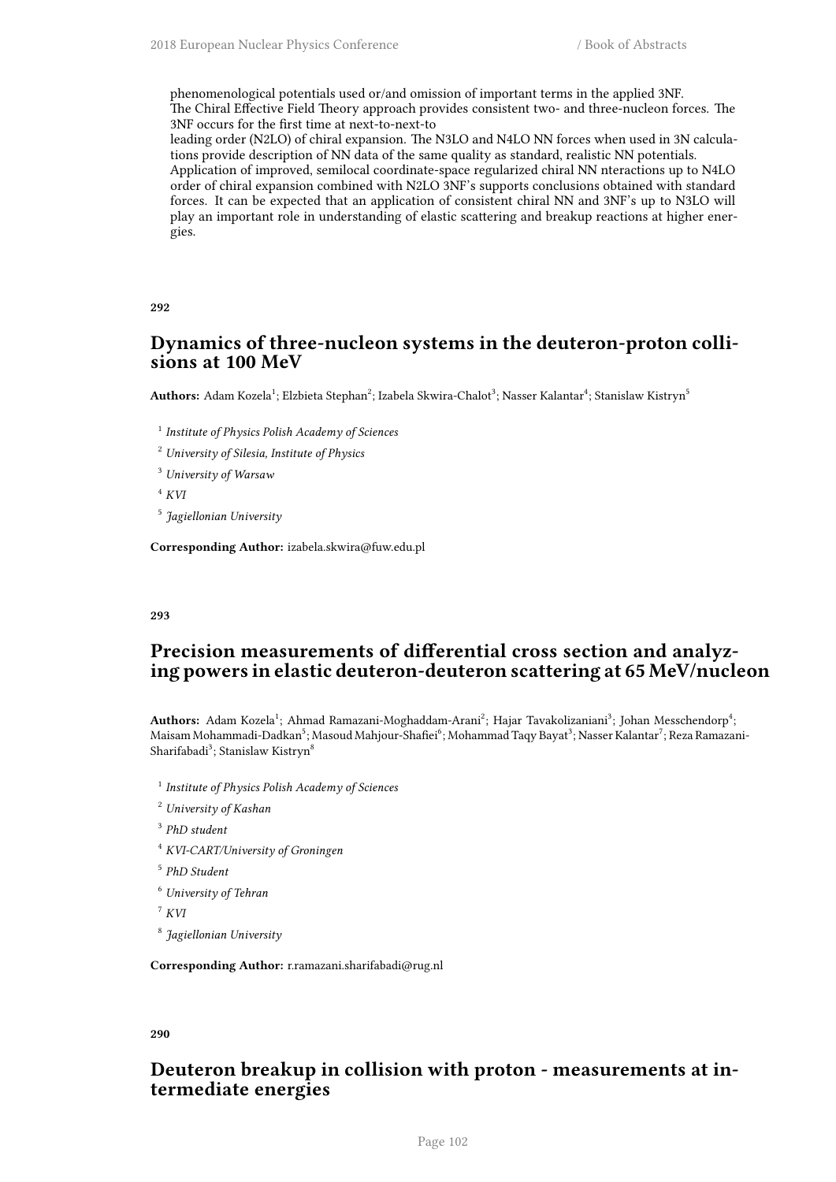phenomenological potentials used or/and omission of important terms in the applied 3NF.
The Chiral Effective Field Theory approach provides consistent two- and three-nucleon forces. The 3NF occurs for the first time at next-to-next-to
leading order (N2LO) of chiral expansion. The N3LO and N4LO NN forces when used in 3N calculations provide description of NN data of the same quality as standard, realistic NN potentials.
Application of improved, semilocal coordinate-space regularized chiral NN nteractions up to N4LO order of chiral expansion combined with N2LO 3NF's supports conclusions obtained with standard forces. It can be expected that an application of consistent chiral NN and 3NF's up to N3LO will play an important role in understanding of elastic scattering and breakup reactions at higher energies.

**292**

## Dynamics of three-nucleon systems in the deuteron-proton collisions at 100 MeV

**Authors:** Adam Kozela[1]; Elzbieta Stephan[2]; Izabela Skwira-Chalot[3]; Nasser Kalantar[4]; Stanislaw Kistryn[5]

[1] *Institute of Physics Polish Academy of Sciences*

[2] *University of Silesia, Institute of Physics*

[3] *University of Warsaw*

[4] *KVI*

[5] *Jagiellonian University*

**Corresponding Author:** izabela.skwira@fuw.edu.pl

**293**

## Precision measurements of differential cross section and analyzing powers in elastic deuteron-deuteron scattering at 65 MeV/nucleon

**Authors:** Adam Kozela[1]; Ahmad Ramazani-Moghaddam-Arani[2]; Hajar Tavakolizaniani[3]; Johan Messchendorp[4]; Maisam Mohammadi-Dadkan[5]; Masoud Mahjour-Shafiei[6]; Mohammad Taqy Bayat[3]; Nasser Kalantar[7]; Reza Ramazani-Sharifabadi[3]; Stanislaw Kistryn[8]

[1] *Institute of Physics Polish Academy of Sciences*

[2] *University of Kashan*

[3] *PhD student*

[4] *KVI-CART/University of Groningen*

[5] *PhD Student*

[6] *University of Tehran*

[7] *KVI*

[8] *Jagiellonian University*

**Corresponding Author:** r.ramazani.sharifabadi@rug.nl

**290**

## Deuteron breakup in collision with proton - measurements at intermediate energies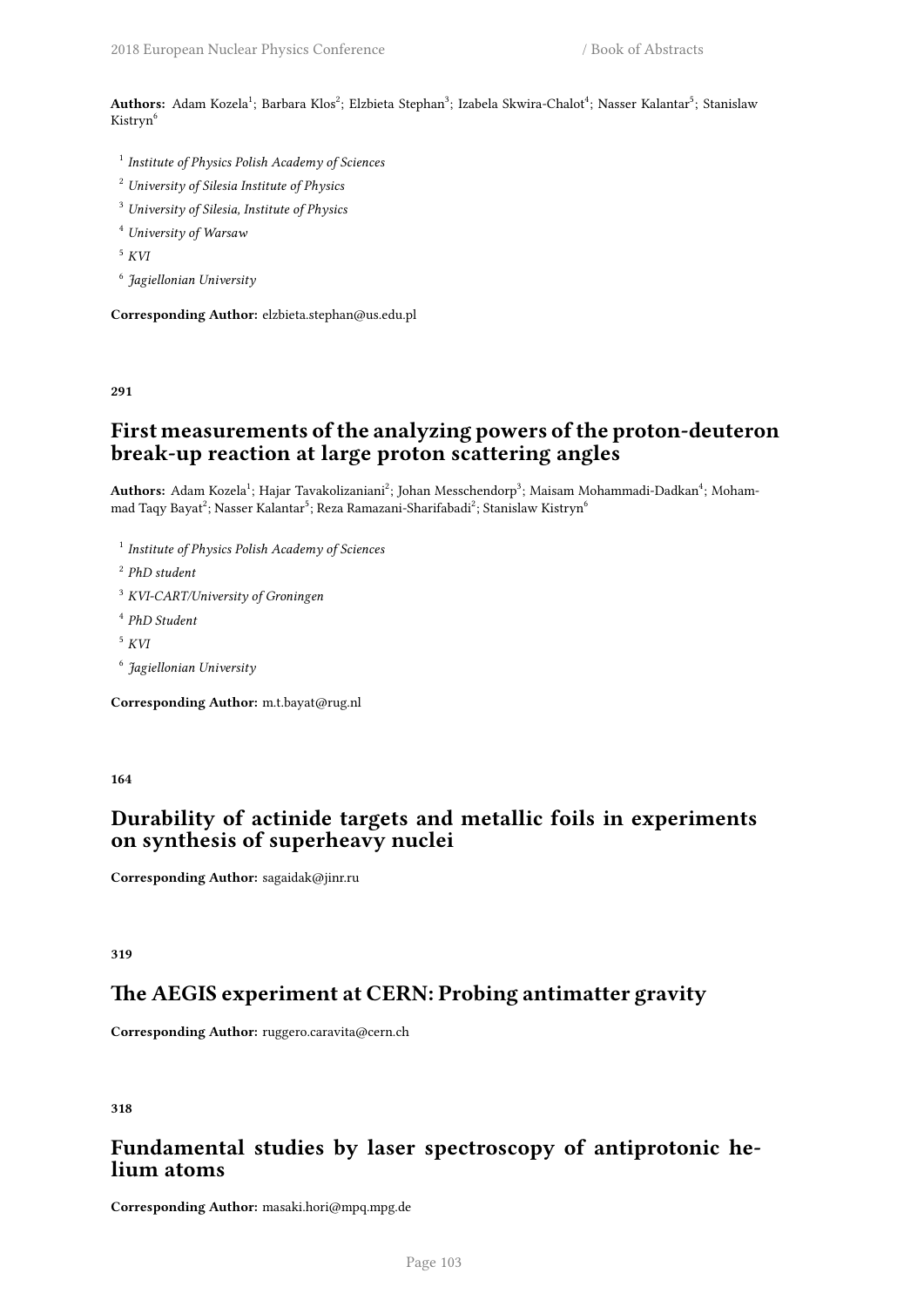**Authors:** Adam Kozela[1]; Barbara Klos[2]; Elzbieta Stephan[3]; Izabela Skwira-Chalot[4]; Nasser Kalantar[5]; Stanislaw Kistryn[6]

[1] *Institute of Physics Polish Academy of Sciences*

[2] *University of Silesia Institute of Physics*

[3] *University of Silesia, Institute of Physics*

[4] *University of Warsaw*

[5] *KVI*

[6] *Jagiellonian University*

**Corresponding Author:** elzbieta.stephan@us.edu.pl

**291**

## First measurements of the analyzing powers of the proton-deuteron break-up reaction at large proton scattering angles

**Authors:** Adam Kozela[1]; Hajar Tavakolizaniani[2]; Johan Messchendorp[3]; Maisam Mohammadi-Dadkan[4]; Mohammad Taqy Bayat[2]; Nasser Kalantar[5]; Reza Ramazani-Sharifabadi[2]; Stanislaw Kistryn[6]

[1] *Institute of Physics Polish Academy of Sciences*

[2] *PhD student*

[3] *KVI-CART/University of Groningen*

[4] *PhD Student*

[5] *KVI*

[6] *Jagiellonian University*

**Corresponding Author:** m.t.bayat@rug.nl

**164**

## Durability of actinide targets and metallic foils in experiments on synthesis of superheavy nuclei

**Corresponding Author:** sagaidak@jinr.ru

**319**

## The AEGIS experiment at CERN: Probing antimatter gravity

**Corresponding Author:** ruggero.caravita@cern.ch

**318**

## Fundamental studies by laser spectroscopy of antiprotonic helium atoms

**Corresponding Author:** masaki.hori@mpq.mpg.de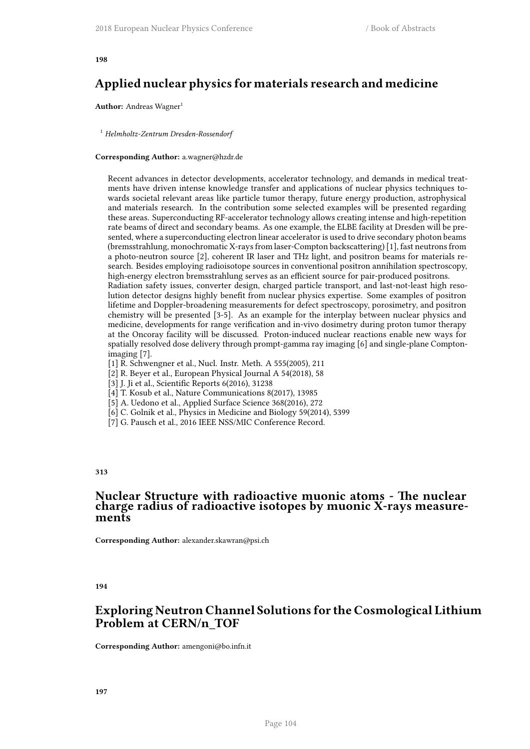**198**

## Applied nuclear physics for materials research and medicine

**Author:** Andreas Wagner[1]

[1] *Helmholtz-Zentrum Dresden-Rossendorf*

**Corresponding Author:** a.wagner@hzdr.de

Recent advances in detector developments, accelerator technology, and demands in medical treatments have driven intense knowledge transfer and applications of nuclear physics techniques towards societal relevant areas like particle tumor therapy, future energy production, astrophysical and materials research. In the contribution some selected examples will be presented regarding these areas. Superconducting RF-accelerator technology allows creating intense and high-repetition rate beams of direct and secondary beams. As one example, the ELBE facility at Dresden will be presented, where a superconducting electron linear accelerator is used to drive secondary photon beams (bremsstrahlung, monochromatic X-rays from laser-Compton backscattering) [1], fast neutrons from a photo-neutron source [2], coherent IR laser and THz light, and positron beams for materials research. Besides employing radioisotope sources in conventional positron annihilation spectroscopy, high-energy electron bremsstrahlung serves as an efficient source for pair-produced positrons.
Radiation safety issues, converter design, charged particle transport, and last-not-least high resolution detector designs highly benefit from nuclear physics expertise. Some examples of positron lifetime and Doppler-broadening measurements for defect spectroscopy, porosimetry, and positron chemistry will be presented [3-5]. As an example for the interplay between nuclear physics and medicine, developments for range verification and in-vivo dosimetry during proton tumor therapy at the Oncoray facility will be discussed. Proton-induced nuclear reactions enable new ways for spatially resolved dose delivery through prompt-gamma ray imaging [6] and single-plane Compton-imaging [7].

[1] R. Schwengner et al., Nucl. Instr. Meth. A 555(2005), 211
[2] R. Beyer et al., European Physical Journal A 54(2018), 58
[3] J. Ji et al., Scientific Reports 6(2016), 31238
[4] T. Kosub et al., Nature Communications 8(2017), 13985
[5] A. Uedono et al., Applied Surface Science 368(2016), 272
[6] C. Golnik et al., Physics in Medicine and Biology 59(2014), 5399
[7] G. Pausch et al., 2016 IEEE NSS/MIC Conference Record.

**313**

## Nuclear Structure with radioactive muonic atoms - The nuclear charge radius of radioactive isotopes by muonic X-rays measurements

**Corresponding Author:** alexander.skawran@psi.ch

**194**

## Exploring Neutron Channel Solutions for the Cosmological Lithium Problem at CERN/n_TOF

**Corresponding Author:** amengoni@bo.infn.it

**197**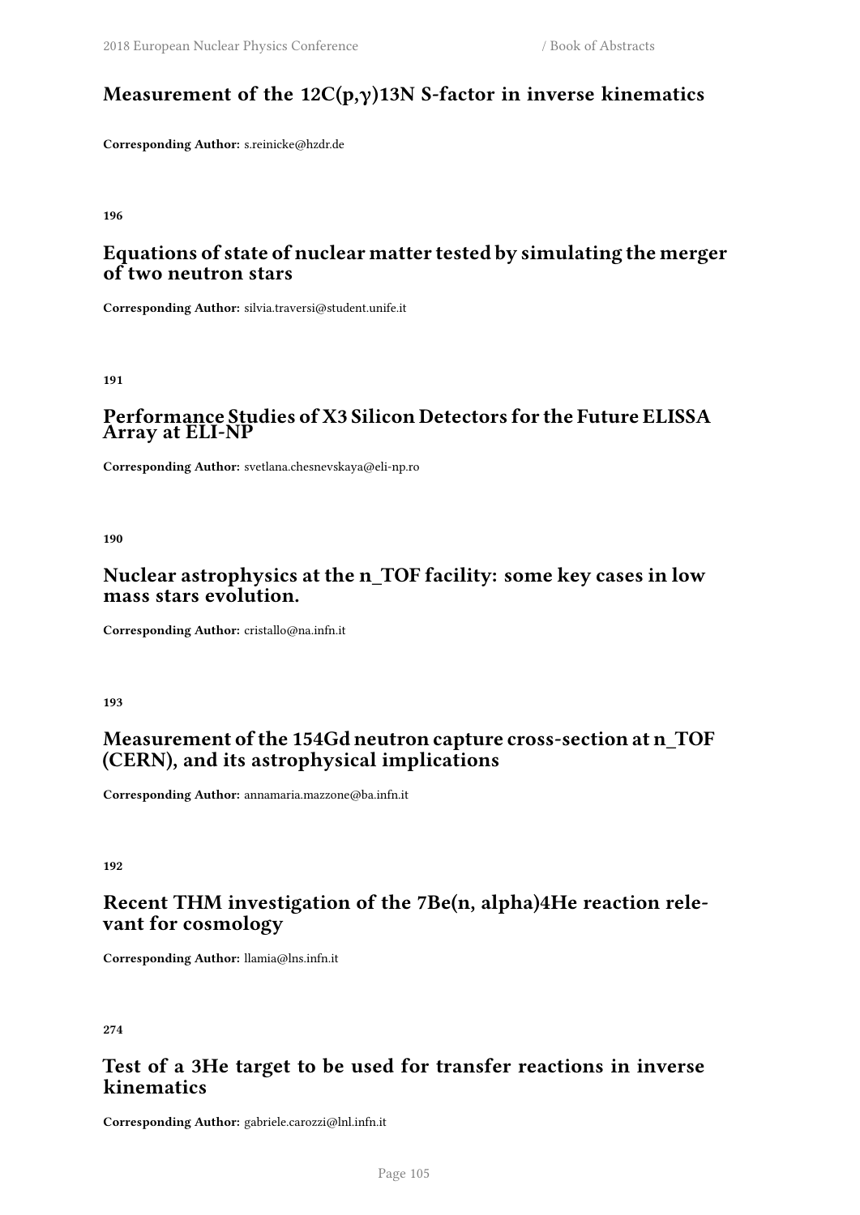## Measurement of the 12C(p,γ)13N S-factor in inverse kinematics

**Corresponding Author:** s.reinicke@hzdr.de

**196**

## Equations of state of nuclear matter tested by simulating the merger of two neutron stars

**Corresponding Author:** silvia.traversi@student.unife.it

**191**

## Performance Studies of X3 Silicon Detectors for the Future ELISSA Array at ELI-NP

**Corresponding Author:** svetlana.chesnevskaya@eli-np.ro

**190**

## Nuclear astrophysics at the n_TOF facility: some key cases in low mass stars evolution.

**Corresponding Author:** cristallo@na.infn.it

**193**

## Measurement of the 154Gd neutron capture cross-section at n_TOF (CERN), and its astrophysical implications

**Corresponding Author:** annamaria.mazzone@ba.infn.it

**192**

## Recent THM investigation of the 7Be(n, alpha)4He reaction relevant for cosmology

**Corresponding Author:** llamia@lns.infn.it

**274**

## Test of a 3He target to be used for transfer reactions in inverse kinematics

**Corresponding Author:** gabriele.carozzi@lnl.infn.it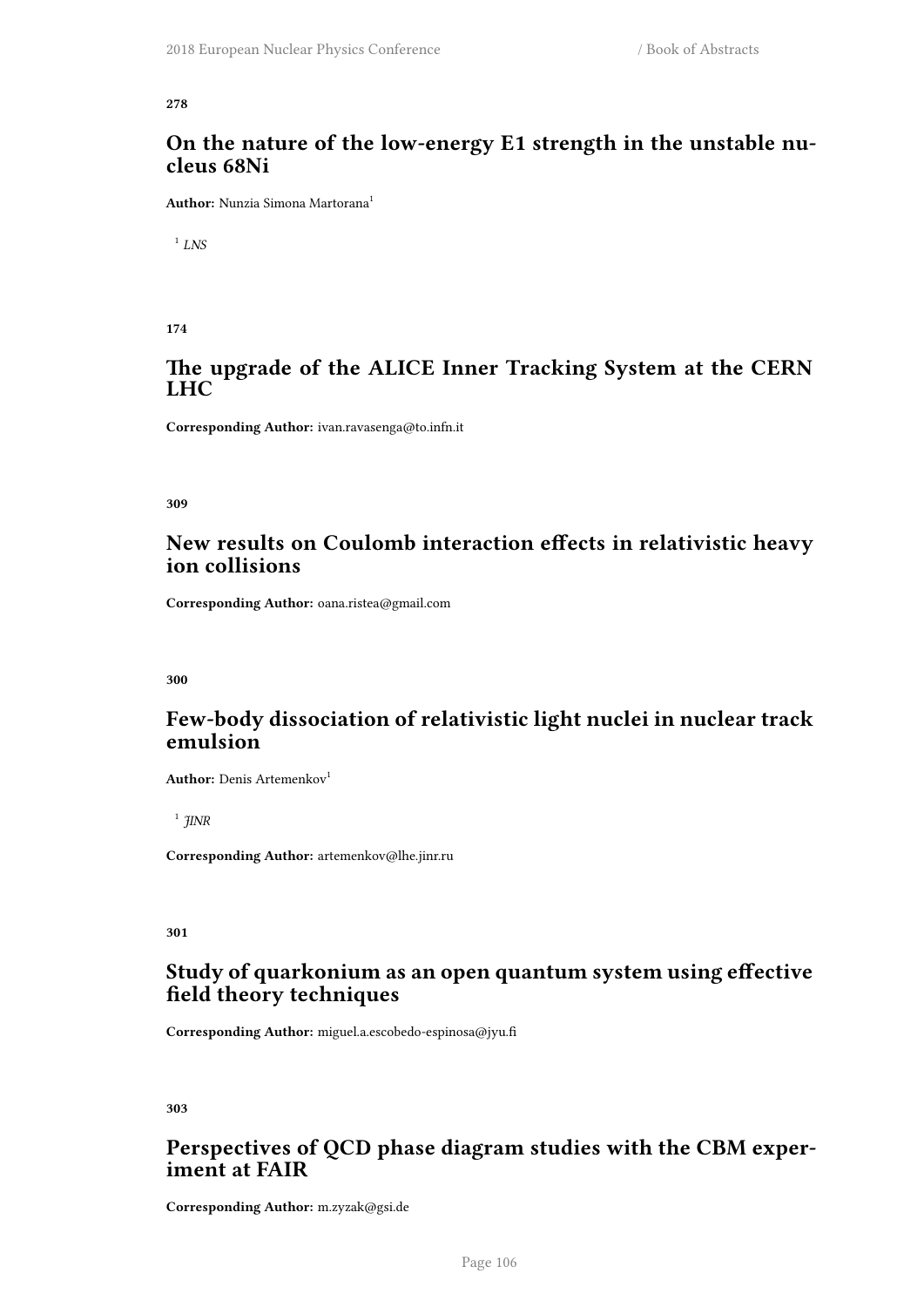**278**

## On the nature of the low-energy E1 strength in the unstable nucleus 68Ni

**Author:** Nunzia Simona Martorana[1]

[1] *LNS*

**174**

## The upgrade of the ALICE Inner Tracking System at the CERN LHC

**Corresponding Author:** ivan.ravasenga@to.infn.it

**309**

## New results on Coulomb interaction effects in relativistic heavy ion collisions

**Corresponding Author:** oana.ristea@gmail.com

**300**

## Few-body dissociation of relativistic light nuclei in nuclear track emulsion

**Author:** Denis Artemenkov[1]

[1] *JINR*

**Corresponding Author:** artemenkov@lhe.jinr.ru

**301**

## Study of quarkonium as an open quantum system using effective field theory techniques

**Corresponding Author:** miguel.a.escobedo-espinosa@jyu.fi

**303**

## Perspectives of QCD phase diagram studies with the CBM experiment at FAIR

**Corresponding Author:** m.zyzak@gsi.de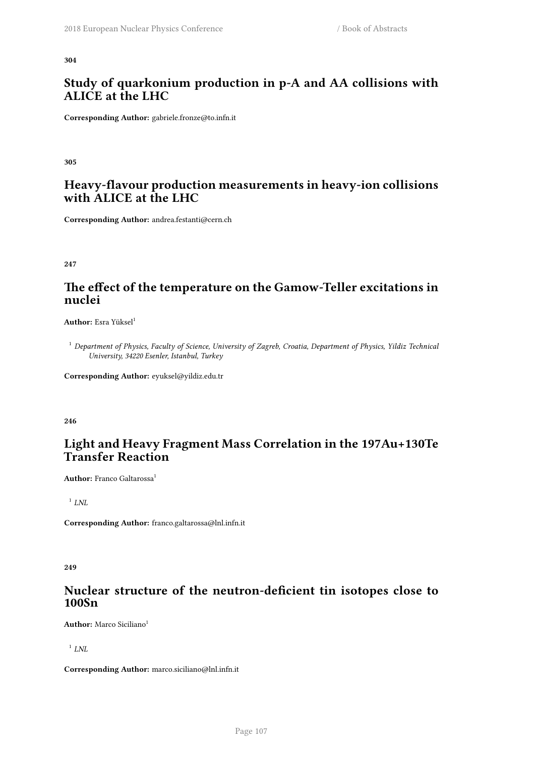**304**

## Study of quarkonium production in p-A and AA collisions with ALICE at the LHC

**Corresponding Author:** gabriele.fronze@to.infn.it

**305**

## Heavy-flavour production measurements in heavy-ion collisions with ALICE at the LHC

**Corresponding Author:** andrea.festanti@cern.ch

**247**

## The effect of the temperature on the Gamow-Teller excitations in nuclei

**Author:** Esra Yüksel[1]

[1] *Department of Physics, Faculty of Science, University of Zagreb, Croatia, Department of Physics, Yildiz Technical University, 34220 Esenler, Istanbul, Turkey*

**Corresponding Author:** eyuksel@yildiz.edu.tr

**246**

## Light and Heavy Fragment Mass Correlation in the 197Au+130Te Transfer Reaction

**Author:** Franco Galtarossa[1]

[1] *LNL*

**Corresponding Author:** franco.galtarossa@lnl.infn.it

**249**

## Nuclear structure of the neutron-deficient tin isotopes close to 100Sn

**Author:** Marco Siciliano[1]

[1] *LNL*

**Corresponding Author:** marco.siciliano@lnl.infn.it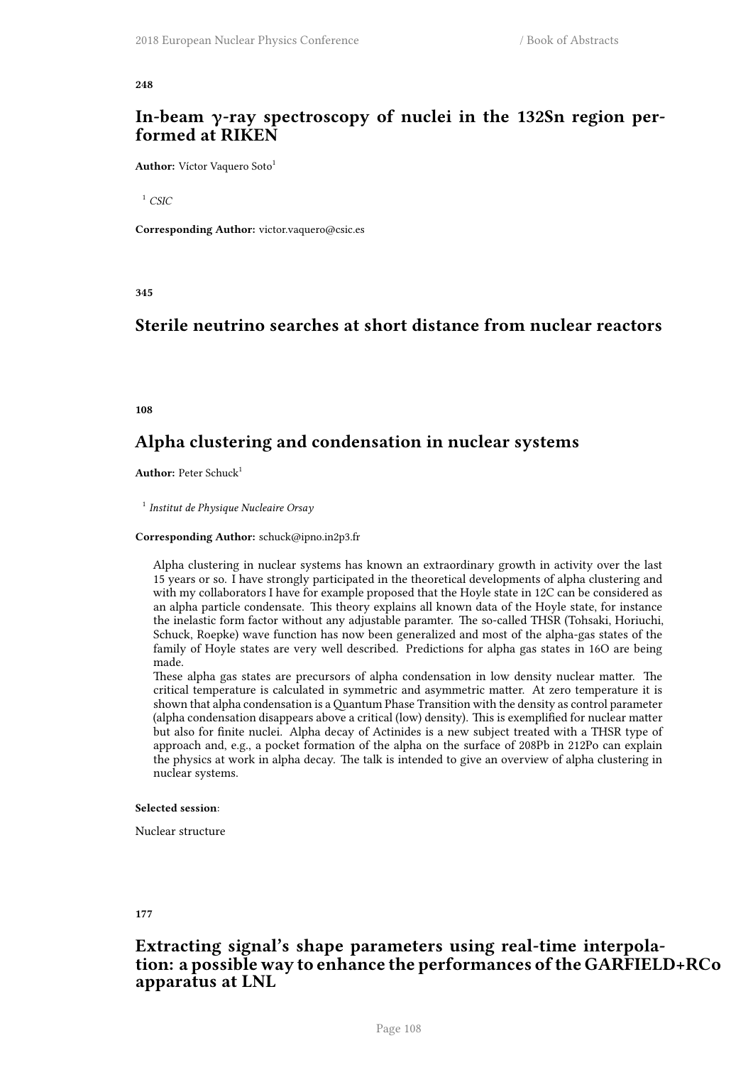**248**

## In-beam $\gamma$-ray spectroscopy of nuclei in the 132Sn region performed at RIKEN

**Author:** Víctor Vaquero Soto[1]

[1] *CSIC*

**Corresponding Author:** victor.vaquero@csic.es

**345**

## Sterile neutrino searches at short distance from nuclear reactors

**108**

## Alpha clustering and condensation in nuclear systems

**Author:** Peter Schuck[1]

[1] *Institut de Physique Nucleaire Orsay*

**Corresponding Author:** schuck@ipno.in2p3.fr

Alpha clustering in nuclear systems has known an extraordinary growth in activity over the last 15 years or so. I have strongly participated in the theoretical developments of alpha clustering and with my collaborators I have for example proposed that the Hoyle state in 12C can be considered as an alpha particle condensate. This theory explains all known data of the Hoyle state, for instance the inelastic form factor without any adjustable paramter. The so-called THSR (Tohsaki, Horiuchi, Schuck, Roepke) wave function has now been generalized and most of the alpha-gas states of the family of Hoyle states are very well described. Predictions for alpha gas states in 16O are being made.
These alpha gas states are precursors of alpha condensation in low density nuclear matter. The critical temperature is calculated in symmetric and asymmetric matter. At zero temperature it is shown that alpha condensation is a Quantum Phase Transition with the density as control parameter (alpha condensation disappears above a critical (low) density). This is exemplified for nuclear matter but also for finite nuclei. Alpha decay of Actinides is a new subject treated with a THSR type of approach and, e.g., a pocket formation of the alpha on the surface of 208Pb in 212Po can explain the physics at work in alpha decay. The talk is intended to give an overview of alpha clustering in nuclear systems.

**Selected session**:

Nuclear structure

**177**

## Extracting signal's shape parameters using real-time interpolation: a possible way to enhance the performances of the GARFIELD+RCo apparatus at LNL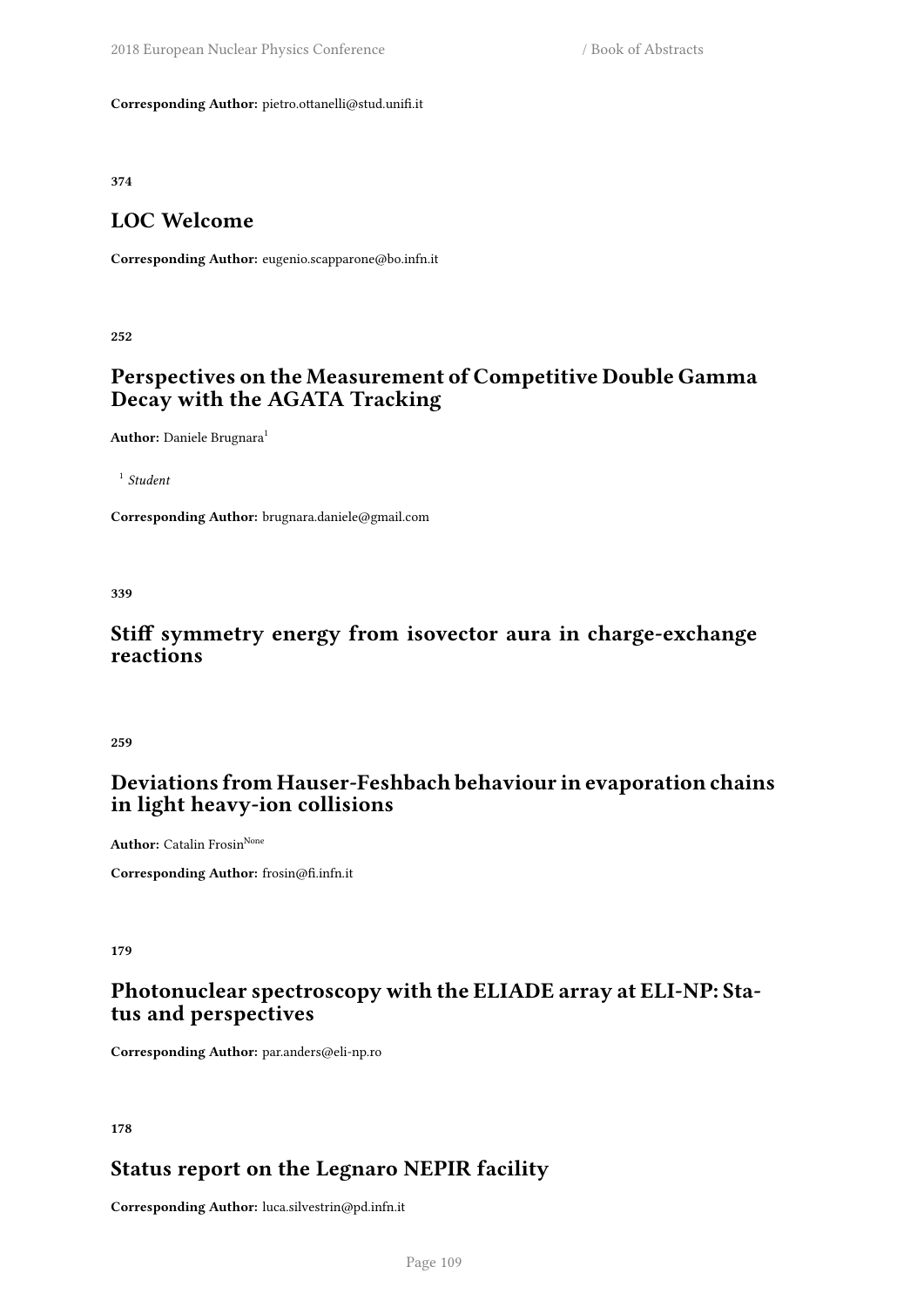**Corresponding Author:** pietro.ottanelli@stud.unifi.it

**374**

## LOC Welcome

**Corresponding Author:** eugenio.scapparone@bo.infn.it

**252**

## Perspectives on the Measurement of Competitive Double Gamma Decay with the AGATA Tracking

**Author:** Daniele Brugnara[1]

[1] *Student*

**Corresponding Author:** brugnara.daniele@gmail.com

**339**

## Stiff symmetry energy from isovector aura in charge-exchange reactions

**259**

## Deviations from Hauser-Feshbach behaviour in evaporation chains in light heavy-ion collisions

**Author:** Catalin Frosin[None]

**Corresponding Author:** frosin@fi.infn.it

**179**

## Photonuclear spectroscopy with the ELIADE array at ELI-NP: Status and perspectives

**Corresponding Author:** par.anders@eli-np.ro

**178**

## Status report on the Legnaro NEPIR facility

**Corresponding Author:** luca.silvestrin@pd.infn.it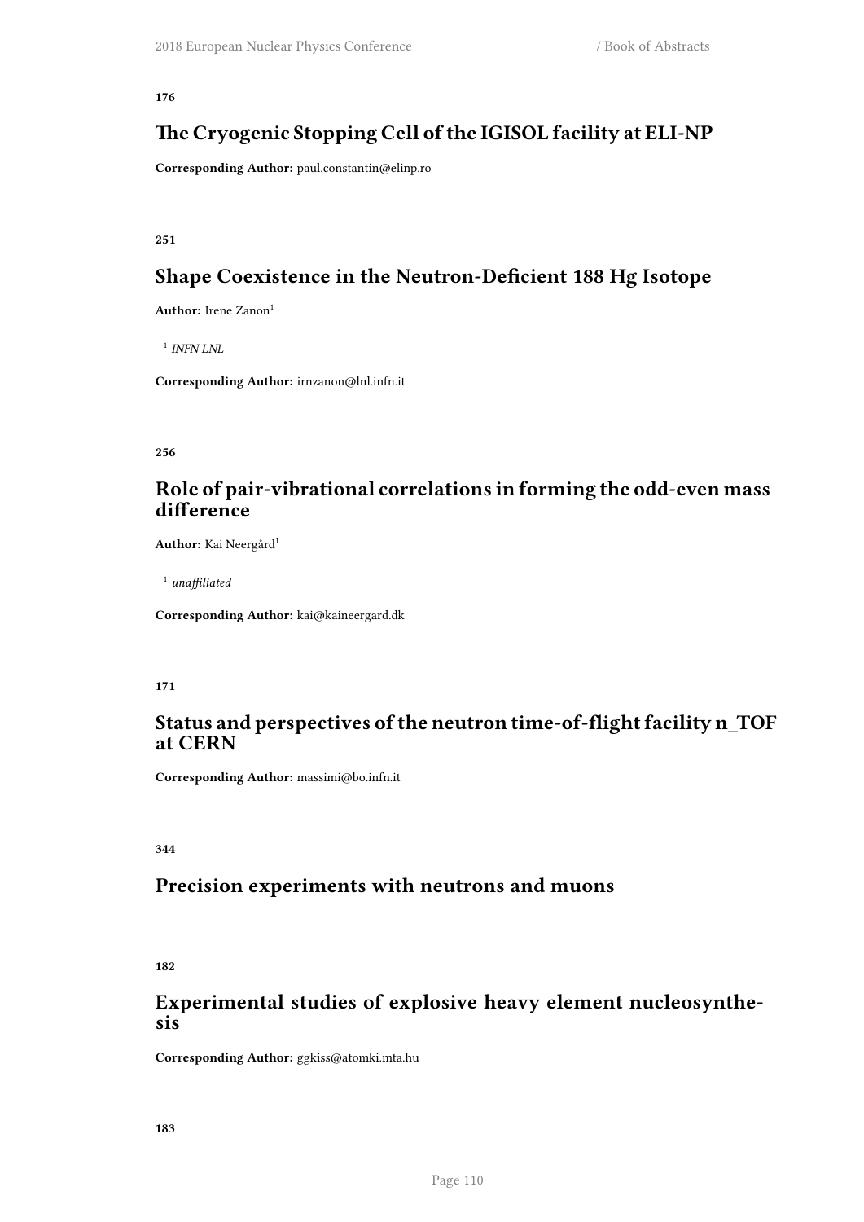**176**

## The Cryogenic Stopping Cell of the IGISOL facility at ELI-NP

**Corresponding Author:** paul.constantin@elinp.ro

**251**

## Shape Coexistence in the Neutron-Deficient 188 Hg Isotope

**Author:** Irene Zanon[1]

[1] *INFN LNL*

**Corresponding Author:** irnzanon@lnl.infn.it

**256**

## Role of pair-vibrational correlations in forming the odd-even mass difference

**Author:** Kai Neergård[1]

[1] *unaffiliated*

**Corresponding Author:** kai@kaineergard.dk

**171**

## Status and perspectives of the neutron time-of-flight facility n_TOF at CERN

**Corresponding Author:** massimi@bo.infn.it

**344**

## Precision experiments with neutrons and muons

**182**

## Experimental studies of explosive heavy element nucleosynthesis

**Corresponding Author:** ggkiss@atomki.mta.hu

**183**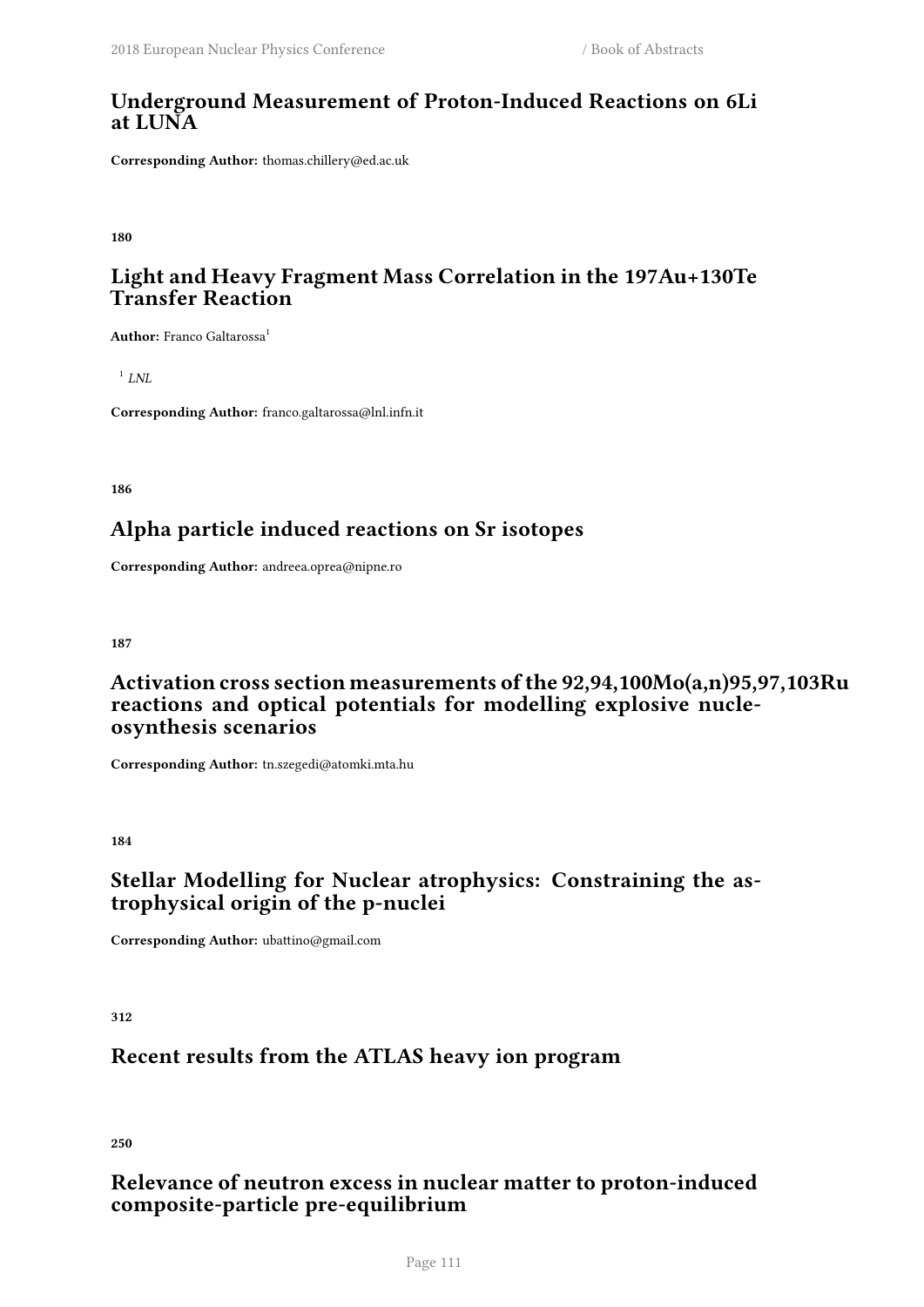## Underground Measurement of Proton-Induced Reactions on 6Li at LUNA

**Corresponding Author:** thomas.chillery@ed.ac.uk

**180**

## Light and Heavy Fragment Mass Correlation in the 197Au+130Te Transfer Reaction

**Author:** Franco Galtarossa[1]

[1] *LNL*

**Corresponding Author:** franco.galtarossa@lnl.infn.it

**186**

## Alpha particle induced reactions on Sr isotopes

**Corresponding Author:** andreea.oprea@nipne.ro

**187**

## Activation cross section measurements of the 92,94,100Mo(a,n)95,97,103Ru reactions and optical potentials for modelling explosive nucleosynthesis scenarios

**Corresponding Author:** tn.szegedi@atomki.mta.hu

**184**

## Stellar Modelling for Nuclear atrophysics: Constraining the astrophysical origin of the p-nuclei

**Corresponding Author:** ubattino@gmail.com

**312**

## Recent results from the ATLAS heavy ion program

**250**

## Relevance of neutron excess in nuclear matter to proton-induced composite-particle pre-equilibrium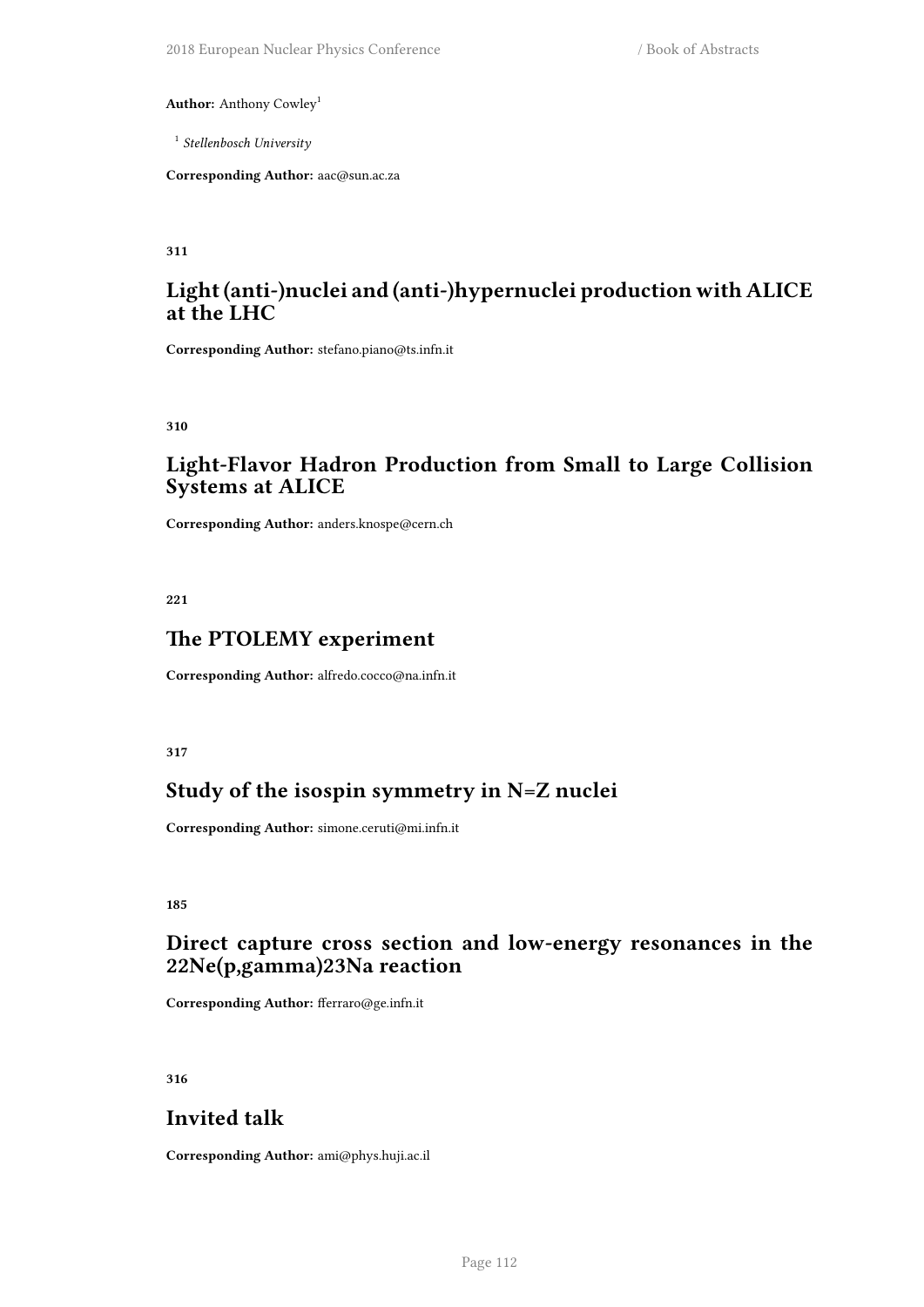**Author:** Anthony Cowley[1]

[1] *Stellenbosch University*

**Corresponding Author:** aac@sun.ac.za

**311**

## Light (anti-)nuclei and (anti-)hypernuclei production with ALICE at the LHC

**Corresponding Author:** stefano.piano@ts.infn.it

**310**

## Light-Flavor Hadron Production from Small to Large Collision Systems at ALICE

**Corresponding Author:** anders.knospe@cern.ch

**221**

## The PTOLEMY experiment

**Corresponding Author:** alfredo.cocco@na.infn.it

**317**

## Study of the isospin symmetry in N=Z nuclei

**Corresponding Author:** simone.ceruti@mi.infn.it

**185**

## Direct capture cross section and low-energy resonances in the 22Ne(p,gamma)23Na reaction

**Corresponding Author:** fferraro@ge.infn.it

**316**

## Invited talk

**Corresponding Author:** ami@phys.huji.ac.il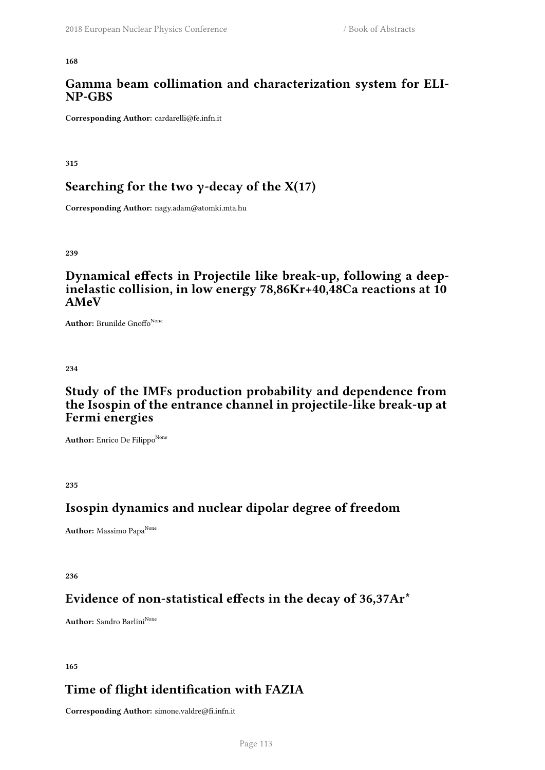**168**

## Gamma beam collimation and characterization system for ELI-NP-GBS

**Corresponding Author:** cardarelli@fe.infn.it

**315**

## Searching for the two $\gamma$-decay of the X(17)

**Corresponding Author:** nagy.adam@atomki.mta.hu

**239**

## Dynamical effects in Projectile like break-up, following a deep-inelastic collision, in low energy 78,86Kr+40,48Ca reactions at 10 AMeV

**Author:** Brunilde Gnoffo[None]

**234**

## Study of the IMFs production probability and dependence from the Isospin of the entrance channel in projectile-like break-up at Fermi energies

**Author:** Enrico De Filippo[None]

**235**

## Isospin dynamics and nuclear dipolar degree of freedom

**Author:** Massimo Papa[None]

**236**

## Evidence of non-statistical effects in the decay of 36,37Ar*

**Author:** Sandro Barlini[None]

**165**

## Time of flight identification with FAZIA

**Corresponding Author:** simone.valdre@fi.infn.it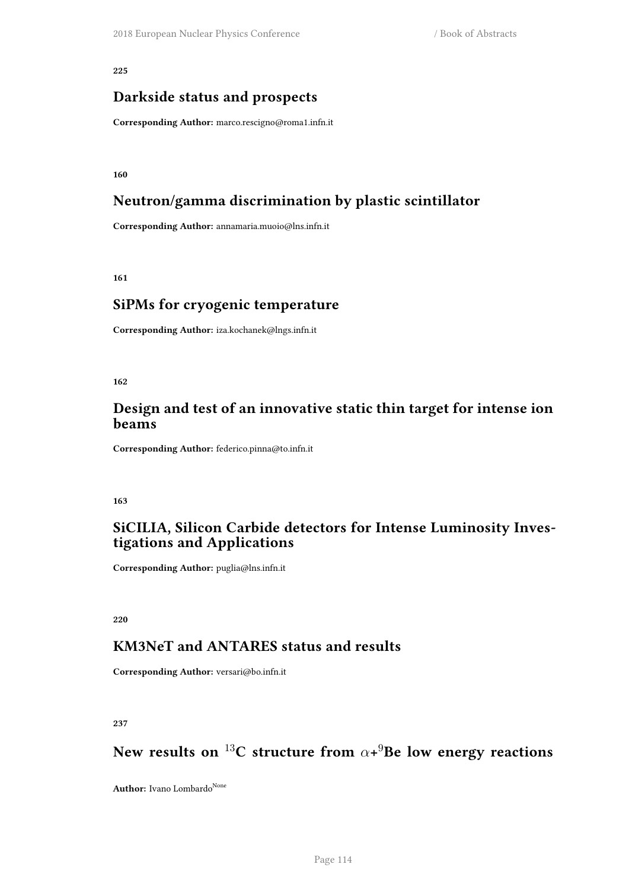**225**

## Darkside status and prospects

**Corresponding Author:** marco.rescigno@roma1.infn.it

**160**

## Neutron/gamma discrimination by plastic scintillator

**Corresponding Author:** annamaria.muoio@lns.infn.it

**161**

## SiPMs for cryogenic temperature

**Corresponding Author:** iza.kochanek@lngs.infn.it

**162**

## Design and test of an innovative static thin target for intense ion beams

**Corresponding Author:** federico.pinna@to.infn.it

**163**

## SiCILIA, Silicon Carbide detectors for Intense Luminosity Investigations and Applications

**Corresponding Author:** puglia@lns.infn.it

**220**

## KM3NeT and ANTARES status and results

**Corresponding Author:** versari@bo.infn.it

**237**

## New results on $^{13}$C structure from $\alpha$+$^{9}$Be low energy reactions

**Author:** Ivano Lombardo[None]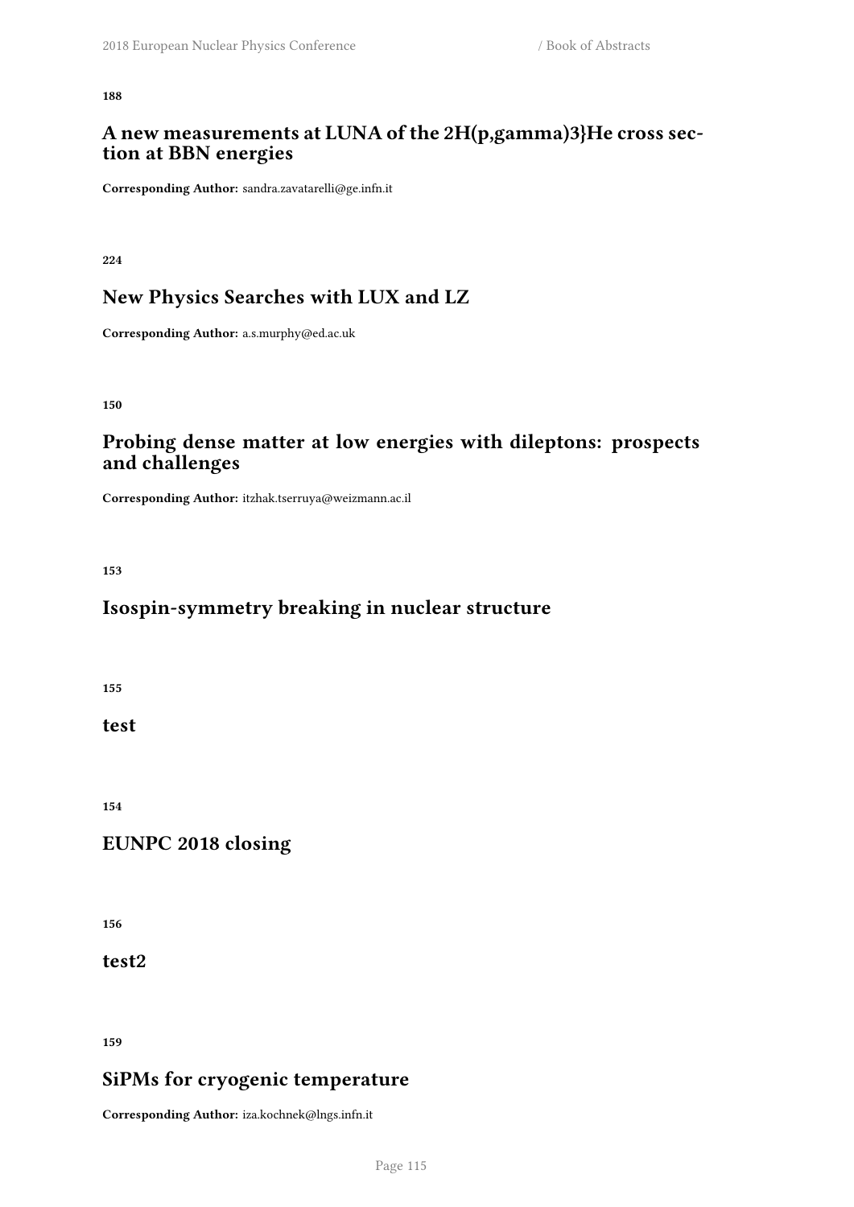**188**

## A new measurements at LUNA of the 2H(p,gamma)3}He cross section at BBN energies

**Corresponding Author:** sandra.zavatarelli@ge.infn.it

**224**

## New Physics Searches with LUX and LZ

**Corresponding Author:** a.s.murphy@ed.ac.uk

**150**

## Probing dense matter at low energies with dileptons: prospects and challenges

**Corresponding Author:** itzhak.tserruya@weizmann.ac.il

**153**

## Isospin-symmetry breaking in nuclear structure

**155**

## test

**154**

## EUNPC 2018 closing

**156**

## test2

**159**

## SiPMs for cryogenic temperature

**Corresponding Author:** iza.kochnek@lngs.infn.it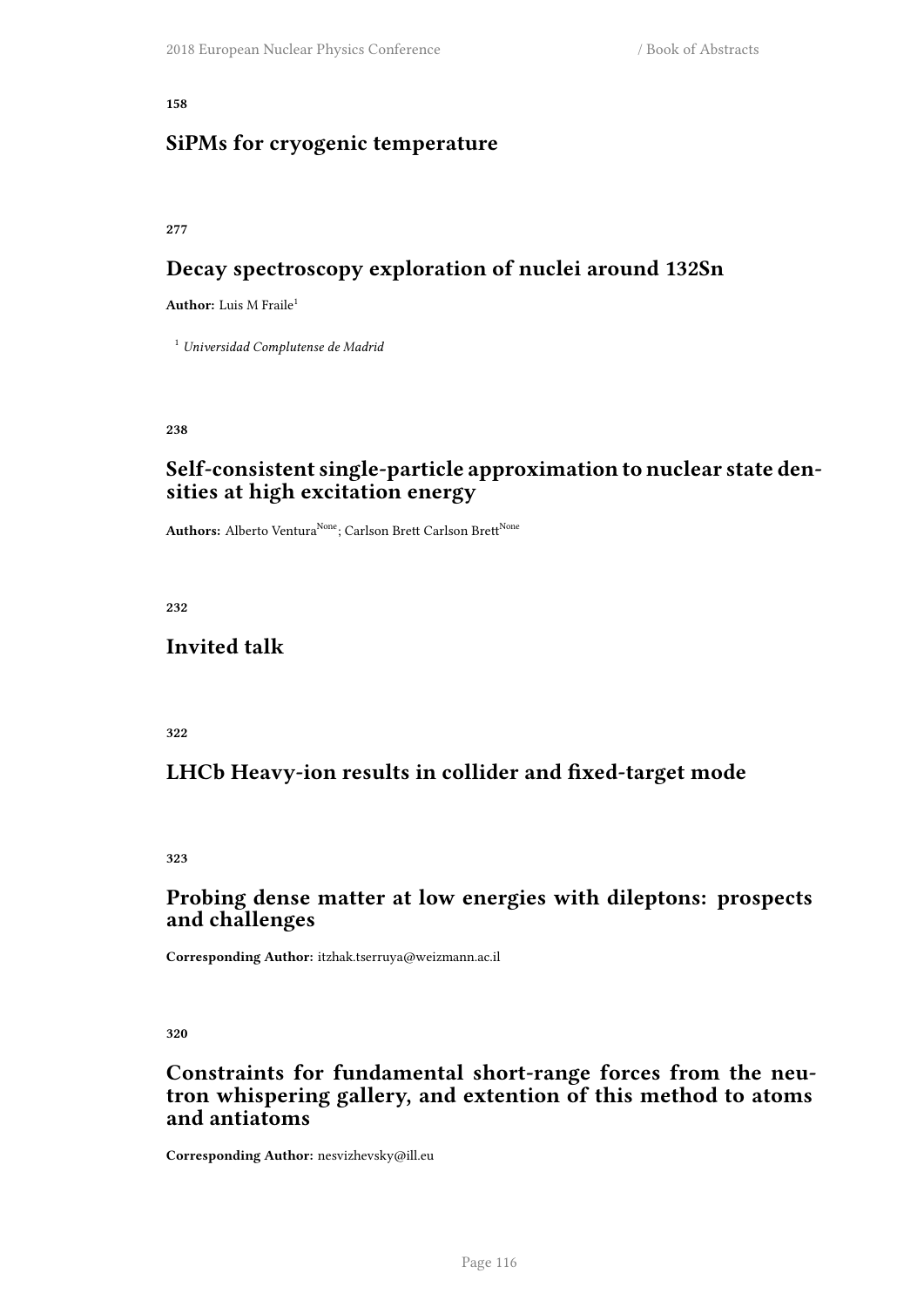**158**

## SiPMs for cryogenic temperature

**277**

## Decay spectroscopy exploration of nuclei around 132Sn

**Author:** Luis M Fraile[1]

[1] *Universidad Complutense de Madrid*

**238**

## Self-consistent single-particle approximation to nuclear state densities at high excitation energy

**Authors:** Alberto Ventura[None]; Carlson Brett Carlson Brett[None]

**232**

## Invited talk

**322**

## LHCb Heavy-ion results in collider and fixed-target mode

**323**

## Probing dense matter at low energies with dileptons: prospects and challenges

**Corresponding Author:** itzhak.tserruya@weizmann.ac.il

**320**

## Constraints for fundamental short-range forces from the neutron whispering gallery, and extention of this method to atoms and antiatoms

**Corresponding Author:** nesvizhevsky@ill.eu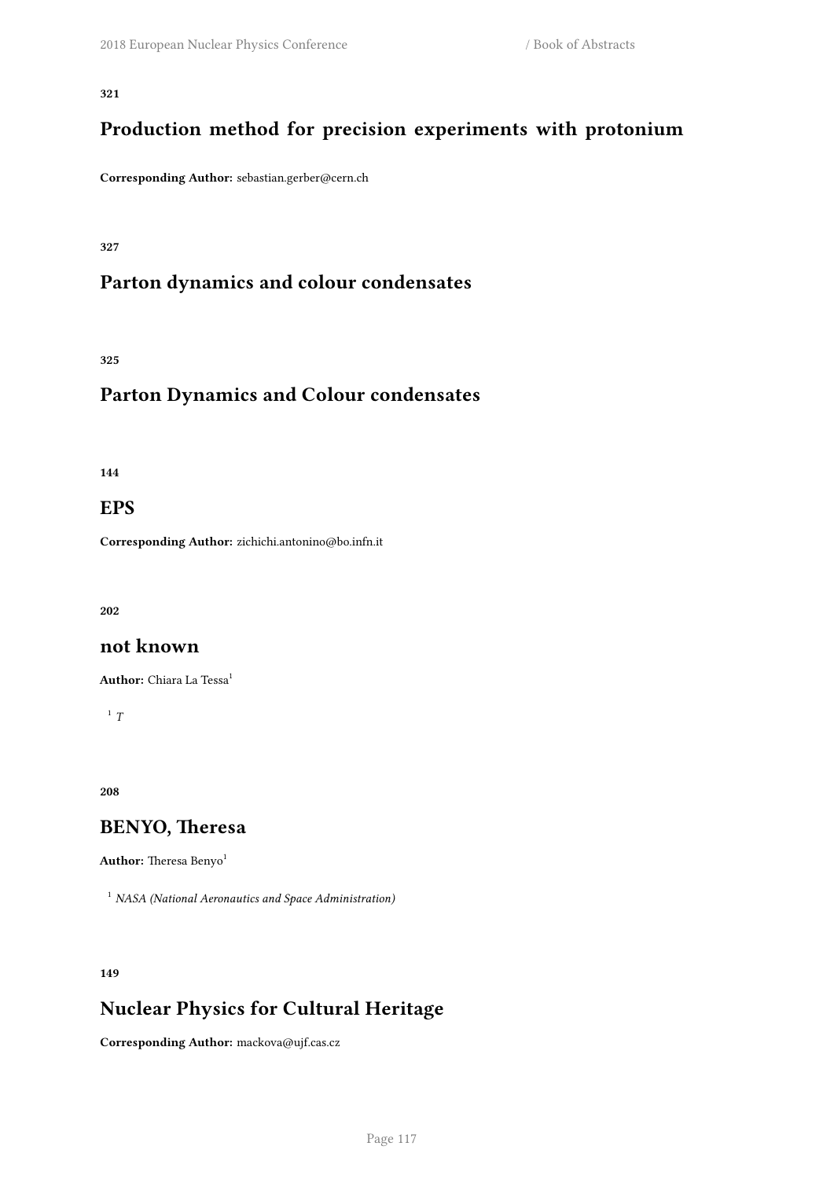**321**

## Production method for precision experiments with protonium

**Corresponding Author:** sebastian.gerber@cern.ch

**327**

## Parton dynamics and colour condensates

**325**

## Parton Dynamics and Colour condensates

**144**

## EPS

**Corresponding Author:** zichichi.antonino@bo.infn.it

**202**

## not known

**Author:** Chiara La Tessa[1]

[1] *T*

**208**

## BENYO, Theresa

**Author:** Theresa Benyo[1]

[1] *NASA (National Aeronautics and Space Administration)*

**149**

## Nuclear Physics for Cultural Heritage

**Corresponding Author:** mackova@ujf.cas.cz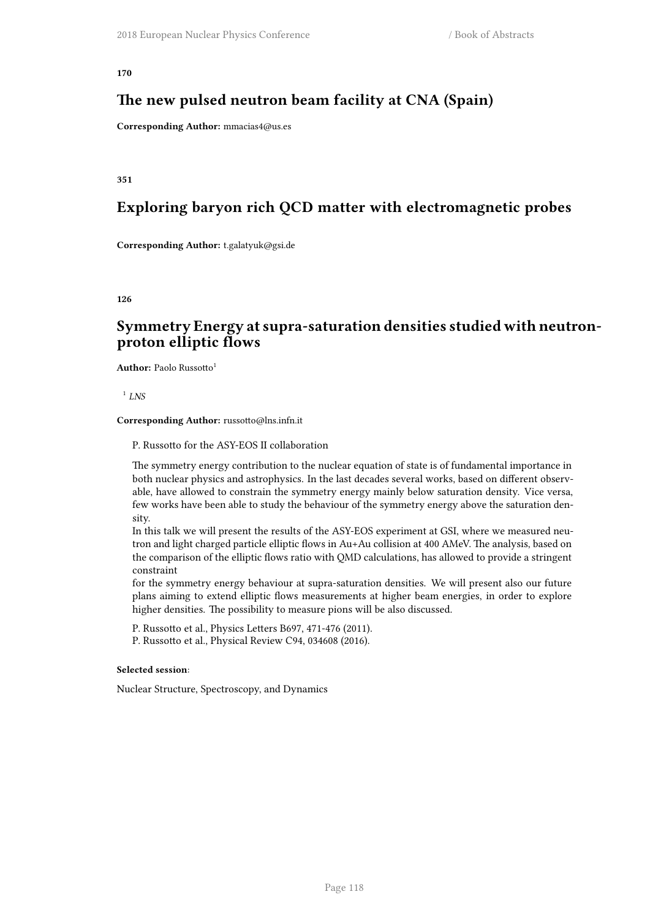**170**

## The new pulsed neutron beam facility at CNA (Spain)

**Corresponding Author:** mmacias4@us.es

**351**

## Exploring baryon rich QCD matter with electromagnetic probes

**Corresponding Author:** t.galatyuk@gsi.de

**126**

## Symmetry Energy at supra-saturation densities studied with neutron-proton elliptic flows

**Author:** Paolo Russotto[1]

[1] *LNS*

**Corresponding Author:** russotto@lns.infn.it

P. Russotto for the ASY-EOS II collaboration

The symmetry energy contribution to the nuclear equation of state is of fundamental importance in both nuclear physics and astrophysics. In the last decades several works, based on different observable, have allowed to constrain the symmetry energy mainly below saturation density. Vice versa, few works have been able to study the behaviour of the symmetry energy above the saturation density.
In this talk we will present the results of the ASY-EOS experiment at GSI, where we measured neutron and light charged particle elliptic flows in Au+Au collision at 400 AMeV. The analysis, based on the comparison of the elliptic flows ratio with QMD calculations, has allowed to provide a stringent constraint
for the symmetry energy behaviour at supra-saturation densities. We will present also our future plans aiming to extend elliptic flows measurements at higher beam energies, in order to explore higher densities. The possibility to measure pions will be also discussed.

P. Russotto et al., Physics Letters B697, 471-476 (2011).
P. Russotto et al., Physical Review C94, 034608 (2016).

**Selected session**:

Nuclear Structure, Spectroscopy, and Dynamics